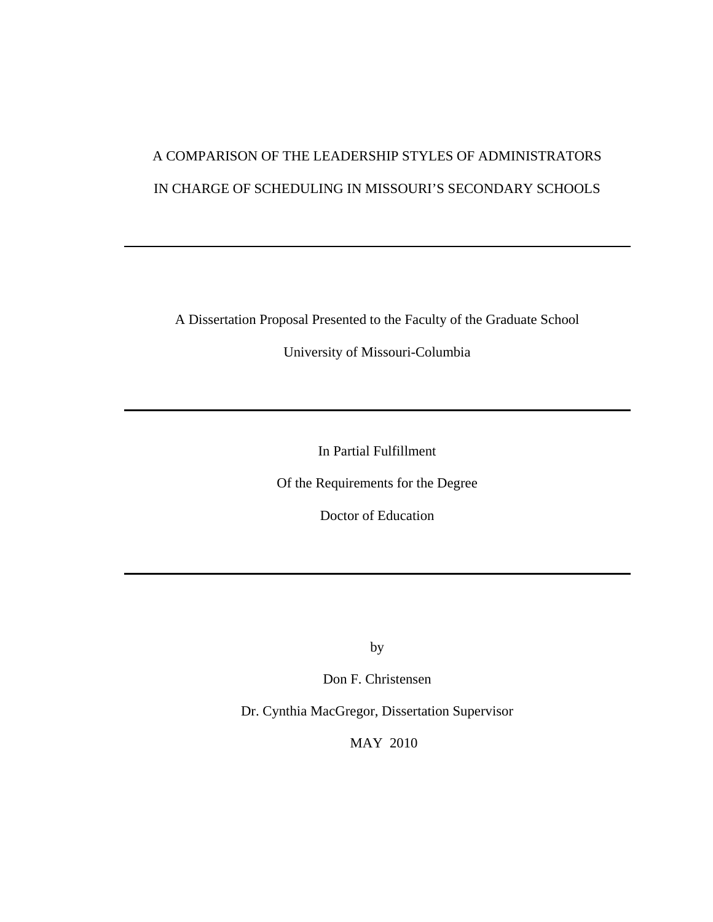# A COMPARISON OF THE LEADERSHIP STYLES OF ADMINISTRATORS IN CHARGE OF SCHEDULING IN MISSOURI'S SECONDARY SCHOOLS

---

A Dissertation Proposal Presented to the Faculty of the Graduate School

University of Missouri-Columbia

---

In Partial Fulfillment

Of the Requirements for the Degree

Doctor of Education

---

by

Don F. Christensen

Dr. Cynthia MacGregor, Dissertation Supervisor

MAY 2010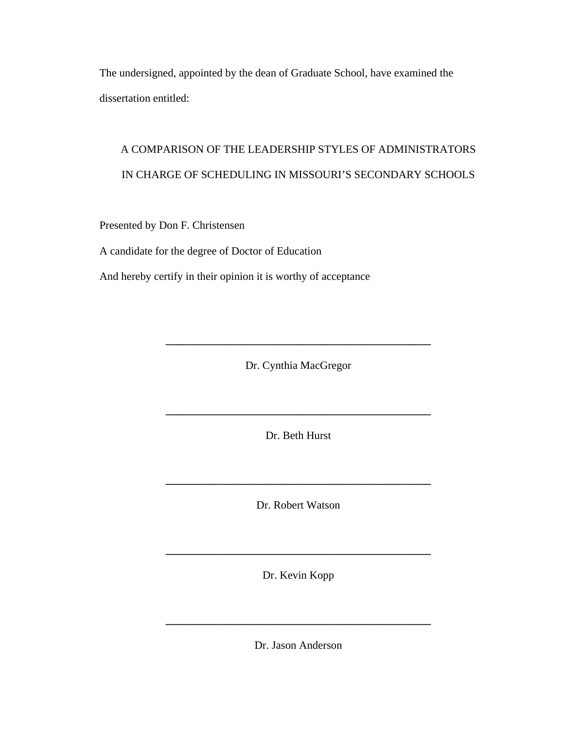The undersigned, appointed by the dean of Graduate School, have examined the dissertation entitled:

A COMPARISON OF THE LEADERSHIP STYLES OF ADMINISTRATORS IN CHARGE OF SCHEDULING IN MISSOURI'S SECONDARY SCHOOLS

Presented by Don F. Christensen

A candidate for the degree of Doctor of Education

And hereby certify in their opinion it is worthy of acceptance

\_\_\_\_\_\_\_\_\_\_\_\_\_\_\_\_\_\_\_\_\_\_\_\_\_\_\_\_\_\_\_\_\_\_\_\_\_\_\_\_\_\_\_\_

Dr. Cynthia MacGregor

\_\_\_\_\_\_\_\_\_\_\_\_\_\_\_\_\_\_\_\_\_\_\_\_\_\_\_\_\_\_\_\_\_\_\_\_\_\_\_\_\_\_\_\_

Dr. Beth Hurst

\_\_\_\_\_\_\_\_\_\_\_\_\_\_\_\_\_\_\_\_\_\_\_\_\_\_\_\_\_\_\_\_\_\_\_\_\_\_\_\_\_\_\_\_

Dr. Robert Watson

\_\_\_\_\_\_\_\_\_\_\_\_\_\_\_\_\_\_\_\_\_\_\_\_\_\_\_\_\_\_\_\_\_\_\_\_\_\_\_\_\_\_\_\_

Dr. Kevin Kopp

\_\_\_\_\_\_\_\_\_\_\_\_\_\_\_\_\_\_\_\_\_\_\_\_\_\_\_\_\_\_\_\_\_\_\_\_\_\_\_\_\_\_\_\_

Dr. Jason Anderson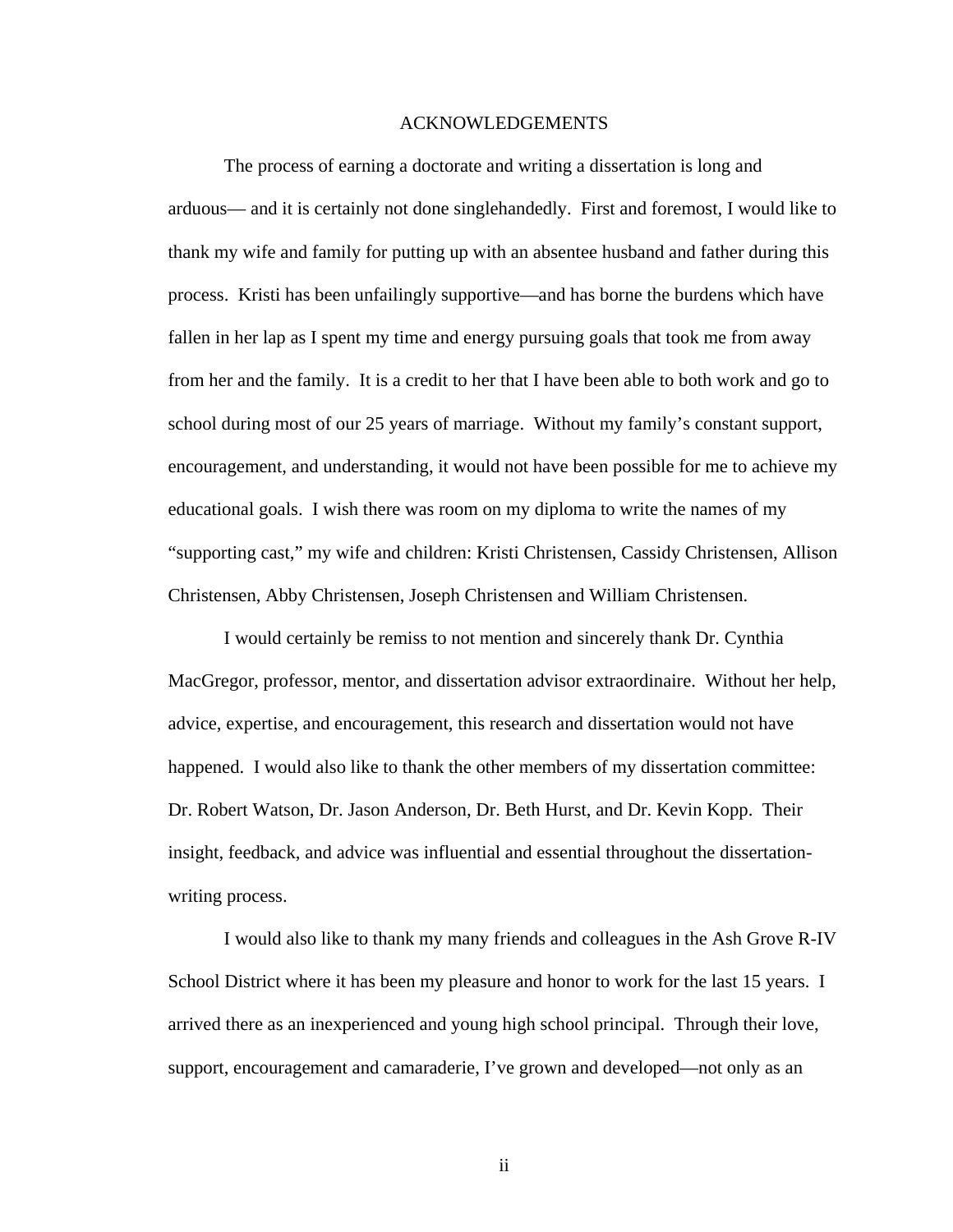# ACKNOWLEDGEMENTS

The process of earning a doctorate and writing a dissertation is long and arduous— and it is certainly not done singlehandedly. First and foremost, I would like to thank my wife and family for putting up with an absentee husband and father during this process. Kristi has been unfailingly supportive—and has borne the burdens which have fallen in her lap as I spent my time and energy pursuing goals that took me from away from her and the family. It is a credit to her that I have been able to both work and go to school during most of our 25 years of marriage. Without my family's constant support, encouragement, and understanding, it would not have been possible for me to achieve my educational goals. I wish there was room on my diploma to write the names of my "supporting cast," my wife and children: Kristi Christensen, Cassidy Christensen, Allison Christensen, Abby Christensen, Joseph Christensen and William Christensen.

I would certainly be remiss to not mention and sincerely thank Dr. Cynthia MacGregor, professor, mentor, and dissertation advisor extraordinaire. Without her help, advice, expertise, and encouragement, this research and dissertation would not have happened. I would also like to thank the other members of my dissertation committee: Dr. Robert Watson, Dr. Jason Anderson, Dr. Beth Hurst, and Dr. Kevin Kopp. Their insight, feedback, and advice was influential and essential throughout the dissertation-writing process.

I would also like to thank my many friends and colleagues in the Ash Grove R-IV School District where it has been my pleasure and honor to work for the last 15 years. I arrived there as an inexperienced and young high school principal. Through their love, support, encouragement and camaraderie, I've grown and developed—not only as an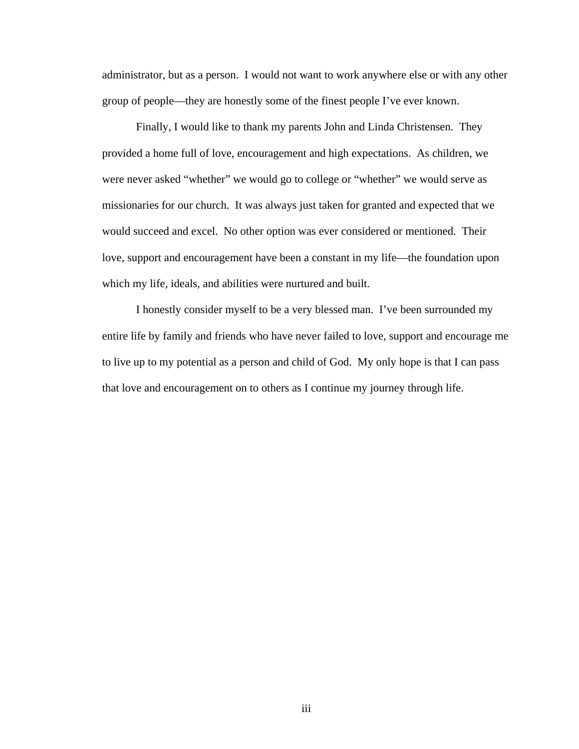administrator, but as a person. I would not want to work anywhere else or with any other group of people—they are honestly some of the finest people I've ever known.

Finally, I would like to thank my parents John and Linda Christensen. They provided a home full of love, encouragement and high expectations. As children, we were never asked "whether" we would go to college or "whether" we would serve as missionaries for our church. It was always just taken for granted and expected that we would succeed and excel. No other option was ever considered or mentioned. Their love, support and encouragement have been a constant in my life—the foundation upon which my life, ideals, and abilities were nurtured and built.

I honestly consider myself to be a very blessed man. I've been surrounded my entire life by family and friends who have never failed to love, support and encourage me to live up to my potential as a person and child of God. My only hope is that I can pass that love and encouragement on to others as I continue my journey through life.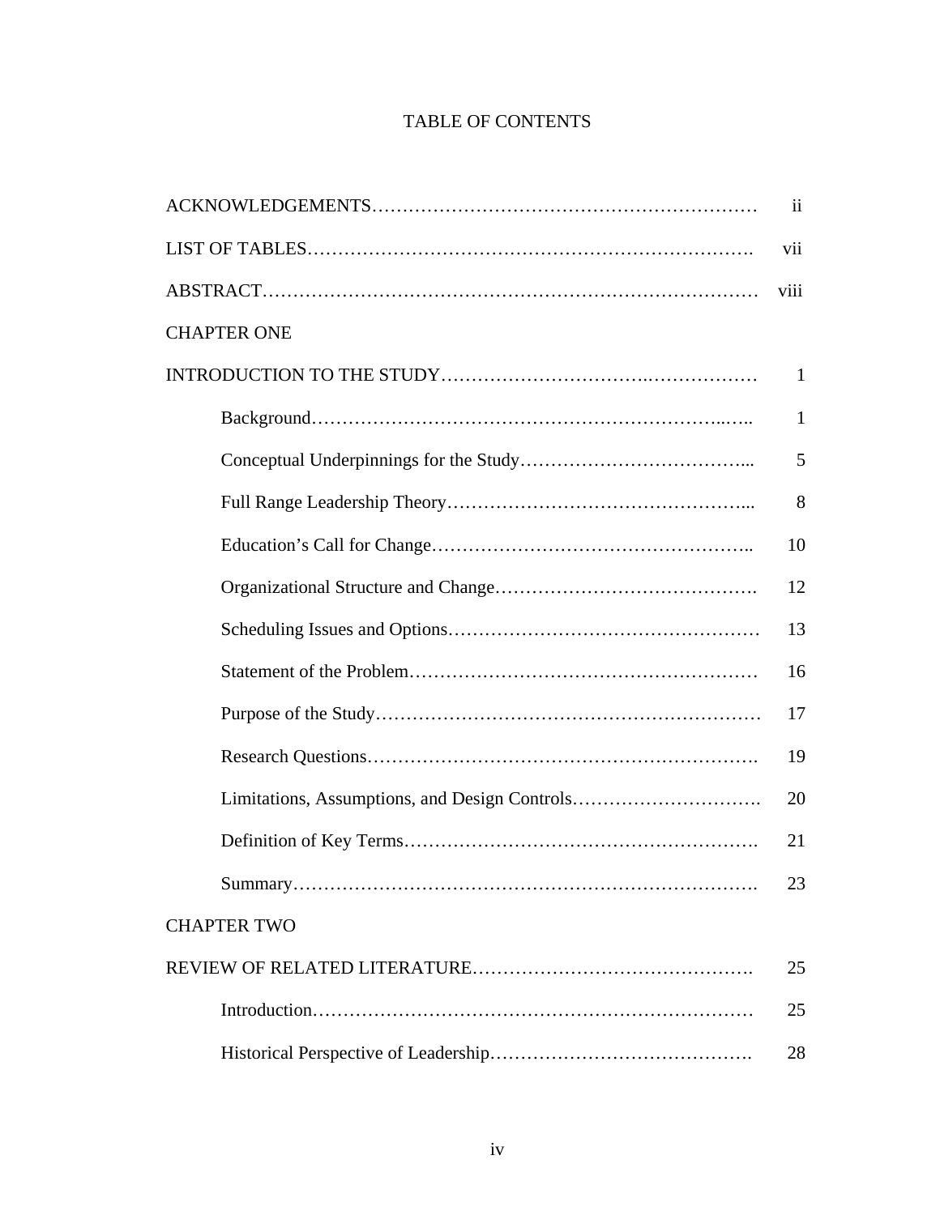# TABLE OF CONTENTS

ACKNOWLEDGEMENTS………………………………………………………… ii

LIST OF TABLES……………………………………………………………. vii

ABSTRACT………………………………………………………………… viii

CHAPTER ONE

INTRODUCTION TO THE STUDY………………………….……………… 1

Background………………………………………………………..….. 1

Conceptual Underpinnings for the Study……………………………... 5

Full Range Leadership Theory………………………………………... 8

Education's Call for Change………………………………………….. 10

Organizational Structure and Change……………………………………. 12

Scheduling Issues and Options…………………………………………… 13

Statement of the Problem………………………………………………… 16

Purpose of the Study……………………………………………………… 17

Research Questions………………………………………………………. 19

Limitations, Assumptions, and Design Controls…………………………. 20

Definition of Key Terms…………………………………………………. 21

Summary…………………………………………………………………. 23

CHAPTER TWO

REVIEW OF RELATED LITERATURE………………………………………. 25

Introduction……………………………………………………………… 25

Historical Perspective of Leadership……………………………………. 28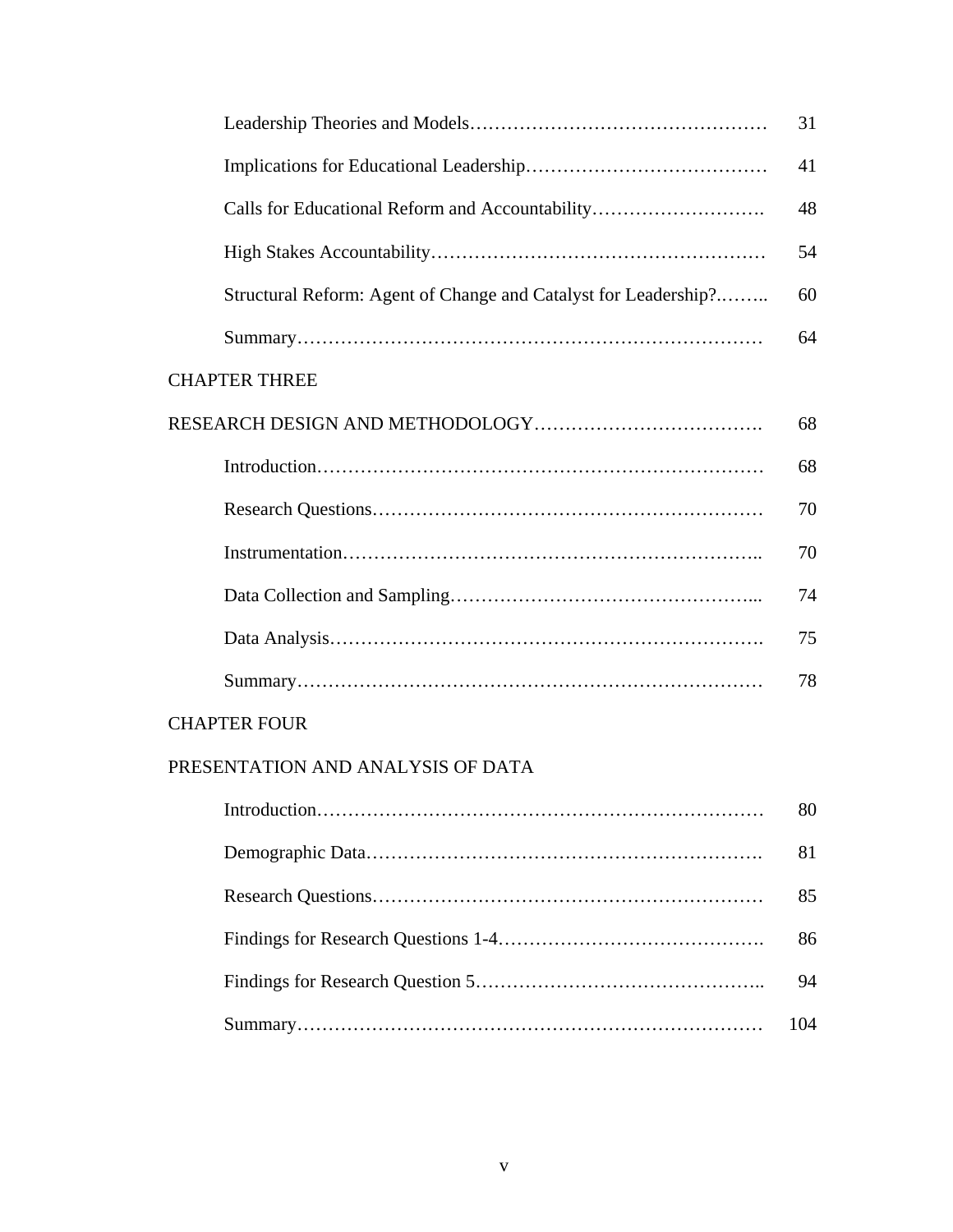| | |
|---|---|
| Leadership Theories and Models………………………………………… | 31 |
| Implications for Educational Leadership………………………………… | 41 |
| Calls for Educational Reform and Accountability………………………. | 48 |
| High Stakes Accountability……………………………………………… | 54 |
| Structural Reform: Agent of Change and Catalyst for Leadership?.…….. | 60 |
| Summary………………………………………………………………… | 64 |
| CHAPTER THREE | |
| RESEARCH DESIGN AND METHODOLOGY………………………………. | 68 |
| Introduction……………………………………………………………… | 68 |
| Research Questions……………………………………………………… | 70 |
| Instrumentation………………………………………………………….. | 70 |
| Data Collection and Sampling…………………………………………... | 74 |
| Data Analysis……………………………………………………………. | 75 |
| Summary………………………………………………………………… | 78 |
| CHAPTER FOUR | |
| PRESENTATION AND ANALYSIS OF DATA | |
| Introduction……………………………………………………………… | 80 |
| Demographic Data………………………………………………………. | 81 |
| Research Questions……………………………………………………… | 85 |
| Findings for Research Questions 1-4……………………………………. | 86 |
| Findings for Research Question 5……………………………………….. | 94 |
| Summary………………………………………………………………… | 104 |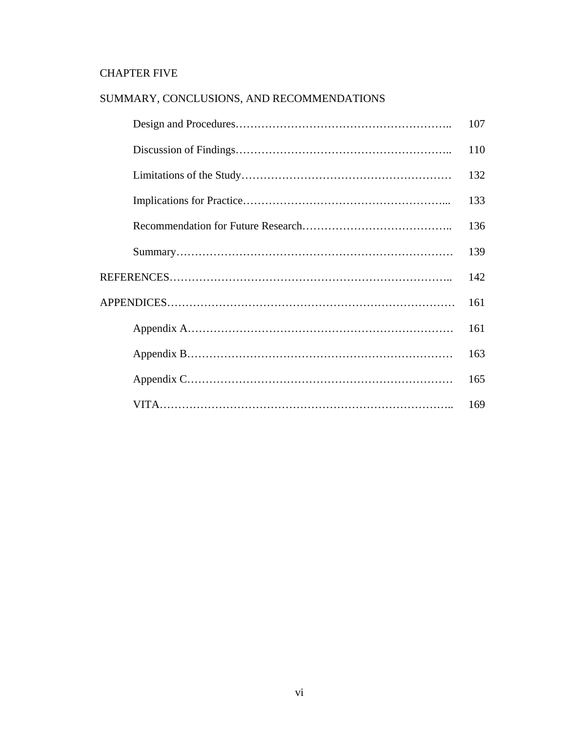CHAPTER FIVE

SUMMARY, CONCLUSIONS, AND RECOMMENDATIONS

| | |
|---|---|
| Design and Procedures | 107 |
| Discussion of Findings | 110 |
| Limitations of the Study | 132 |
| Implications for Practice | 133 |
| Recommendation for Future Research | 136 |
| Summary | 139 |
| REFERENCES | 142 |
| APPENDICES | 161 |
| Appendix A | 161 |
| Appendix B | 163 |
| Appendix C | 165 |
| VITA | 169 |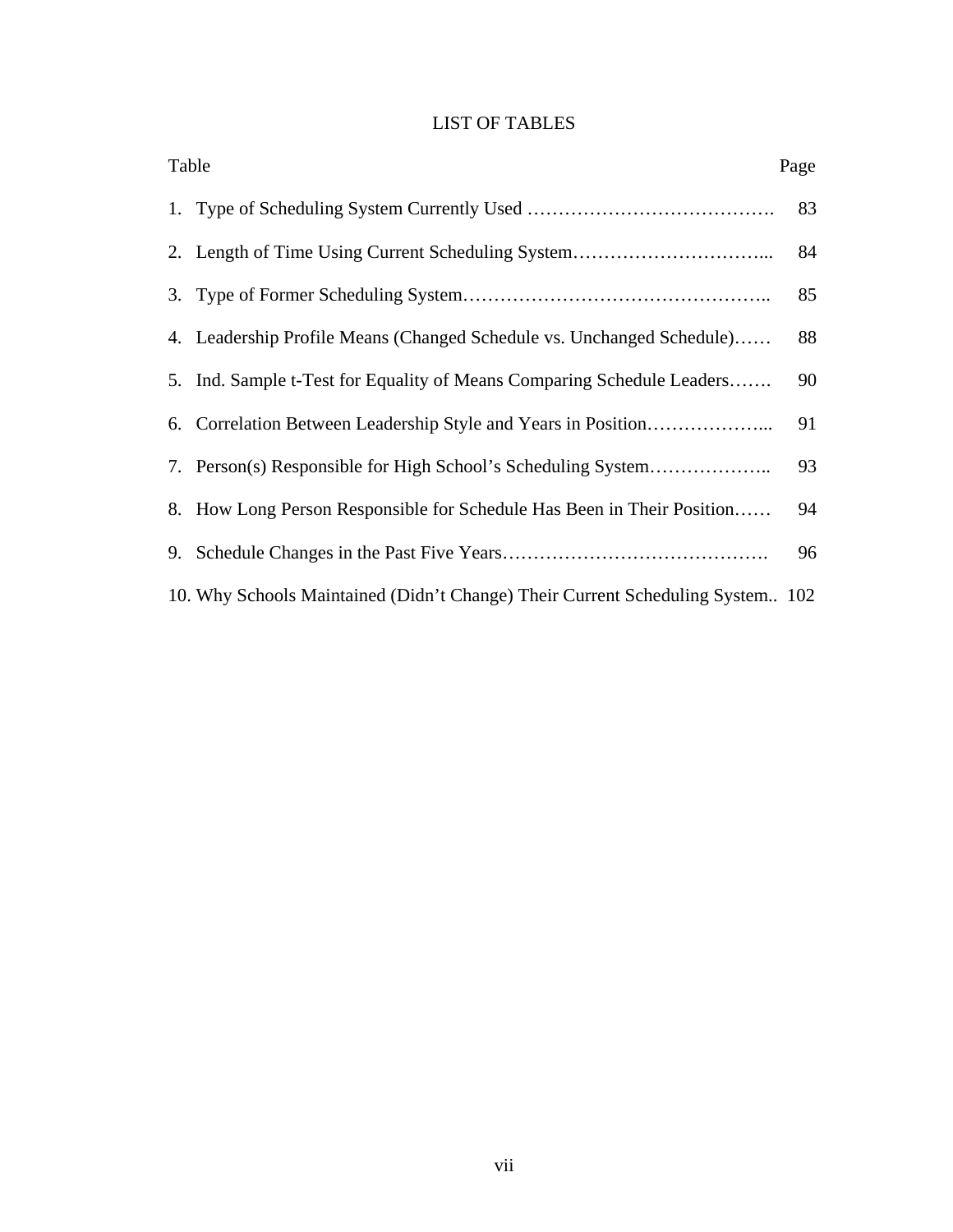# LIST OF TABLES

| Table | Page |
|---|---|
| 1. Type of Scheduling System Currently Used | 83 |
| 2. Length of Time Using Current Scheduling System | 84 |
| 3. Type of Former Scheduling System | 85 |
| 4. Leadership Profile Means (Changed Schedule vs. Unchanged Schedule) | 88 |
| 5. Ind. Sample t-Test for Equality of Means Comparing Schedule Leaders | 90 |
| 6. Correlation Between Leadership Style and Years in Position | 91 |
| 7. Person(s) Responsible for High School's Scheduling System | 93 |
| 8. How Long Person Responsible for Schedule Has Been in Their Position | 94 |
| 9. Schedule Changes in the Past Five Years | 96 |
| 10. Why Schools Maintained (Didn't Change) Their Current Scheduling System | 102 |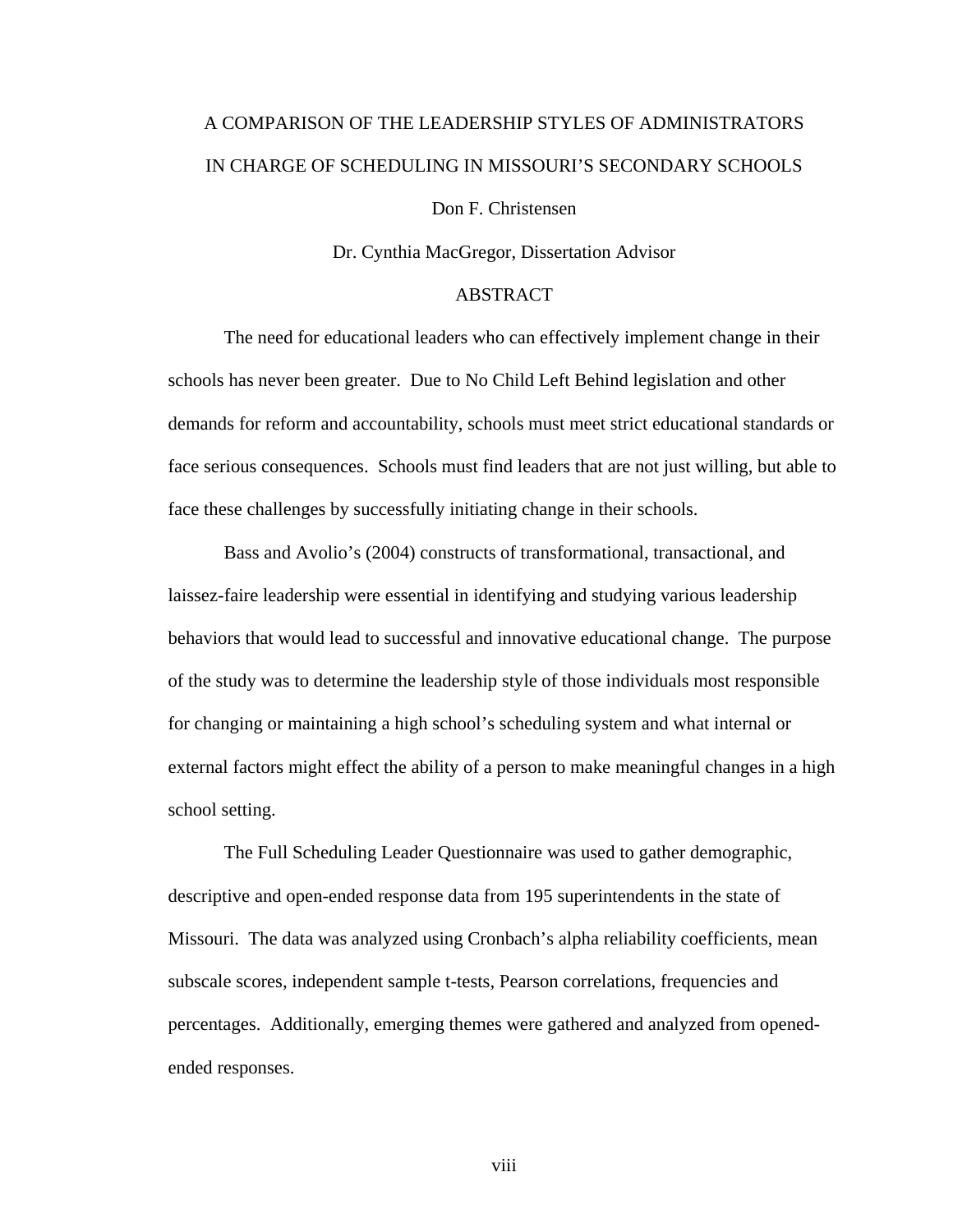A COMPARISON OF THE LEADERSHIP STYLES OF ADMINISTRATORS IN CHARGE OF SCHEDULING IN MISSOURI'S SECONDARY SCHOOLS

Don F. Christensen

Dr. Cynthia MacGregor, Dissertation Advisor

## ABSTRACT

The need for educational leaders who can effectively implement change in their schools has never been greater. Due to No Child Left Behind legislation and other demands for reform and accountability, schools must meet strict educational standards or face serious consequences. Schools must find leaders that are not just willing, but able to face these challenges by successfully initiating change in their schools.

Bass and Avolio's (2004) constructs of transformational, transactional, and laissez-faire leadership were essential in identifying and studying various leadership behaviors that would lead to successful and innovative educational change. The purpose of the study was to determine the leadership style of those individuals most responsible for changing or maintaining a high school's scheduling system and what internal or external factors might effect the ability of a person to make meaningful changes in a high school setting.

The Full Scheduling Leader Questionnaire was used to gather demographic, descriptive and open-ended response data from 195 superintendents in the state of Missouri. The data was analyzed using Cronbach's alpha reliability coefficients, mean subscale scores, independent sample t-tests, Pearson correlations, frequencies and percentages. Additionally, emerging themes were gathered and analyzed from opened-ended responses.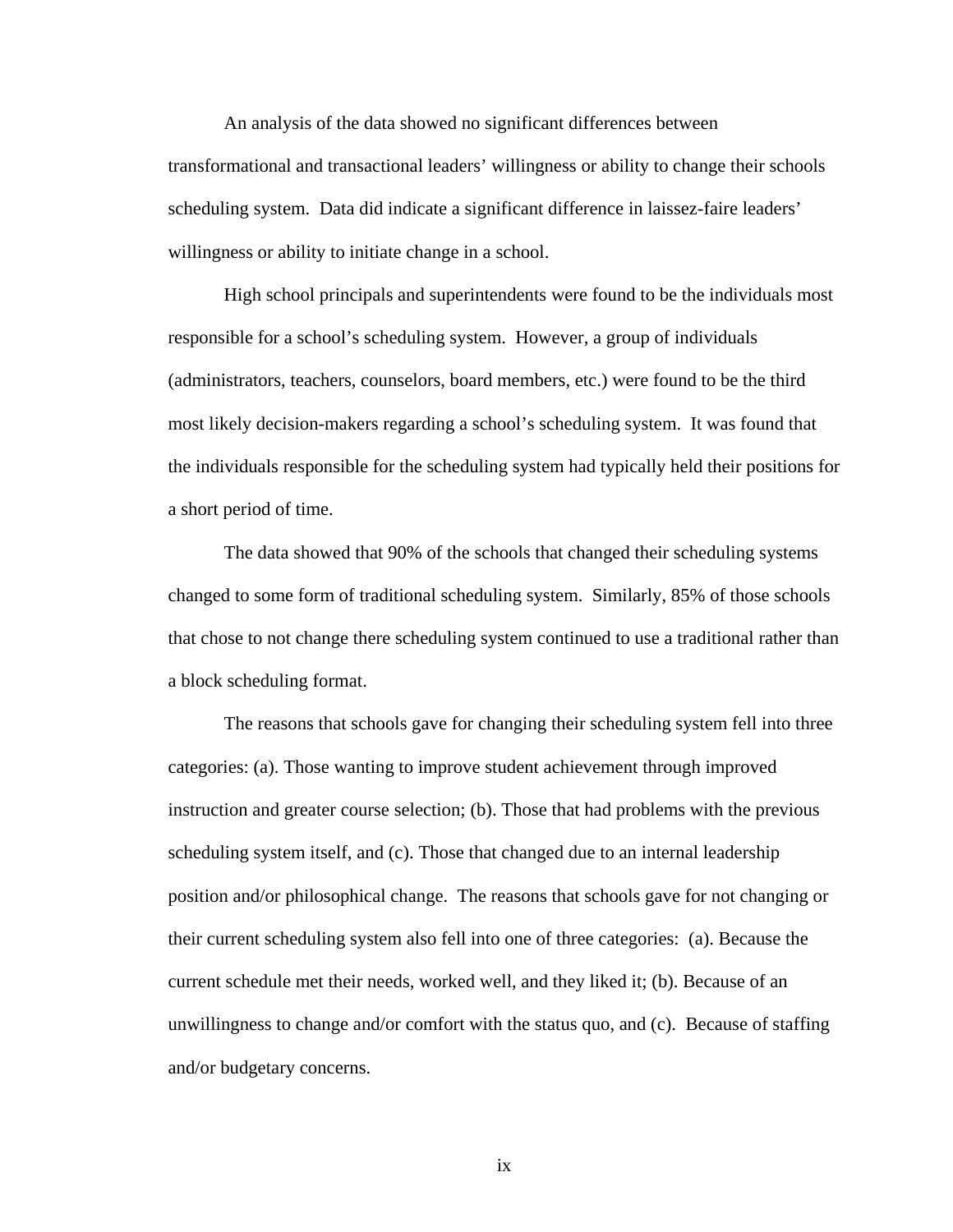An analysis of the data showed no significant differences between transformational and transactional leaders' willingness or ability to change their schools scheduling system. Data did indicate a significant difference in laissez-faire leaders' willingness or ability to initiate change in a school.

High school principals and superintendents were found to be the individuals most responsible for a school's scheduling system. However, a group of individuals (administrators, teachers, counselors, board members, etc.) were found to be the third most likely decision-makers regarding a school's scheduling system. It was found that the individuals responsible for the scheduling system had typically held their positions for a short period of time.

The data showed that 90% of the schools that changed their scheduling systems changed to some form of traditional scheduling system. Similarly, 85% of those schools that chose to not change there scheduling system continued to use a traditional rather than a block scheduling format.

The reasons that schools gave for changing their scheduling system fell into three categories: (a). Those wanting to improve student achievement through improved instruction and greater course selection; (b). Those that had problems with the previous scheduling system itself, and (c). Those that changed due to an internal leadership position and/or philosophical change. The reasons that schools gave for not changing or their current scheduling system also fell into one of three categories: (a). Because the current schedule met their needs, worked well, and they liked it; (b). Because of an unwillingness to change and/or comfort with the status quo, and (c). Because of staffing and/or budgetary concerns.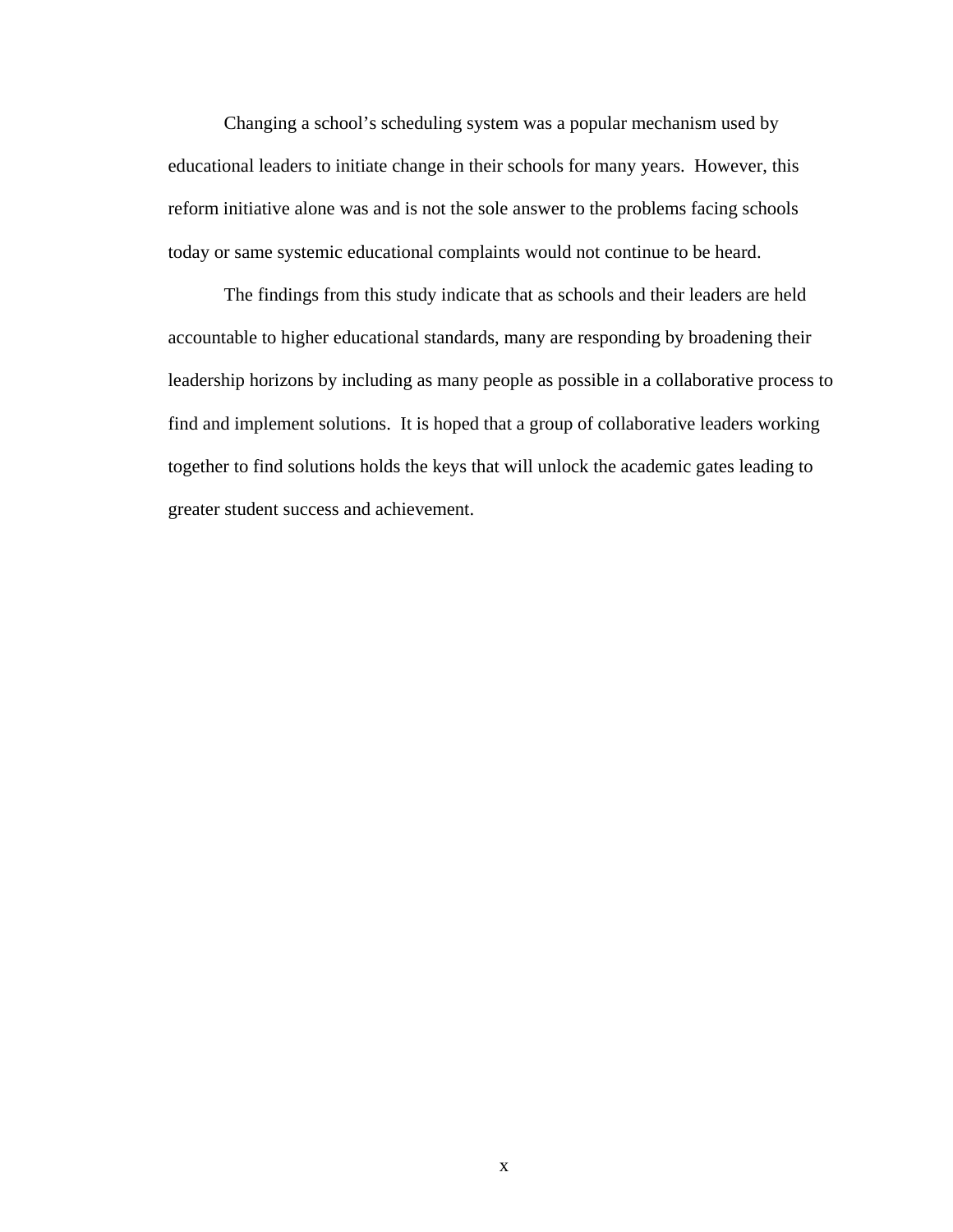Changing a school's scheduling system was a popular mechanism used by educational leaders to initiate change in their schools for many years. However, this reform initiative alone was and is not the sole answer to the problems facing schools today or same systemic educational complaints would not continue to be heard.

The findings from this study indicate that as schools and their leaders are held accountable to higher educational standards, many are responding by broadening their leadership horizons by including as many people as possible in a collaborative process to find and implement solutions. It is hoped that a group of collaborative leaders working together to find solutions holds the keys that will unlock the academic gates leading to greater student success and achievement.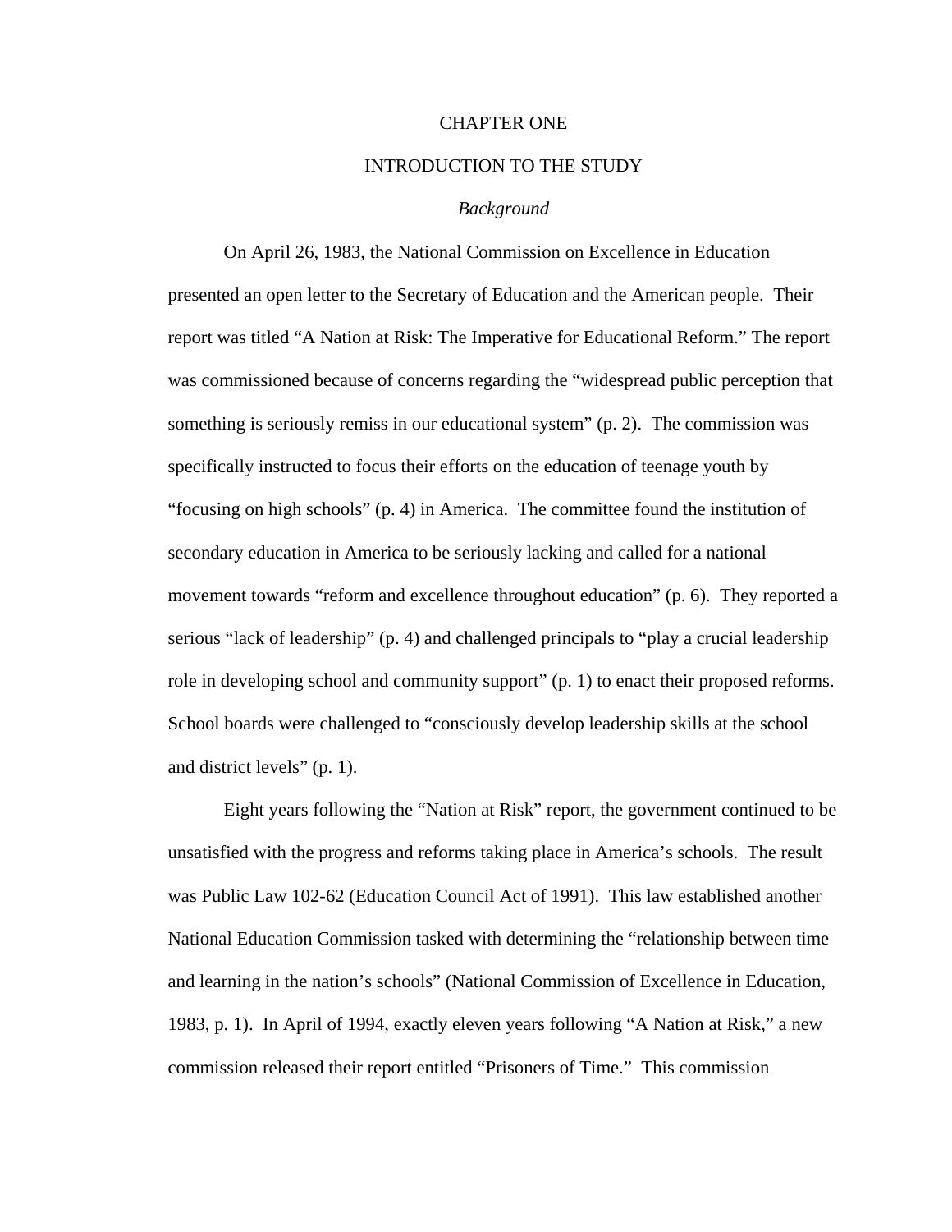# CHAPTER ONE

# INTRODUCTION TO THE STUDY

### *Background*

On April 26, 1983, the National Commission on Excellence in Education presented an open letter to the Secretary of Education and the American people. Their report was titled "A Nation at Risk: The Imperative for Educational Reform." The report was commissioned because of concerns regarding the "widespread public perception that something is seriously remiss in our educational system" (p. 2). The commission was specifically instructed to focus their efforts on the education of teenage youth by "focusing on high schools" (p. 4) in America. The committee found the institution of secondary education in America to be seriously lacking and called for a national movement towards "reform and excellence throughout education" (p. 6). They reported a serious "lack of leadership" (p. 4) and challenged principals to "play a crucial leadership role in developing school and community support" (p. 1) to enact their proposed reforms. School boards were challenged to "consciously develop leadership skills at the school and district levels" (p. 1).

Eight years following the "Nation at Risk" report, the government continued to be unsatisfied with the progress and reforms taking place in America's schools. The result was Public Law 102-62 (Education Council Act of 1991). This law established another National Education Commission tasked with determining the "relationship between time and learning in the nation's schools" (National Commission of Excellence in Education, 1983, p. 1). In April of 1994, exactly eleven years following "A Nation at Risk," a new commission released their report entitled "Prisoners of Time." This commission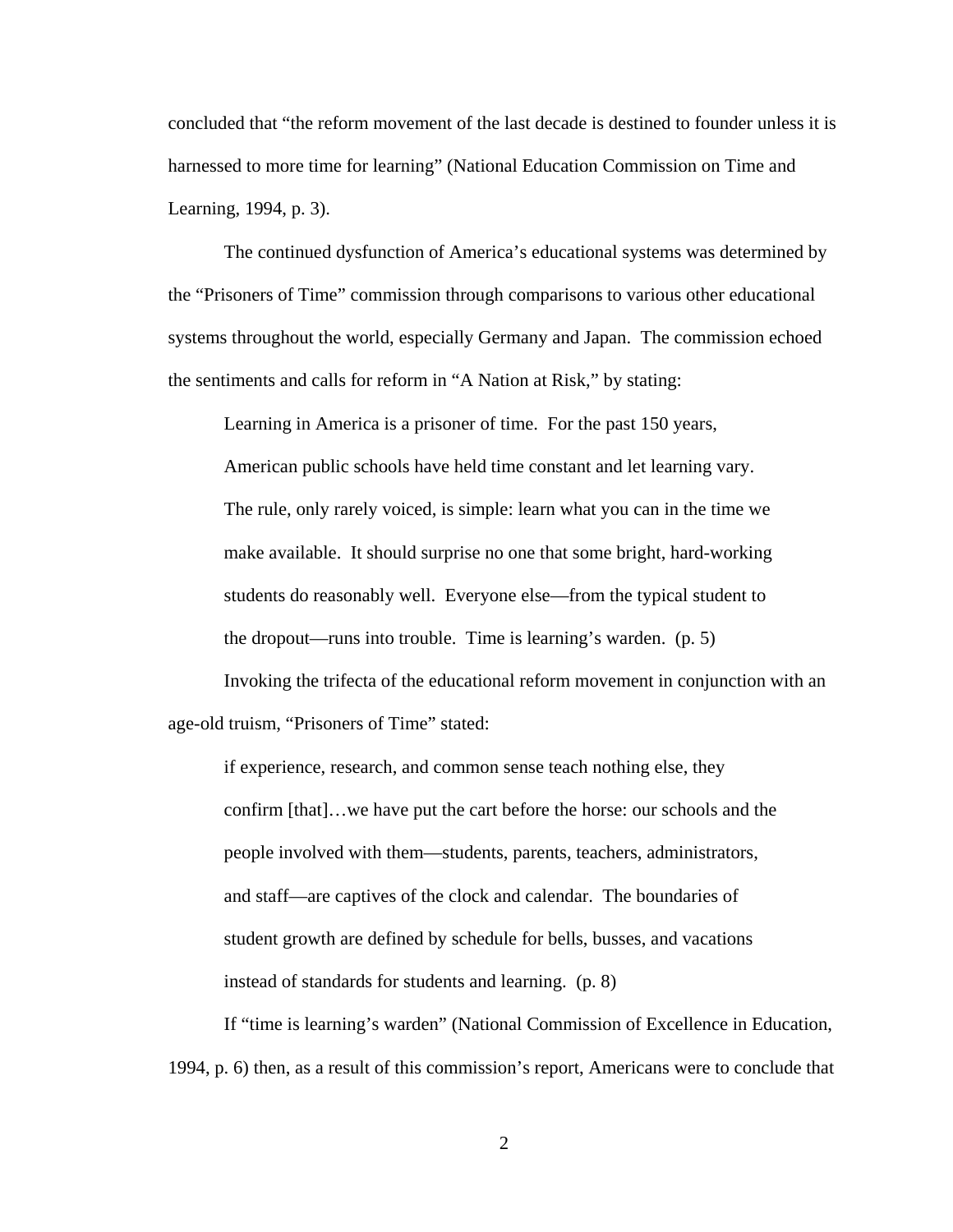concluded that “the reform movement of the last decade is destined to founder unless it is harnessed to more time for learning” (National Education Commission on Time and Learning, 1994, p. 3).

The continued dysfunction of America’s educational systems was determined by the “Prisoners of Time” commission through comparisons to various other educational systems throughout the world, especially Germany and Japan. The commission echoed the sentiments and calls for reform in “A Nation at Risk,” by stating:

> Learning in America is a prisoner of time. For the past 150 years, American public schools have held time constant and let learning vary. The rule, only rarely voiced, is simple: learn what you can in the time we make available. It should surprise no one that some bright, hard-working students do reasonably well. Everyone else—from the typical student to the dropout—runs into trouble. Time is learning’s warden. (p. 5)

Invoking the trifecta of the educational reform movement in conjunction with an age-old truism, “Prisoners of Time” stated:

> if experience, research, and common sense teach nothing else, they confirm [that]…we have put the cart before the horse: our schools and the people involved with them—students, parents, teachers, administrators, and staff—are captives of the clock and calendar. The boundaries of student growth are defined by schedule for bells, busses, and vacations instead of standards for students and learning. (p. 8)

If “time is learning’s warden” (National Commission of Excellence in Education, 1994, p. 6) then, as a result of this commission’s report, Americans were to conclude that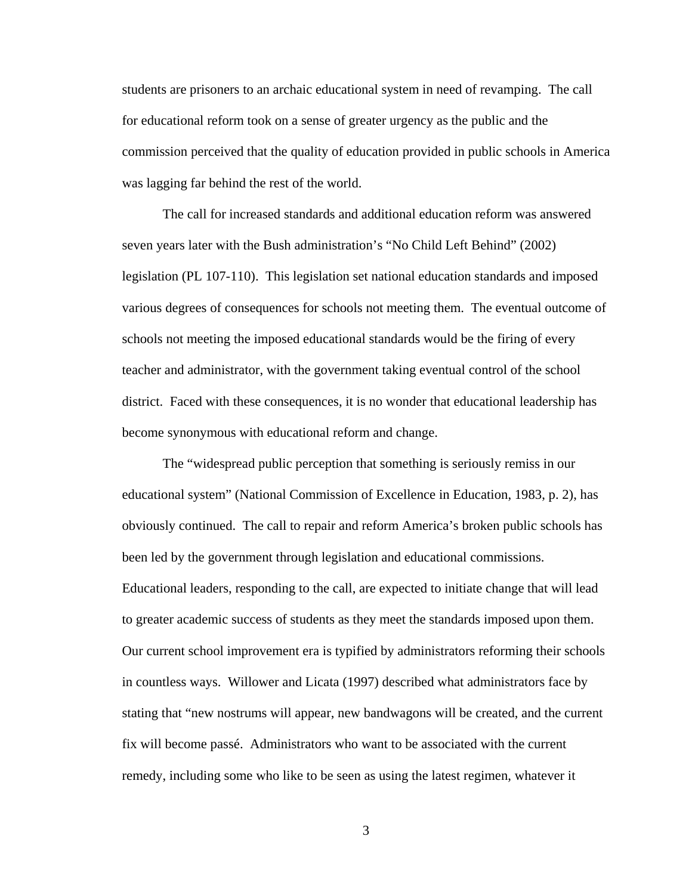students are prisoners to an archaic educational system in need of revamping. The call for educational reform took on a sense of greater urgency as the public and the commission perceived that the quality of education provided in public schools in America was lagging far behind the rest of the world.

The call for increased standards and additional education reform was answered seven years later with the Bush administration's "No Child Left Behind" (2002) legislation (PL 107-110). This legislation set national education standards and imposed various degrees of consequences for schools not meeting them. The eventual outcome of schools not meeting the imposed educational standards would be the firing of every teacher and administrator, with the government taking eventual control of the school district. Faced with these consequences, it is no wonder that educational leadership has become synonymous with educational reform and change.

The "widespread public perception that something is seriously remiss in our educational system" (National Commission of Excellence in Education, 1983, p. 2), has obviously continued. The call to repair and reform America's broken public schools has been led by the government through legislation and educational commissions. Educational leaders, responding to the call, are expected to initiate change that will lead to greater academic success of students as they meet the standards imposed upon them. Our current school improvement era is typified by administrators reforming their schools in countless ways. Willower and Licata (1997) described what administrators face by stating that "new nostrums will appear, new bandwagons will be created, and the current fix will become passé. Administrators who want to be associated with the current remedy, including some who like to be seen as using the latest regimen, whatever it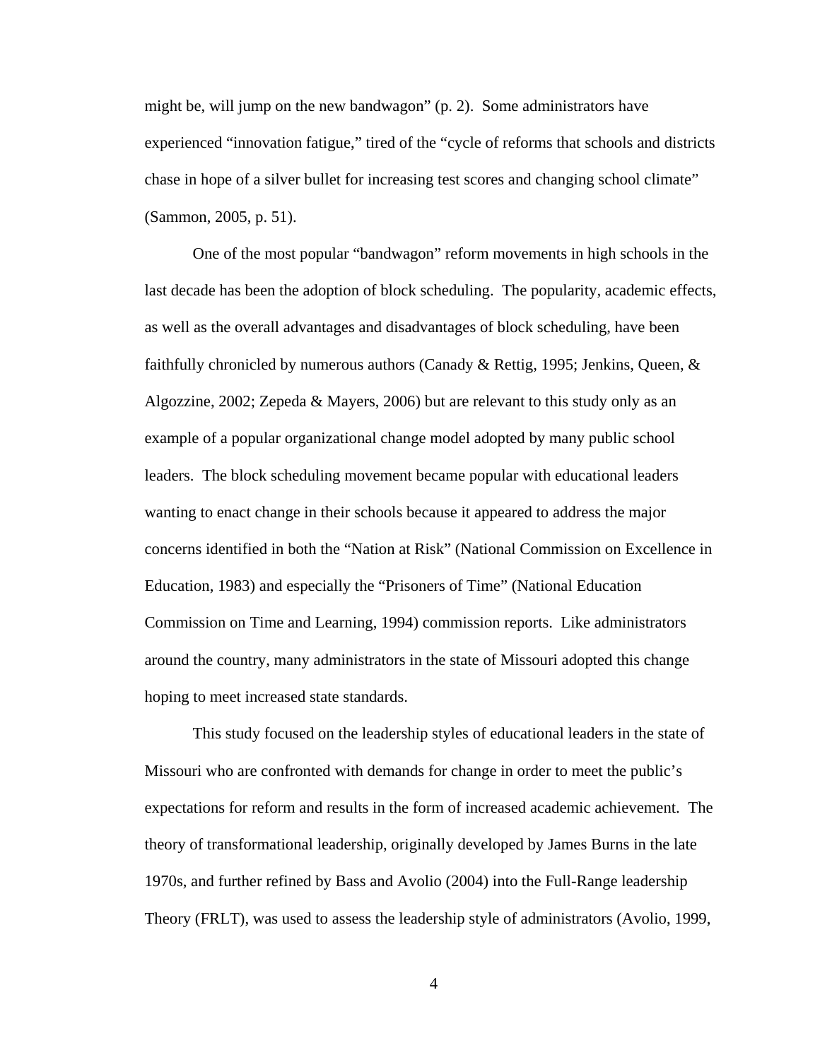might be, will jump on the new bandwagon" (p. 2). Some administrators have experienced "innovation fatigue," tired of the "cycle of reforms that schools and districts chase in hope of a silver bullet for increasing test scores and changing school climate" (Sammon, 2005, p. 51).

One of the most popular "bandwagon" reform movements in high schools in the last decade has been the adoption of block scheduling. The popularity, academic effects, as well as the overall advantages and disadvantages of block scheduling, have been faithfully chronicled by numerous authors (Canady & Rettig, 1995; Jenkins, Queen, & Algozzine, 2002; Zepeda & Mayers, 2006) but are relevant to this study only as an example of a popular organizational change model adopted by many public school leaders. The block scheduling movement became popular with educational leaders wanting to enact change in their schools because it appeared to address the major concerns identified in both the "Nation at Risk" (National Commission on Excellence in Education, 1983) and especially the "Prisoners of Time" (National Education Commission on Time and Learning, 1994) commission reports. Like administrators around the country, many administrators in the state of Missouri adopted this change hoping to meet increased state standards.

This study focused on the leadership styles of educational leaders in the state of Missouri who are confronted with demands for change in order to meet the public's expectations for reform and results in the form of increased academic achievement. The theory of transformational leadership, originally developed by James Burns in the late 1970s, and further refined by Bass and Avolio (2004) into the Full-Range leadership Theory (FRLT), was used to assess the leadership style of administrators (Avolio, 1999,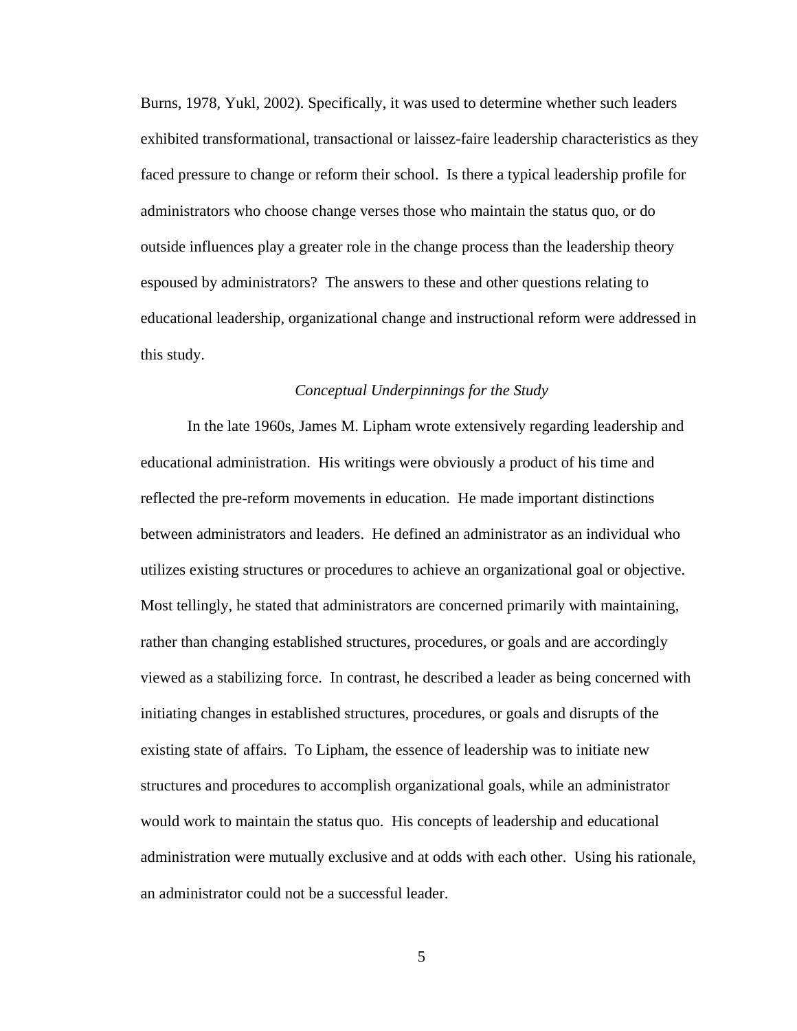Burns, 1978, Yukl, 2002). Specifically, it was used to determine whether such leaders exhibited transformational, transactional or laissez-faire leadership characteristics as they faced pressure to change or reform their school.  Is there a typical leadership profile for administrators who choose change verses those who maintain the status quo, or do outside influences play a greater role in the change process than the leadership theory espoused by administrators?  The answers to these and other questions relating to educational leadership, organizational change and instructional reform were addressed in this study.

### *Conceptual Underpinnings for the Study*

In the late 1960s, James M. Lipham wrote extensively regarding leadership and educational administration.  His writings were obviously a product of his time and reflected the pre-reform movements in education.  He made important distinctions between administrators and leaders.  He defined an administrator as an individual who utilizes existing structures or procedures to achieve an organizational goal or objective.  Most tellingly, he stated that administrators are concerned primarily with maintaining, rather than changing established structures, procedures, or goals and are accordingly viewed as a stabilizing force.  In contrast, he described a leader as being concerned with initiating changes in established structures, procedures, or goals and disrupts of the existing state of affairs.  To Lipham, the essence of leadership was to initiate new structures and procedures to accomplish organizational goals, while an administrator would work to maintain the status quo.  His concepts of leadership and educational administration were mutually exclusive and at odds with each other.  Using his rationale, an administrator could not be a successful leader.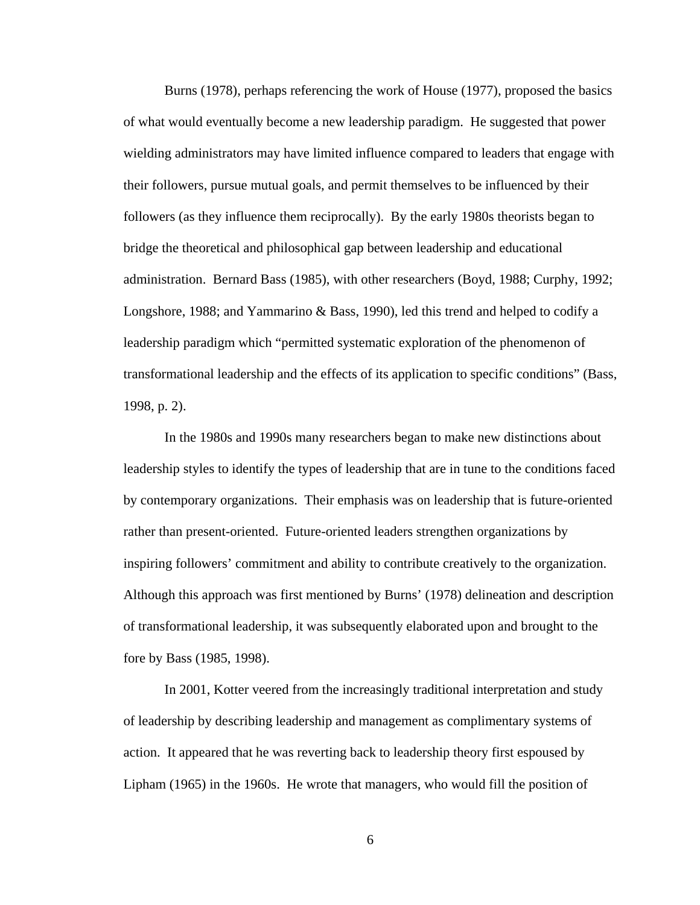Burns (1978), perhaps referencing the work of House (1977), proposed the basics of what would eventually become a new leadership paradigm. He suggested that power wielding administrators may have limited influence compared to leaders that engage with their followers, pursue mutual goals, and permit themselves to be influenced by their followers (as they influence them reciprocally). By the early 1980s theorists began to bridge the theoretical and philosophical gap between leadership and educational administration. Bernard Bass (1985), with other researchers (Boyd, 1988; Curphy, 1992; Longshore, 1988; and Yammarino & Bass, 1990), led this trend and helped to codify a leadership paradigm which "permitted systematic exploration of the phenomenon of transformational leadership and the effects of its application to specific conditions" (Bass, 1998, p. 2).

In the 1980s and 1990s many researchers began to make new distinctions about leadership styles to identify the types of leadership that are in tune to the conditions faced by contemporary organizations. Their emphasis was on leadership that is future-oriented rather than present-oriented. Future-oriented leaders strengthen organizations by inspiring followers' commitment and ability to contribute creatively to the organization. Although this approach was first mentioned by Burns' (1978) delineation and description of transformational leadership, it was subsequently elaborated upon and brought to the fore by Bass (1985, 1998).

In 2001, Kotter veered from the increasingly traditional interpretation and study of leadership by describing leadership and management as complimentary systems of action. It appeared that he was reverting back to leadership theory first espoused by Lipham (1965) in the 1960s. He wrote that managers, who would fill the position of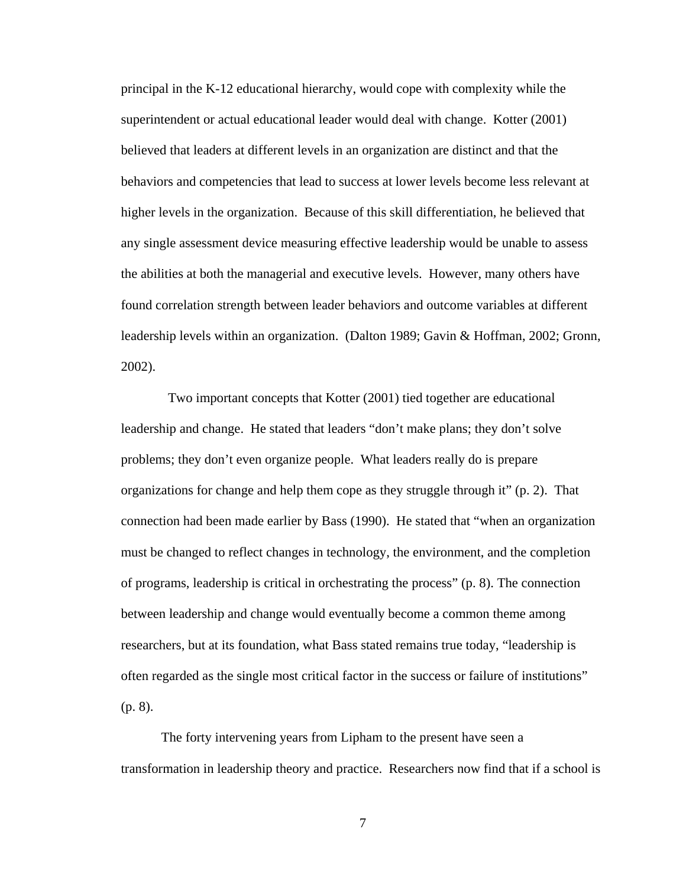principal in the K-12 educational hierarchy, would cope with complexity while the superintendent or actual educational leader would deal with change. Kotter (2001) believed that leaders at different levels in an organization are distinct and that the behaviors and competencies that lead to success at lower levels become less relevant at higher levels in the organization. Because of this skill differentiation, he believed that any single assessment device measuring effective leadership would be unable to assess the abilities at both the managerial and executive levels. However, many others have found correlation strength between leader behaviors and outcome variables at different leadership levels within an organization. (Dalton 1989; Gavin & Hoffman, 2002; Gronn, 2002).

Two important concepts that Kotter (2001) tied together are educational leadership and change. He stated that leaders "don't make plans; they don't solve problems; they don't even organize people. What leaders really do is prepare organizations for change and help them cope as they struggle through it" (p. 2). That connection had been made earlier by Bass (1990). He stated that "when an organization must be changed to reflect changes in technology, the environment, and the completion of programs, leadership is critical in orchestrating the process" (p. 8). The connection between leadership and change would eventually become a common theme among researchers, but at its foundation, what Bass stated remains true today, "leadership is often regarded as the single most critical factor in the success or failure of institutions" (p. 8).

The forty intervening years from Lipham to the present have seen a transformation in leadership theory and practice. Researchers now find that if a school is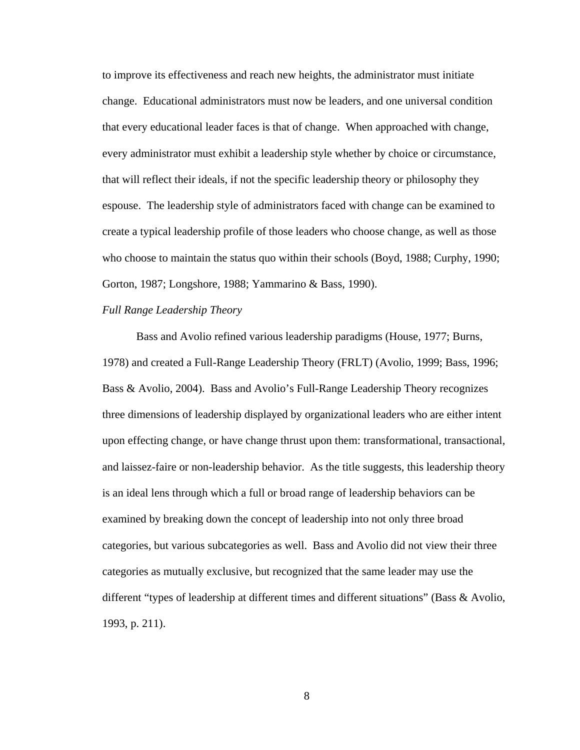to improve its effectiveness and reach new heights, the administrator must initiate change. Educational administrators must now be leaders, and one universal condition that every educational leader faces is that of change. When approached with change, every administrator must exhibit a leadership style whether by choice or circumstance, that will reflect their ideals, if not the specific leadership theory or philosophy they espouse. The leadership style of administrators faced with change can be examined to create a typical leadership profile of those leaders who choose change, as well as those who choose to maintain the status quo within their schools (Boyd, 1988; Curphy, 1990; Gorton, 1987; Longshore, 1988; Yammarino & Bass, 1990).

*Full Range Leadership Theory*

Bass and Avolio refined various leadership paradigms (House, 1977; Burns, 1978) and created a Full-Range Leadership Theory (FRLT) (Avolio, 1999; Bass, 1996; Bass & Avolio, 2004). Bass and Avolio's Full-Range Leadership Theory recognizes three dimensions of leadership displayed by organizational leaders who are either intent upon effecting change, or have change thrust upon them: transformational, transactional, and laissez-faire or non-leadership behavior. As the title suggests, this leadership theory is an ideal lens through which a full or broad range of leadership behaviors can be examined by breaking down the concept of leadership into not only three broad categories, but various subcategories as well. Bass and Avolio did not view their three categories as mutually exclusive, but recognized that the same leader may use the different "types of leadership at different times and different situations" (Bass & Avolio, 1993, p. 211).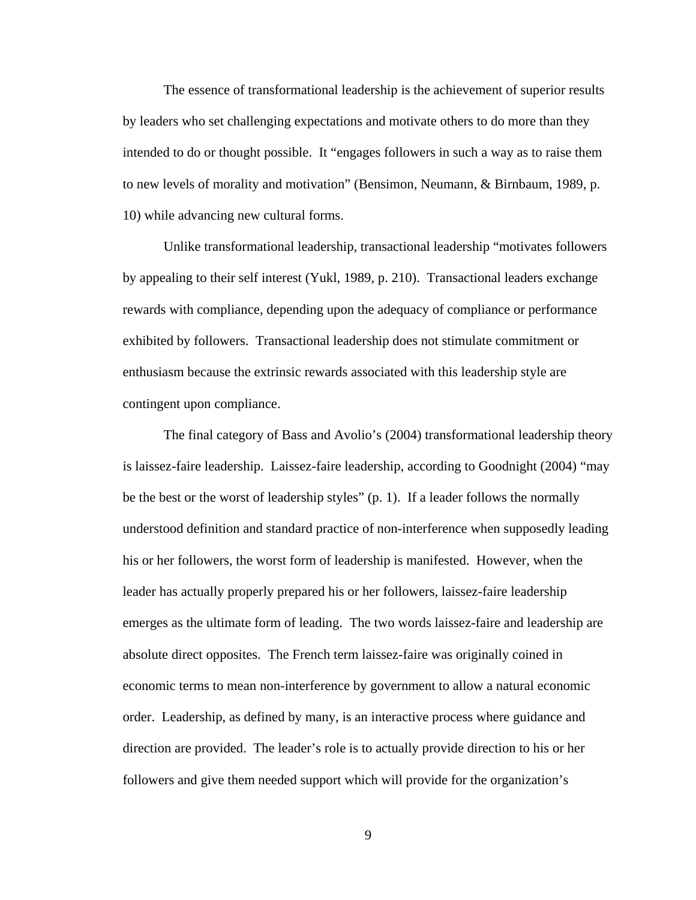The essence of transformational leadership is the achievement of superior results by leaders who set challenging expectations and motivate others to do more than they intended to do or thought possible. It "engages followers in such a way as to raise them to new levels of morality and motivation" (Bensimon, Neumann, & Birnbaum, 1989, p. 10) while advancing new cultural forms.

Unlike transformational leadership, transactional leadership "motivates followers by appealing to their self interest (Yukl, 1989, p. 210). Transactional leaders exchange rewards with compliance, depending upon the adequacy of compliance or performance exhibited by followers. Transactional leadership does not stimulate commitment or enthusiasm because the extrinsic rewards associated with this leadership style are contingent upon compliance.

The final category of Bass and Avolio's (2004) transformational leadership theory is laissez-faire leadership. Laissez-faire leadership, according to Goodnight (2004) "may be the best or the worst of leadership styles" (p. 1). If a leader follows the normally understood definition and standard practice of non-interference when supposedly leading his or her followers, the worst form of leadership is manifested. However, when the leader has actually properly prepared his or her followers, laissez-faire leadership emerges as the ultimate form of leading. The two words laissez-faire and leadership are absolute direct opposites. The French term laissez-faire was originally coined in economic terms to mean non-interference by government to allow a natural economic order. Leadership, as defined by many, is an interactive process where guidance and direction are provided. The leader's role is to actually provide direction to his or her followers and give them needed support which will provide for the organization's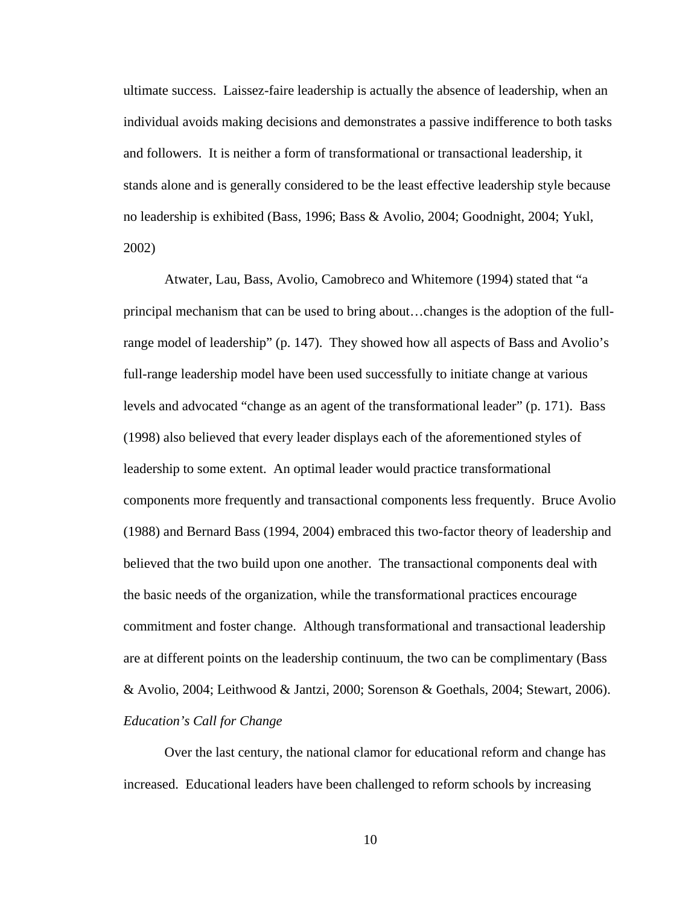ultimate success. Laissez-faire leadership is actually the absence of leadership, when an individual avoids making decisions and demonstrates a passive indifference to both tasks and followers. It is neither a form of transformational or transactional leadership, it stands alone and is generally considered to be the least effective leadership style because no leadership is exhibited (Bass, 1996; Bass & Avolio, 2004; Goodnight, 2004; Yukl, 2002)

Atwater, Lau, Bass, Avolio, Camobreco and Whitemore (1994) stated that "a principal mechanism that can be used to bring about…changes is the adoption of the full-range model of leadership" (p. 147). They showed how all aspects of Bass and Avolio's full-range leadership model have been used successfully to initiate change at various levels and advocated "change as an agent of the transformational leader" (p. 171). Bass (1998) also believed that every leader displays each of the aforementioned styles of leadership to some extent. An optimal leader would practice transformational components more frequently and transactional components less frequently. Bruce Avolio (1988) and Bernard Bass (1994, 2004) embraced this two-factor theory of leadership and believed that the two build upon one another. The transactional components deal with the basic needs of the organization, while the transformational practices encourage commitment and foster change. Although transformational and transactional leadership are at different points on the leadership continuum, the two can be complimentary (Bass & Avolio, 2004; Leithwood & Jantzi, 2000; Sorenson & Goethals, 2004; Stewart, 2006).

*Education's Call for Change*

Over the last century, the national clamor for educational reform and change has increased. Educational leaders have been challenged to reform schools by increasing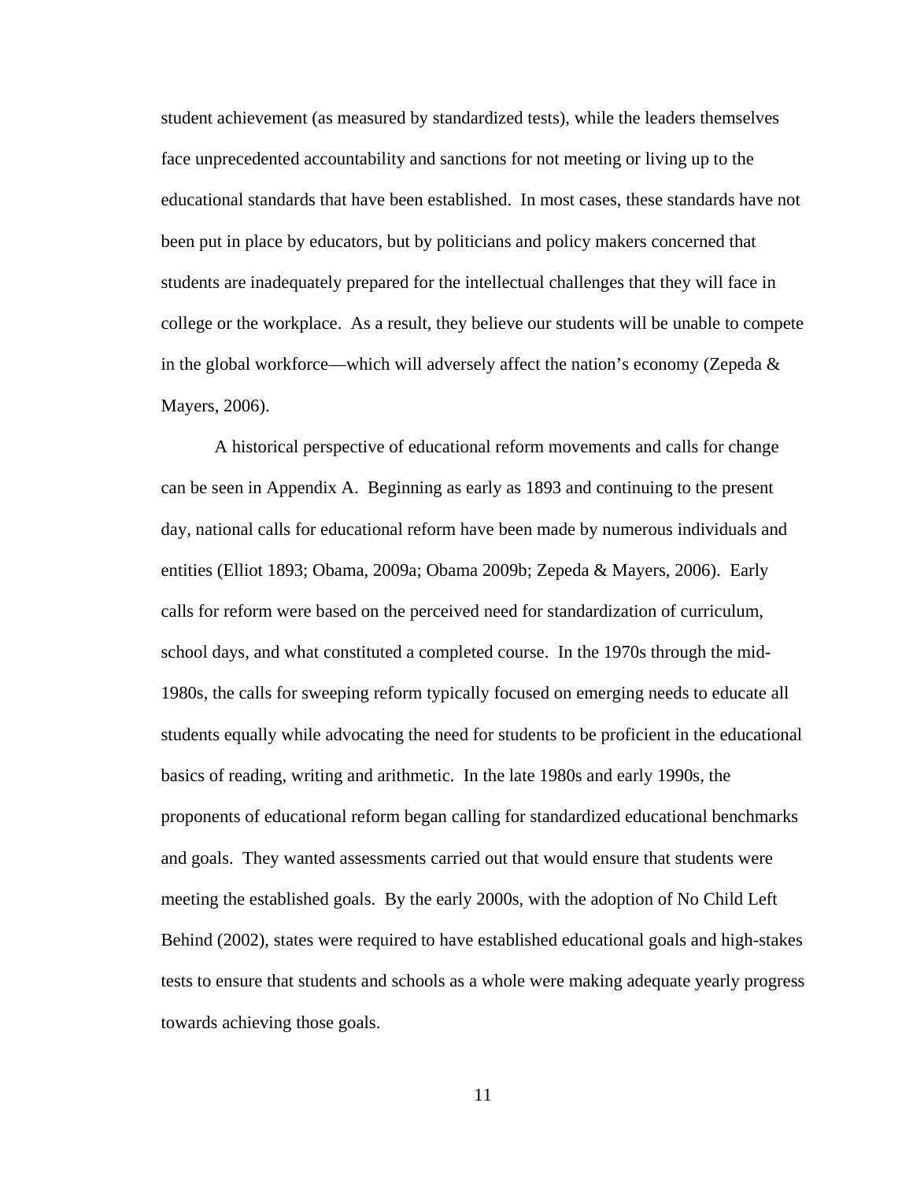student achievement (as measured by standardized tests), while the leaders themselves face unprecedented accountability and sanctions for not meeting or living up to the educational standards that have been established. In most cases, these standards have not been put in place by educators, but by politicians and policy makers concerned that students are inadequately prepared for the intellectual challenges that they will face in college or the workplace. As a result, they believe our students will be unable to compete in the global workforce—which will adversely affect the nation's economy (Zepeda & Mayers, 2006).

A historical perspective of educational reform movements and calls for change can be seen in Appendix A. Beginning as early as 1893 and continuing to the present day, national calls for educational reform have been made by numerous individuals and entities (Elliot 1893; Obama, 2009a; Obama 2009b; Zepeda & Mayers, 2006). Early calls for reform were based on the perceived need for standardization of curriculum, school days, and what constituted a completed course. In the 1970s through the mid-1980s, the calls for sweeping reform typically focused on emerging needs to educate all students equally while advocating the need for students to be proficient in the educational basics of reading, writing and arithmetic. In the late 1980s and early 1990s, the proponents of educational reform began calling for standardized educational benchmarks and goals. They wanted assessments carried out that would ensure that students were meeting the established goals. By the early 2000s, with the adoption of No Child Left Behind (2002), states were required to have established educational goals and high-stakes tests to ensure that students and schools as a whole were making adequate yearly progress towards achieving those goals.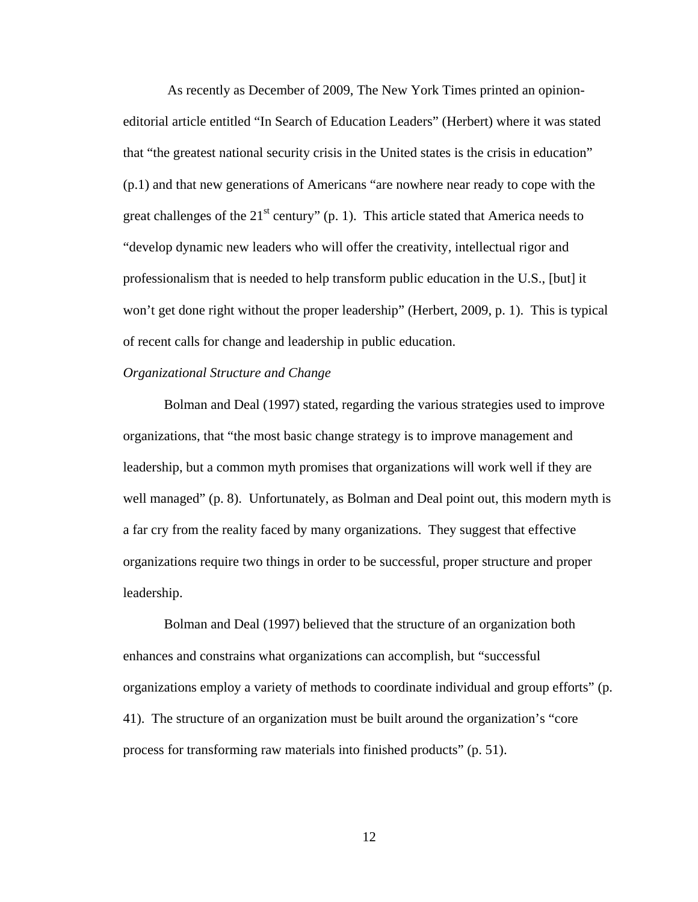As recently as December of 2009, The New York Times printed an opinion-editorial article entitled "In Search of Education Leaders" (Herbert) where it was stated that "the greatest national security crisis in the United states is the crisis in education" (p.1) and that new generations of Americans "are nowhere near ready to cope with the great challenges of the 21st century" (p. 1). This article stated that America needs to "develop dynamic new leaders who will offer the creativity, intellectual rigor and professionalism that is needed to help transform public education in the U.S., [but] it won't get done right without the proper leadership" (Herbert, 2009, p. 1). This is typical of recent calls for change and leadership in public education.

*Organizational Structure and Change*

Bolman and Deal (1997) stated, regarding the various strategies used to improve organizations, that "the most basic change strategy is to improve management and leadership, but a common myth promises that organizations will work well if they are well managed" (p. 8). Unfortunately, as Bolman and Deal point out, this modern myth is a far cry from the reality faced by many organizations. They suggest that effective organizations require two things in order to be successful, proper structure and proper leadership.

Bolman and Deal (1997) believed that the structure of an organization both enhances and constrains what organizations can accomplish, but "successful organizations employ a variety of methods to coordinate individual and group efforts" (p. 41). The structure of an organization must be built around the organization's "core process for transforming raw materials into finished products" (p. 51).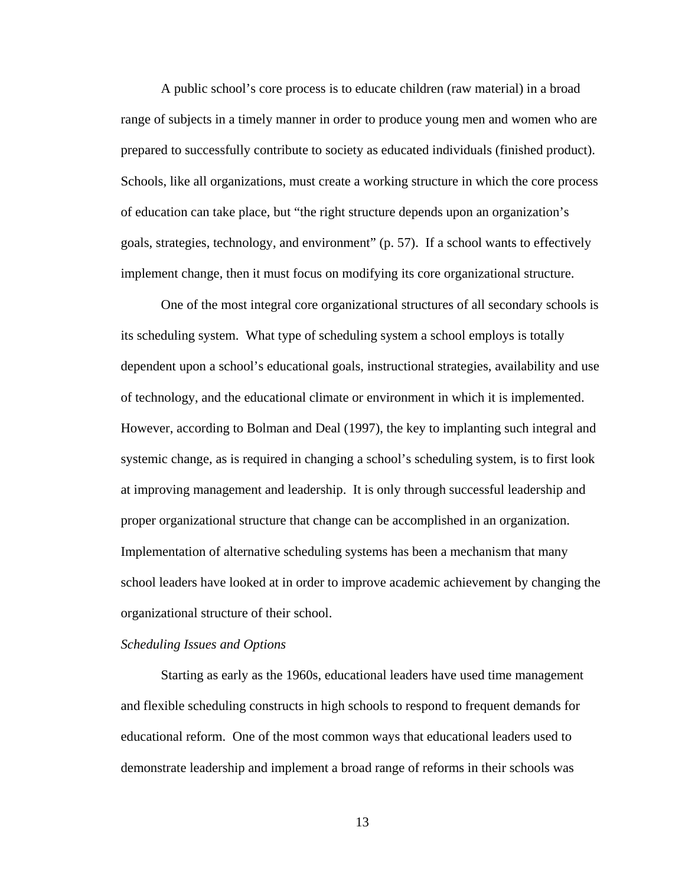A public school's core process is to educate children (raw material) in a broad range of subjects in a timely manner in order to produce young men and women who are prepared to successfully contribute to society as educated individuals (finished product). Schools, like all organizations, must create a working structure in which the core process of education can take place, but "the right structure depends upon an organization's goals, strategies, technology, and environment" (p. 57). If a school wants to effectively implement change, then it must focus on modifying its core organizational structure.

One of the most integral core organizational structures of all secondary schools is its scheduling system. What type of scheduling system a school employs is totally dependent upon a school's educational goals, instructional strategies, availability and use of technology, and the educational climate or environment in which it is implemented. However, according to Bolman and Deal (1997), the key to implanting such integral and systemic change, as is required in changing a school's scheduling system, is to first look at improving management and leadership. It is only through successful leadership and proper organizational structure that change can be accomplished in an organization. Implementation of alternative scheduling systems has been a mechanism that many school leaders have looked at in order to improve academic achievement by changing the organizational structure of their school.

*Scheduling Issues and Options*

Starting as early as the 1960s, educational leaders have used time management and flexible scheduling constructs in high schools to respond to frequent demands for educational reform. One of the most common ways that educational leaders used to demonstrate leadership and implement a broad range of reforms in their schools was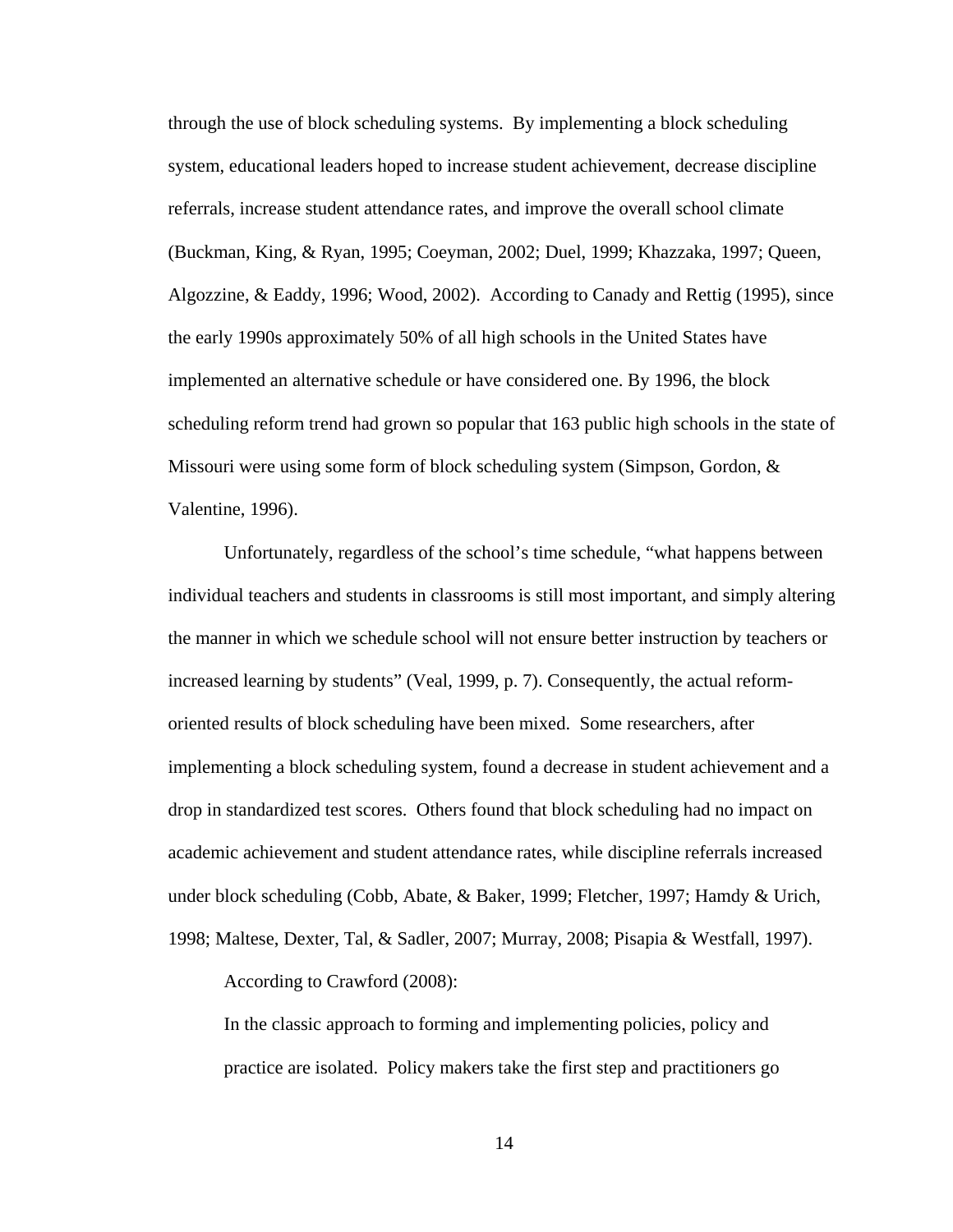through the use of block scheduling systems. By implementing a block scheduling system, educational leaders hoped to increase student achievement, decrease discipline referrals, increase student attendance rates, and improve the overall school climate (Buckman, King, & Ryan, 1995; Coeyman, 2002; Duel, 1999; Khazzaka, 1997; Queen, Algozzine, & Eaddy, 1996; Wood, 2002). According to Canady and Rettig (1995), since the early 1990s approximately 50% of all high schools in the United States have implemented an alternative schedule or have considered one. By 1996, the block scheduling reform trend had grown so popular that 163 public high schools in the state of Missouri were using some form of block scheduling system (Simpson, Gordon, & Valentine, 1996).

Unfortunately, regardless of the school's time schedule, "what happens between individual teachers and students in classrooms is still most important, and simply altering the manner in which we schedule school will not ensure better instruction by teachers or increased learning by students" (Veal, 1999, p. 7). Consequently, the actual reform-oriented results of block scheduling have been mixed. Some researchers, after implementing a block scheduling system, found a decrease in student achievement and a drop in standardized test scores. Others found that block scheduling had no impact on academic achievement and student attendance rates, while discipline referrals increased under block scheduling (Cobb, Abate, & Baker, 1999; Fletcher, 1997; Hamdy & Urich, 1998; Maltese, Dexter, Tal, & Sadler, 2007; Murray, 2008; Pisapia & Westfall, 1997).

According to Crawford (2008):

> In the classic approach to forming and implementing policies, policy and practice are isolated. Policy makers take the first step and practitioners go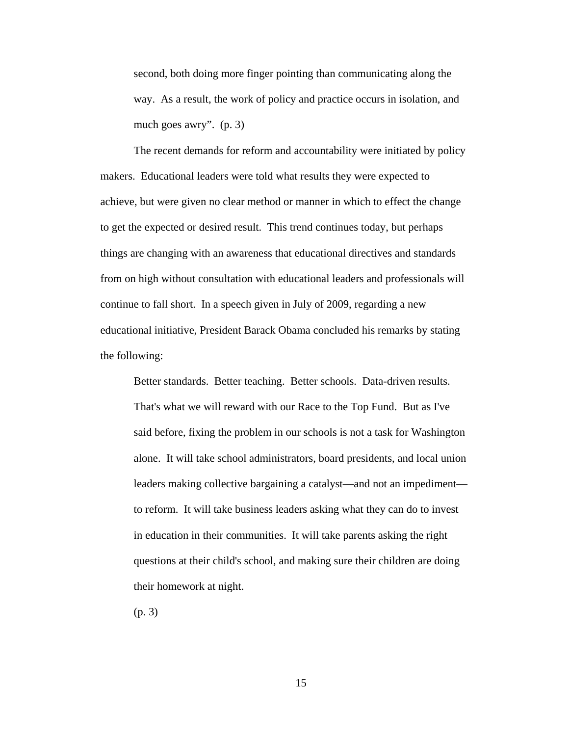> second, both doing more finger pointing than communicating along the way. As a result, the work of policy and practice occurs in isolation, and much goes awry". (p. 3)

The recent demands for reform and accountability were initiated by policy makers. Educational leaders were told what results they were expected to achieve, but were given no clear method or manner in which to effect the change to get the expected or desired result. This trend continues today, but perhaps things are changing with an awareness that educational directives and standards from on high without consultation with educational leaders and professionals will continue to fall short. In a speech given in July of 2009, regarding a new educational initiative, President Barack Obama concluded his remarks by stating the following:

> Better standards. Better teaching. Better schools. Data-driven results. That's what we will reward with our Race to the Top Fund. But as I've said before, fixing the problem in our schools is not a task for Washington alone. It will take school administrators, board presidents, and local union leaders making collective bargaining a catalyst—and not an impediment—to reform. It will take business leaders asking what they can do to invest in education in their communities. It will take parents asking the right questions at their child's school, and making sure their children are doing their homework at night.
>
> (p. 3)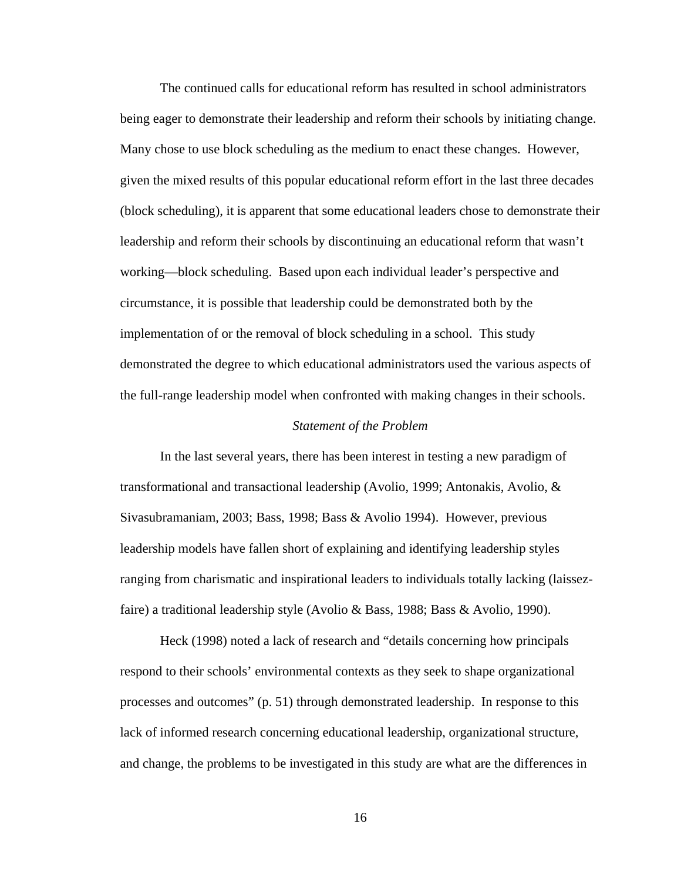The continued calls for educational reform has resulted in school administrators being eager to demonstrate their leadership and reform their schools by initiating change. Many chose to use block scheduling as the medium to enact these changes. However, given the mixed results of this popular educational reform effort in the last three decades (block scheduling), it is apparent that some educational leaders chose to demonstrate their leadership and reform their schools by discontinuing an educational reform that wasn't working—block scheduling. Based upon each individual leader's perspective and circumstance, it is possible that leadership could be demonstrated both by the implementation of or the removal of block scheduling in a school. This study demonstrated the degree to which educational administrators used the various aspects of the full-range leadership model when confronted with making changes in their schools.

### *Statement of the Problem*

In the last several years, there has been interest in testing a new paradigm of transformational and transactional leadership (Avolio, 1999; Antonakis, Avolio, & Sivasubramaniam, 2003; Bass, 1998; Bass & Avolio 1994). However, previous leadership models have fallen short of explaining and identifying leadership styles ranging from charismatic and inspirational leaders to individuals totally lacking (laissez-faire) a traditional leadership style (Avolio & Bass, 1988; Bass & Avolio, 1990).

Heck (1998) noted a lack of research and "details concerning how principals respond to their schools' environmental contexts as they seek to shape organizational processes and outcomes" (p. 51) through demonstrated leadership. In response to this lack of informed research concerning educational leadership, organizational structure, and change, the problems to be investigated in this study are what are the differences in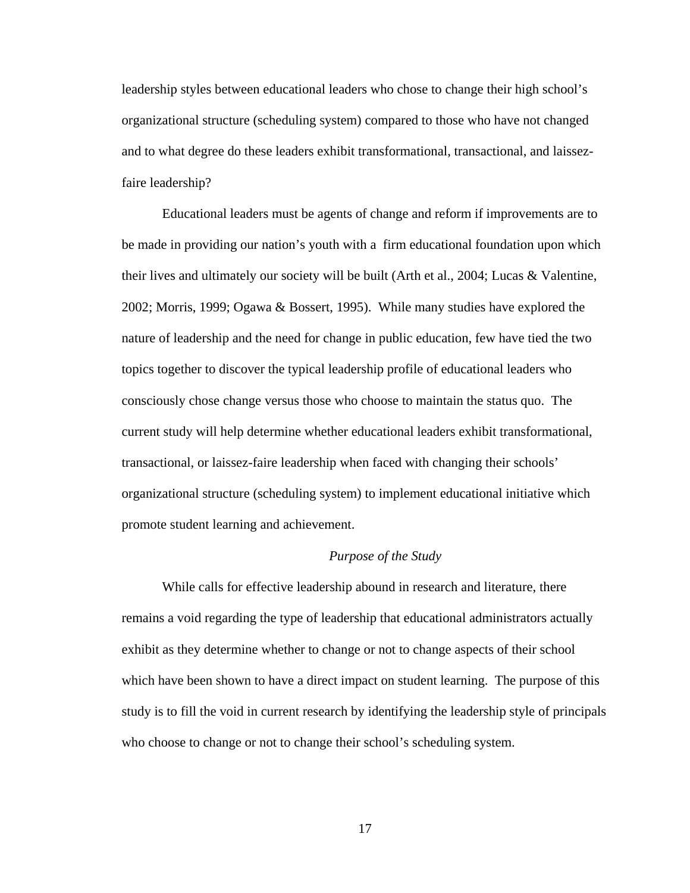leadership styles between educational leaders who chose to change their high school's organizational structure (scheduling system) compared to those who have not changed and to what degree do these leaders exhibit transformational, transactional, and laissez-faire leadership?

Educational leaders must be agents of change and reform if improvements are to be made in providing our nation's youth with a firm educational foundation upon which their lives and ultimately our society will be built (Arth et al., 2004; Lucas & Valentine, 2002; Morris, 1999; Ogawa & Bossert, 1995). While many studies have explored the nature of leadership and the need for change in public education, few have tied the two topics together to discover the typical leadership profile of educational leaders who consciously chose change versus those who choose to maintain the status quo. The current study will help determine whether educational leaders exhibit transformational, transactional, or laissez-faire leadership when faced with changing their schools' organizational structure (scheduling system) to implement educational initiative which promote student learning and achievement.

### *Purpose of the Study*

While calls for effective leadership abound in research and literature, there remains a void regarding the type of leadership that educational administrators actually exhibit as they determine whether to change or not to change aspects of their school which have been shown to have a direct impact on student learning. The purpose of this study is to fill the void in current research by identifying the leadership style of principals who choose to change or not to change their school's scheduling system.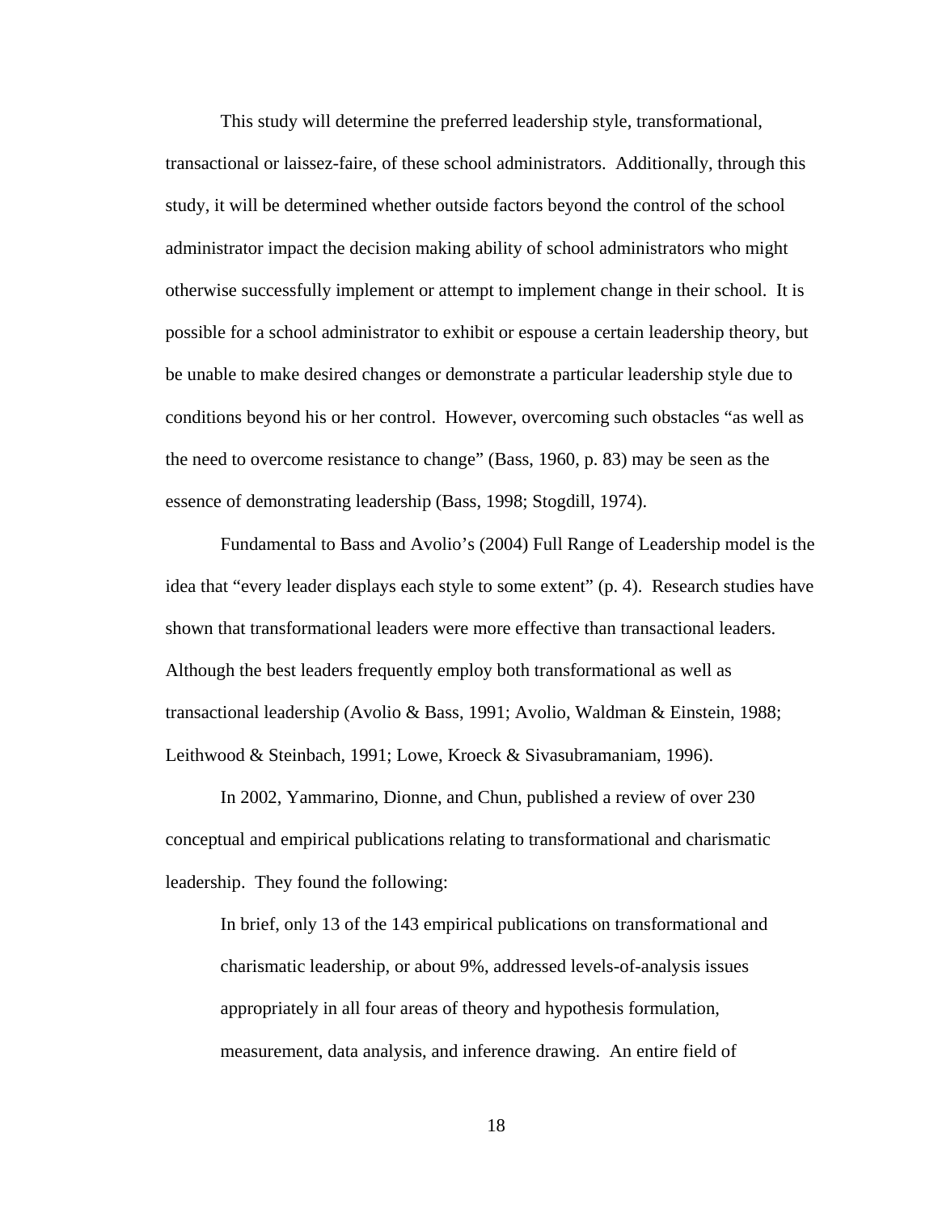This study will determine the preferred leadership style, transformational, transactional or laissez-faire, of these school administrators. Additionally, through this study, it will be determined whether outside factors beyond the control of the school administrator impact the decision making ability of school administrators who might otherwise successfully implement or attempt to implement change in their school. It is possible for a school administrator to exhibit or espouse a certain leadership theory, but be unable to make desired changes or demonstrate a particular leadership style due to conditions beyond his or her control. However, overcoming such obstacles "as well as the need to overcome resistance to change" (Bass, 1960, p. 83) may be seen as the essence of demonstrating leadership (Bass, 1998; Stogdill, 1974).

Fundamental to Bass and Avolio's (2004) Full Range of Leadership model is the idea that "every leader displays each style to some extent" (p. 4). Research studies have shown that transformational leaders were more effective than transactional leaders. Although the best leaders frequently employ both transformational as well as transactional leadership (Avolio & Bass, 1991; Avolio, Waldman & Einstein, 1988; Leithwood & Steinbach, 1991; Lowe, Kroeck & Sivasubramaniam, 1996).

In 2002, Yammarino, Dionne, and Chun, published a review of over 230 conceptual and empirical publications relating to transformational and charismatic leadership. They found the following:

> In brief, only 13 of the 143 empirical publications on transformational and charismatic leadership, or about 9%, addressed levels-of-analysis issues appropriately in all four areas of theory and hypothesis formulation, measurement, data analysis, and inference drawing. An entire field of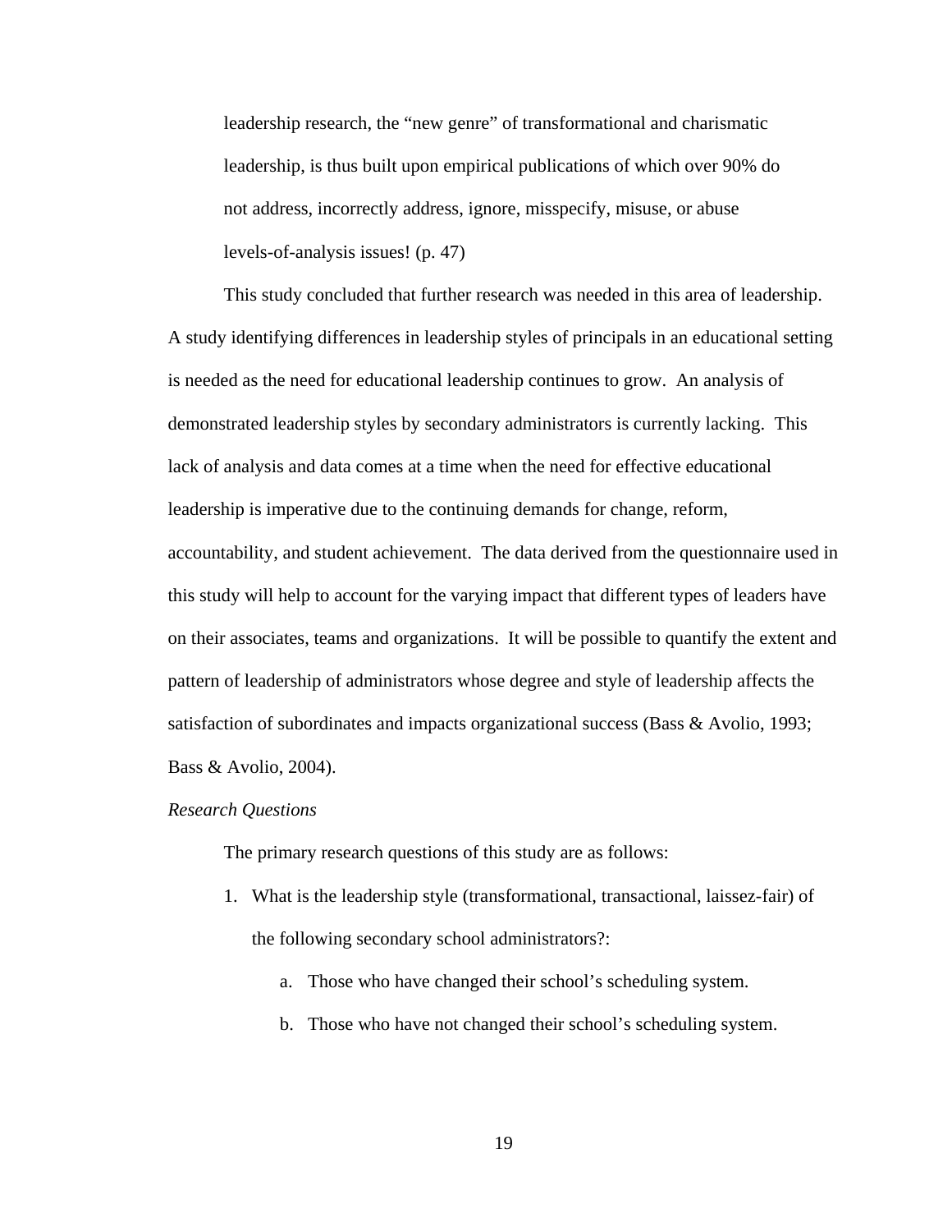> leadership research, the "new genre" of transformational and charismatic leadership, is thus built upon empirical publications of which over 90% do not address, incorrectly address, ignore, misspecify, misuse, or abuse levels-of-analysis issues! (p. 47)

This study concluded that further research was needed in this area of leadership. A study identifying differences in leadership styles of principals in an educational setting is needed as the need for educational leadership continues to grow. An analysis of demonstrated leadership styles by secondary administrators is currently lacking. This lack of analysis and data comes at a time when the need for effective educational leadership is imperative due to the continuing demands for change, reform, accountability, and student achievement. The data derived from the questionnaire used in this study will help to account for the varying impact that different types of leaders have on their associates, teams and organizations. It will be possible to quantify the extent and pattern of leadership of administrators whose degree and style of leadership affects the satisfaction of subordinates and impacts organizational success (Bass & Avolio, 1993; Bass & Avolio, 2004).

*Research Questions*

The primary research questions of this study are as follows:

1. What is the leadership style (transformational, transactional, laissez-fair) of the following secondary school administrators?:
   a. Those who have changed their school's scheduling system.
   b. Those who have not changed their school's scheduling system.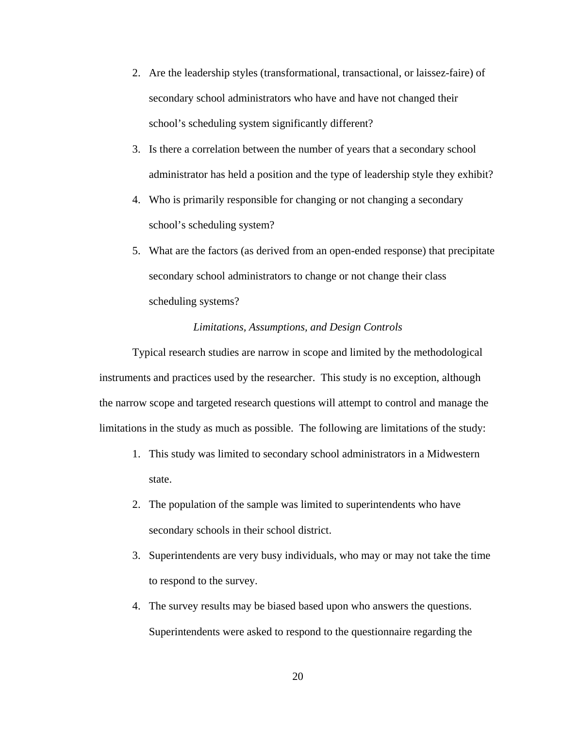2. Are the leadership styles (transformational, transactional, or laissez-faire) of secondary school administrators who have and have not changed their school's scheduling system significantly different?
3. Is there a correlation between the number of years that a secondary school administrator has held a position and the type of leadership style they exhibit?
4. Who is primarily responsible for changing or not changing a secondary school's scheduling system?
5. What are the factors (as derived from an open-ended response) that precipitate secondary school administrators to change or not change their class scheduling systems?

### *Limitations, Assumptions, and Design Controls*

Typical research studies are narrow in scope and limited by the methodological instruments and practices used by the researcher. This study is no exception, although the narrow scope and targeted research questions will attempt to control and manage the limitations in the study as much as possible. The following are limitations of the study:

1. This study was limited to secondary school administrators in a Midwestern state.
2. The population of the sample was limited to superintendents who have secondary schools in their school district.
3. Superintendents are very busy individuals, who may or may not take the time to respond to the survey.
4. The survey results may be biased based upon who answers the questions. Superintendents were asked to respond to the questionnaire regarding the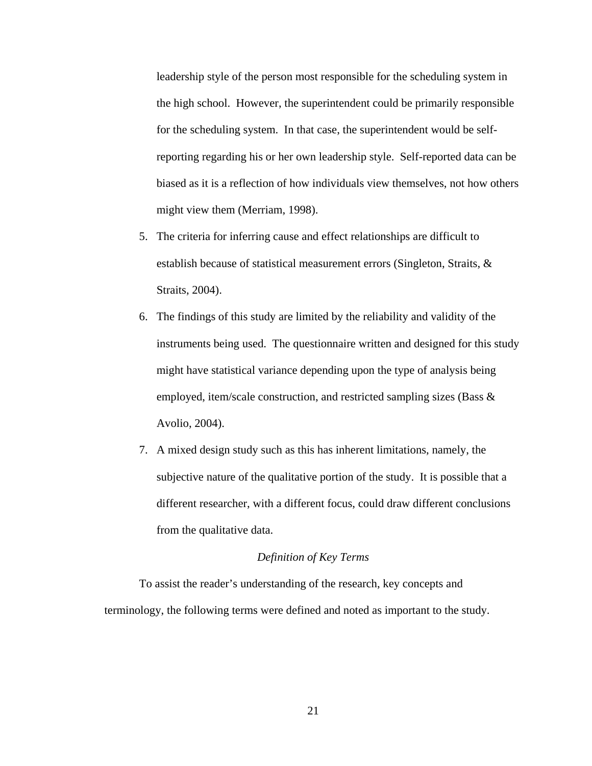leadership style of the person most responsible for the scheduling system in the high school. However, the superintendent could be primarily responsible for the scheduling system. In that case, the superintendent would be self-reporting regarding his or her own leadership style. Self-reported data can be biased as it is a reflection of how individuals view themselves, not how others might view them (Merriam, 1998).

5. The criteria for inferring cause and effect relationships are difficult to establish because of statistical measurement errors (Singleton, Straits, & Straits, 2004).
6. The findings of this study are limited by the reliability and validity of the instruments being used. The questionnaire written and designed for this study might have statistical variance depending upon the type of analysis being employed, item/scale construction, and restricted sampling sizes (Bass & Avolio, 2004).
7. A mixed design study such as this has inherent limitations, namely, the subjective nature of the qualitative portion of the study. It is possible that a different researcher, with a different focus, could draw different conclusions from the qualitative data.

### *Definition of Key Terms*

To assist the reader's understanding of the research, key concepts and terminology, the following terms were defined and noted as important to the study.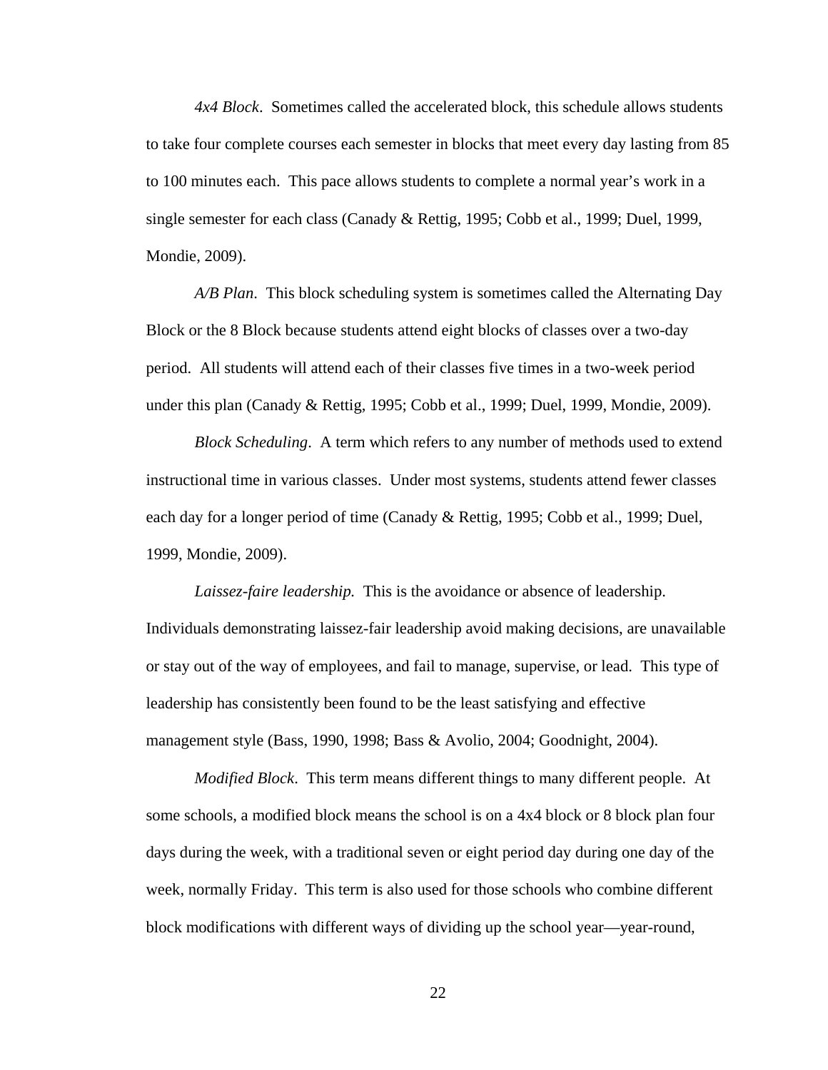*4x4 Block*. Sometimes called the accelerated block, this schedule allows students to take four complete courses each semester in blocks that meet every day lasting from 85 to 100 minutes each. This pace allows students to complete a normal year's work in a single semester for each class (Canady & Rettig, 1995; Cobb et al., 1999; Duel, 1999, Mondie, 2009).

*A/B Plan*. This block scheduling system is sometimes called the Alternating Day Block or the 8 Block because students attend eight blocks of classes over a two-day period. All students will attend each of their classes five times in a two-week period under this plan (Canady & Rettig, 1995; Cobb et al., 1999; Duel, 1999, Mondie, 2009).

*Block Scheduling*. A term which refers to any number of methods used to extend instructional time in various classes. Under most systems, students attend fewer classes each day for a longer period of time (Canady & Rettig, 1995; Cobb et al., 1999; Duel, 1999, Mondie, 2009).

*Laissez-faire leadership.* This is the avoidance or absence of leadership. Individuals demonstrating laissez-fair leadership avoid making decisions, are unavailable or stay out of the way of employees, and fail to manage, supervise, or lead. This type of leadership has consistently been found to be the least satisfying and effective management style (Bass, 1990, 1998; Bass & Avolio, 2004; Goodnight, 2004).

*Modified Block*. This term means different things to many different people. At some schools, a modified block means the school is on a 4x4 block or 8 block plan four days during the week, with a traditional seven or eight period day during one day of the week, normally Friday. This term is also used for those schools who combine different block modifications with different ways of dividing up the school year—year-round,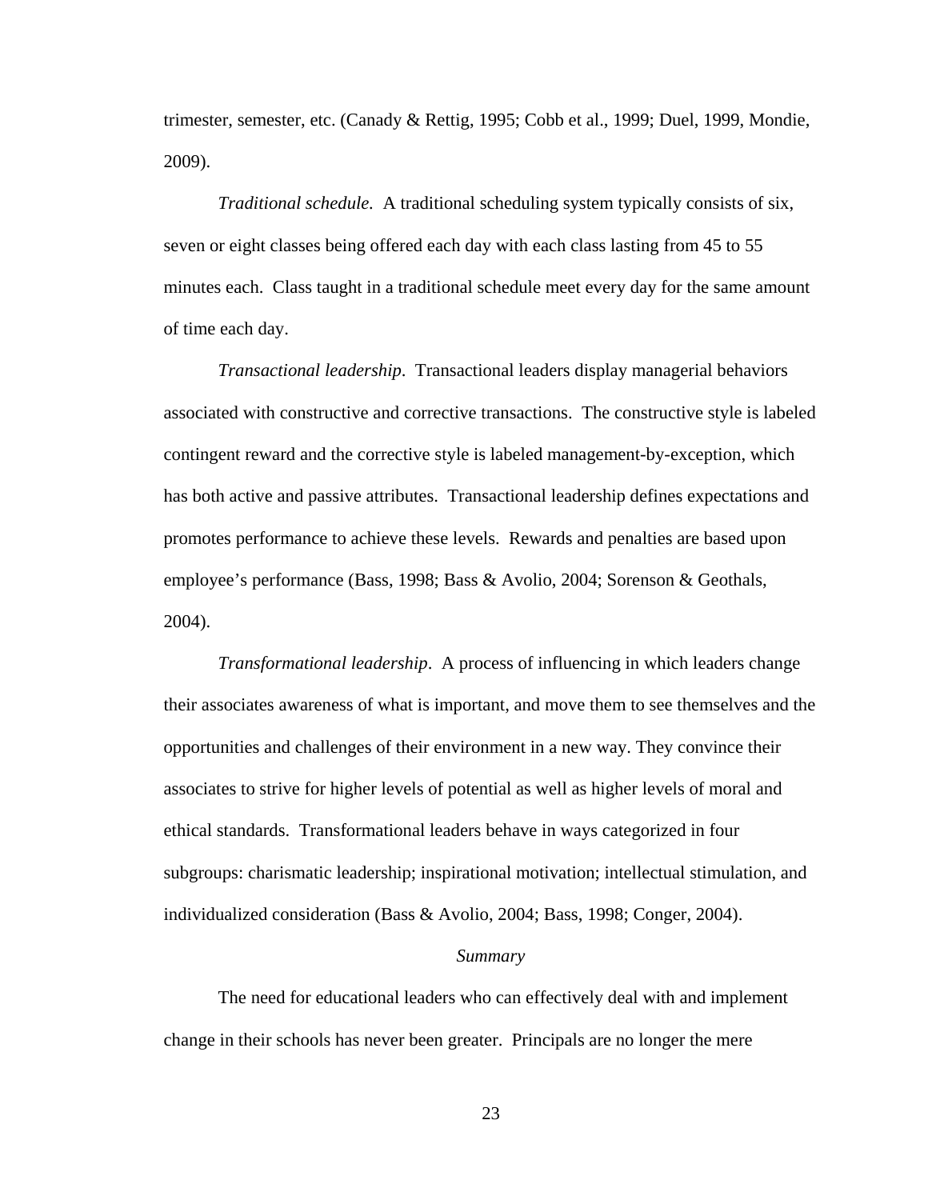trimester, semester, etc. (Canady & Rettig, 1995; Cobb et al., 1999; Duel, 1999, Mondie, 2009).

*Traditional schedule.* A traditional scheduling system typically consists of six, seven or eight classes being offered each day with each class lasting from 45 to 55 minutes each. Class taught in a traditional schedule meet every day for the same amount of time each day.

*Transactional leadership.* Transactional leaders display managerial behaviors associated with constructive and corrective transactions. The constructive style is labeled contingent reward and the corrective style is labeled management-by-exception, which has both active and passive attributes. Transactional leadership defines expectations and promotes performance to achieve these levels. Rewards and penalties are based upon employee's performance (Bass, 1998; Bass & Avolio, 2004; Sorenson & Geothals, 2004).

*Transformational leadership*. A process of influencing in which leaders change their associates awareness of what is important, and move them to see themselves and the opportunities and challenges of their environment in a new way. They convince their associates to strive for higher levels of potential as well as higher levels of moral and ethical standards. Transformational leaders behave in ways categorized in four subgroups: charismatic leadership; inspirational motivation; intellectual stimulation, and individualized consideration (Bass & Avolio, 2004; Bass, 1998; Conger, 2004).

### *Summary*

The need for educational leaders who can effectively deal with and implement change in their schools has never been greater. Principals are no longer the mere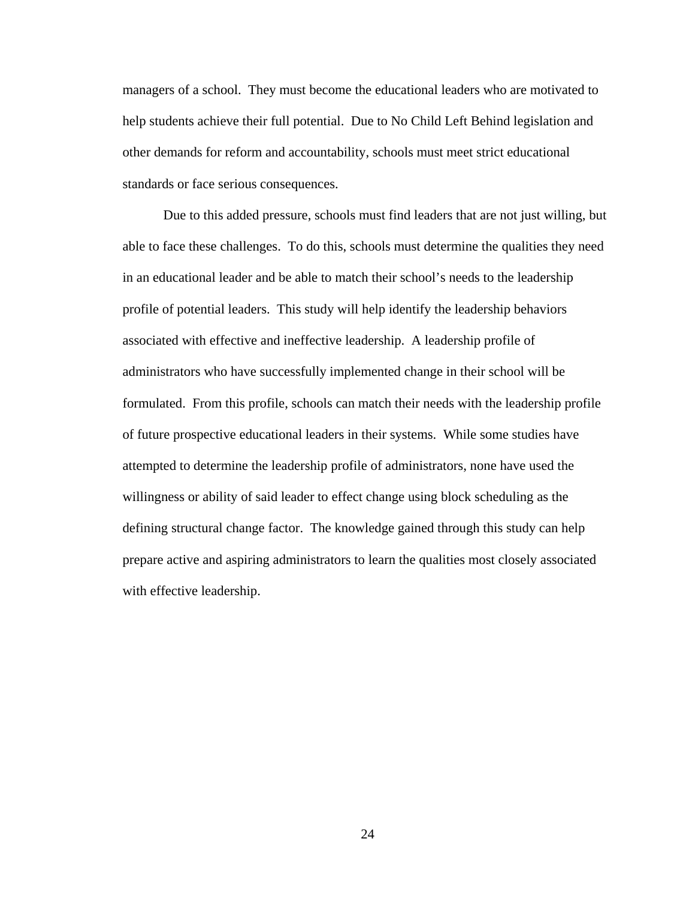managers of a school. They must become the educational leaders who are motivated to help students achieve their full potential. Due to No Child Left Behind legislation and other demands for reform and accountability, schools must meet strict educational standards or face serious consequences.

Due to this added pressure, schools must find leaders that are not just willing, but able to face these challenges. To do this, schools must determine the qualities they need in an educational leader and be able to match their school's needs to the leadership profile of potential leaders. This study will help identify the leadership behaviors associated with effective and ineffective leadership. A leadership profile of administrators who have successfully implemented change in their school will be formulated. From this profile, schools can match their needs with the leadership profile of future prospective educational leaders in their systems. While some studies have attempted to determine the leadership profile of administrators, none have used the willingness or ability of said leader to effect change using block scheduling as the defining structural change factor. The knowledge gained through this study can help prepare active and aspiring administrators to learn the qualities most closely associated with effective leadership.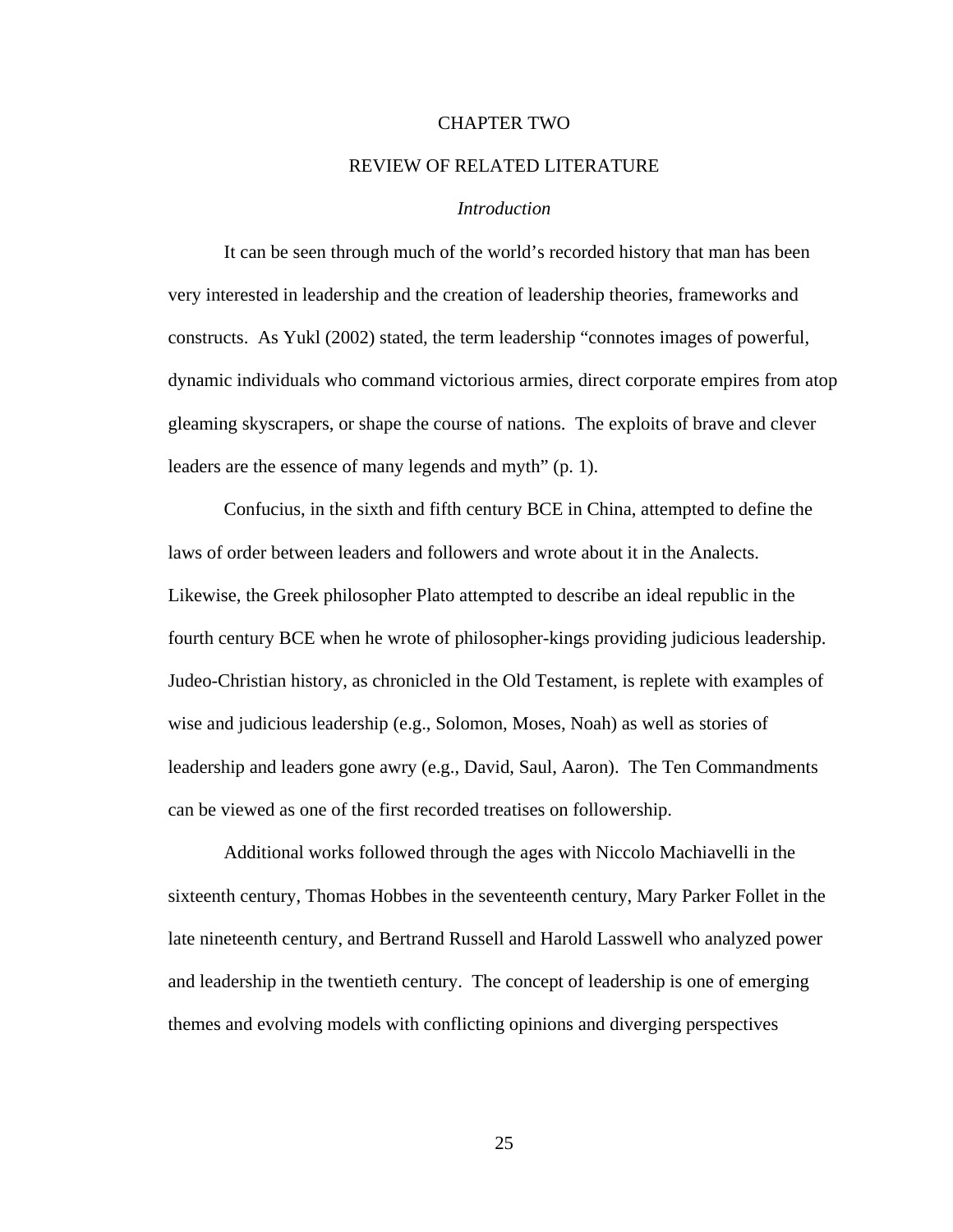# CHAPTER TWO

## REVIEW OF RELATED LITERATURE

### *Introduction*

It can be seen through much of the world's recorded history that man has been very interested in leadership and the creation of leadership theories, frameworks and constructs. As Yukl (2002) stated, the term leadership "connotes images of powerful, dynamic individuals who command victorious armies, direct corporate empires from atop gleaming skyscrapers, or shape the course of nations. The exploits of brave and clever leaders are the essence of many legends and myth" (p. 1).

Confucius, in the sixth and fifth century BCE in China, attempted to define the laws of order between leaders and followers and wrote about it in the Analects. Likewise, the Greek philosopher Plato attempted to describe an ideal republic in the fourth century BCE when he wrote of philosopher-kings providing judicious leadership. Judeo-Christian history, as chronicled in the Old Testament, is replete with examples of wise and judicious leadership (e.g., Solomon, Moses, Noah) as well as stories of leadership and leaders gone awry (e.g., David, Saul, Aaron). The Ten Commandments can be viewed as one of the first recorded treatises on followership.

Additional works followed through the ages with Niccolo Machiavelli in the sixteenth century, Thomas Hobbes in the seventeenth century, Mary Parker Follet in the late nineteenth century, and Bertrand Russell and Harold Lasswell who analyzed power and leadership in the twentieth century. The concept of leadership is one of emerging themes and evolving models with conflicting opinions and diverging perspectives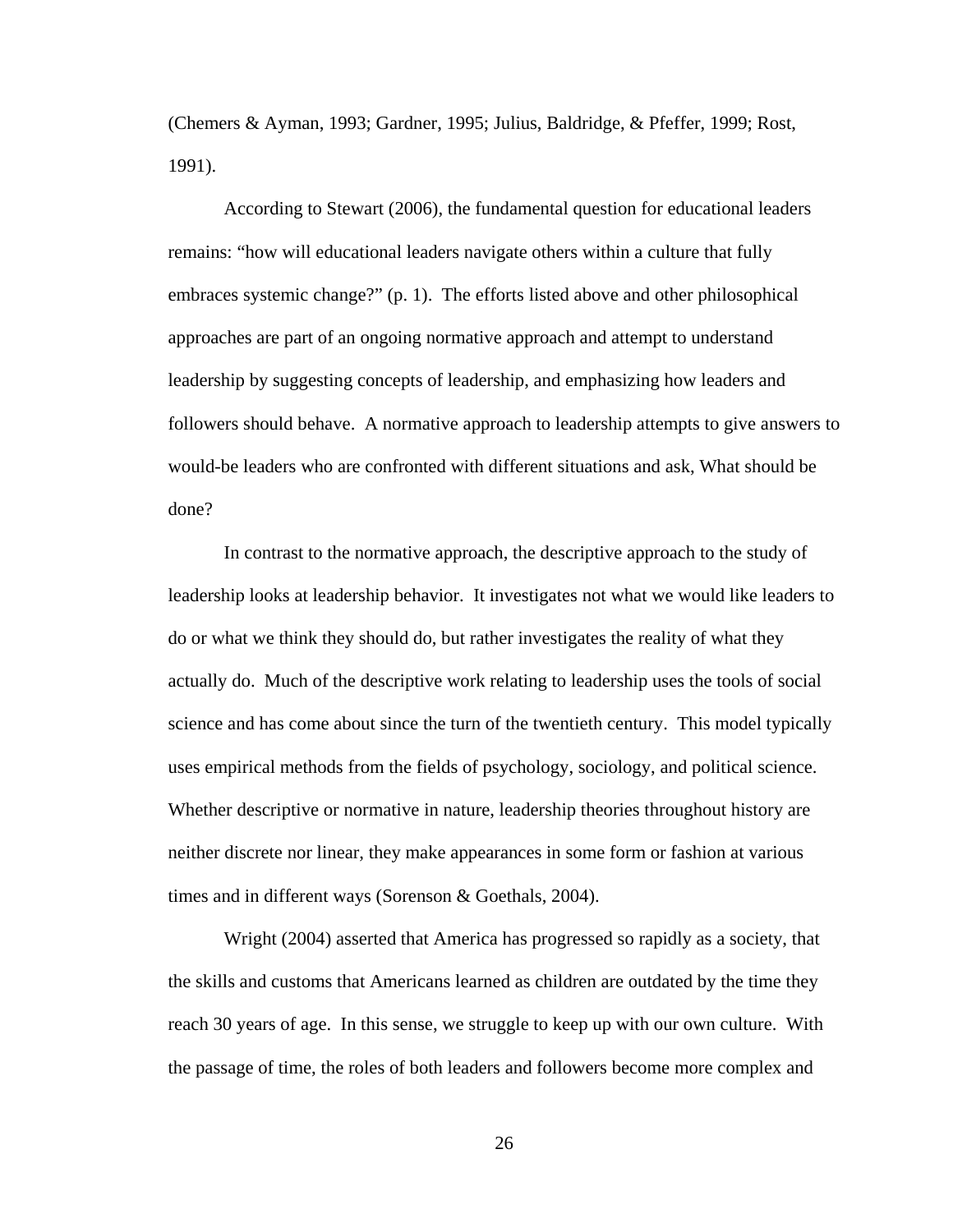(Chemers & Ayman, 1993; Gardner, 1995; Julius, Baldridge, & Pfeffer, 1999; Rost, 1991).

According to Stewart (2006), the fundamental question for educational leaders remains: "how will educational leaders navigate others within a culture that fully embraces systemic change?" (p. 1). The efforts listed above and other philosophical approaches are part of an ongoing normative approach and attempt to understand leadership by suggesting concepts of leadership, and emphasizing how leaders and followers should behave. A normative approach to leadership attempts to give answers to would-be leaders who are confronted with different situations and ask, What should be done?

In contrast to the normative approach, the descriptive approach to the study of leadership looks at leadership behavior. It investigates not what we would like leaders to do or what we think they should do, but rather investigates the reality of what they actually do. Much of the descriptive work relating to leadership uses the tools of social science and has come about since the turn of the twentieth century. This model typically uses empirical methods from the fields of psychology, sociology, and political science. Whether descriptive or normative in nature, leadership theories throughout history are neither discrete nor linear, they make appearances in some form or fashion at various times and in different ways (Sorenson & Goethals, 2004).

Wright (2004) asserted that America has progressed so rapidly as a society, that the skills and customs that Americans learned as children are outdated by the time they reach 30 years of age. In this sense, we struggle to keep up with our own culture. With the passage of time, the roles of both leaders and followers become more complex and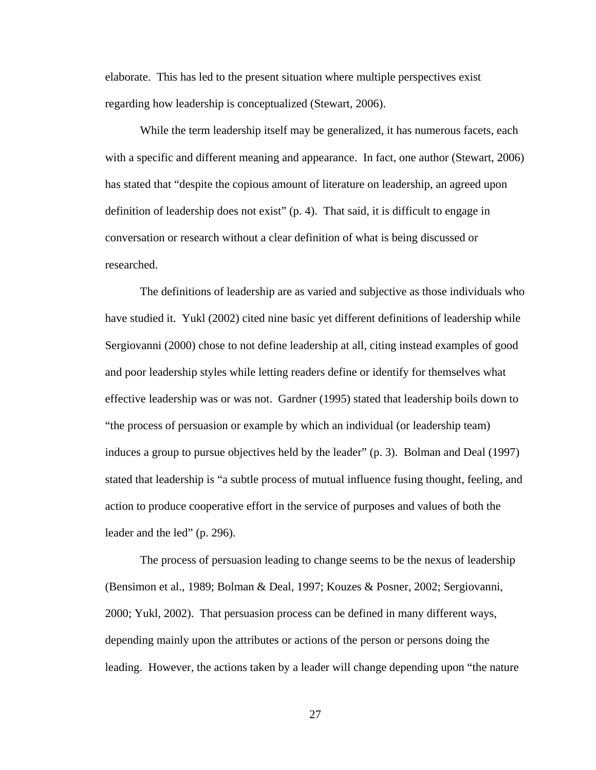elaborate. This has led to the present situation where multiple perspectives exist regarding how leadership is conceptualized (Stewart, 2006).

While the term leadership itself may be generalized, it has numerous facets, each with a specific and different meaning and appearance. In fact, one author (Stewart, 2006) has stated that "despite the copious amount of literature on leadership, an agreed upon definition of leadership does not exist" (p. 4). That said, it is difficult to engage in conversation or research without a clear definition of what is being discussed or researched.

The definitions of leadership are as varied and subjective as those individuals who have studied it. Yukl (2002) cited nine basic yet different definitions of leadership while Sergiovanni (2000) chose to not define leadership at all, citing instead examples of good and poor leadership styles while letting readers define or identify for themselves what effective leadership was or was not. Gardner (1995) stated that leadership boils down to "the process of persuasion or example by which an individual (or leadership team) induces a group to pursue objectives held by the leader" (p. 3). Bolman and Deal (1997) stated that leadership is "a subtle process of mutual influence fusing thought, feeling, and action to produce cooperative effort in the service of purposes and values of both the leader and the led" (p. 296).

The process of persuasion leading to change seems to be the nexus of leadership (Bensimon et al., 1989; Bolman & Deal, 1997; Kouzes & Posner, 2002; Sergiovanni, 2000; Yukl, 2002). That persuasion process can be defined in many different ways, depending mainly upon the attributes or actions of the person or persons doing the leading. However, the actions taken by a leader will change depending upon "the nature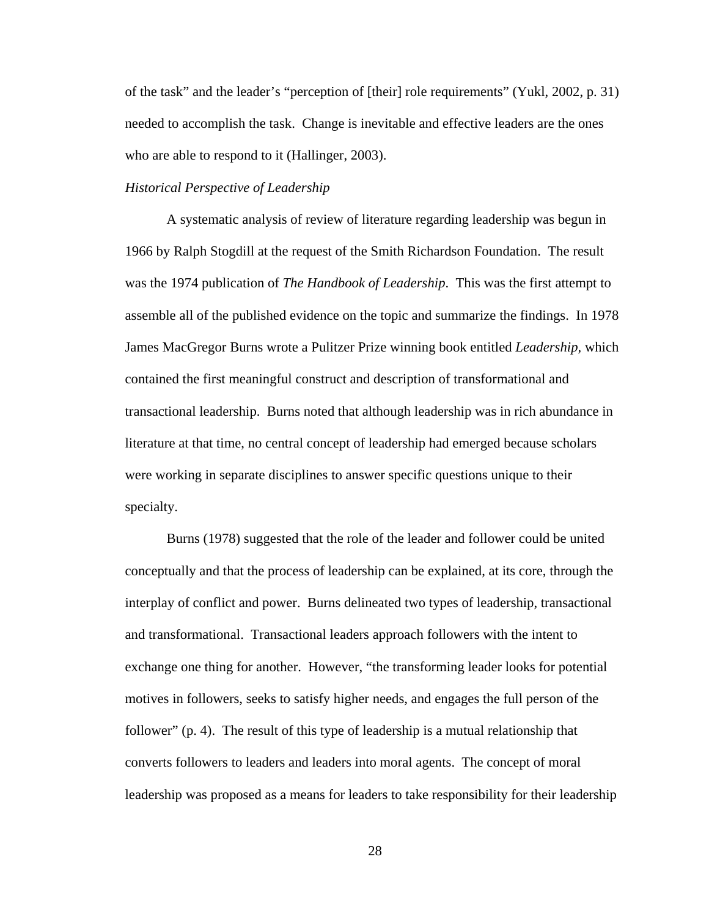of the task" and the leader's "perception of [their] role requirements" (Yukl, 2002, p. 31) needed to accomplish the task. Change is inevitable and effective leaders are the ones who are able to respond to it (Hallinger, 2003).

*Historical Perspective of Leadership*

A systematic analysis of review of literature regarding leadership was begun in 1966 by Ralph Stogdill at the request of the Smith Richardson Foundation. The result was the 1974 publication of *The Handbook of Leadership*. This was the first attempt to assemble all of the published evidence on the topic and summarize the findings. In 1978 James MacGregor Burns wrote a Pulitzer Prize winning book entitled *Leadership*, which contained the first meaningful construct and description of transformational and transactional leadership. Burns noted that although leadership was in rich abundance in literature at that time, no central concept of leadership had emerged because scholars were working in separate disciplines to answer specific questions unique to their specialty.

Burns (1978) suggested that the role of the leader and follower could be united conceptually and that the process of leadership can be explained, at its core, through the interplay of conflict and power. Burns delineated two types of leadership, transactional and transformational. Transactional leaders approach followers with the intent to exchange one thing for another. However, "the transforming leader looks for potential motives in followers, seeks to satisfy higher needs, and engages the full person of the follower" (p. 4). The result of this type of leadership is a mutual relationship that converts followers to leaders and leaders into moral agents. The concept of moral leadership was proposed as a means for leaders to take responsibility for their leadership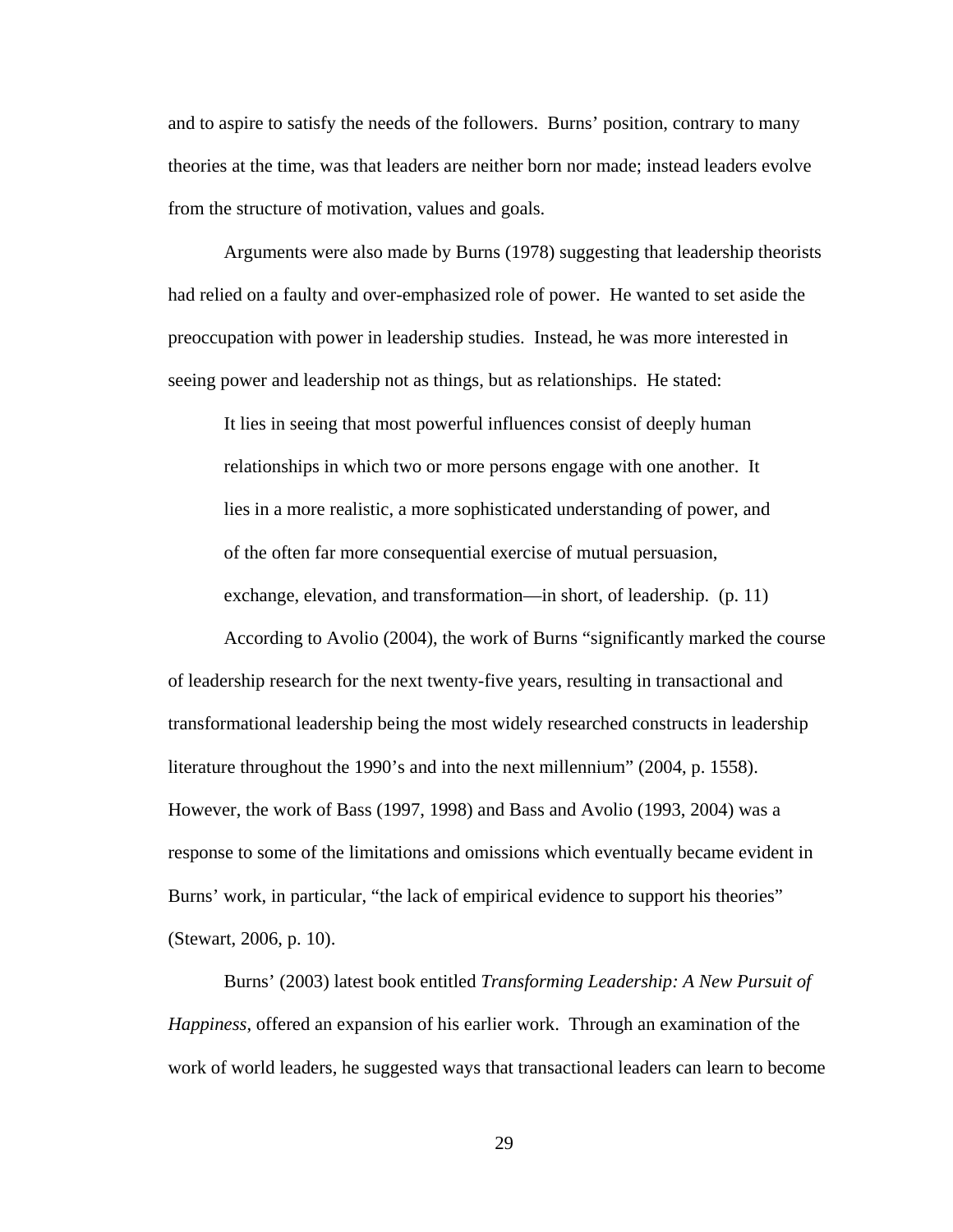and to aspire to satisfy the needs of the followers. Burns' position, contrary to many theories at the time, was that leaders are neither born nor made; instead leaders evolve from the structure of motivation, values and goals.

Arguments were also made by Burns (1978) suggesting that leadership theorists had relied on a faulty and over-emphasized role of power. He wanted to set aside the preoccupation with power in leadership studies. Instead, he was more interested in seeing power and leadership not as things, but as relationships. He stated:

> It lies in seeing that most powerful influences consist of deeply human relationships in which two or more persons engage with one another. It lies in a more realistic, a more sophisticated understanding of power, and of the often far more consequential exercise of mutual persuasion, exchange, elevation, and transformation—in short, of leadership. (p. 11)

According to Avolio (2004), the work of Burns "significantly marked the course of leadership research for the next twenty-five years, resulting in transactional and transformational leadership being the most widely researched constructs in leadership literature throughout the 1990's and into the next millennium" (2004, p. 1558). However, the work of Bass (1997, 1998) and Bass and Avolio (1993, 2004) was a response to some of the limitations and omissions which eventually became evident in Burns' work, in particular, "the lack of empirical evidence to support his theories" (Stewart, 2006, p. 10).

Burns' (2003) latest book entitled *Transforming Leadership: A New Pursuit of Happiness*, offered an expansion of his earlier work. Through an examination of the work of world leaders, he suggested ways that transactional leaders can learn to become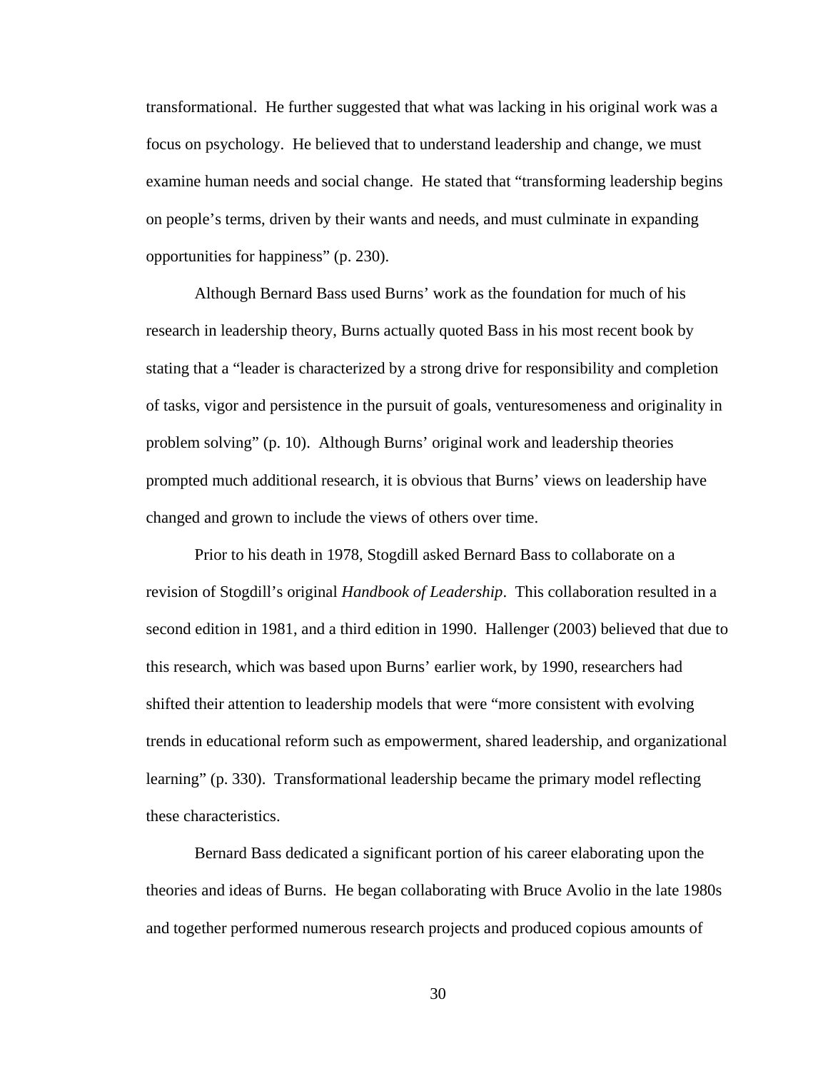transformational. He further suggested that what was lacking in his original work was a focus on psychology. He believed that to understand leadership and change, we must examine human needs and social change. He stated that "transforming leadership begins on people's terms, driven by their wants and needs, and must culminate in expanding opportunities for happiness" (p. 230).

Although Bernard Bass used Burns' work as the foundation for much of his research in leadership theory, Burns actually quoted Bass in his most recent book by stating that a "leader is characterized by a strong drive for responsibility and completion of tasks, vigor and persistence in the pursuit of goals, venturesomeness and originality in problem solving" (p. 10). Although Burns' original work and leadership theories prompted much additional research, it is obvious that Burns' views on leadership have changed and grown to include the views of others over time.

Prior to his death in 1978, Stogdill asked Bernard Bass to collaborate on a revision of Stogdill's original *Handbook of Leadership*. This collaboration resulted in a second edition in 1981, and a third edition in 1990. Hallenger (2003) believed that due to this research, which was based upon Burns' earlier work, by 1990, researchers had shifted their attention to leadership models that were "more consistent with evolving trends in educational reform such as empowerment, shared leadership, and organizational learning" (p. 330). Transformational leadership became the primary model reflecting these characteristics.

Bernard Bass dedicated a significant portion of his career elaborating upon the theories and ideas of Burns. He began collaborating with Bruce Avolio in the late 1980s and together performed numerous research projects and produced copious amounts of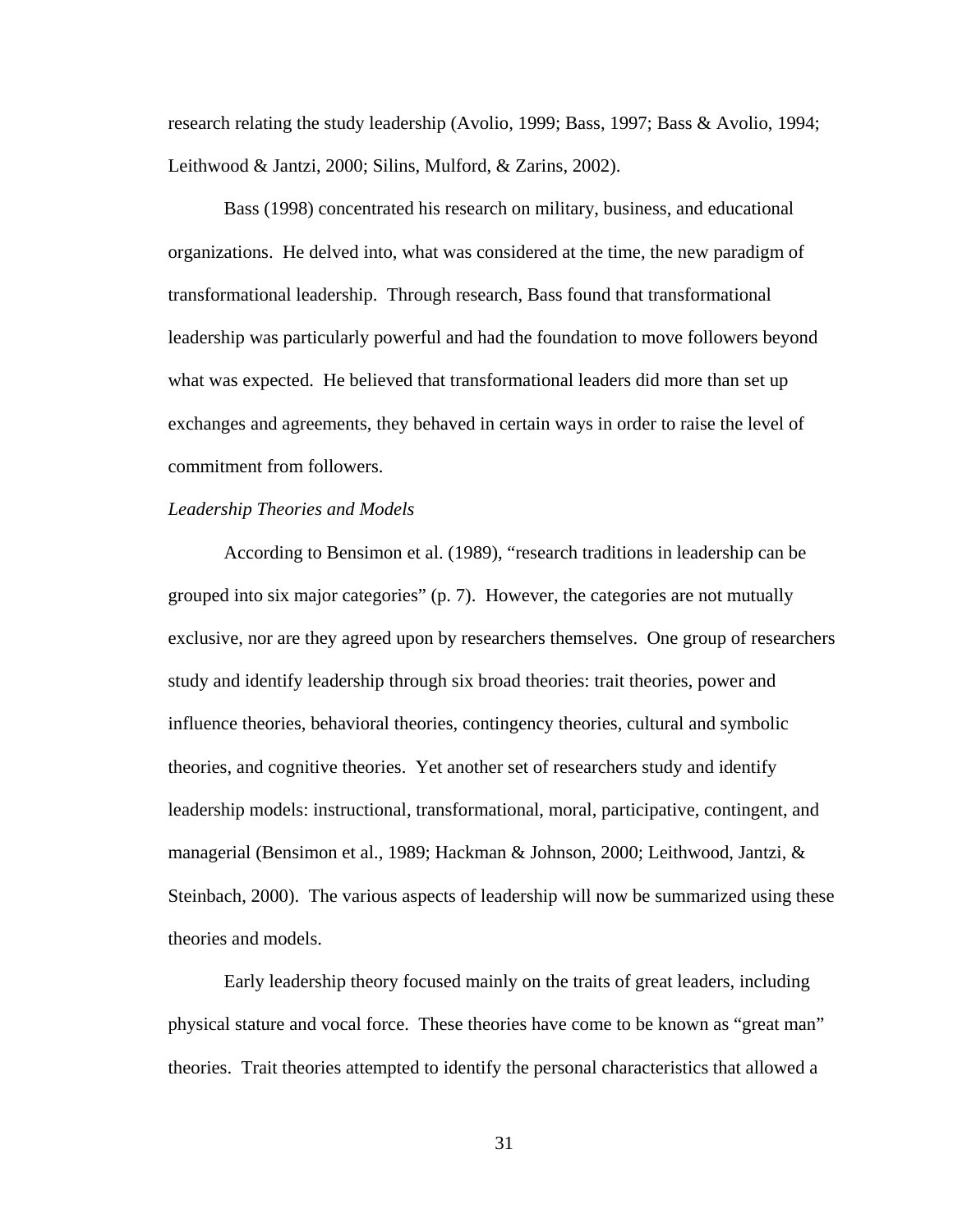research relating the study leadership (Avolio, 1999; Bass, 1997; Bass & Avolio, 1994; Leithwood & Jantzi, 2000; Silins, Mulford, & Zarins, 2002).

Bass (1998) concentrated his research on military, business, and educational organizations. He delved into, what was considered at the time, the new paradigm of transformational leadership. Through research, Bass found that transformational leadership was particularly powerful and had the foundation to move followers beyond what was expected. He believed that transformational leaders did more than set up exchanges and agreements, they behaved in certain ways in order to raise the level of commitment from followers.

*Leadership Theories and Models*

According to Bensimon et al. (1989), "research traditions in leadership can be grouped into six major categories" (p. 7). However, the categories are not mutually exclusive, nor are they agreed upon by researchers themselves. One group of researchers study and identify leadership through six broad theories: trait theories, power and influence theories, behavioral theories, contingency theories, cultural and symbolic theories, and cognitive theories. Yet another set of researchers study and identify leadership models: instructional, transformational, moral, participative, contingent, and managerial (Bensimon et al., 1989; Hackman & Johnson, 2000; Leithwood, Jantzi, & Steinbach, 2000). The various aspects of leadership will now be summarized using these theories and models.

Early leadership theory focused mainly on the traits of great leaders, including physical stature and vocal force. These theories have come to be known as "great man" theories. Trait theories attempted to identify the personal characteristics that allowed a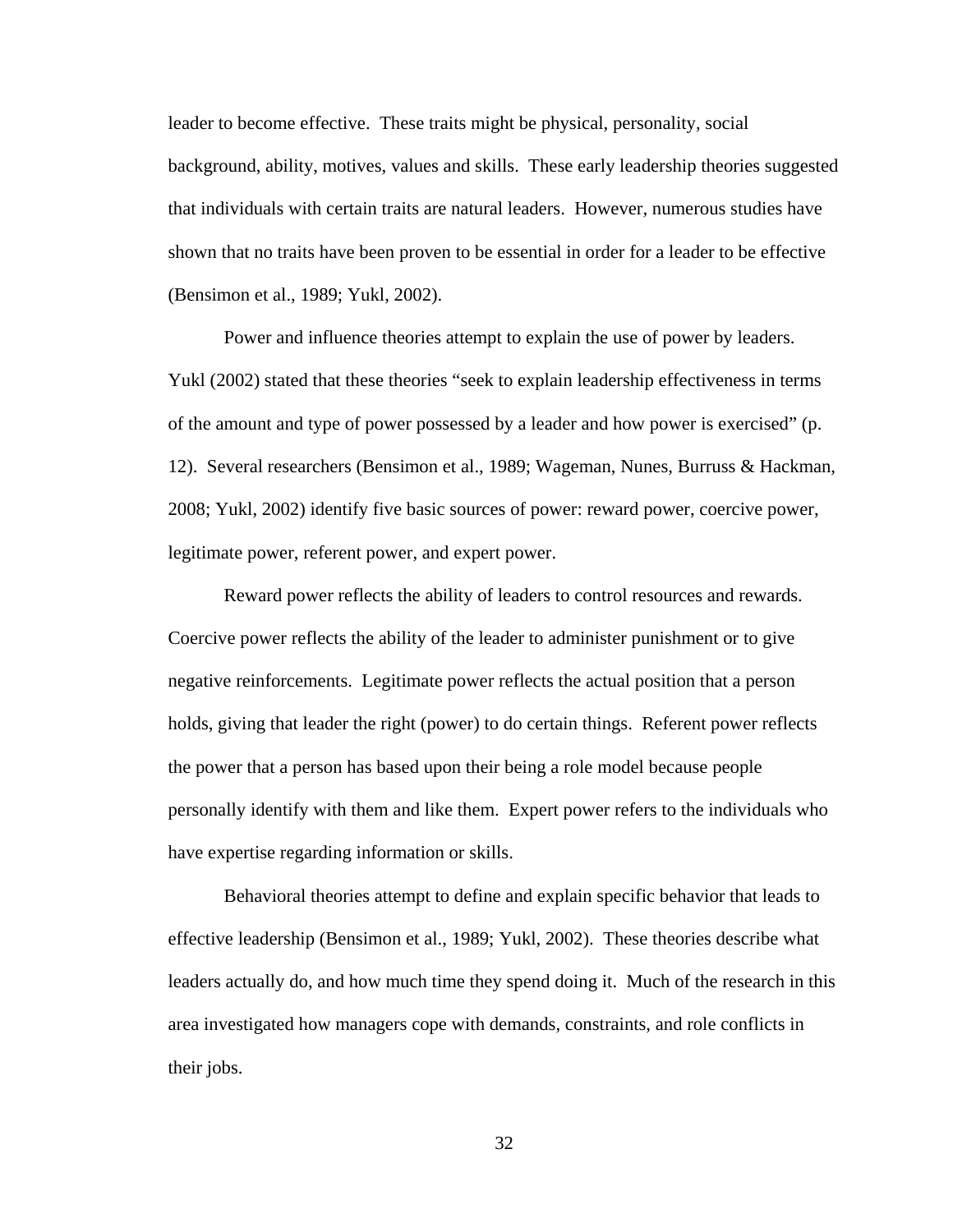leader to become effective. These traits might be physical, personality, social background, ability, motives, values and skills. These early leadership theories suggested that individuals with certain traits are natural leaders. However, numerous studies have shown that no traits have been proven to be essential in order for a leader to be effective (Bensimon et al., 1989; Yukl, 2002).

Power and influence theories attempt to explain the use of power by leaders. Yukl (2002) stated that these theories "seek to explain leadership effectiveness in terms of the amount and type of power possessed by a leader and how power is exercised" (p. 12). Several researchers (Bensimon et al., 1989; Wageman, Nunes, Burruss & Hackman, 2008; Yukl, 2002) identify five basic sources of power: reward power, coercive power, legitimate power, referent power, and expert power.

Reward power reflects the ability of leaders to control resources and rewards. Coercive power reflects the ability of the leader to administer punishment or to give negative reinforcements. Legitimate power reflects the actual position that a person holds, giving that leader the right (power) to do certain things. Referent power reflects the power that a person has based upon their being a role model because people personally identify with them and like them. Expert power refers to the individuals who have expertise regarding information or skills.

Behavioral theories attempt to define and explain specific behavior that leads to effective leadership (Bensimon et al., 1989; Yukl, 2002). These theories describe what leaders actually do, and how much time they spend doing it. Much of the research in this area investigated how managers cope with demands, constraints, and role conflicts in their jobs.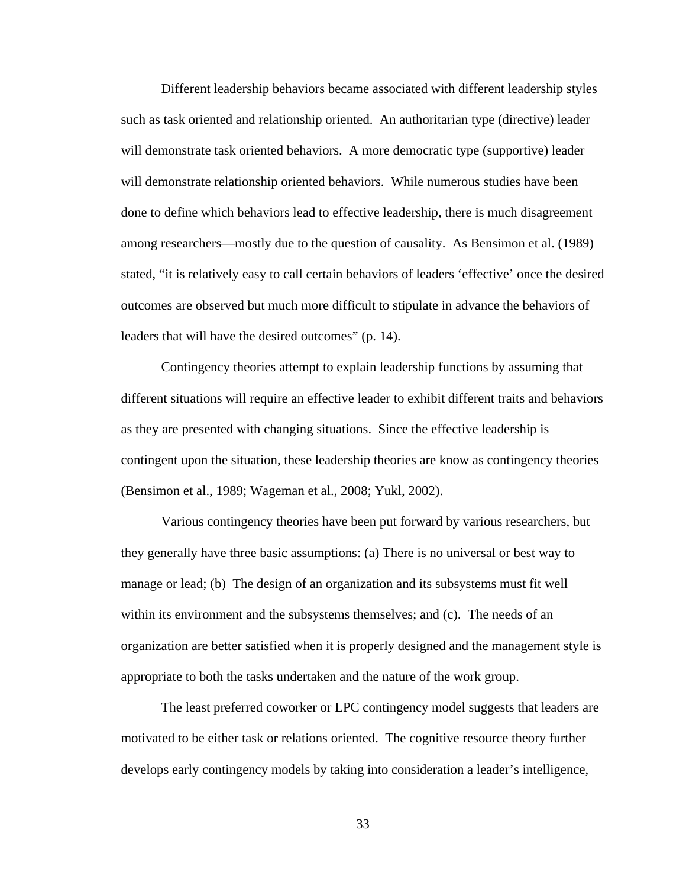Different leadership behaviors became associated with different leadership styles such as task oriented and relationship oriented. An authoritarian type (directive) leader will demonstrate task oriented behaviors. A more democratic type (supportive) leader will demonstrate relationship oriented behaviors. While numerous studies have been done to define which behaviors lead to effective leadership, there is much disagreement among researchers—mostly due to the question of causality. As Bensimon et al. (1989) stated, "it is relatively easy to call certain behaviors of leaders 'effective' once the desired outcomes are observed but much more difficult to stipulate in advance the behaviors of leaders that will have the desired outcomes" (p. 14).

Contingency theories attempt to explain leadership functions by assuming that different situations will require an effective leader to exhibit different traits and behaviors as they are presented with changing situations. Since the effective leadership is contingent upon the situation, these leadership theories are know as contingency theories (Bensimon et al., 1989; Wageman et al., 2008; Yukl, 2002).

Various contingency theories have been put forward by various researchers, but they generally have three basic assumptions: (a) There is no universal or best way to manage or lead; (b) The design of an organization and its subsystems must fit well within its environment and the subsystems themselves; and (c). The needs of an organization are better satisfied when it is properly designed and the management style is appropriate to both the tasks undertaken and the nature of the work group.

The least preferred coworker or LPC contingency model suggests that leaders are motivated to be either task or relations oriented. The cognitive resource theory further develops early contingency models by taking into consideration a leader's intelligence,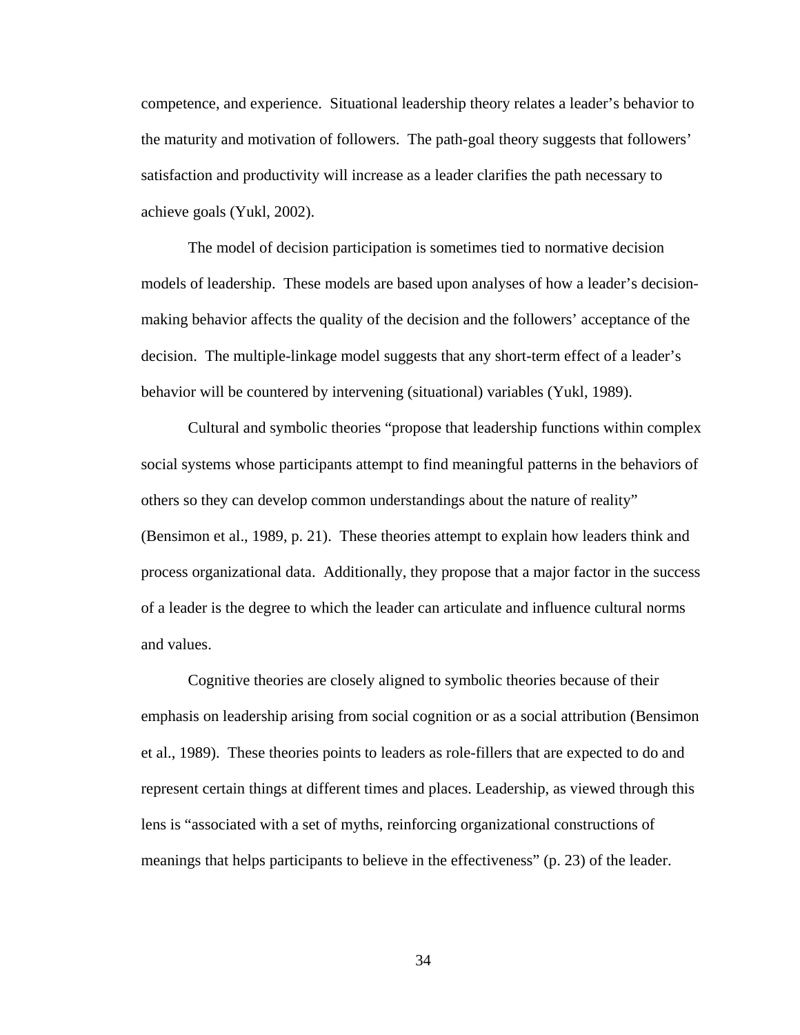competence, and experience. Situational leadership theory relates a leader's behavior to the maturity and motivation of followers. The path-goal theory suggests that followers' satisfaction and productivity will increase as a leader clarifies the path necessary to achieve goals (Yukl, 2002).

The model of decision participation is sometimes tied to normative decision models of leadership. These models are based upon analyses of how a leader's decision-making behavior affects the quality of the decision and the followers' acceptance of the decision. The multiple-linkage model suggests that any short-term effect of a leader's behavior will be countered by intervening (situational) variables (Yukl, 1989).

Cultural and symbolic theories "propose that leadership functions within complex social systems whose participants attempt to find meaningful patterns in the behaviors of others so they can develop common understandings about the nature of reality" (Bensimon et al., 1989, p. 21). These theories attempt to explain how leaders think and process organizational data. Additionally, they propose that a major factor in the success of a leader is the degree to which the leader can articulate and influence cultural norms and values.

Cognitive theories are closely aligned to symbolic theories because of their emphasis on leadership arising from social cognition or as a social attribution (Bensimon et al., 1989). These theories points to leaders as role-fillers that are expected to do and represent certain things at different times and places. Leadership, as viewed through this lens is "associated with a set of myths, reinforcing organizational constructions of meanings that helps participants to believe in the effectiveness" (p. 23) of the leader.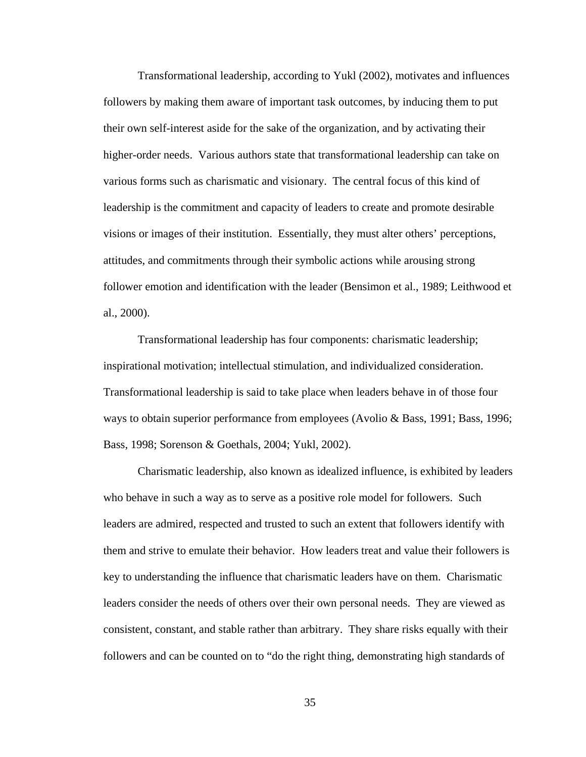Transformational leadership, according to Yukl (2002), motivates and influences followers by making them aware of important task outcomes, by inducing them to put their own self-interest aside for the sake of the organization, and by activating their higher-order needs. Various authors state that transformational leadership can take on various forms such as charismatic and visionary. The central focus of this kind of leadership is the commitment and capacity of leaders to create and promote desirable visions or images of their institution. Essentially, they must alter others' perceptions, attitudes, and commitments through their symbolic actions while arousing strong follower emotion and identification with the leader (Bensimon et al., 1989; Leithwood et al., 2000).

Transformational leadership has four components: charismatic leadership; inspirational motivation; intellectual stimulation, and individualized consideration. Transformational leadership is said to take place when leaders behave in of those four ways to obtain superior performance from employees (Avolio & Bass, 1991; Bass, 1996; Bass, 1998; Sorenson & Goethals, 2004; Yukl, 2002).

Charismatic leadership, also known as idealized influence, is exhibited by leaders who behave in such a way as to serve as a positive role model for followers. Such leaders are admired, respected and trusted to such an extent that followers identify with them and strive to emulate their behavior. How leaders treat and value their followers is key to understanding the influence that charismatic leaders have on them. Charismatic leaders consider the needs of others over their own personal needs. They are viewed as consistent, constant, and stable rather than arbitrary. They share risks equally with their followers and can be counted on to "do the right thing, demonstrating high standards of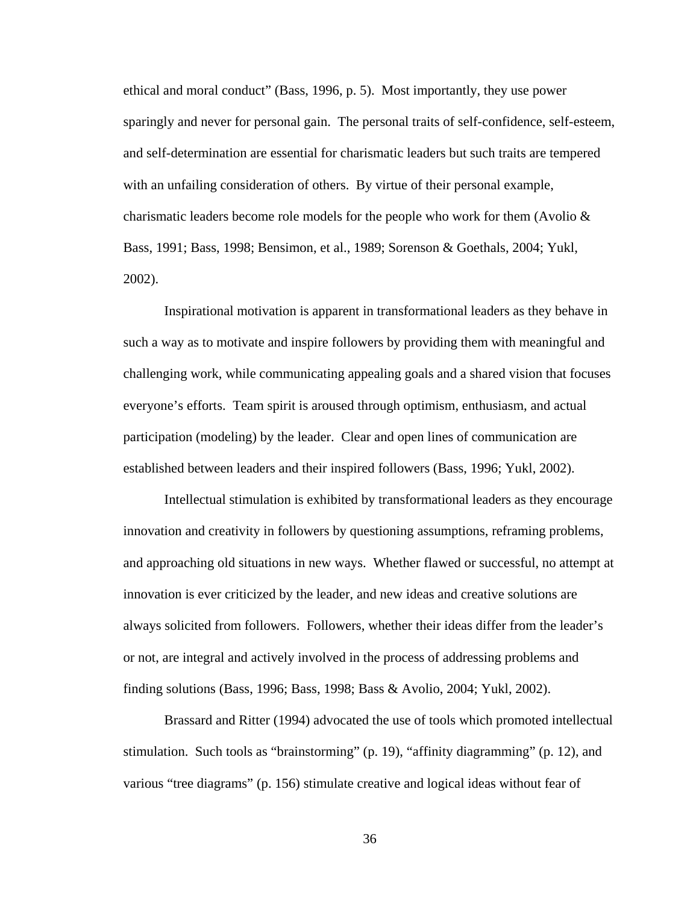ethical and moral conduct" (Bass, 1996, p. 5). Most importantly, they use power sparingly and never for personal gain. The personal traits of self-confidence, self-esteem, and self-determination are essential for charismatic leaders but such traits are tempered with an unfailing consideration of others. By virtue of their personal example, charismatic leaders become role models for the people who work for them (Avolio & Bass, 1991; Bass, 1998; Bensimon, et al., 1989; Sorenson & Goethals, 2004; Yukl, 2002).

Inspirational motivation is apparent in transformational leaders as they behave in such a way as to motivate and inspire followers by providing them with meaningful and challenging work, while communicating appealing goals and a shared vision that focuses everyone's efforts. Team spirit is aroused through optimism, enthusiasm, and actual participation (modeling) by the leader. Clear and open lines of communication are established between leaders and their inspired followers (Bass, 1996; Yukl, 2002).

Intellectual stimulation is exhibited by transformational leaders as they encourage innovation and creativity in followers by questioning assumptions, reframing problems, and approaching old situations in new ways. Whether flawed or successful, no attempt at innovation is ever criticized by the leader, and new ideas and creative solutions are always solicited from followers. Followers, whether their ideas differ from the leader's or not, are integral and actively involved in the process of addressing problems and finding solutions (Bass, 1996; Bass, 1998; Bass & Avolio, 2004; Yukl, 2002).

Brassard and Ritter (1994) advocated the use of tools which promoted intellectual stimulation. Such tools as "brainstorming" (p. 19), "affinity diagramming" (p. 12), and various "tree diagrams" (p. 156) stimulate creative and logical ideas without fear of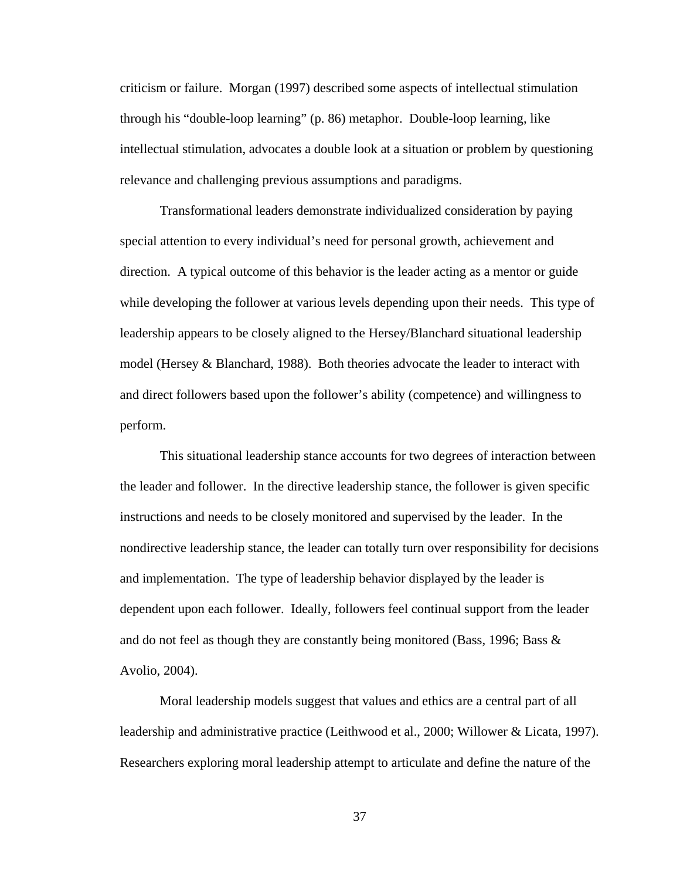criticism or failure. Morgan (1997) described some aspects of intellectual stimulation through his "double-loop learning" (p. 86) metaphor. Double-loop learning, like intellectual stimulation, advocates a double look at a situation or problem by questioning relevance and challenging previous assumptions and paradigms.

Transformational leaders demonstrate individualized consideration by paying special attention to every individual's need for personal growth, achievement and direction. A typical outcome of this behavior is the leader acting as a mentor or guide while developing the follower at various levels depending upon their needs. This type of leadership appears to be closely aligned to the Hersey/Blanchard situational leadership model (Hersey & Blanchard, 1988). Both theories advocate the leader to interact with and direct followers based upon the follower's ability (competence) and willingness to perform.

This situational leadership stance accounts for two degrees of interaction between the leader and follower. In the directive leadership stance, the follower is given specific instructions and needs to be closely monitored and supervised by the leader. In the nondirective leadership stance, the leader can totally turn over responsibility for decisions and implementation. The type of leadership behavior displayed by the leader is dependent upon each follower. Ideally, followers feel continual support from the leader and do not feel as though they are constantly being monitored (Bass, 1996; Bass & Avolio, 2004).

Moral leadership models suggest that values and ethics are a central part of all leadership and administrative practice (Leithwood et al., 2000; Willower & Licata, 1997). Researchers exploring moral leadership attempt to articulate and define the nature of the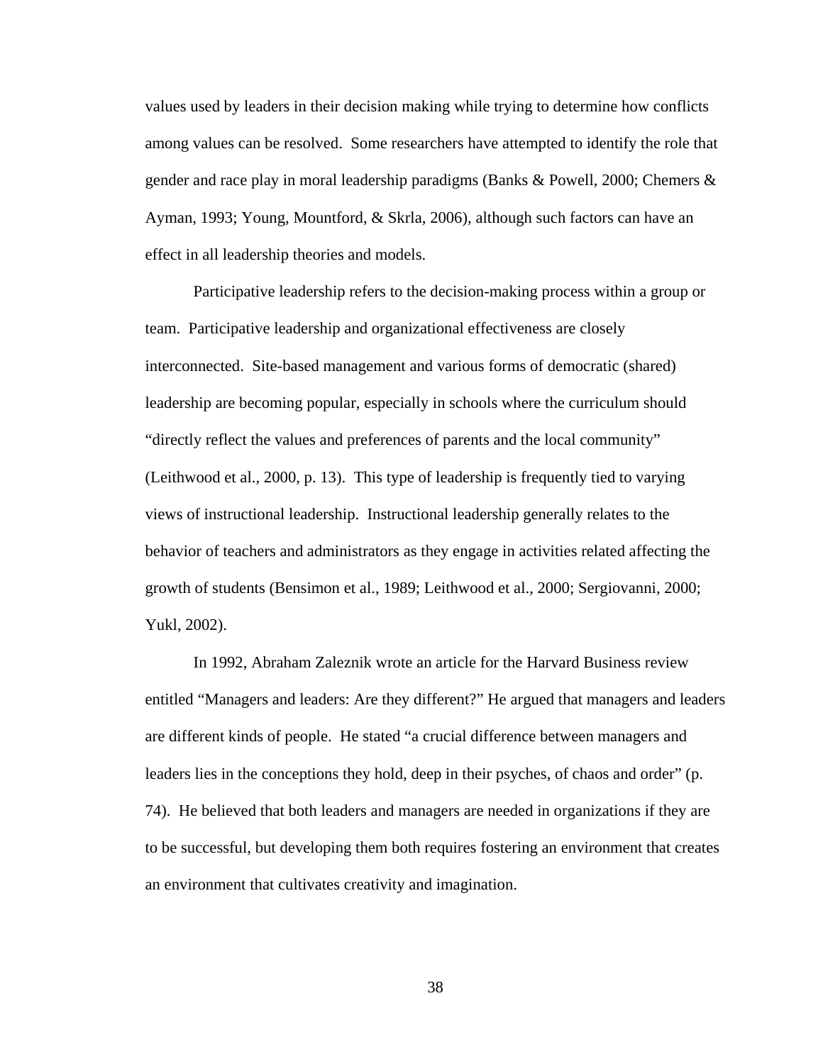values used by leaders in their decision making while trying to determine how conflicts among values can be resolved. Some researchers have attempted to identify the role that gender and race play in moral leadership paradigms (Banks & Powell, 2000; Chemers & Ayman, 1993; Young, Mountford, & Skrla, 2006), although such factors can have an effect in all leadership theories and models.

Participative leadership refers to the decision-making process within a group or team. Participative leadership and organizational effectiveness are closely interconnected. Site-based management and various forms of democratic (shared) leadership are becoming popular, especially in schools where the curriculum should "directly reflect the values and preferences of parents and the local community" (Leithwood et al., 2000, p. 13). This type of leadership is frequently tied to varying views of instructional leadership. Instructional leadership generally relates to the behavior of teachers and administrators as they engage in activities related affecting the growth of students (Bensimon et al., 1989; Leithwood et al., 2000; Sergiovanni, 2000; Yukl, 2002).

In 1992, Abraham Zaleznik wrote an article for the Harvard Business review entitled "Managers and leaders: Are they different?" He argued that managers and leaders are different kinds of people. He stated "a crucial difference between managers and leaders lies in the conceptions they hold, deep in their psyches, of chaos and order" (p. 74). He believed that both leaders and managers are needed in organizations if they are to be successful, but developing them both requires fostering an environment that creates an environment that cultivates creativity and imagination.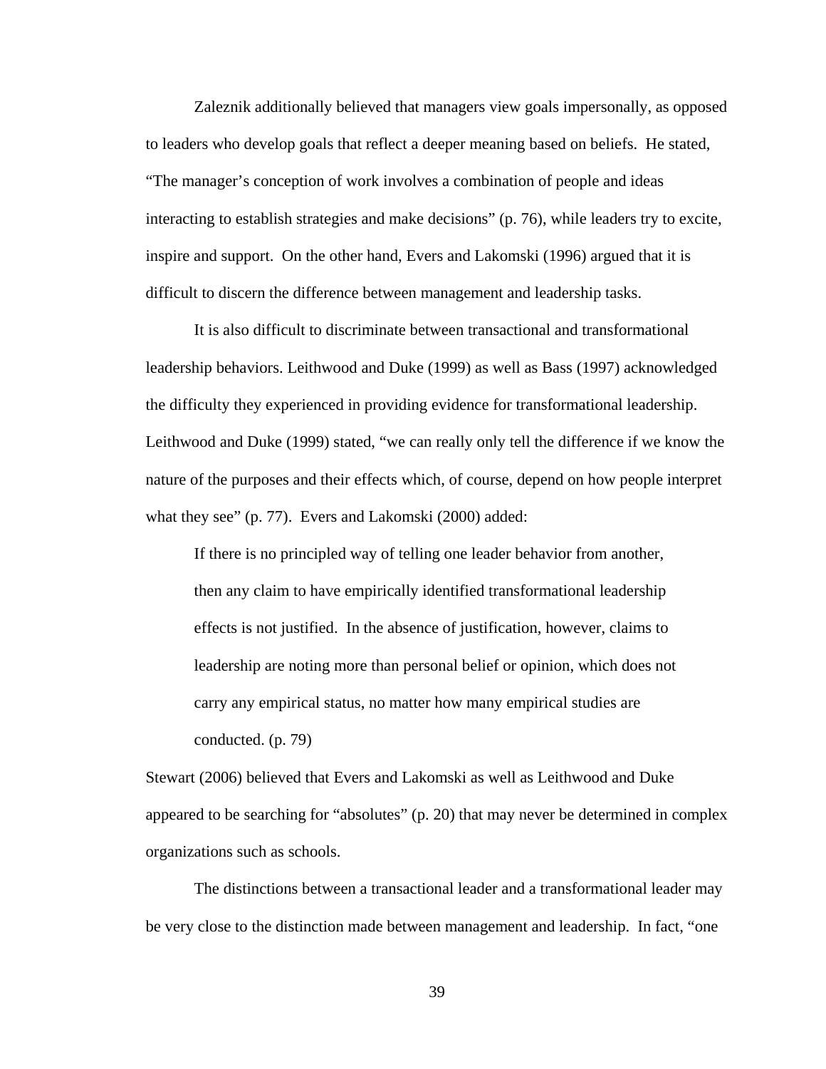Zaleznik additionally believed that managers view goals impersonally, as opposed to leaders who develop goals that reflect a deeper meaning based on beliefs. He stated, "The manager's conception of work involves a combination of people and ideas interacting to establish strategies and make decisions" (p. 76), while leaders try to excite, inspire and support. On the other hand, Evers and Lakomski (1996) argued that it is difficult to discern the difference between management and leadership tasks.

It is also difficult to discriminate between transactional and transformational leadership behaviors. Leithwood and Duke (1999) as well as Bass (1997) acknowledged the difficulty they experienced in providing evidence for transformational leadership. Leithwood and Duke (1999) stated, "we can really only tell the difference if we know the nature of the purposes and their effects which, of course, depend on how people interpret what they see" (p. 77). Evers and Lakomski (2000) added:

> If there is no principled way of telling one leader behavior from another, then any claim to have empirically identified transformational leadership effects is not justified. In the absence of justification, however, claims to leadership are noting more than personal belief or opinion, which does not carry any empirical status, no matter how many empirical studies are conducted. (p. 79)

Stewart (2006) believed that Evers and Lakomski as well as Leithwood and Duke appeared to be searching for "absolutes" (p. 20) that may never be determined in complex organizations such as schools.

The distinctions between a transactional leader and a transformational leader may be very close to the distinction made between management and leadership. In fact, "one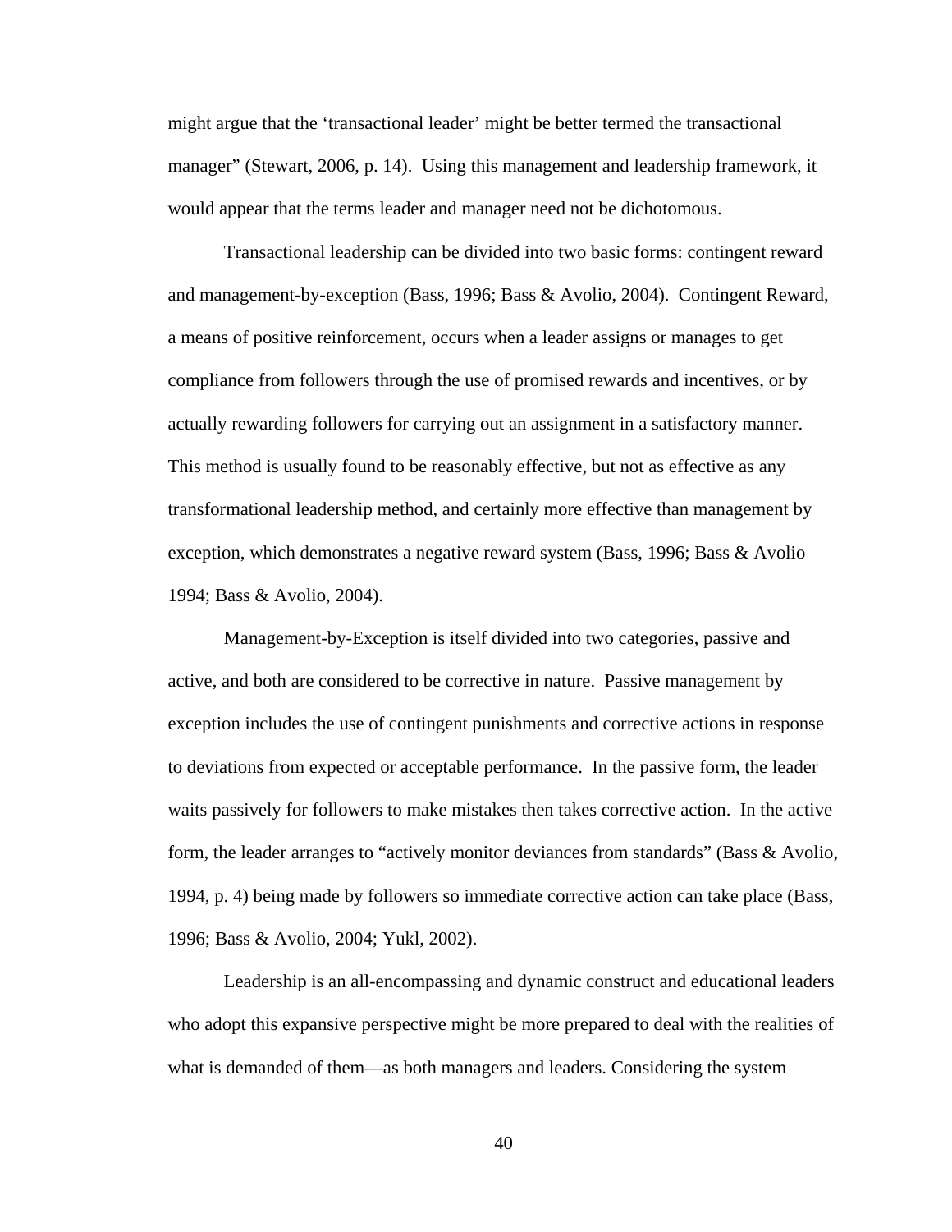might argue that the 'transactional leader' might be better termed the transactional manager" (Stewart, 2006, p. 14). Using this management and leadership framework, it would appear that the terms leader and manager need not be dichotomous.

Transactional leadership can be divided into two basic forms: contingent reward and management-by-exception (Bass, 1996; Bass & Avolio, 2004). Contingent Reward, a means of positive reinforcement, occurs when a leader assigns or manages to get compliance from followers through the use of promised rewards and incentives, or by actually rewarding followers for carrying out an assignment in a satisfactory manner. This method is usually found to be reasonably effective, but not as effective as any transformational leadership method, and certainly more effective than management by exception, which demonstrates a negative reward system (Bass, 1996; Bass & Avolio 1994; Bass & Avolio, 2004).

Management-by-Exception is itself divided into two categories, passive and active, and both are considered to be corrective in nature. Passive management by exception includes the use of contingent punishments and corrective actions in response to deviations from expected or acceptable performance. In the passive form, the leader waits passively for followers to make mistakes then takes corrective action. In the active form, the leader arranges to "actively monitor deviances from standards" (Bass & Avolio, 1994, p. 4) being made by followers so immediate corrective action can take place (Bass, 1996; Bass & Avolio, 2004; Yukl, 2002).

Leadership is an all-encompassing and dynamic construct and educational leaders who adopt this expansive perspective might be more prepared to deal with the realities of what is demanded of them—as both managers and leaders. Considering the system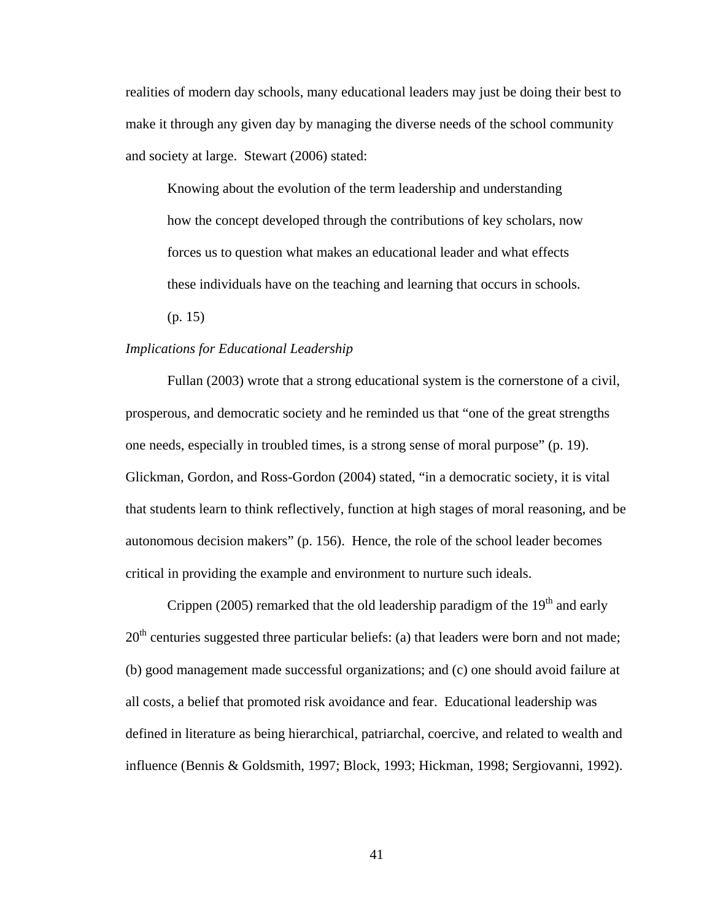realities of modern day schools, many educational leaders may just be doing their best to make it through any given day by managing the diverse needs of the school community and society at large. Stewart (2006) stated:

> Knowing about the evolution of the term leadership and understanding how the concept developed through the contributions of key scholars, now forces us to question what makes an educational leader and what effects these individuals have on the teaching and learning that occurs in schools. (p. 15)

*Implications for Educational Leadership*

Fullan (2003) wrote that a strong educational system is the cornerstone of a civil, prosperous, and democratic society and he reminded us that "one of the great strengths one needs, especially in troubled times, is a strong sense of moral purpose" (p. 19). Glickman, Gordon, and Ross-Gordon (2004) stated, "in a democratic society, it is vital that students learn to think reflectively, function at high stages of moral reasoning, and be autonomous decision makers" (p. 156). Hence, the role of the school leader becomes critical in providing the example and environment to nurture such ideals.

Crippen (2005) remarked that the old leadership paradigm of the 19th and early 20th centuries suggested three particular beliefs: (a) that leaders were born and not made; (b) good management made successful organizations; and (c) one should avoid failure at all costs, a belief that promoted risk avoidance and fear. Educational leadership was defined in literature as being hierarchical, patriarchal, coercive, and related to wealth and influence (Bennis & Goldsmith, 1997; Block, 1993; Hickman, 1998; Sergiovanni, 1992).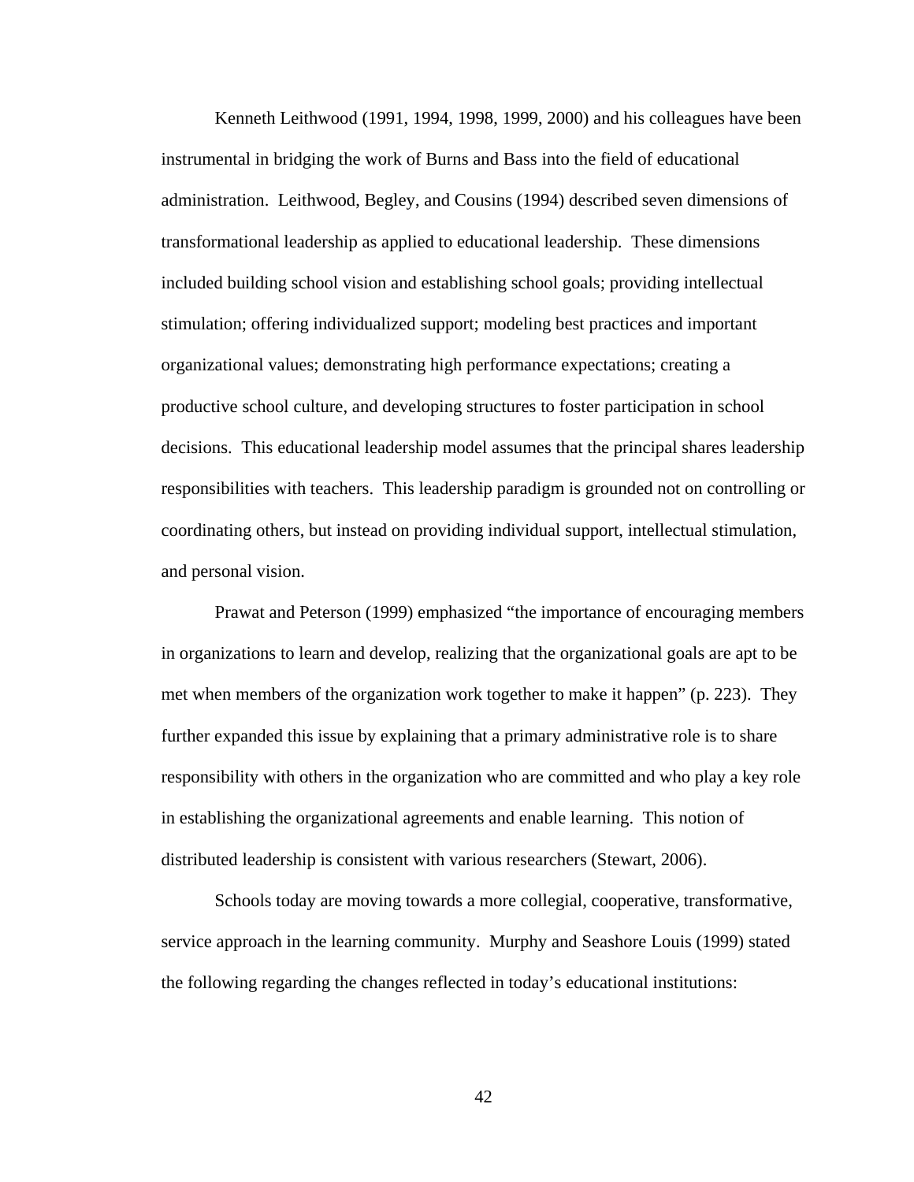Kenneth Leithwood (1991, 1994, 1998, 1999, 2000) and his colleagues have been instrumental in bridging the work of Burns and Bass into the field of educational administration. Leithwood, Begley, and Cousins (1994) described seven dimensions of transformational leadership as applied to educational leadership. These dimensions included building school vision and establishing school goals; providing intellectual stimulation; offering individualized support; modeling best practices and important organizational values; demonstrating high performance expectations; creating a productive school culture, and developing structures to foster participation in school decisions. This educational leadership model assumes that the principal shares leadership responsibilities with teachers. This leadership paradigm is grounded not on controlling or coordinating others, but instead on providing individual support, intellectual stimulation, and personal vision.

Prawat and Peterson (1999) emphasized "the importance of encouraging members in organizations to learn and develop, realizing that the organizational goals are apt to be met when members of the organization work together to make it happen" (p. 223). They further expanded this issue by explaining that a primary administrative role is to share responsibility with others in the organization who are committed and who play a key role in establishing the organizational agreements and enable learning. This notion of distributed leadership is consistent with various researchers (Stewart, 2006).

Schools today are moving towards a more collegial, cooperative, transformative, service approach in the learning community. Murphy and Seashore Louis (1999) stated the following regarding the changes reflected in today's educational institutions: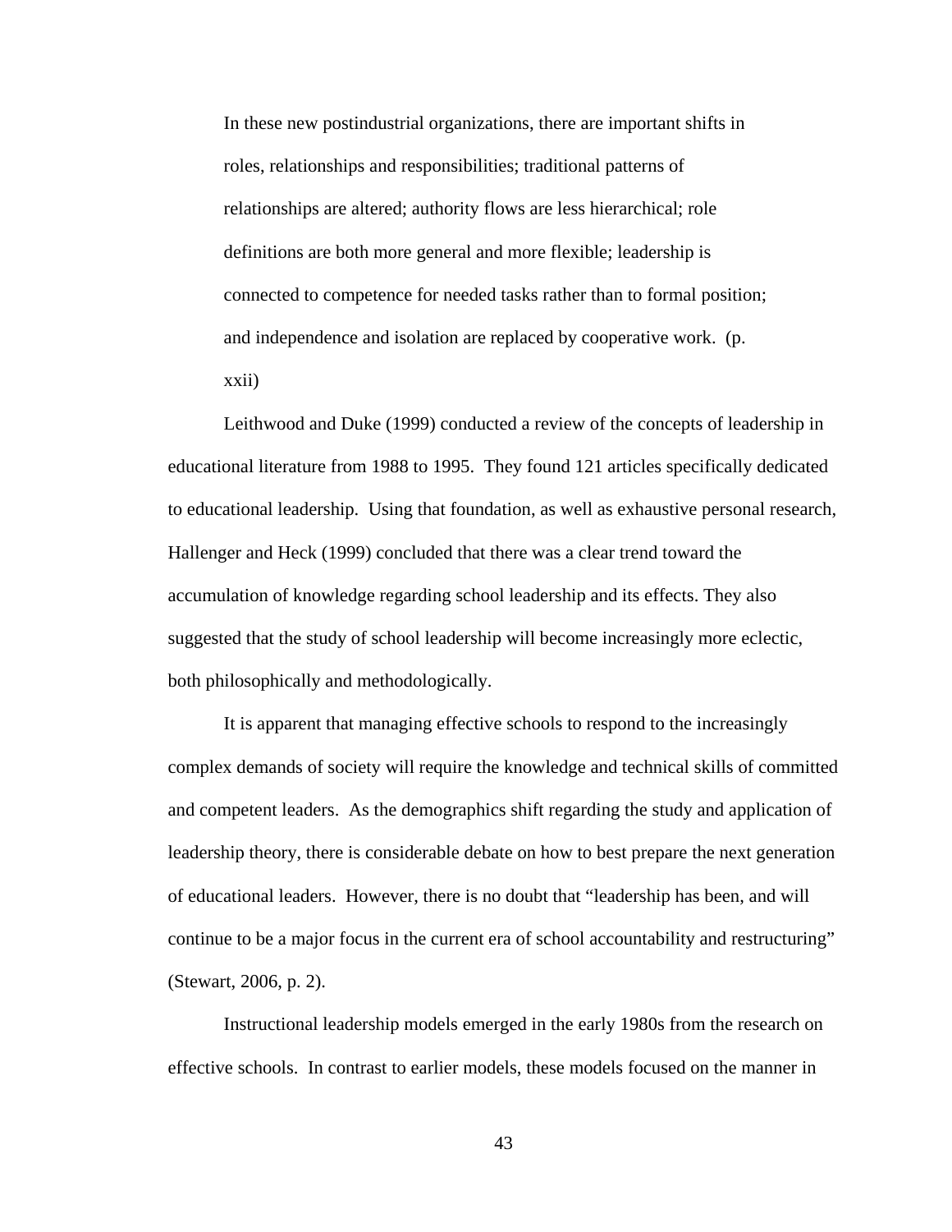> In these new postindustrial organizations, there are important shifts in roles, relationships and responsibilities; traditional patterns of relationships are altered; authority flows are less hierarchical; role definitions are both more general and more flexible; leadership is connected to competence for needed tasks rather than to formal position; and independence and isolation are replaced by cooperative work. (p. xxii)

Leithwood and Duke (1999) conducted a review of the concepts of leadership in educational literature from 1988 to 1995. They found 121 articles specifically dedicated to educational leadership. Using that foundation, as well as exhaustive personal research, Hallenger and Heck (1999) concluded that there was a clear trend toward the accumulation of knowledge regarding school leadership and its effects. They also suggested that the study of school leadership will become increasingly more eclectic, both philosophically and methodologically.

It is apparent that managing effective schools to respond to the increasingly complex demands of society will require the knowledge and technical skills of committed and competent leaders. As the demographics shift regarding the study and application of leadership theory, there is considerable debate on how to best prepare the next generation of educational leaders. However, there is no doubt that "leadership has been, and will continue to be a major focus in the current era of school accountability and restructuring" (Stewart, 2006, p. 2).

Instructional leadership models emerged in the early 1980s from the research on effective schools. In contrast to earlier models, these models focused on the manner in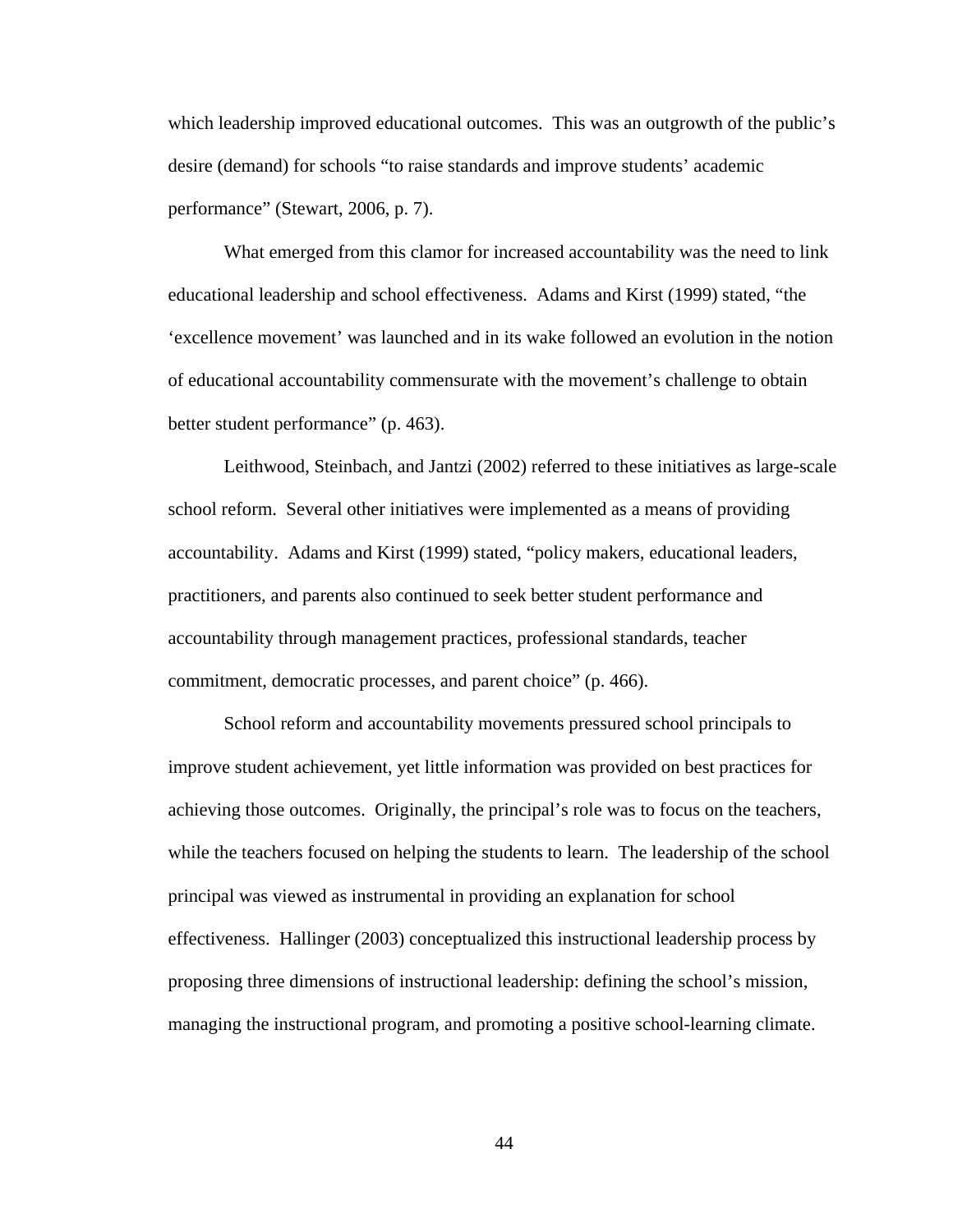which leadership improved educational outcomes. This was an outgrowth of the public's desire (demand) for schools "to raise standards and improve students' academic performance" (Stewart, 2006, p. 7).

What emerged from this clamor for increased accountability was the need to link educational leadership and school effectiveness. Adams and Kirst (1999) stated, "the 'excellence movement' was launched and in its wake followed an evolution in the notion of educational accountability commensurate with the movement's challenge to obtain better student performance" (p. 463).

Leithwood, Steinbach, and Jantzi (2002) referred to these initiatives as large-scale school reform. Several other initiatives were implemented as a means of providing accountability. Adams and Kirst (1999) stated, "policy makers, educational leaders, practitioners, and parents also continued to seek better student performance and accountability through management practices, professional standards, teacher commitment, democratic processes, and parent choice" (p. 466).

School reform and accountability movements pressured school principals to improve student achievement, yet little information was provided on best practices for achieving those outcomes. Originally, the principal's role was to focus on the teachers, while the teachers focused on helping the students to learn. The leadership of the school principal was viewed as instrumental in providing an explanation for school effectiveness. Hallinger (2003) conceptualized this instructional leadership process by proposing three dimensions of instructional leadership: defining the school's mission, managing the instructional program, and promoting a positive school-learning climate.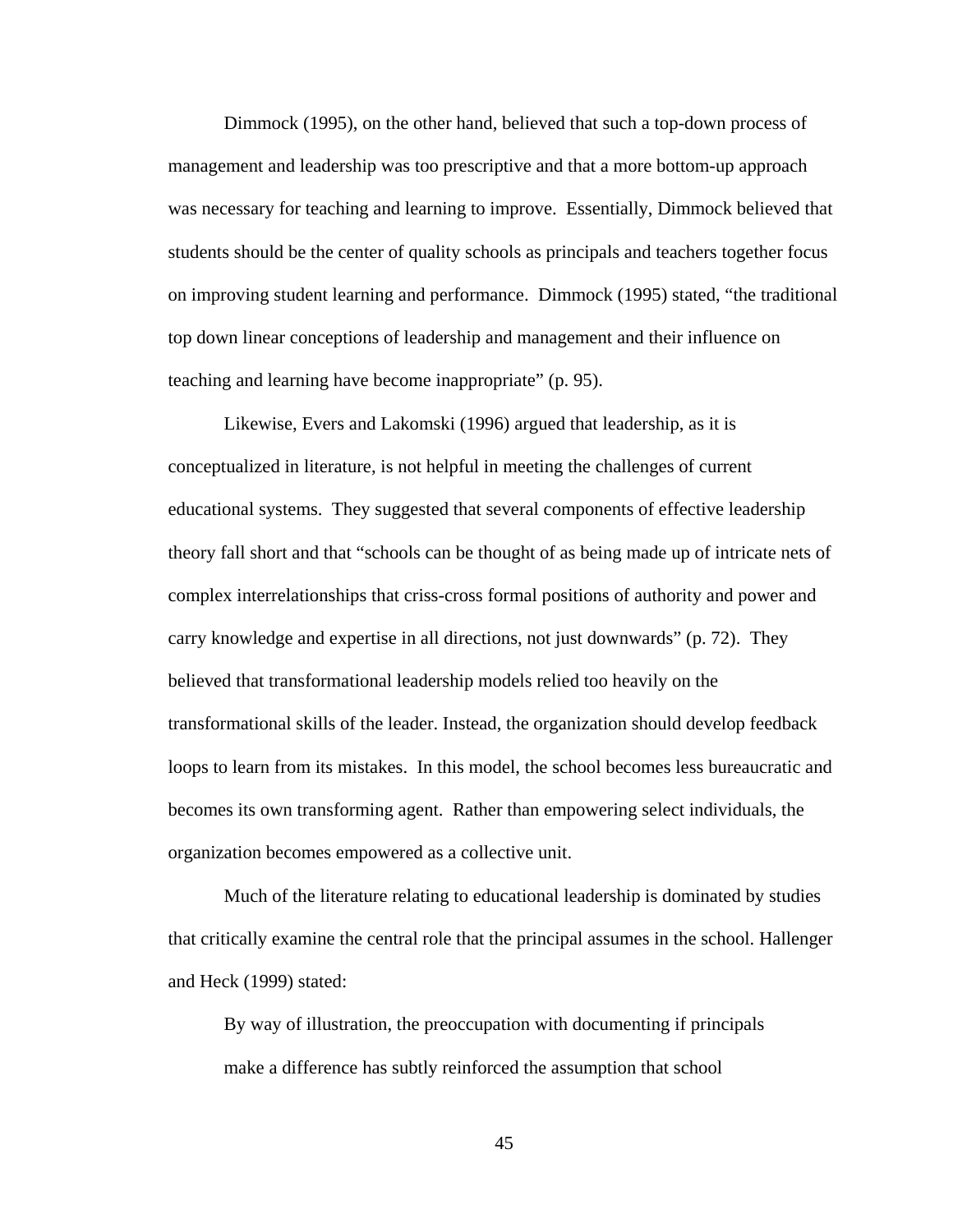Dimmock (1995), on the other hand, believed that such a top-down process of management and leadership was too prescriptive and that a more bottom-up approach was necessary for teaching and learning to improve. Essentially, Dimmock believed that students should be the center of quality schools as principals and teachers together focus on improving student learning and performance. Dimmock (1995) stated, "the traditional top down linear conceptions of leadership and management and their influence on teaching and learning have become inappropriate" (p. 95).

Likewise, Evers and Lakomski (1996) argued that leadership, as it is conceptualized in literature, is not helpful in meeting the challenges of current educational systems. They suggested that several components of effective leadership theory fall short and that "schools can be thought of as being made up of intricate nets of complex interrelationships that criss-cross formal positions of authority and power and carry knowledge and expertise in all directions, not just downwards" (p. 72). They believed that transformational leadership models relied too heavily on the transformational skills of the leader. Instead, the organization should develop feedback loops to learn from its mistakes. In this model, the school becomes less bureaucratic and becomes its own transforming agent. Rather than empowering select individuals, the organization becomes empowered as a collective unit.

Much of the literature relating to educational leadership is dominated by studies that critically examine the central role that the principal assumes in the school. Hallenger and Heck (1999) stated:

> By way of illustration, the preoccupation with documenting if principals make a difference has subtly reinforced the assumption that school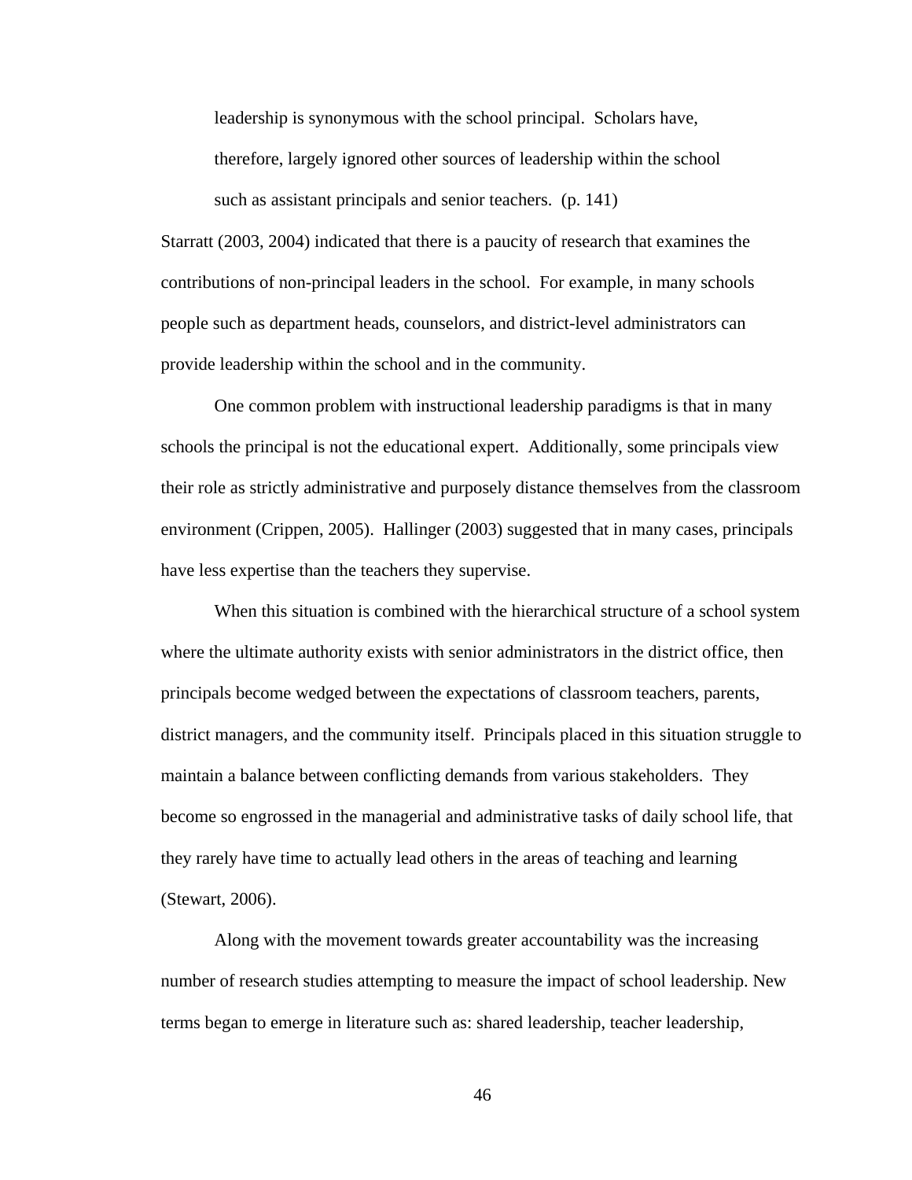> leadership is synonymous with the school principal. Scholars have, therefore, largely ignored other sources of leadership within the school such as assistant principals and senior teachers. (p. 141)

Starratt (2003, 2004) indicated that there is a paucity of research that examines the contributions of non-principal leaders in the school. For example, in many schools people such as department heads, counselors, and district-level administrators can provide leadership within the school and in the community.

One common problem with instructional leadership paradigms is that in many schools the principal is not the educational expert. Additionally, some principals view their role as strictly administrative and purposely distance themselves from the classroom environment (Crippen, 2005). Hallinger (2003) suggested that in many cases, principals have less expertise than the teachers they supervise.

When this situation is combined with the hierarchical structure of a school system where the ultimate authority exists with senior administrators in the district office, then principals become wedged between the expectations of classroom teachers, parents, district managers, and the community itself. Principals placed in this situation struggle to maintain a balance between conflicting demands from various stakeholders. They become so engrossed in the managerial and administrative tasks of daily school life, that they rarely have time to actually lead others in the areas of teaching and learning (Stewart, 2006).

Along with the movement towards greater accountability was the increasing number of research studies attempting to measure the impact of school leadership. New terms began to emerge in literature such as: shared leadership, teacher leadership,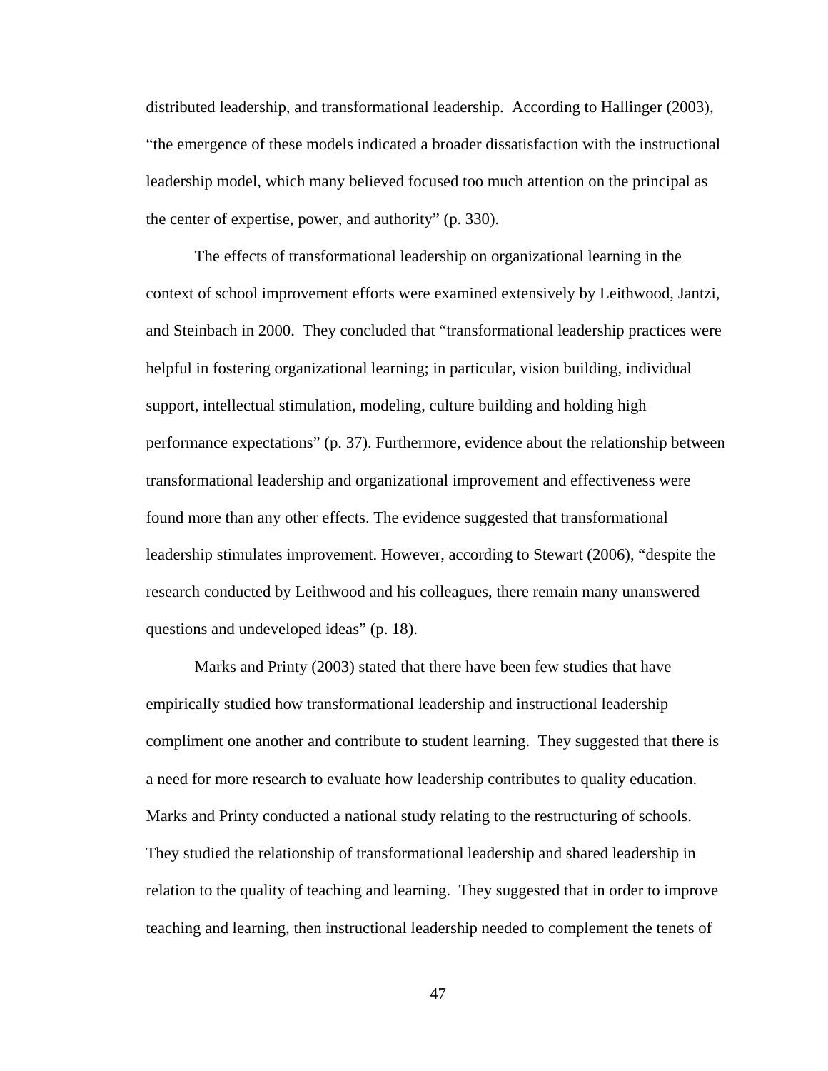distributed leadership, and transformational leadership. According to Hallinger (2003), "the emergence of these models indicated a broader dissatisfaction with the instructional leadership model, which many believed focused too much attention on the principal as the center of expertise, power, and authority" (p. 330).

The effects of transformational leadership on organizational learning in the context of school improvement efforts were examined extensively by Leithwood, Jantzi, and Steinbach in 2000. They concluded that "transformational leadership practices were helpful in fostering organizational learning; in particular, vision building, individual support, intellectual stimulation, modeling, culture building and holding high performance expectations" (p. 37). Furthermore, evidence about the relationship between transformational leadership and organizational improvement and effectiveness were found more than any other effects. The evidence suggested that transformational leadership stimulates improvement. However, according to Stewart (2006), "despite the research conducted by Leithwood and his colleagues, there remain many unanswered questions and undeveloped ideas" (p. 18).

Marks and Printy (2003) stated that there have been few studies that have empirically studied how transformational leadership and instructional leadership compliment one another and contribute to student learning. They suggested that there is a need for more research to evaluate how leadership contributes to quality education. Marks and Printy conducted a national study relating to the restructuring of schools. They studied the relationship of transformational leadership and shared leadership in relation to the quality of teaching and learning. They suggested that in order to improve teaching and learning, then instructional leadership needed to complement the tenets of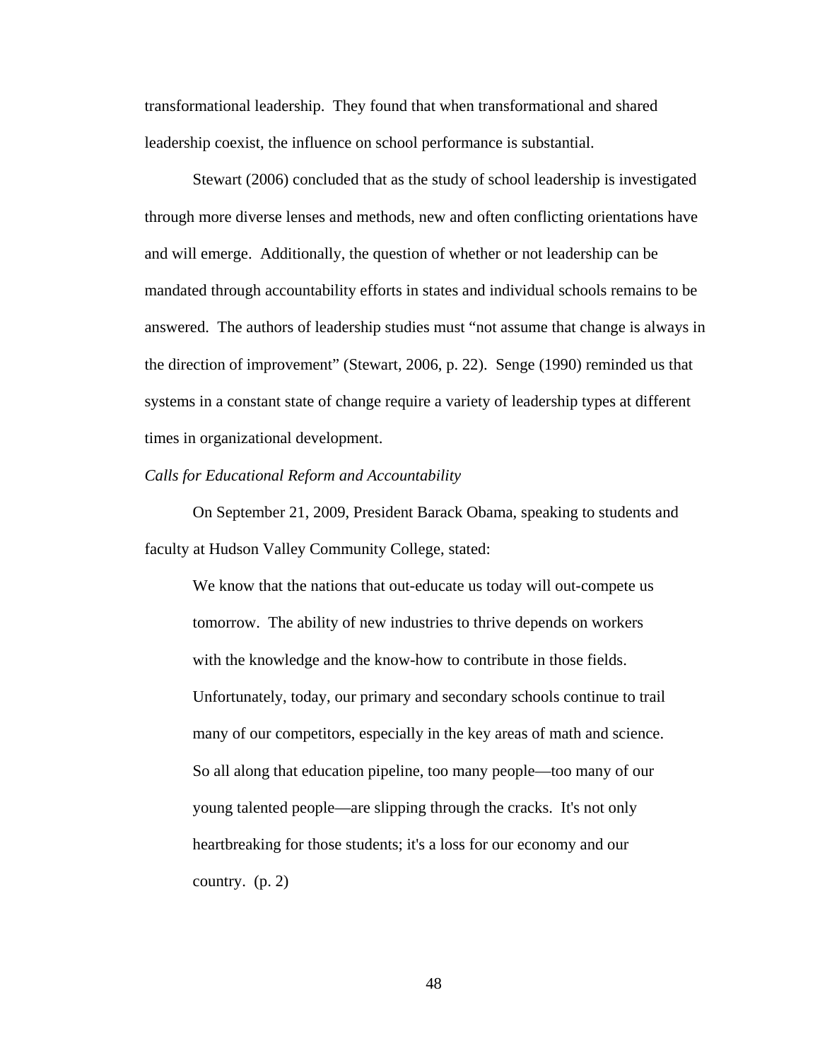transformational leadership. They found that when transformational and shared leadership coexist, the influence on school performance is substantial.

Stewart (2006) concluded that as the study of school leadership is investigated through more diverse lenses and methods, new and often conflicting orientations have and will emerge. Additionally, the question of whether or not leadership can be mandated through accountability efforts in states and individual schools remains to be answered. The authors of leadership studies must "not assume that change is always in the direction of improvement" (Stewart, 2006, p. 22). Senge (1990) reminded us that systems in a constant state of change require a variety of leadership types at different times in organizational development.

### *Calls for Educational Reform and Accountability*

On September 21, 2009, President Barack Obama, speaking to students and faculty at Hudson Valley Community College, stated:

> We know that the nations that out-educate us today will out-compete us tomorrow. The ability of new industries to thrive depends on workers with the knowledge and the know-how to contribute in those fields. Unfortunately, today, our primary and secondary schools continue to trail many of our competitors, especially in the key areas of math and science. So all along that education pipeline, too many people—too many of our young talented people—are slipping through the cracks. It's not only heartbreaking for those students; it's a loss for our economy and our country. (p. 2)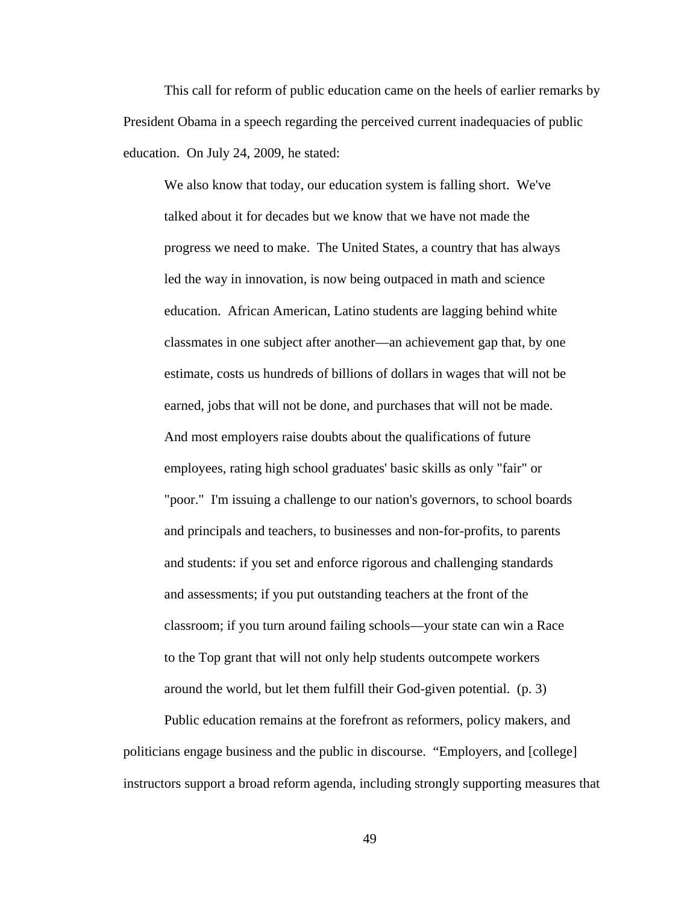This call for reform of public education came on the heels of earlier remarks by President Obama in a speech regarding the perceived current inadequacies of public education. On July 24, 2009, he stated:

> We also know that today, our education system is falling short. We've talked about it for decades but we know that we have not made the progress we need to make. The United States, a country that has always led the way in innovation, is now being outpaced in math and science education. African American, Latino students are lagging behind white classmates in one subject after another—an achievement gap that, by one estimate, costs us hundreds of billions of dollars in wages that will not be earned, jobs that will not be done, and purchases that will not be made. And most employers raise doubts about the qualifications of future employees, rating high school graduates' basic skills as only "fair" or "poor." I'm issuing a challenge to our nation's governors, to school boards and principals and teachers, to businesses and non-for-profits, to parents and students: if you set and enforce rigorous and challenging standards and assessments; if you put outstanding teachers at the front of the classroom; if you turn around failing schools—your state can win a Race to the Top grant that will not only help students outcompete workers around the world, but let them fulfill their God-given potential. (p. 3)

Public education remains at the forefront as reformers, policy makers, and politicians engage business and the public in discourse. "Employers, and [college] instructors support a broad reform agenda, including strongly supporting measures that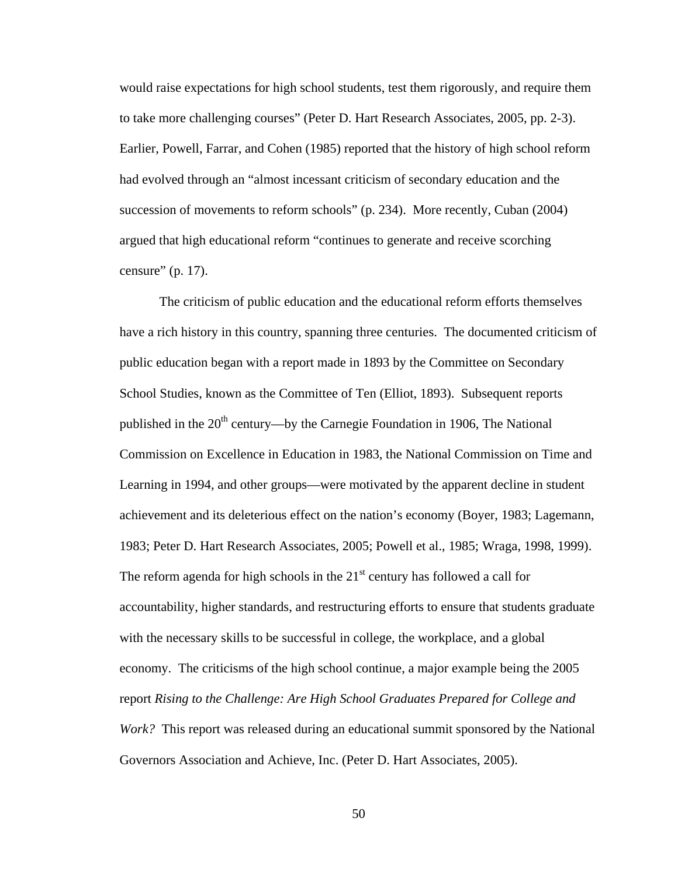would raise expectations for high school students, test them rigorously, and require them to take more challenging courses" (Peter D. Hart Research Associates, 2005, pp. 2-3). Earlier, Powell, Farrar, and Cohen (1985) reported that the history of high school reform had evolved through an "almost incessant criticism of secondary education and the succession of movements to reform schools" (p. 234). More recently, Cuban (2004) argued that high educational reform "continues to generate and receive scorching censure" (p. 17).

The criticism of public education and the educational reform efforts themselves have a rich history in this country, spanning three centuries. The documented criticism of public education began with a report made in 1893 by the Committee on Secondary School Studies, known as the Committee of Ten (Elliot, 1893). Subsequent reports published in the 20th century—by the Carnegie Foundation in 1906, The National Commission on Excellence in Education in 1983, the National Commission on Time and Learning in 1994, and other groups—were motivated by the apparent decline in student achievement and its deleterious effect on the nation's economy (Boyer, 1983; Lagemann, 1983; Peter D. Hart Research Associates, 2005; Powell et al., 1985; Wraga, 1998, 1999). The reform agenda for high schools in the 21st century has followed a call for accountability, higher standards, and restructuring efforts to ensure that students graduate with the necessary skills to be successful in college, the workplace, and a global economy. The criticisms of the high school continue, a major example being the 2005 report *Rising to the Challenge: Are High School Graduates Prepared for College and Work?* This report was released during an educational summit sponsored by the National Governors Association and Achieve, Inc. (Peter D. Hart Associates, 2005).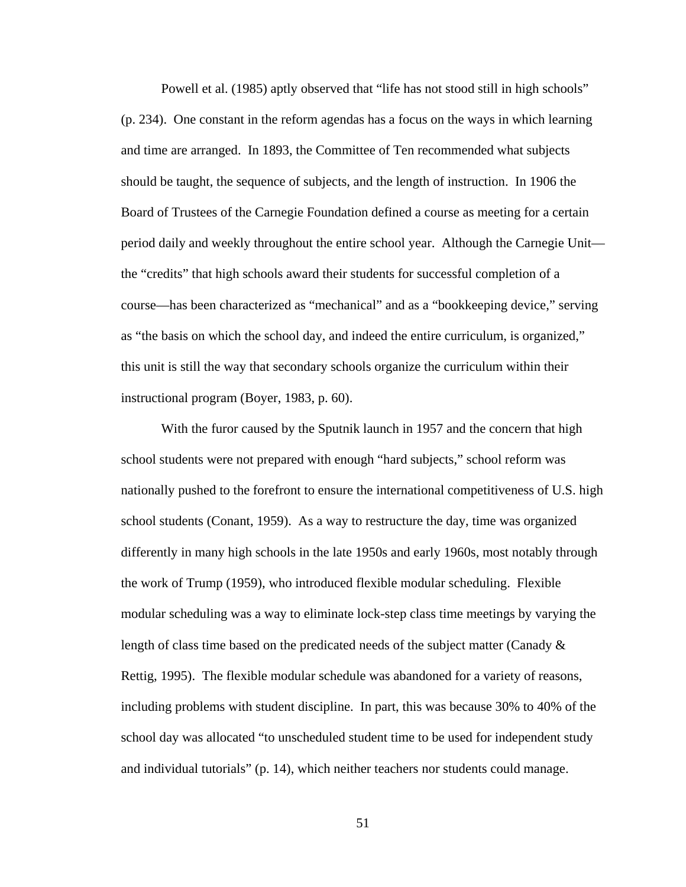Powell et al. (1985) aptly observed that “life has not stood still in high schools” (p. 234). One constant in the reform agendas has a focus on the ways in which learning and time are arranged. In 1893, the Committee of Ten recommended what subjects should be taught, the sequence of subjects, and the length of instruction. In 1906 the Board of Trustees of the Carnegie Foundation defined a course as meeting for a certain period daily and weekly throughout the entire school year. Although the Carnegie Unit—the “credits” that high schools award their students for successful completion of a course—has been characterized as “mechanical” and as a “bookkeeping device,” serving as “the basis on which the school day, and indeed the entire curriculum, is organized,” this unit is still the way that secondary schools organize the curriculum within their instructional program (Boyer, 1983, p. 60).

With the furor caused by the Sputnik launch in 1957 and the concern that high school students were not prepared with enough “hard subjects,” school reform was nationally pushed to the forefront to ensure the international competitiveness of U.S. high school students (Conant, 1959). As a way to restructure the day, time was organized differently in many high schools in the late 1950s and early 1960s, most notably through the work of Trump (1959), who introduced flexible modular scheduling. Flexible modular scheduling was a way to eliminate lock-step class time meetings by varying the length of class time based on the predicated needs of the subject matter (Canady & Rettig, 1995). The flexible modular schedule was abandoned for a variety of reasons, including problems with student discipline. In part, this was because 30% to 40% of the school day was allocated “to unscheduled student time to be used for independent study and individual tutorials” (p. 14), which neither teachers nor students could manage.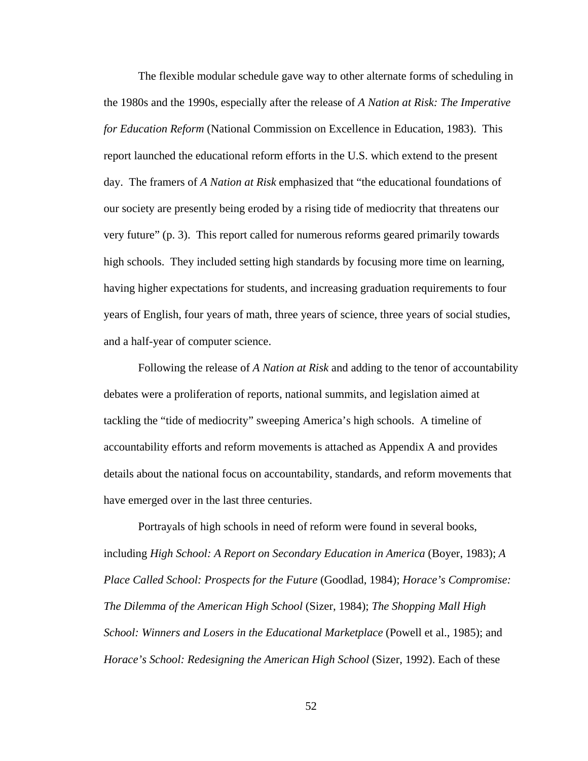The flexible modular schedule gave way to other alternate forms of scheduling in the 1980s and the 1990s, especially after the release of *A Nation at Risk: The Imperative for Education Reform* (National Commission on Excellence in Education, 1983). This report launched the educational reform efforts in the U.S. which extend to the present day. The framers of *A Nation at Risk* emphasized that "the educational foundations of our society are presently being eroded by a rising tide of mediocrity that threatens our very future" (p. 3). This report called for numerous reforms geared primarily towards high schools. They included setting high standards by focusing more time on learning, having higher expectations for students, and increasing graduation requirements to four years of English, four years of math, three years of science, three years of social studies, and a half-year of computer science.

Following the release of *A Nation at Risk* and adding to the tenor of accountability debates were a proliferation of reports, national summits, and legislation aimed at tackling the "tide of mediocrity" sweeping America's high schools. A timeline of accountability efforts and reform movements is attached as Appendix A and provides details about the national focus on accountability, standards, and reform movements that have emerged over in the last three centuries.

Portrayals of high schools in need of reform were found in several books, including *High School: A Report on Secondary Education in America* (Boyer, 1983); *A Place Called School: Prospects for the Future* (Goodlad, 1984); *Horace's Compromise: The Dilemma of the American High School* (Sizer, 1984); *The Shopping Mall High School: Winners and Losers in the Educational Marketplace* (Powell et al., 1985); and *Horace's School: Redesigning the American High School* (Sizer, 1992). Each of these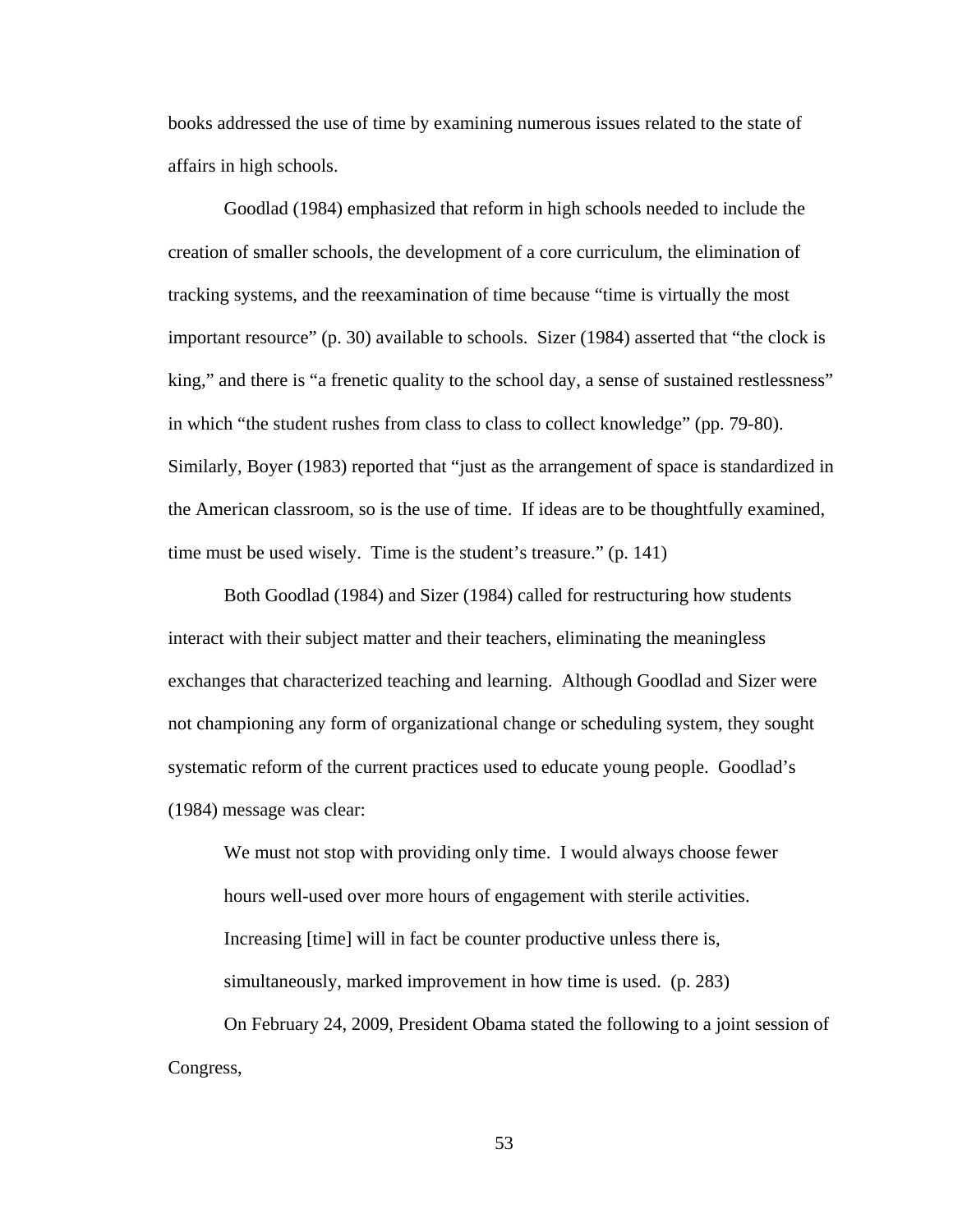books addressed the use of time by examining numerous issues related to the state of affairs in high schools.

Goodlad (1984) emphasized that reform in high schools needed to include the creation of smaller schools, the development of a core curriculum, the elimination of tracking systems, and the reexamination of time because "time is virtually the most important resource" (p. 30) available to schools. Sizer (1984) asserted that "the clock is king," and there is "a frenetic quality to the school day, a sense of sustained restlessness" in which "the student rushes from class to class to collect knowledge" (pp. 79-80). Similarly, Boyer (1983) reported that "just as the arrangement of space is standardized in the American classroom, so is the use of time. If ideas are to be thoughtfully examined, time must be used wisely. Time is the student's treasure." (p. 141)

Both Goodlad (1984) and Sizer (1984) called for restructuring how students interact with their subject matter and their teachers, eliminating the meaningless exchanges that characterized teaching and learning. Although Goodlad and Sizer were not championing any form of organizational change or scheduling system, they sought systematic reform of the current practices used to educate young people. Goodlad's (1984) message was clear:

> We must not stop with providing only time. I would always choose fewer hours well-used over more hours of engagement with sterile activities. Increasing [time] will in fact be counter productive unless there is, simultaneously, marked improvement in how time is used. (p. 283)

On February 24, 2009, President Obama stated the following to a joint session of Congress,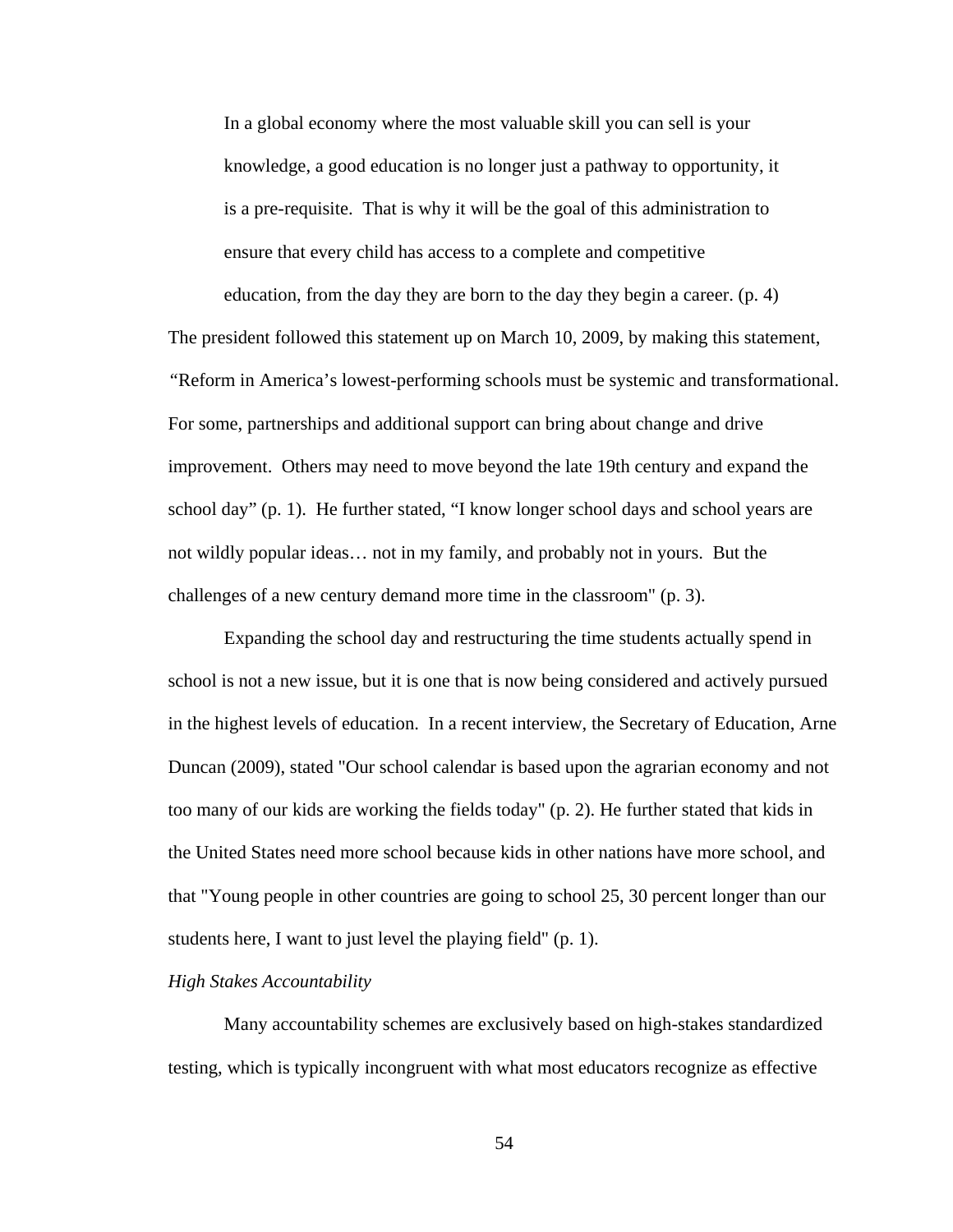> In a global economy where the most valuable skill you can sell is your knowledge, a good education is no longer just a pathway to opportunity, it is a pre-requisite. That is why it will be the goal of this administration to ensure that every child has access to a complete and competitive education, from the day they are born to the day they begin a career. (p. 4)

The president followed this statement up on March 10, 2009, by making this statement, "Reform in America's lowest-performing schools must be systemic and transformational. For some, partnerships and additional support can bring about change and drive improvement. Others may need to move beyond the late 19th century and expand the school day" (p. 1). He further stated, "I know longer school days and school years are not wildly popular ideas… not in my family, and probably not in yours. But the challenges of a new century demand more time in the classroom" (p. 3).

Expanding the school day and restructuring the time students actually spend in school is not a new issue, but it is one that is now being considered and actively pursued in the highest levels of education. In a recent interview, the Secretary of Education, Arne Duncan (2009), stated "Our school calendar is based upon the agrarian economy and not too many of our kids are working the fields today" (p. 2). He further stated that kids in the United States need more school because kids in other nations have more school, and that "Young people in other countries are going to school 25, 30 percent longer than our students here, I want to just level the playing field" (p. 1).

*High Stakes Accountability*

Many accountability schemes are exclusively based on high-stakes standardized testing, which is typically incongruent with what most educators recognize as effective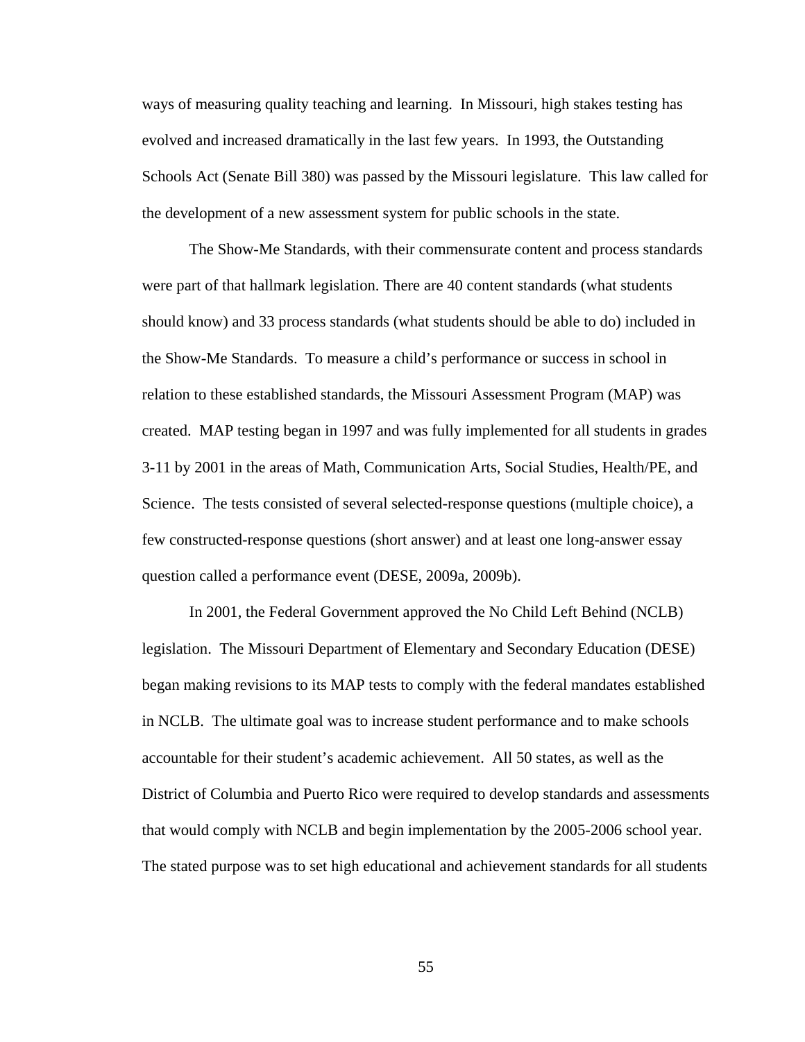ways of measuring quality teaching and learning. In Missouri, high stakes testing has evolved and increased dramatically in the last few years. In 1993, the Outstanding Schools Act (Senate Bill 380) was passed by the Missouri legislature. This law called for the development of a new assessment system for public schools in the state.

The Show-Me Standards, with their commensurate content and process standards were part of that hallmark legislation. There are 40 content standards (what students should know) and 33 process standards (what students should be able to do) included in the Show-Me Standards. To measure a child's performance or success in school in relation to these established standards, the Missouri Assessment Program (MAP) was created. MAP testing began in 1997 and was fully implemented for all students in grades 3-11 by 2001 in the areas of Math, Communication Arts, Social Studies, Health/PE, and Science. The tests consisted of several selected-response questions (multiple choice), a few constructed-response questions (short answer) and at least one long-answer essay question called a performance event (DESE, 2009a, 2009b).

In 2001, the Federal Government approved the No Child Left Behind (NCLB) legislation. The Missouri Department of Elementary and Secondary Education (DESE) began making revisions to its MAP tests to comply with the federal mandates established in NCLB. The ultimate goal was to increase student performance and to make schools accountable for their student's academic achievement. All 50 states, as well as the District of Columbia and Puerto Rico were required to develop standards and assessments that would comply with NCLB and begin implementation by the 2005-2006 school year. The stated purpose was to set high educational and achievement standards for all students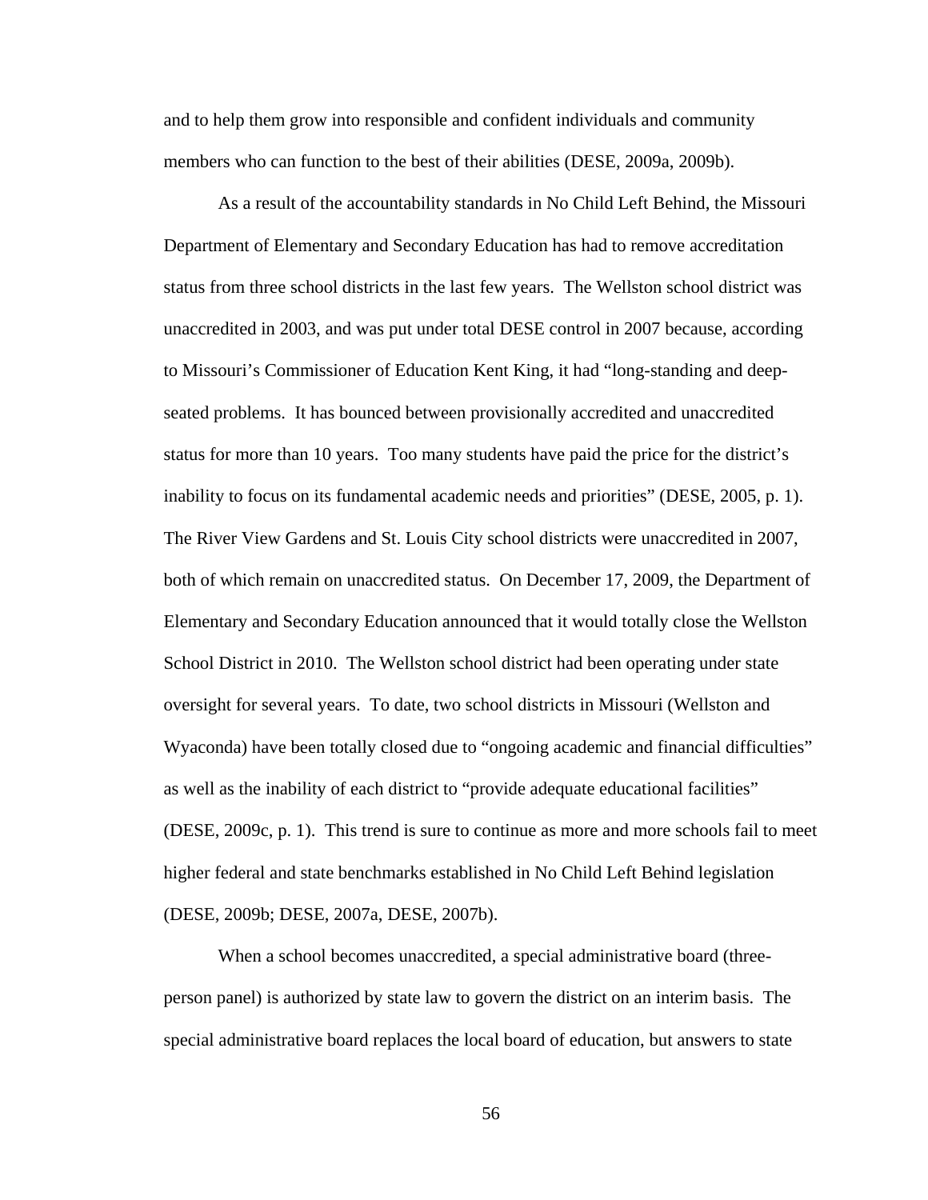and to help them grow into responsible and confident individuals and community members who can function to the best of their abilities (DESE, 2009a, 2009b).

As a result of the accountability standards in No Child Left Behind, the Missouri Department of Elementary and Secondary Education has had to remove accreditation status from three school districts in the last few years. The Wellston school district was unaccredited in 2003, and was put under total DESE control in 2007 because, according to Missouri's Commissioner of Education Kent King, it had "long-standing and deep-seated problems. It has bounced between provisionally accredited and unaccredited status for more than 10 years. Too many students have paid the price for the district's inability to focus on its fundamental academic needs and priorities" (DESE, 2005, p. 1). The River View Gardens and St. Louis City school districts were unaccredited in 2007, both of which remain on unaccredited status. On December 17, 2009, the Department of Elementary and Secondary Education announced that it would totally close the Wellston School District in 2010. The Wellston school district had been operating under state oversight for several years. To date, two school districts in Missouri (Wellston and Wyaconda) have been totally closed due to "ongoing academic and financial difficulties" as well as the inability of each district to "provide adequate educational facilities" (DESE, 2009c, p. 1). This trend is sure to continue as more and more schools fail to meet higher federal and state benchmarks established in No Child Left Behind legislation (DESE, 2009b; DESE, 2007a, DESE, 2007b).

When a school becomes unaccredited, a special administrative board (three-person panel) is authorized by state law to govern the district on an interim basis. The special administrative board replaces the local board of education, but answers to state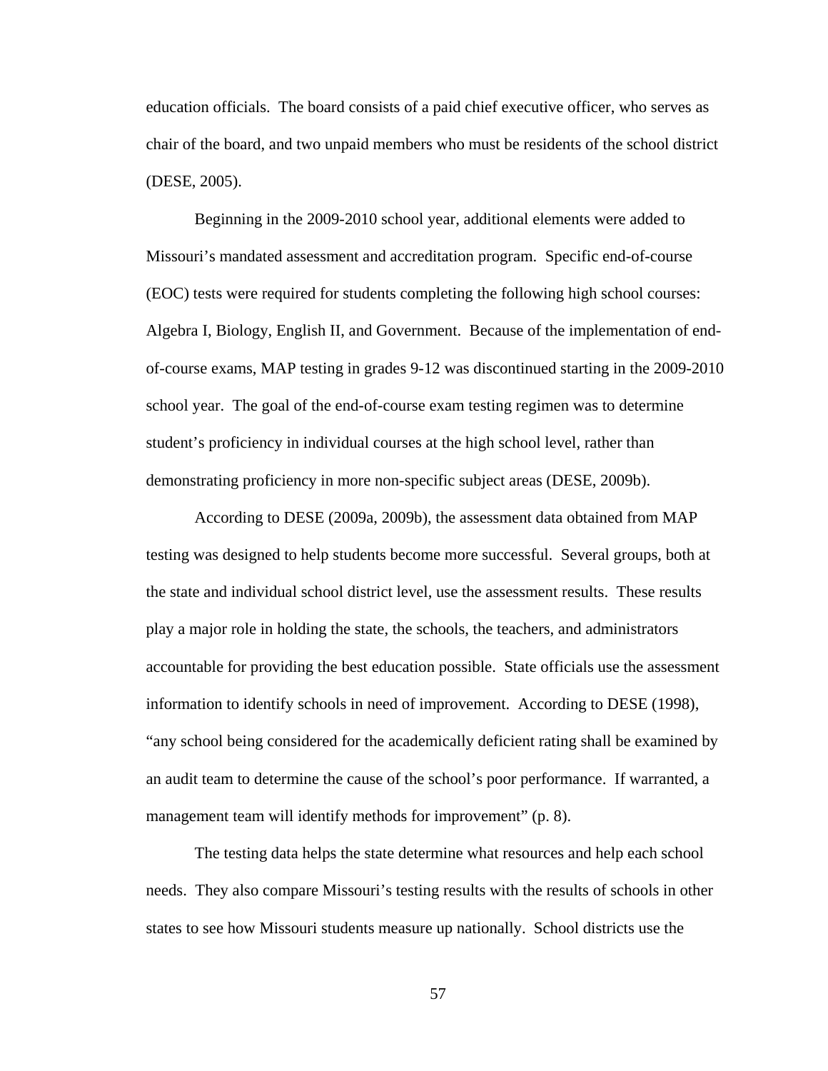education officials. The board consists of a paid chief executive officer, who serves as chair of the board, and two unpaid members who must be residents of the school district (DESE, 2005).

Beginning in the 2009-2010 school year, additional elements were added to Missouri's mandated assessment and accreditation program. Specific end-of-course (EOC) tests were required for students completing the following high school courses: Algebra I, Biology, English II, and Government. Because of the implementation of end-of-course exams, MAP testing in grades 9-12 was discontinued starting in the 2009-2010 school year. The goal of the end-of-course exam testing regimen was to determine student's proficiency in individual courses at the high school level, rather than demonstrating proficiency in more non-specific subject areas (DESE, 2009b).

According to DESE (2009a, 2009b), the assessment data obtained from MAP testing was designed to help students become more successful. Several groups, both at the state and individual school district level, use the assessment results. These results play a major role in holding the state, the schools, the teachers, and administrators accountable for providing the best education possible. State officials use the assessment information to identify schools in need of improvement. According to DESE (1998), "any school being considered for the academically deficient rating shall be examined by an audit team to determine the cause of the school's poor performance. If warranted, a management team will identify methods for improvement" (p. 8).

The testing data helps the state determine what resources and help each school needs. They also compare Missouri's testing results with the results of schools in other states to see how Missouri students measure up nationally. School districts use the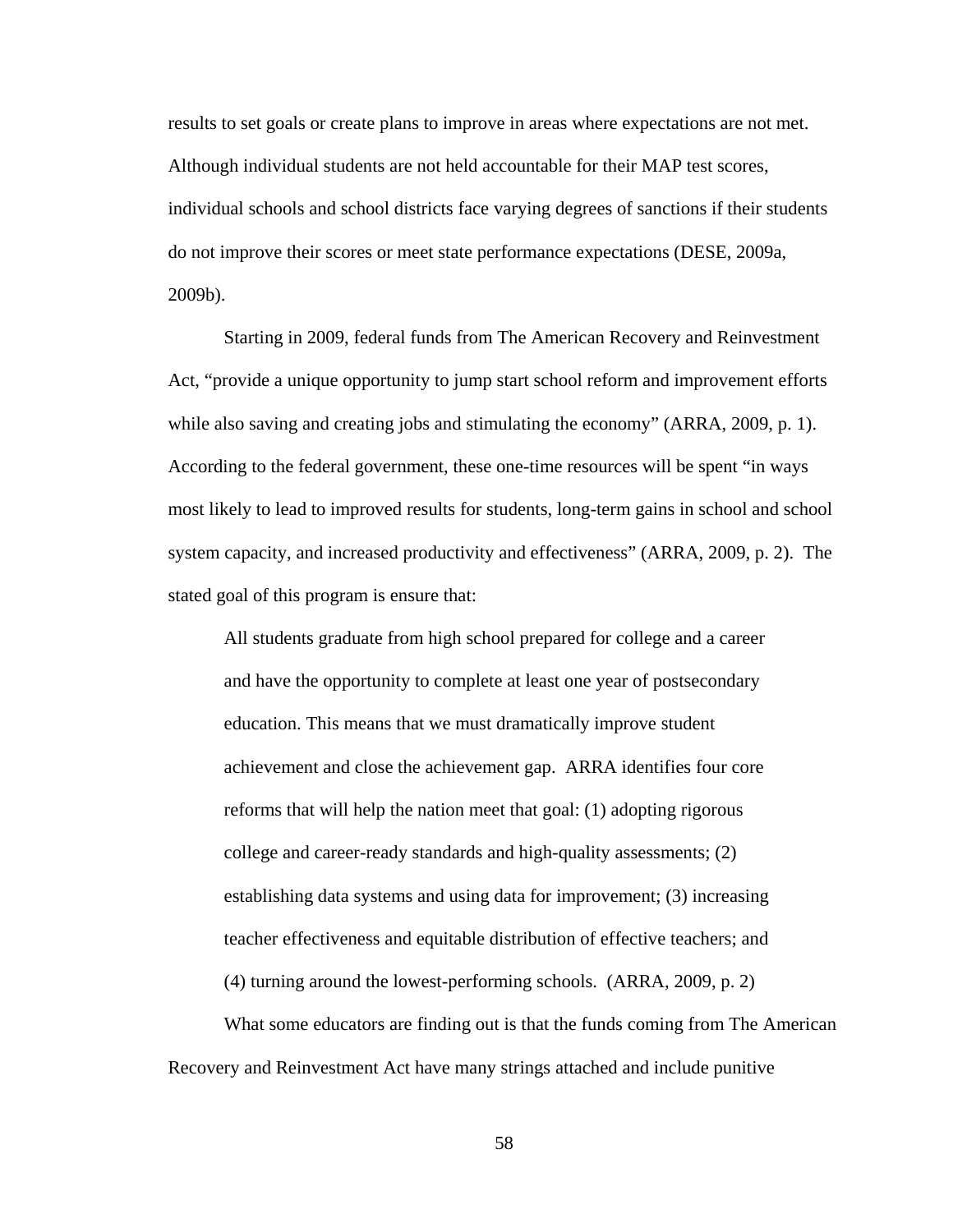results to set goals or create plans to improve in areas where expectations are not met. Although individual students are not held accountable for their MAP test scores, individual schools and school districts face varying degrees of sanctions if their students do not improve their scores or meet state performance expectations (DESE, 2009a, 2009b).

Starting in 2009, federal funds from The American Recovery and Reinvestment Act, “provide a unique opportunity to jump start school reform and improvement efforts while also saving and creating jobs and stimulating the economy” (ARRA, 2009, p. 1). According to the federal government, these one-time resources will be spent “in ways most likely to lead to improved results for students, long-term gains in school and school system capacity, and increased productivity and effectiveness” (ARRA, 2009, p. 2). The stated goal of this program is ensure that:

> All students graduate from high school prepared for college and a career and have the opportunity to complete at least one year of postsecondary education. This means that we must dramatically improve student achievement and close the achievement gap. ARRA identifies four core reforms that will help the nation meet that goal: (1) adopting rigorous college and career-ready standards and high-quality assessments; (2) establishing data systems and using data for improvement; (3) increasing teacher effectiveness and equitable distribution of effective teachers; and (4) turning around the lowest-performing schools. (ARRA, 2009, p. 2)

What some educators are finding out is that the funds coming from The American Recovery and Reinvestment Act have many strings attached and include punitive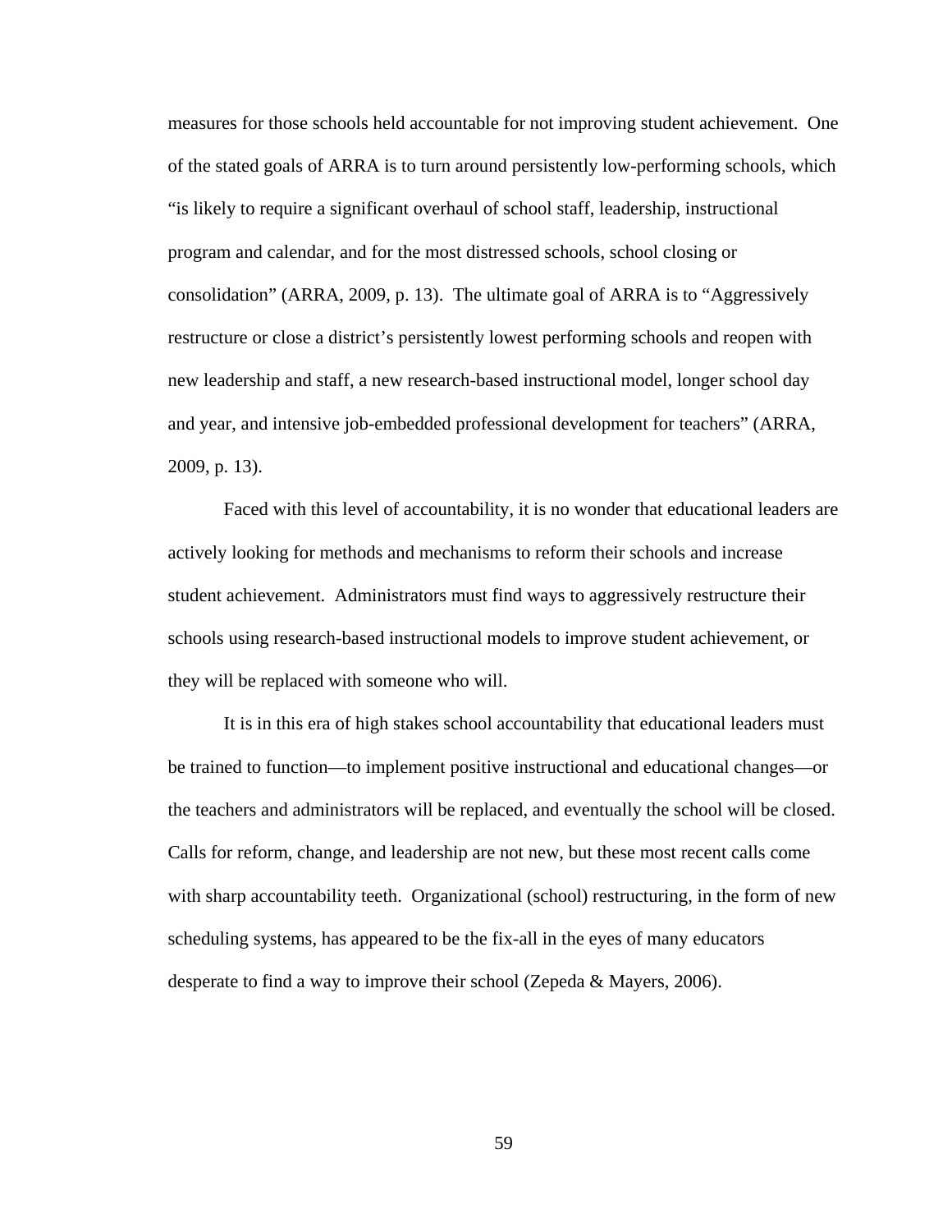measures for those schools held accountable for not improving student achievement. One of the stated goals of ARRA is to turn around persistently low-performing schools, which "is likely to require a significant overhaul of school staff, leadership, instructional program and calendar, and for the most distressed schools, school closing or consolidation" (ARRA, 2009, p. 13). The ultimate goal of ARRA is to "Aggressively restructure or close a district's persistently lowest performing schools and reopen with new leadership and staff, a new research-based instructional model, longer school day and year, and intensive job-embedded professional development for teachers" (ARRA, 2009, p. 13).

Faced with this level of accountability, it is no wonder that educational leaders are actively looking for methods and mechanisms to reform their schools and increase student achievement. Administrators must find ways to aggressively restructure their schools using research-based instructional models to improve student achievement, or they will be replaced with someone who will.

It is in this era of high stakes school accountability that educational leaders must be trained to function—to implement positive instructional and educational changes—or the teachers and administrators will be replaced, and eventually the school will be closed. Calls for reform, change, and leadership are not new, but these most recent calls come with sharp accountability teeth. Organizational (school) restructuring, in the form of new scheduling systems, has appeared to be the fix-all in the eyes of many educators desperate to find a way to improve their school (Zepeda & Mayers, 2006).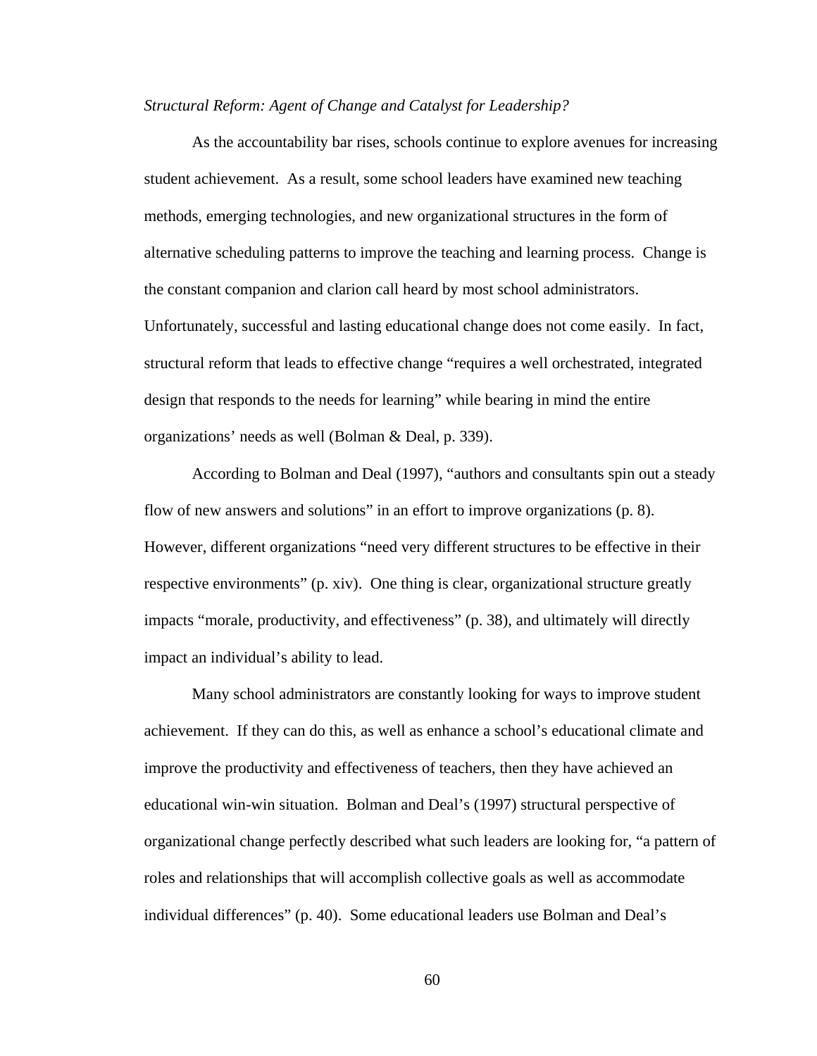*Structural Reform: Agent of Change and Catalyst for Leadership?*

As the accountability bar rises, schools continue to explore avenues for increasing student achievement. As a result, some school leaders have examined new teaching methods, emerging technologies, and new organizational structures in the form of alternative scheduling patterns to improve the teaching and learning process. Change is the constant companion and clarion call heard by most school administrators. Unfortunately, successful and lasting educational change does not come easily. In fact, structural reform that leads to effective change "requires a well orchestrated, integrated design that responds to the needs for learning" while bearing in mind the entire organizations' needs as well (Bolman & Deal, p. 339).

According to Bolman and Deal (1997), "authors and consultants spin out a steady flow of new answers and solutions" in an effort to improve organizations (p. 8). However, different organizations "need very different structures to be effective in their respective environments" (p. xiv). One thing is clear, organizational structure greatly impacts "morale, productivity, and effectiveness" (p. 38), and ultimately will directly impact an individual's ability to lead.

Many school administrators are constantly looking for ways to improve student achievement. If they can do this, as well as enhance a school's educational climate and improve the productivity and effectiveness of teachers, then they have achieved an educational win-win situation. Bolman and Deal's (1997) structural perspective of organizational change perfectly described what such leaders are looking for, "a pattern of roles and relationships that will accomplish collective goals as well as accommodate individual differences" (p. 40). Some educational leaders use Bolman and Deal's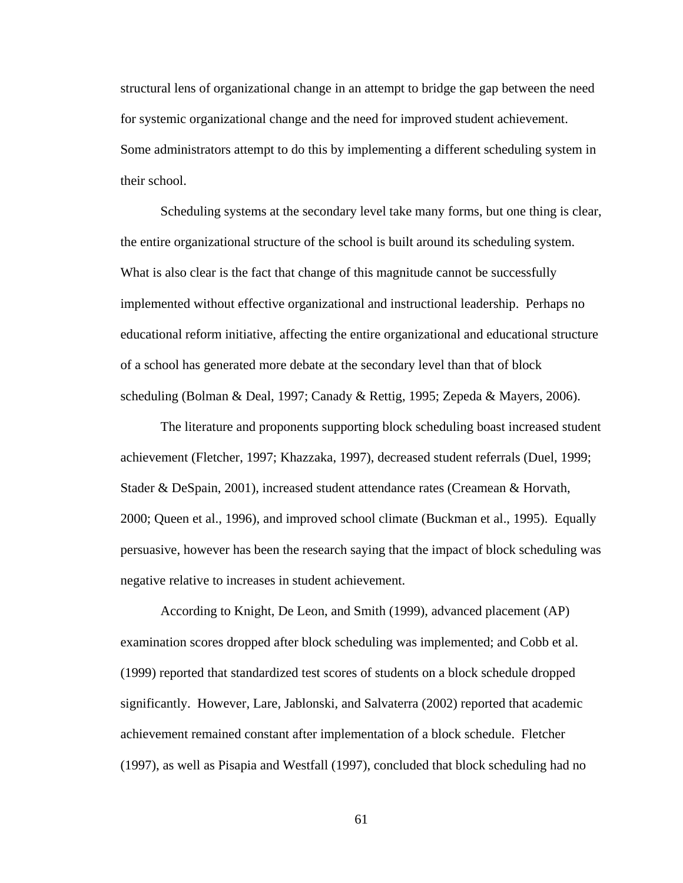structural lens of organizational change in an attempt to bridge the gap between the need for systemic organizational change and the need for improved student achievement. Some administrators attempt to do this by implementing a different scheduling system in their school.

Scheduling systems at the secondary level take many forms, but one thing is clear, the entire organizational structure of the school is built around its scheduling system. What is also clear is the fact that change of this magnitude cannot be successfully implemented without effective organizational and instructional leadership. Perhaps no educational reform initiative, affecting the entire organizational and educational structure of a school has generated more debate at the secondary level than that of block scheduling (Bolman & Deal, 1997; Canady & Rettig, 1995; Zepeda & Mayers, 2006).

The literature and proponents supporting block scheduling boast increased student achievement (Fletcher, 1997; Khazzaka, 1997), decreased student referrals (Duel, 1999; Stader & DeSpain, 2001), increased student attendance rates (Creamean & Horvath, 2000; Queen et al., 1996), and improved school climate (Buckman et al., 1995). Equally persuasive, however has been the research saying that the impact of block scheduling was negative relative to increases in student achievement.

According to Knight, De Leon, and Smith (1999), advanced placement (AP) examination scores dropped after block scheduling was implemented; and Cobb et al. (1999) reported that standardized test scores of students on a block schedule dropped significantly. However, Lare, Jablonski, and Salvaterra (2002) reported that academic achievement remained constant after implementation of a block schedule. Fletcher (1997), as well as Pisapia and Westfall (1997), concluded that block scheduling had no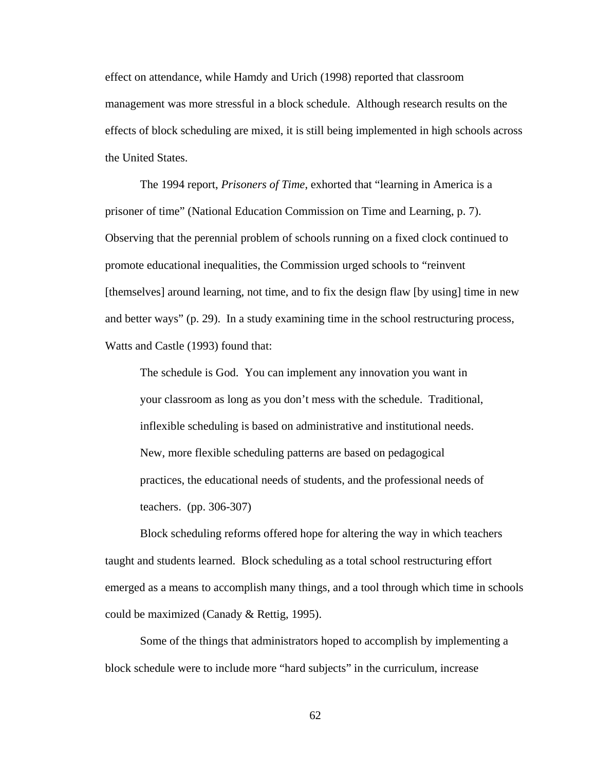effect on attendance, while Hamdy and Urich (1998) reported that classroom management was more stressful in a block schedule. Although research results on the effects of block scheduling are mixed, it is still being implemented in high schools across the United States.

The 1994 report, *Prisoners of Time*, exhorted that "learning in America is a prisoner of time" (National Education Commission on Time and Learning, p. 7). Observing that the perennial problem of schools running on a fixed clock continued to promote educational inequalities, the Commission urged schools to "reinvent [themselves] around learning, not time, and to fix the design flaw [by using] time in new and better ways" (p. 29). In a study examining time in the school restructuring process, Watts and Castle (1993) found that:

> The schedule is God. You can implement any innovation you want in your classroom as long as you don't mess with the schedule. Traditional, inflexible scheduling is based on administrative and institutional needs. New, more flexible scheduling patterns are based on pedagogical practices, the educational needs of students, and the professional needs of teachers. (pp. 306-307)

Block scheduling reforms offered hope for altering the way in which teachers taught and students learned. Block scheduling as a total school restructuring effort emerged as a means to accomplish many things, and a tool through which time in schools could be maximized (Canady & Rettig, 1995).

Some of the things that administrators hoped to accomplish by implementing a block schedule were to include more "hard subjects" in the curriculum, increase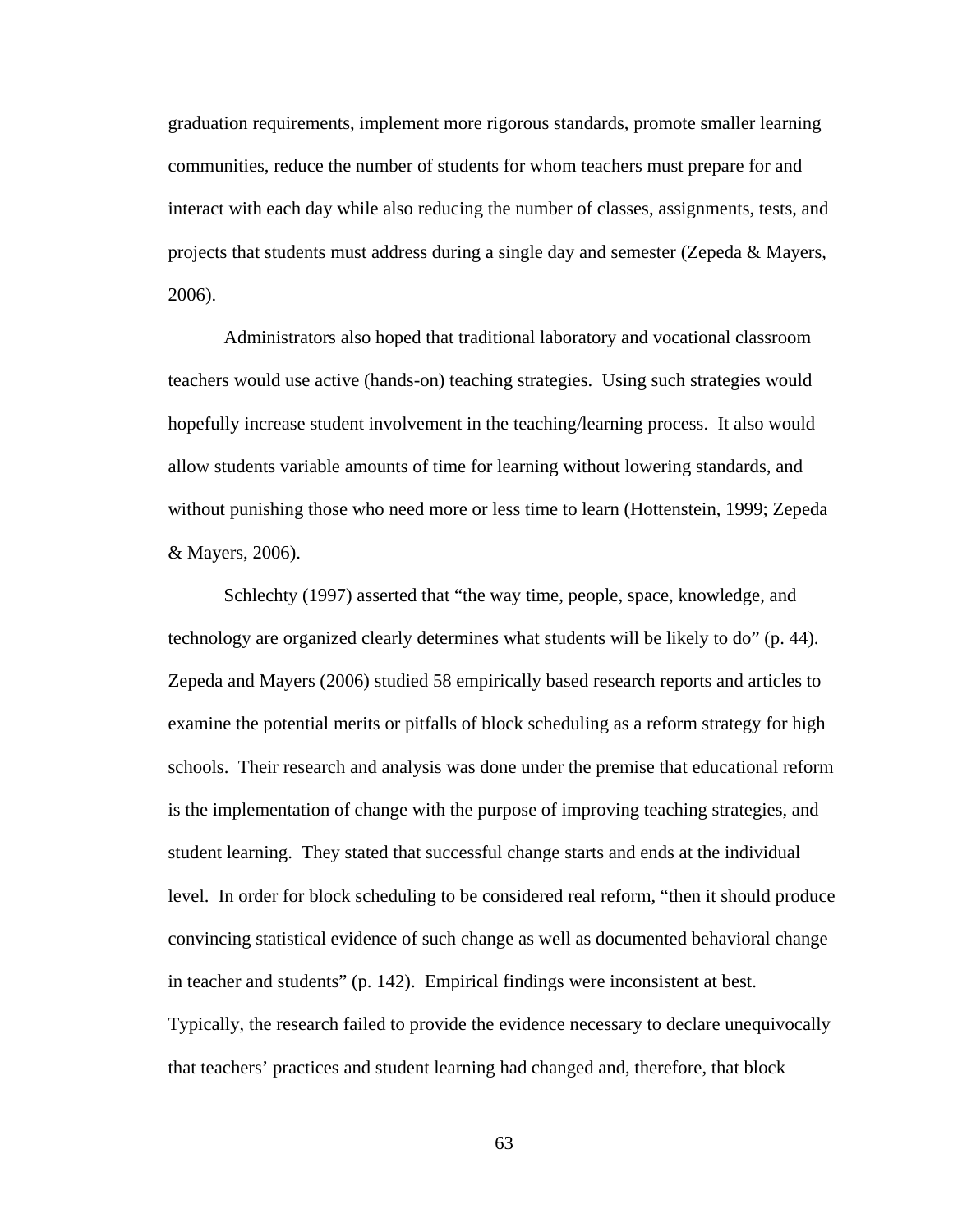graduation requirements, implement more rigorous standards, promote smaller learning communities, reduce the number of students for whom teachers must prepare for and interact with each day while also reducing the number of classes, assignments, tests, and projects that students must address during a single day and semester (Zepeda & Mayers, 2006).

Administrators also hoped that traditional laboratory and vocational classroom teachers would use active (hands-on) teaching strategies. Using such strategies would hopefully increase student involvement in the teaching/learning process. It also would allow students variable amounts of time for learning without lowering standards, and without punishing those who need more or less time to learn (Hottenstein, 1999; Zepeda & Mayers, 2006).

Schlechty (1997) asserted that "the way time, people, space, knowledge, and technology are organized clearly determines what students will be likely to do" (p. 44). Zepeda and Mayers (2006) studied 58 empirically based research reports and articles to examine the potential merits or pitfalls of block scheduling as a reform strategy for high schools. Their research and analysis was done under the premise that educational reform is the implementation of change with the purpose of improving teaching strategies, and student learning. They stated that successful change starts and ends at the individual level. In order for block scheduling to be considered real reform, "then it should produce convincing statistical evidence of such change as well as documented behavioral change in teacher and students" (p. 142). Empirical findings were inconsistent at best. Typically, the research failed to provide the evidence necessary to declare unequivocally that teachers' practices and student learning had changed and, therefore, that block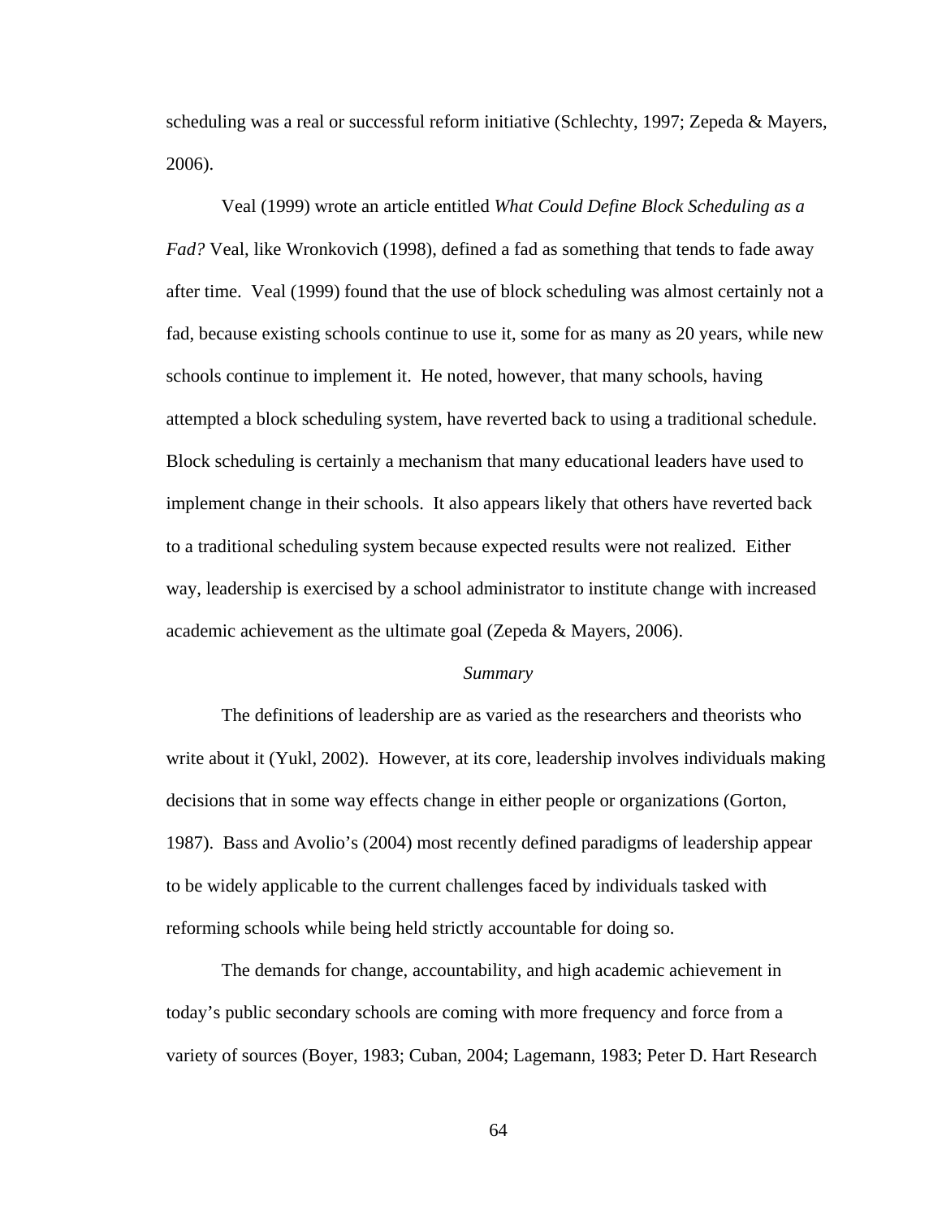scheduling was a real or successful reform initiative (Schlechty, 1997; Zepeda & Mayers, 2006).

Veal (1999) wrote an article entitled *What Could Define Block Scheduling as a Fad?* Veal, like Wronkovich (1998), defined a fad as something that tends to fade away after time. Veal (1999) found that the use of block scheduling was almost certainly not a fad, because existing schools continue to use it, some for as many as 20 years, while new schools continue to implement it. He noted, however, that many schools, having attempted a block scheduling system, have reverted back to using a traditional schedule. Block scheduling is certainly a mechanism that many educational leaders have used to implement change in their schools. It also appears likely that others have reverted back to a traditional scheduling system because expected results were not realized. Either way, leadership is exercised by a school administrator to institute change with increased academic achievement as the ultimate goal (Zepeda & Mayers, 2006).

### *Summary*

The definitions of leadership are as varied as the researchers and theorists who write about it (Yukl, 2002). However, at its core, leadership involves individuals making decisions that in some way effects change in either people or organizations (Gorton, 1987). Bass and Avolio's (2004) most recently defined paradigms of leadership appear to be widely applicable to the current challenges faced by individuals tasked with reforming schools while being held strictly accountable for doing so.

The demands for change, accountability, and high academic achievement in today's public secondary schools are coming with more frequency and force from a variety of sources (Boyer, 1983; Cuban, 2004; Lagemann, 1983; Peter D. Hart Research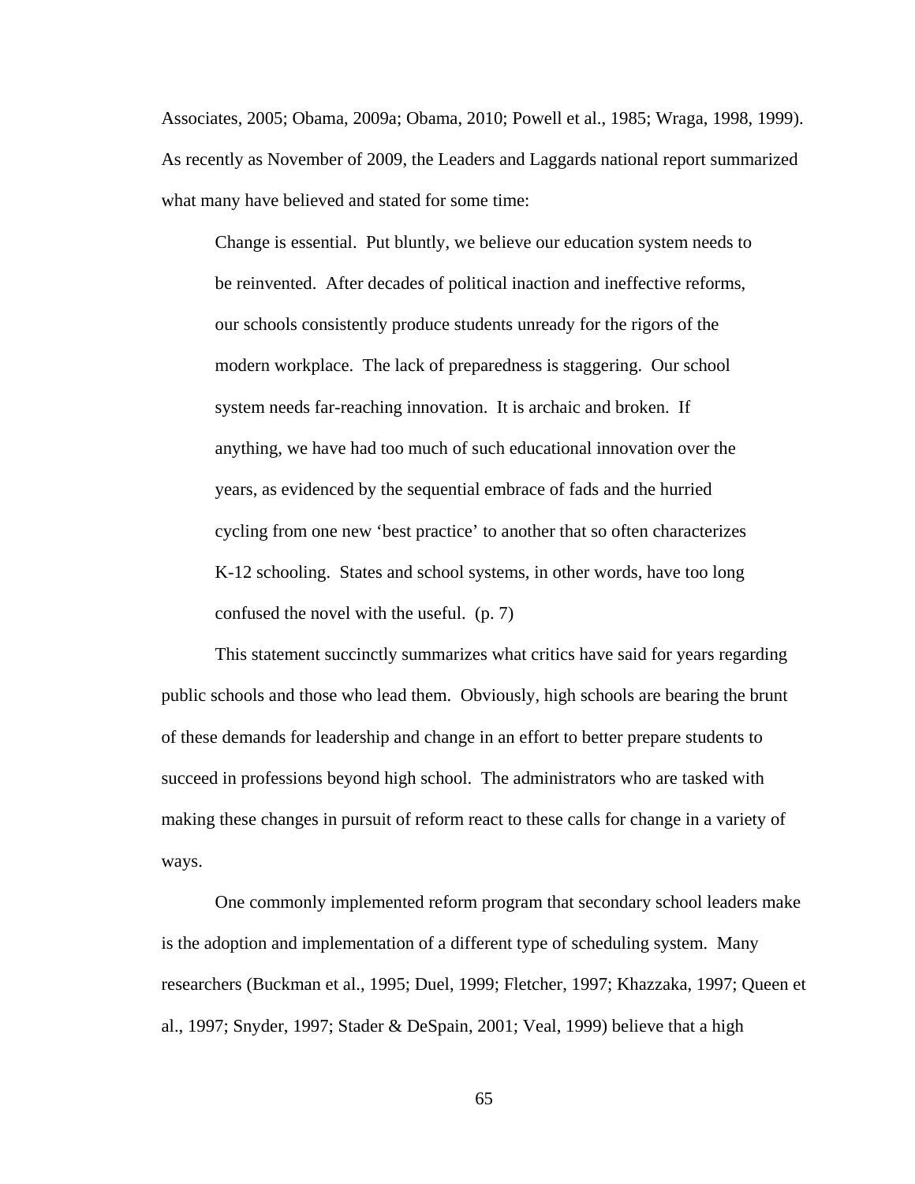Associates, 2005; Obama, 2009a; Obama, 2010; Powell et al., 1985; Wraga, 1998, 1999). As recently as November of 2009, the Leaders and Laggards national report summarized what many have believed and stated for some time:

> Change is essential. Put bluntly, we believe our education system needs to be reinvented. After decades of political inaction and ineffective reforms, our schools consistently produce students unready for the rigors of the modern workplace. The lack of preparedness is staggering. Our school system needs far-reaching innovation. It is archaic and broken. If anything, we have had too much of such educational innovation over the years, as evidenced by the sequential embrace of fads and the hurried cycling from one new 'best practice' to another that so often characterizes K-12 schooling. States and school systems, in other words, have too long confused the novel with the useful. (p. 7)

This statement succinctly summarizes what critics have said for years regarding public schools and those who lead them. Obviously, high schools are bearing the brunt of these demands for leadership and change in an effort to better prepare students to succeed in professions beyond high school. The administrators who are tasked with making these changes in pursuit of reform react to these calls for change in a variety of ways.

One commonly implemented reform program that secondary school leaders make is the adoption and implementation of a different type of scheduling system. Many researchers (Buckman et al., 1995; Duel, 1999; Fletcher, 1997; Khazzaka, 1997; Queen et al., 1997; Snyder, 1997; Stader & DeSpain, 2001; Veal, 1999) believe that a high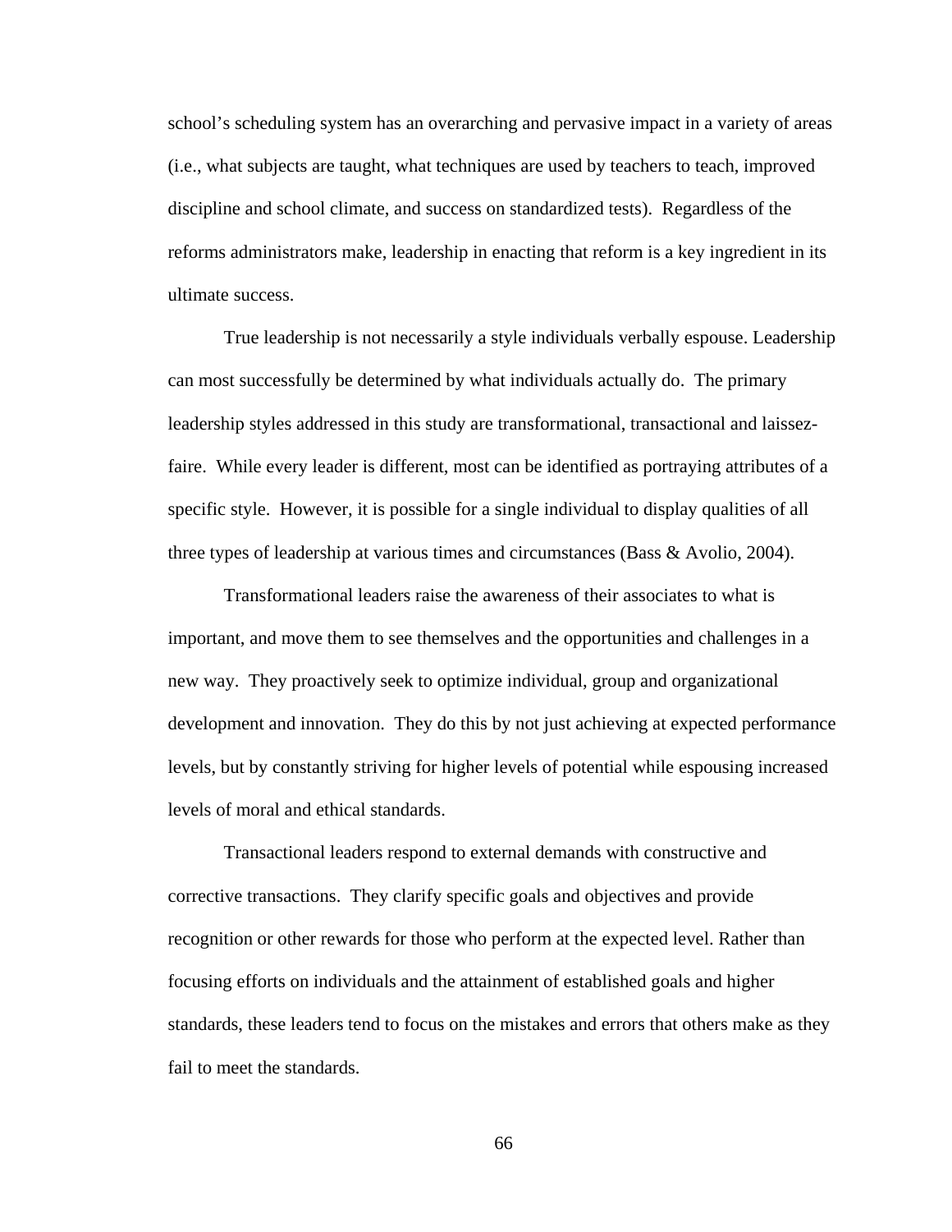school's scheduling system has an overarching and pervasive impact in a variety of areas (i.e., what subjects are taught, what techniques are used by teachers to teach, improved discipline and school climate, and success on standardized tests). Regardless of the reforms administrators make, leadership in enacting that reform is a key ingredient in its ultimate success.

True leadership is not necessarily a style individuals verbally espouse. Leadership can most successfully be determined by what individuals actually do. The primary leadership styles addressed in this study are transformational, transactional and laissez-faire. While every leader is different, most can be identified as portraying attributes of a specific style. However, it is possible for a single individual to display qualities of all three types of leadership at various times and circumstances (Bass & Avolio, 2004).

Transformational leaders raise the awareness of their associates to what is important, and move them to see themselves and the opportunities and challenges in a new way. They proactively seek to optimize individual, group and organizational development and innovation. They do this by not just achieving at expected performance levels, but by constantly striving for higher levels of potential while espousing increased levels of moral and ethical standards.

Transactional leaders respond to external demands with constructive and corrective transactions. They clarify specific goals and objectives and provide recognition or other rewards for those who perform at the expected level. Rather than focusing efforts on individuals and the attainment of established goals and higher standards, these leaders tend to focus on the mistakes and errors that others make as they fail to meet the standards.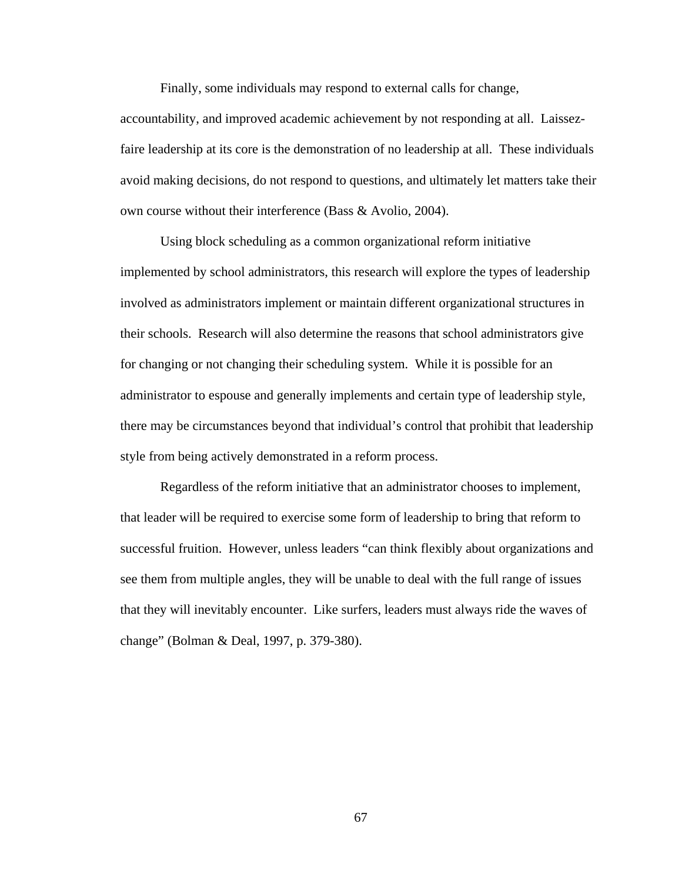Finally, some individuals may respond to external calls for change, accountability, and improved academic achievement by not responding at all. Laissez-faire leadership at its core is the demonstration of no leadership at all. These individuals avoid making decisions, do not respond to questions, and ultimately let matters take their own course without their interference (Bass & Avolio, 2004).

Using block scheduling as a common organizational reform initiative implemented by school administrators, this research will explore the types of leadership involved as administrators implement or maintain different organizational structures in their schools. Research will also determine the reasons that school administrators give for changing or not changing their scheduling system. While it is possible for an administrator to espouse and generally implements and certain type of leadership style, there may be circumstances beyond that individual's control that prohibit that leadership style from being actively demonstrated in a reform process.

Regardless of the reform initiative that an administrator chooses to implement, that leader will be required to exercise some form of leadership to bring that reform to successful fruition. However, unless leaders "can think flexibly about organizations and see them from multiple angles, they will be unable to deal with the full range of issues that they will inevitably encounter. Like surfers, leaders must always ride the waves of change" (Bolman & Deal, 1997, p. 379-380).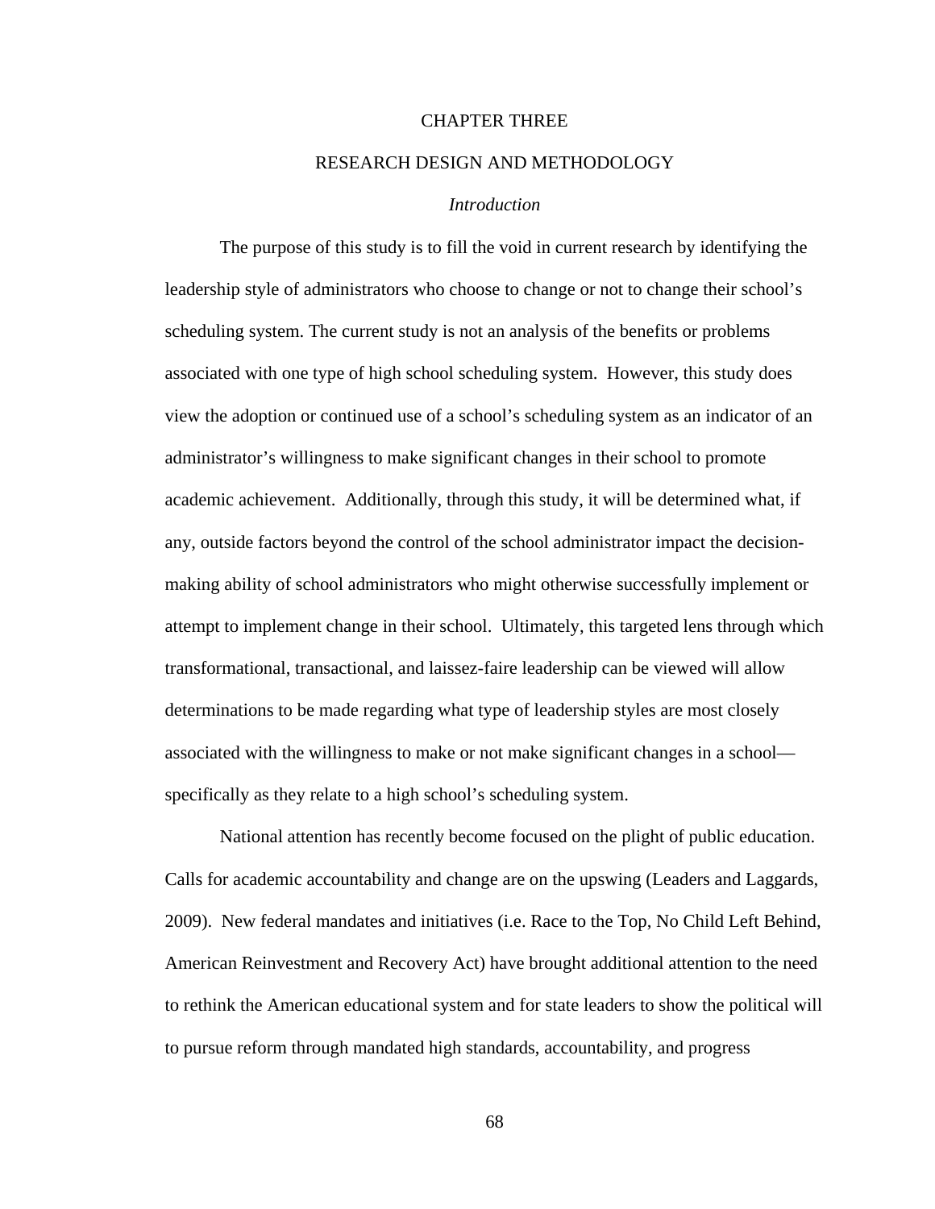# CHAPTER THREE

# RESEARCH DESIGN AND METHODOLOGY

## *Introduction*

The purpose of this study is to fill the void in current research by identifying the leadership style of administrators who choose to change or not to change their school's scheduling system. The current study is not an analysis of the benefits or problems associated with one type of high school scheduling system. However, this study does view the adoption or continued use of a school's scheduling system as an indicator of an administrator's willingness to make significant changes in their school to promote academic achievement. Additionally, through this study, it will be determined what, if any, outside factors beyond the control of the school administrator impact the decision-making ability of school administrators who might otherwise successfully implement or attempt to implement change in their school. Ultimately, this targeted lens through which transformational, transactional, and laissez-faire leadership can be viewed will allow determinations to be made regarding what type of leadership styles are most closely associated with the willingness to make or not make significant changes in a school—specifically as they relate to a high school's scheduling system.

National attention has recently become focused on the plight of public education. Calls for academic accountability and change are on the upswing (Leaders and Laggards, 2009). New federal mandates and initiatives (i.e. Race to the Top, No Child Left Behind, American Reinvestment and Recovery Act) have brought additional attention to the need to rethink the American educational system and for state leaders to show the political will to pursue reform through mandated high standards, accountability, and progress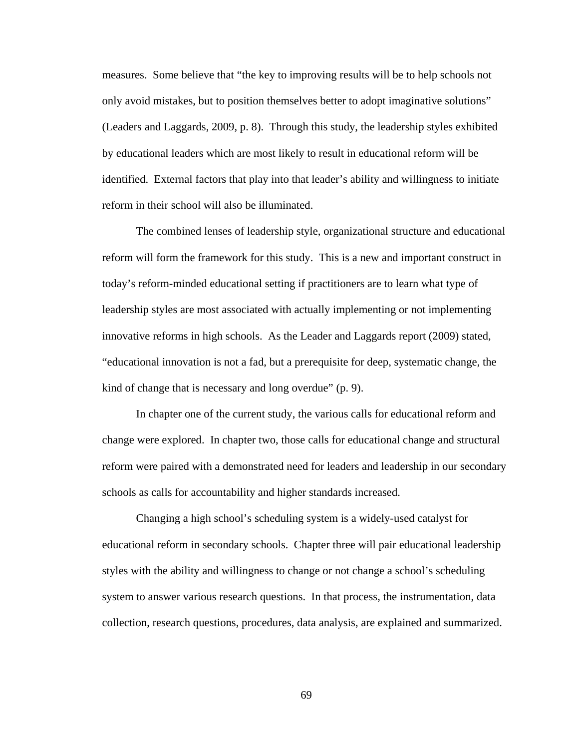measures. Some believe that "the key to improving results will be to help schools not only avoid mistakes, but to position themselves better to adopt imaginative solutions" (Leaders and Laggards, 2009, p. 8). Through this study, the leadership styles exhibited by educational leaders which are most likely to result in educational reform will be identified. External factors that play into that leader's ability and willingness to initiate reform in their school will also be illuminated.

The combined lenses of leadership style, organizational structure and educational reform will form the framework for this study. This is a new and important construct in today's reform-minded educational setting if practitioners are to learn what type of leadership styles are most associated with actually implementing or not implementing innovative reforms in high schools. As the Leader and Laggards report (2009) stated, "educational innovation is not a fad, but a prerequisite for deep, systematic change, the kind of change that is necessary and long overdue" (p. 9).

In chapter one of the current study, the various calls for educational reform and change were explored. In chapter two, those calls for educational change and structural reform were paired with a demonstrated need for leaders and leadership in our secondary schools as calls for accountability and higher standards increased.

Changing a high school's scheduling system is a widely-used catalyst for educational reform in secondary schools. Chapter three will pair educational leadership styles with the ability and willingness to change or not change a school's scheduling system to answer various research questions. In that process, the instrumentation, data collection, research questions, procedures, data analysis, are explained and summarized.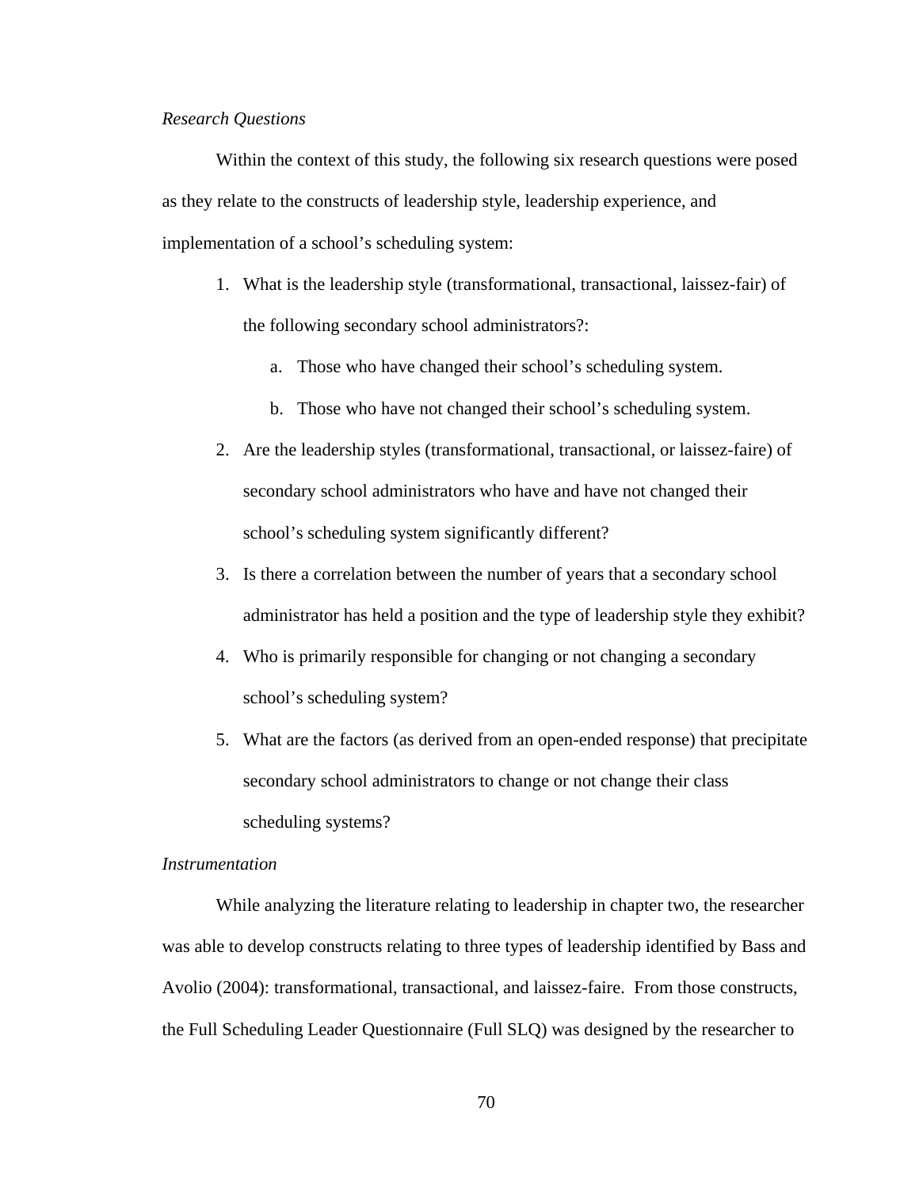*Research Questions*

Within the context of this study, the following six research questions were posed as they relate to the constructs of leadership style, leadership experience, and implementation of a school's scheduling system:

1. What is the leadership style (transformational, transactional, laissez-fair) of the following secondary school administrators?:
    a. Those who have changed their school's scheduling system.
    b. Those who have not changed their school's scheduling system.
2. Are the leadership styles (transformational, transactional, or laissez-faire) of secondary school administrators who have and have not changed their school's scheduling system significantly different?
3. Is there a correlation between the number of years that a secondary school administrator has held a position and the type of leadership style they exhibit?
4. Who is primarily responsible for changing or not changing a secondary school's scheduling system?
5. What are the factors (as derived from an open-ended response) that precipitate secondary school administrators to change or not change their class scheduling systems?

*Instrumentation*

While analyzing the literature relating to leadership in chapter two, the researcher was able to develop constructs relating to three types of leadership identified by Bass and Avolio (2004): transformational, transactional, and laissez-faire. From those constructs, the Full Scheduling Leader Questionnaire (Full SLQ) was designed by the researcher to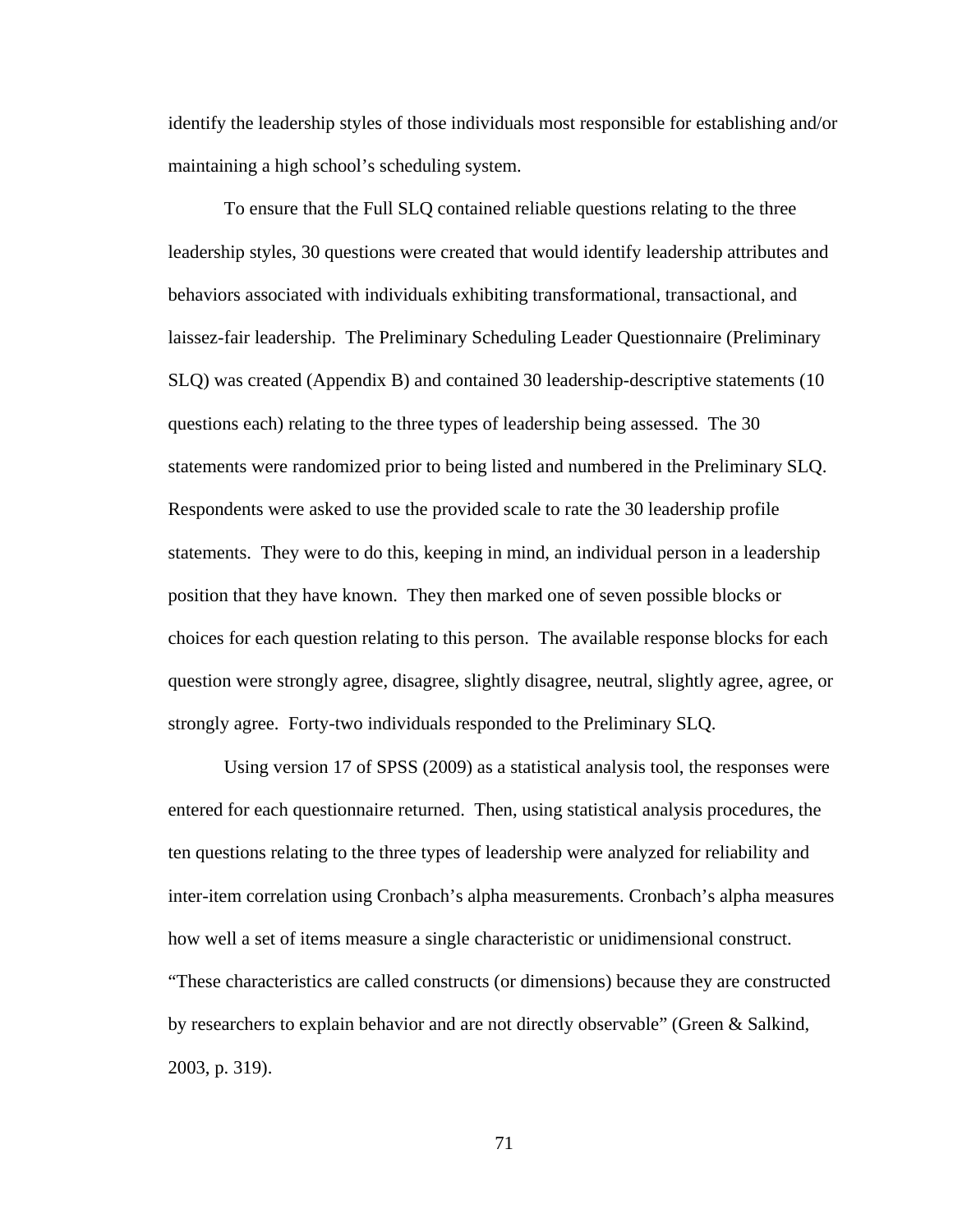identify the leadership styles of those individuals most responsible for establishing and/or maintaining a high school's scheduling system.

To ensure that the Full SLQ contained reliable questions relating to the three leadership styles, 30 questions were created that would identify leadership attributes and behaviors associated with individuals exhibiting transformational, transactional, and laissez-fair leadership. The Preliminary Scheduling Leader Questionnaire (Preliminary SLQ) was created (Appendix B) and contained 30 leadership-descriptive statements (10 questions each) relating to the three types of leadership being assessed. The 30 statements were randomized prior to being listed and numbered in the Preliminary SLQ. Respondents were asked to use the provided scale to rate the 30 leadership profile statements. They were to do this, keeping in mind, an individual person in a leadership position that they have known. They then marked one of seven possible blocks or choices for each question relating to this person. The available response blocks for each question were strongly agree, disagree, slightly disagree, neutral, slightly agree, agree, or strongly agree. Forty-two individuals responded to the Preliminary SLQ.

Using version 17 of SPSS (2009) as a statistical analysis tool, the responses were entered for each questionnaire returned. Then, using statistical analysis procedures, the ten questions relating to the three types of leadership were analyzed for reliability and inter-item correlation using Cronbach's alpha measurements. Cronbach's alpha measures how well a set of items measure a single characteristic or unidimensional construct. "These characteristics are called constructs (or dimensions) because they are constructed by researchers to explain behavior and are not directly observable" (Green & Salkind, 2003, p. 319).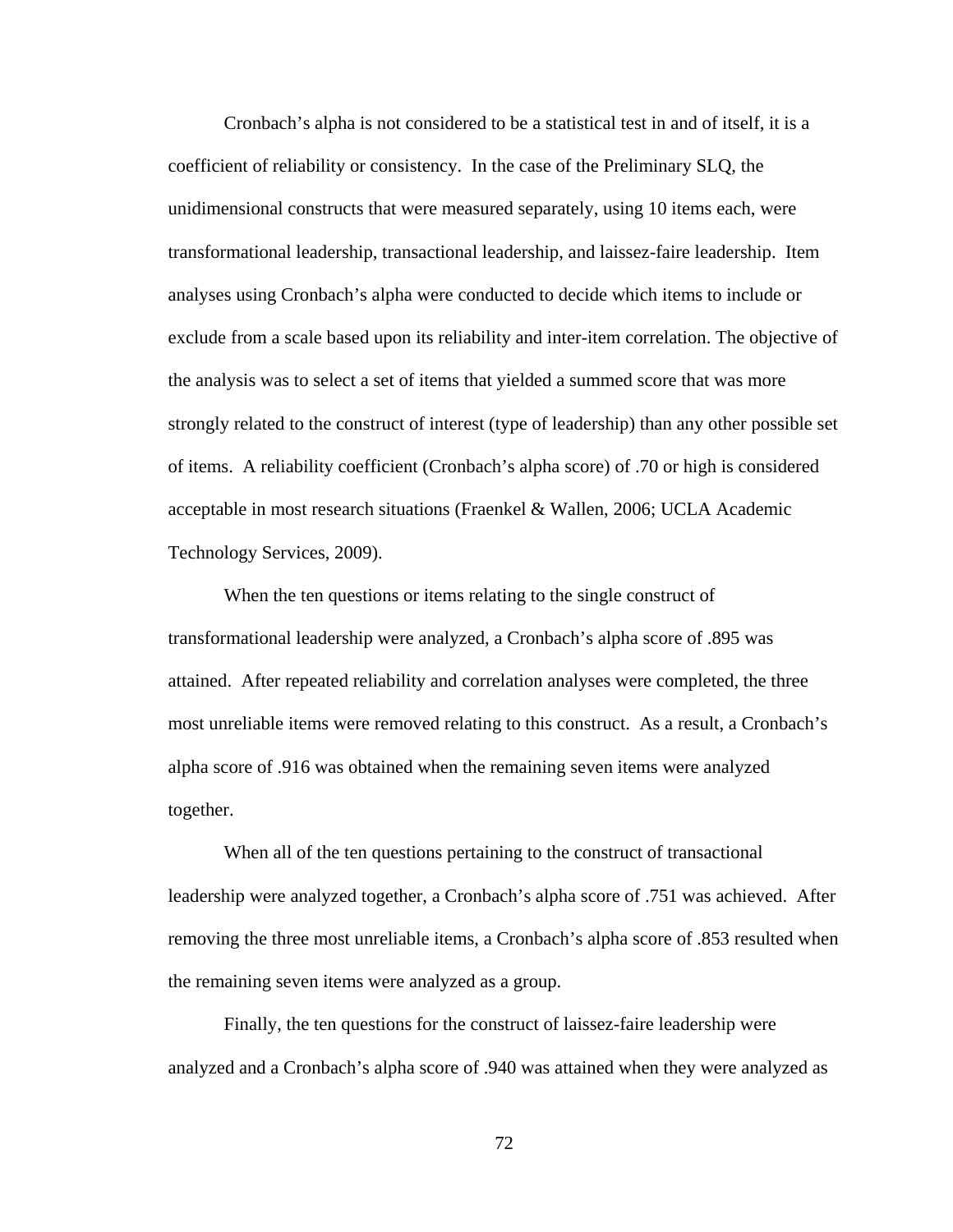Cronbach's alpha is not considered to be a statistical test in and of itself, it is a coefficient of reliability or consistency. In the case of the Preliminary SLQ, the unidimensional constructs that were measured separately, using 10 items each, were transformational leadership, transactional leadership, and laissez-faire leadership. Item analyses using Cronbach's alpha were conducted to decide which items to include or exclude from a scale based upon its reliability and inter-item correlation. The objective of the analysis was to select a set of items that yielded a summed score that was more strongly related to the construct of interest (type of leadership) than any other possible set of items. A reliability coefficient (Cronbach's alpha score) of .70 or high is considered acceptable in most research situations (Fraenkel & Wallen, 2006; UCLA Academic Technology Services, 2009).

When the ten questions or items relating to the single construct of transformational leadership were analyzed, a Cronbach's alpha score of .895 was attained. After repeated reliability and correlation analyses were completed, the three most unreliable items were removed relating to this construct. As a result, a Cronbach's alpha score of .916 was obtained when the remaining seven items were analyzed together.

When all of the ten questions pertaining to the construct of transactional leadership were analyzed together, a Cronbach's alpha score of .751 was achieved. After removing the three most unreliable items, a Cronbach's alpha score of .853 resulted when the remaining seven items were analyzed as a group.

Finally, the ten questions for the construct of laissez-faire leadership were analyzed and a Cronbach's alpha score of .940 was attained when they were analyzed as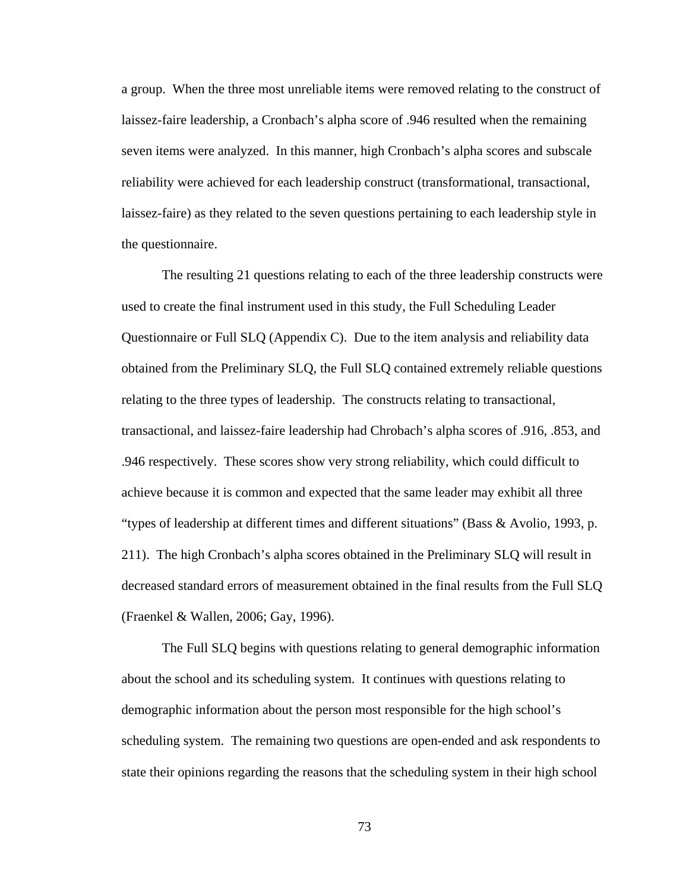a group. When the three most unreliable items were removed relating to the construct of laissez-faire leadership, a Cronbach's alpha score of .946 resulted when the remaining seven items were analyzed. In this manner, high Cronbach's alpha scores and subscale reliability were achieved for each leadership construct (transformational, transactional, laissez-faire) as they related to the seven questions pertaining to each leadership style in the questionnaire.

The resulting 21 questions relating to each of the three leadership constructs were used to create the final instrument used in this study, the Full Scheduling Leader Questionnaire or Full SLQ (Appendix C). Due to the item analysis and reliability data obtained from the Preliminary SLQ, the Full SLQ contained extremely reliable questions relating to the three types of leadership. The constructs relating to transactional, transactional, and laissez-faire leadership had Chrobach's alpha scores of .916, .853, and .946 respectively. These scores show very strong reliability, which could difficult to achieve because it is common and expected that the same leader may exhibit all three "types of leadership at different times and different situations" (Bass & Avolio, 1993, p. 211). The high Cronbach's alpha scores obtained in the Preliminary SLQ will result in decreased standard errors of measurement obtained in the final results from the Full SLQ (Fraenkel & Wallen, 2006; Gay, 1996).

The Full SLQ begins with questions relating to general demographic information about the school and its scheduling system. It continues with questions relating to demographic information about the person most responsible for the high school's scheduling system. The remaining two questions are open-ended and ask respondents to state their opinions regarding the reasons that the scheduling system in their high school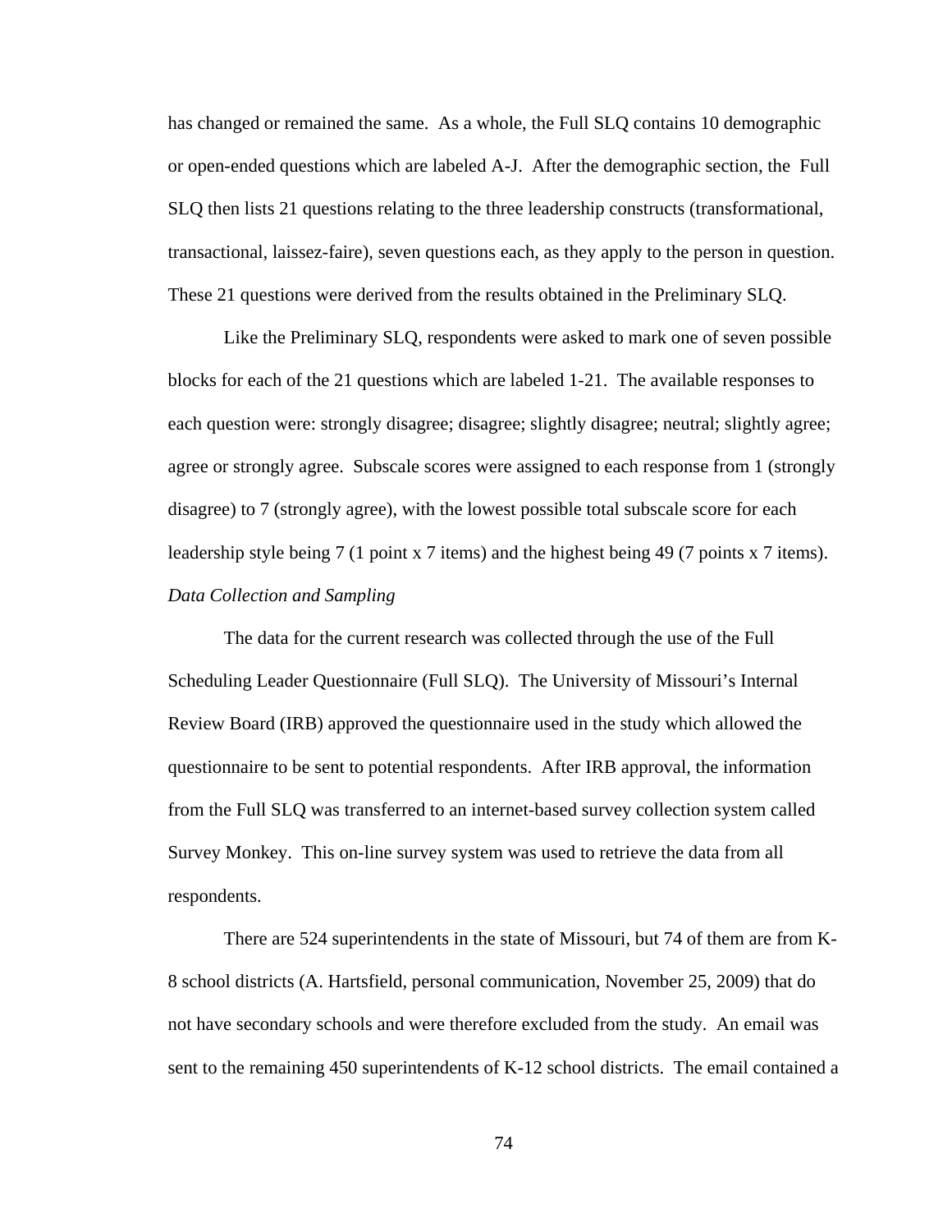has changed or remained the same. As a whole, the Full SLQ contains 10 demographic or open-ended questions which are labeled A-J. After the demographic section, the Full SLQ then lists 21 questions relating to the three leadership constructs (transformational, transactional, laissez-faire), seven questions each, as they apply to the person in question. These 21 questions were derived from the results obtained in the Preliminary SLQ.

Like the Preliminary SLQ, respondents were asked to mark one of seven possible blocks for each of the 21 questions which are labeled 1-21. The available responses to each question were: strongly disagree; disagree; slightly disagree; neutral; slightly agree; agree or strongly agree. Subscale scores were assigned to each response from 1 (strongly disagree) to 7 (strongly agree), with the lowest possible total subscale score for each leadership style being 7 (1 point x 7 items) and the highest being 49 (7 points x 7 items).

*Data Collection and Sampling*

The data for the current research was collected through the use of the Full Scheduling Leader Questionnaire (Full SLQ). The University of Missouri's Internal Review Board (IRB) approved the questionnaire used in the study which allowed the questionnaire to be sent to potential respondents. After IRB approval, the information from the Full SLQ was transferred to an internet-based survey collection system called Survey Monkey. This on-line survey system was used to retrieve the data from all respondents.

There are 524 superintendents in the state of Missouri, but 74 of them are from K-8 school districts (A. Hartsfield, personal communication, November 25, 2009) that do not have secondary schools and were therefore excluded from the study. An email was sent to the remaining 450 superintendents of K-12 school districts. The email contained a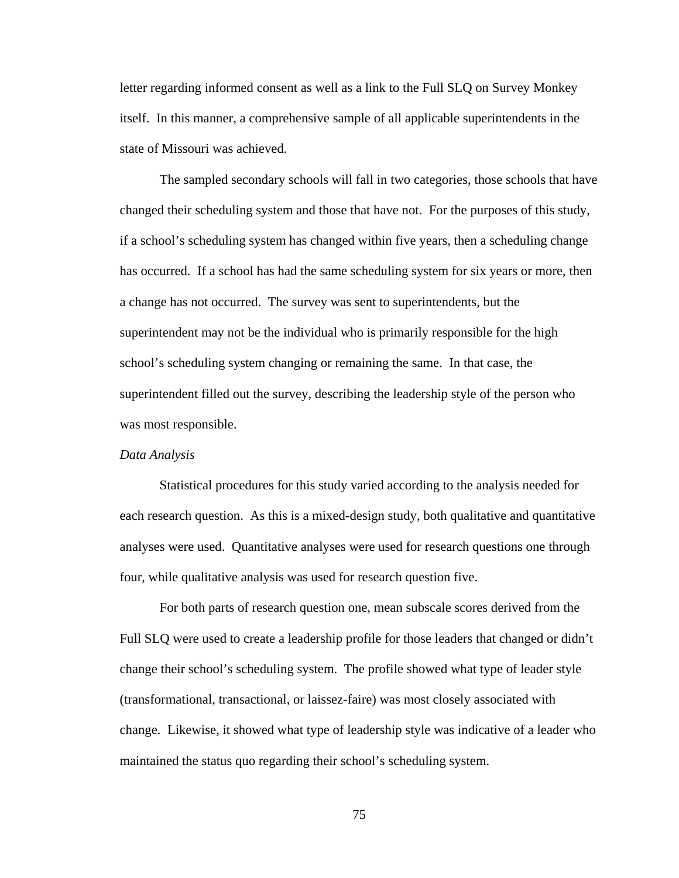letter regarding informed consent as well as a link to the Full SLQ on Survey Monkey itself. In this manner, a comprehensive sample of all applicable superintendents in the state of Missouri was achieved.

The sampled secondary schools will fall in two categories, those schools that have changed their scheduling system and those that have not. For the purposes of this study, if a school's scheduling system has changed within five years, then a scheduling change has occurred. If a school has had the same scheduling system for six years or more, then a change has not occurred. The survey was sent to superintendents, but the superintendent may not be the individual who is primarily responsible for the high school's scheduling system changing or remaining the same. In that case, the superintendent filled out the survey, describing the leadership style of the person who was most responsible.

*Data Analysis*

Statistical procedures for this study varied according to the analysis needed for each research question. As this is a mixed-design study, both qualitative and quantitative analyses were used. Quantitative analyses were used for research questions one through four, while qualitative analysis was used for research question five.

For both parts of research question one, mean subscale scores derived from the Full SLQ were used to create a leadership profile for those leaders that changed or didn't change their school's scheduling system. The profile showed what type of leader style (transformational, transactional, or laissez-faire) was most closely associated with change. Likewise, it showed what type of leadership style was indicative of a leader who maintained the status quo regarding their school's scheduling system.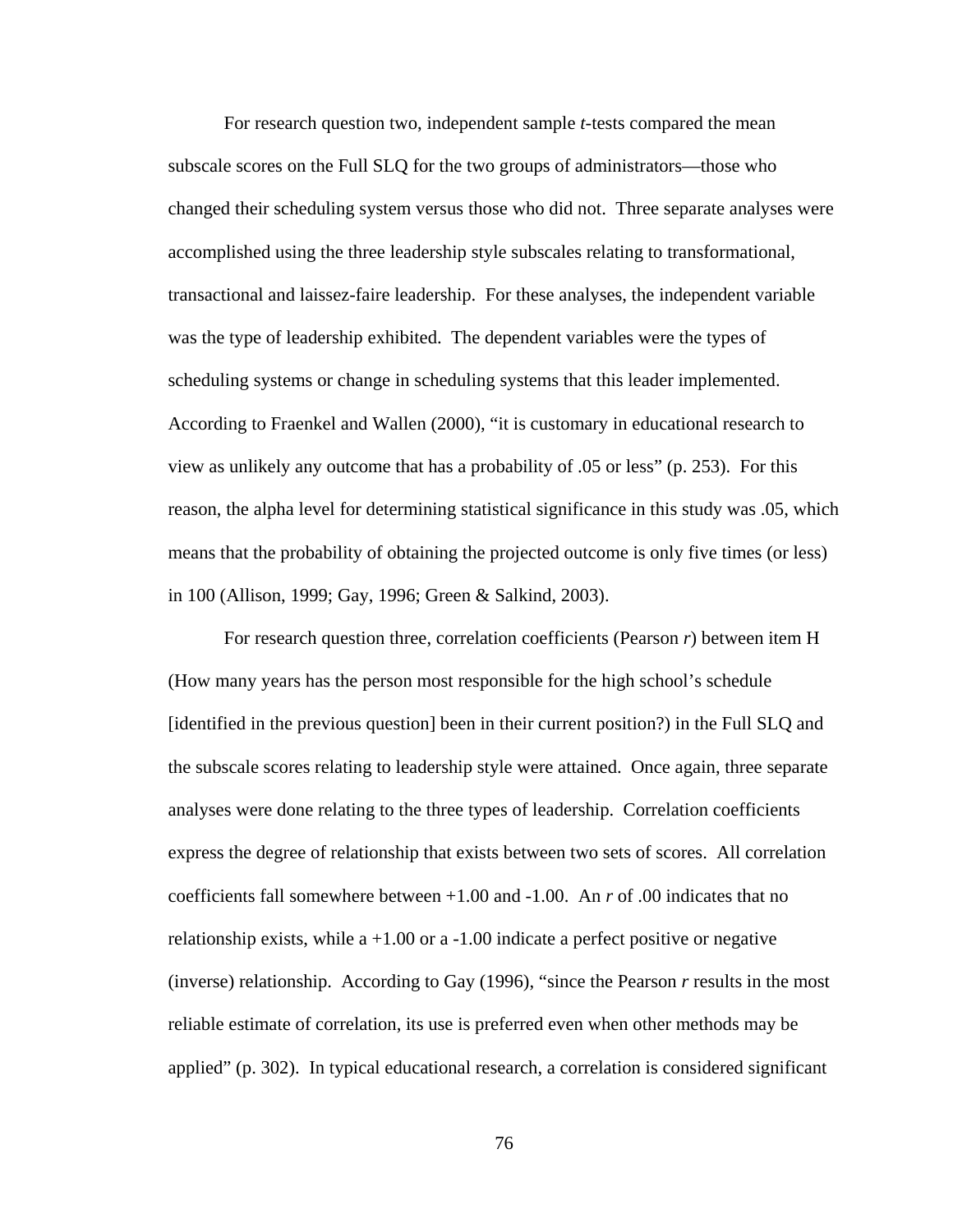For research question two, independent sample *t*-tests compared the mean subscale scores on the Full SLQ for the two groups of administrators—those who changed their scheduling system versus those who did not. Three separate analyses were accomplished using the three leadership style subscales relating to transformational, transactional and laissez-faire leadership. For these analyses, the independent variable was the type of leadership exhibited. The dependent variables were the types of scheduling systems or change in scheduling systems that this leader implemented. According to Fraenkel and Wallen (2000), "it is customary in educational research to view as unlikely any outcome that has a probability of .05 or less" (p. 253). For this reason, the alpha level for determining statistical significance in this study was .05, which means that the probability of obtaining the projected outcome is only five times (or less) in 100 (Allison, 1999; Gay, 1996; Green & Salkind, 2003).

For research question three, correlation coefficients (Pearson *r*) between item H (How many years has the person most responsible for the high school's schedule [identified in the previous question] been in their current position?) in the Full SLQ and the subscale scores relating to leadership style were attained. Once again, three separate analyses were done relating to the three types of leadership. Correlation coefficients express the degree of relationship that exists between two sets of scores. All correlation coefficients fall somewhere between +1.00 and -1.00. An *r* of .00 indicates that no relationship exists, while a +1.00 or a -1.00 indicate a perfect positive or negative (inverse) relationship. According to Gay (1996), "since the Pearson *r* results in the most reliable estimate of correlation, its use is preferred even when other methods may be applied" (p. 302). In typical educational research, a correlation is considered significant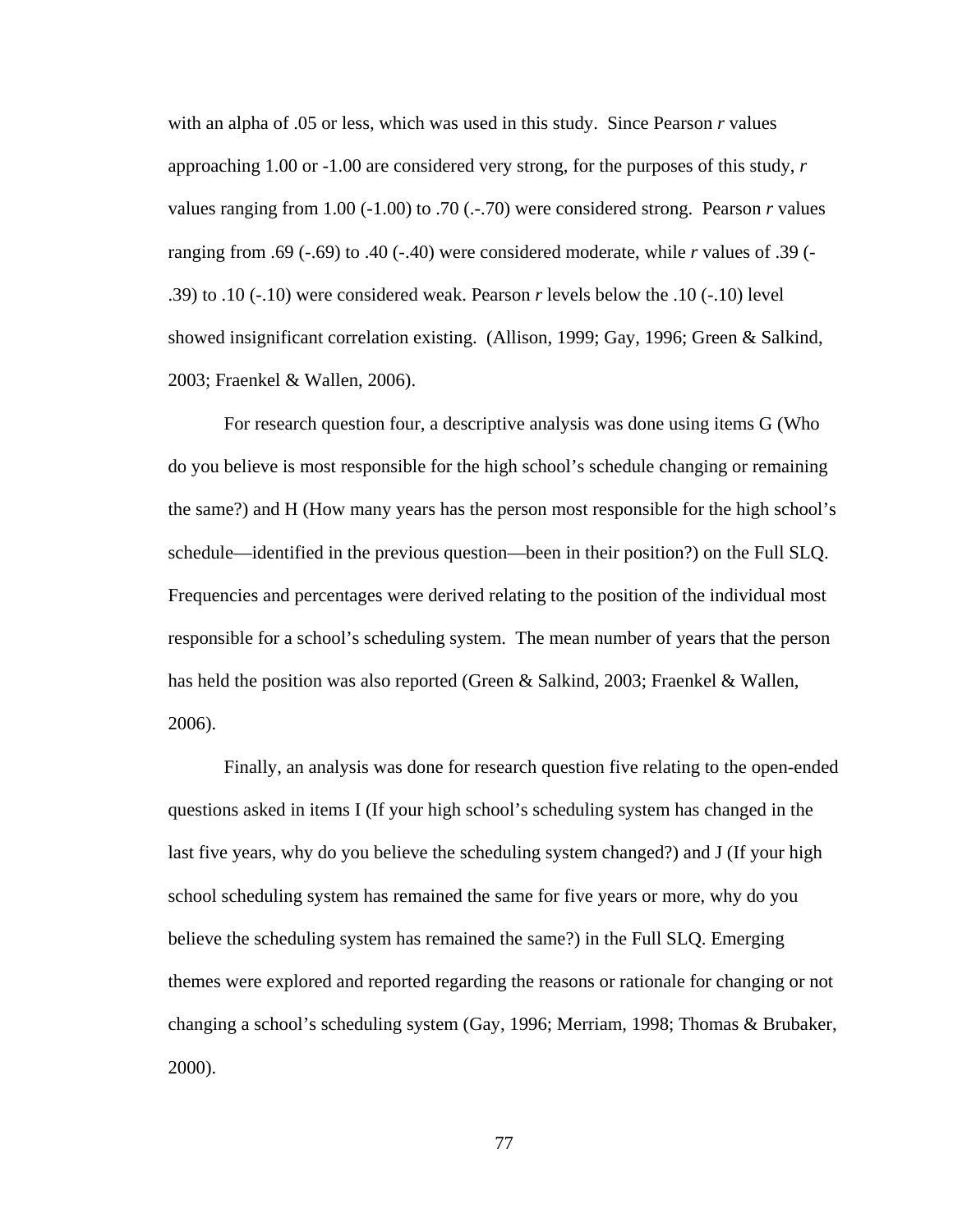with an alpha of .05 or less, which was used in this study. Since Pearson *r* values approaching 1.00 or -1.00 are considered very strong, for the purposes of this study, *r* values ranging from 1.00 (-1.00) to .70 (.-.70) were considered strong. Pearson *r* values ranging from .69 (-.69) to .40 (-.40) were considered moderate, while *r* values of .39 (-.39) to .10 (-.10) were considered weak. Pearson *r* levels below the .10 (-.10) level showed insignificant correlation existing. (Allison, 1999; Gay, 1996; Green & Salkind, 2003; Fraenkel & Wallen, 2006).

For research question four, a descriptive analysis was done using items G (Who do you believe is most responsible for the high school's schedule changing or remaining the same?) and H (How many years has the person most responsible for the high school's schedule—identified in the previous question—been in their position?) on the Full SLQ. Frequencies and percentages were derived relating to the position of the individual most responsible for a school's scheduling system. The mean number of years that the person has held the position was also reported (Green & Salkind, 2003; Fraenkel & Wallen, 2006).

Finally, an analysis was done for research question five relating to the open-ended questions asked in items I (If your high school's scheduling system has changed in the last five years, why do you believe the scheduling system changed?) and J (If your high school scheduling system has remained the same for five years or more, why do you believe the scheduling system has remained the same?) in the Full SLQ. Emerging themes were explored and reported regarding the reasons or rationale for changing or not changing a school's scheduling system (Gay, 1996; Merriam, 1998; Thomas & Brubaker, 2000).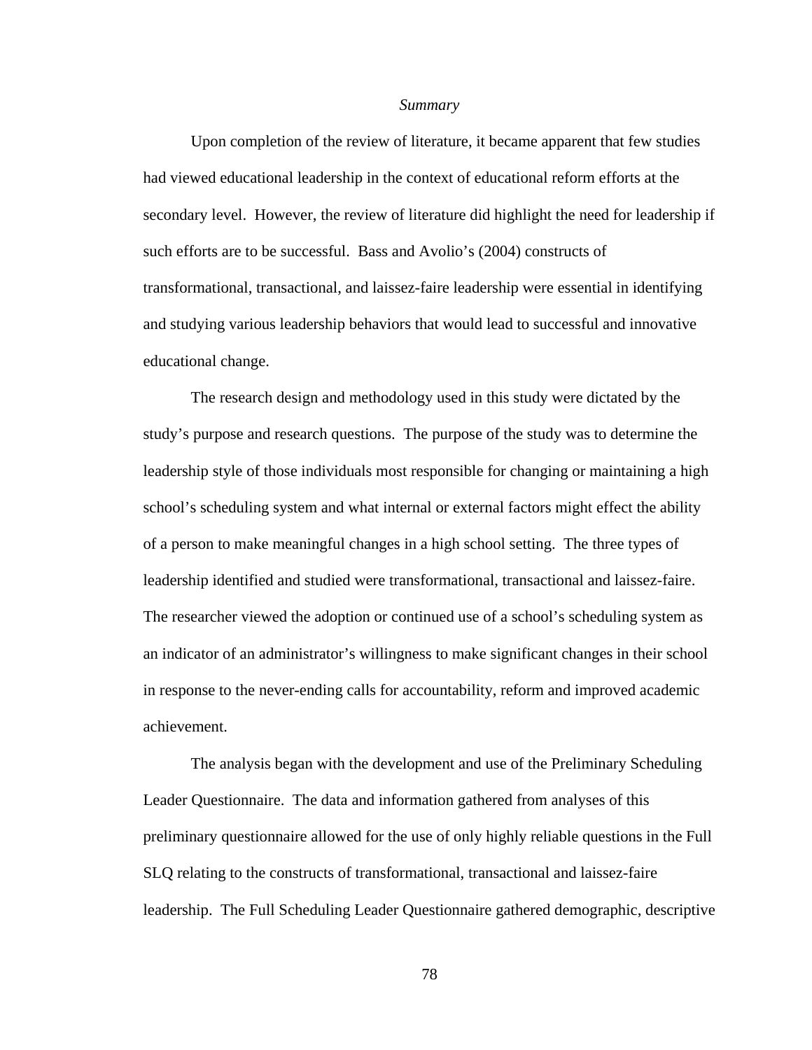### *Summary*

Upon completion of the review of literature, it became apparent that few studies had viewed educational leadership in the context of educational reform efforts at the secondary level. However, the review of literature did highlight the need for leadership if such efforts are to be successful. Bass and Avolio's (2004) constructs of transformational, transactional, and laissez-faire leadership were essential in identifying and studying various leadership behaviors that would lead to successful and innovative educational change.

The research design and methodology used in this study were dictated by the study's purpose and research questions. The purpose of the study was to determine the leadership style of those individuals most responsible for changing or maintaining a high school's scheduling system and what internal or external factors might effect the ability of a person to make meaningful changes in a high school setting. The three types of leadership identified and studied were transformational, transactional and laissez-faire. The researcher viewed the adoption or continued use of a school's scheduling system as an indicator of an administrator's willingness to make significant changes in their school in response to the never-ending calls for accountability, reform and improved academic achievement.

The analysis began with the development and use of the Preliminary Scheduling Leader Questionnaire. The data and information gathered from analyses of this preliminary questionnaire allowed for the use of only highly reliable questions in the Full SLQ relating to the constructs of transformational, transactional and laissez-faire leadership. The Full Scheduling Leader Questionnaire gathered demographic, descriptive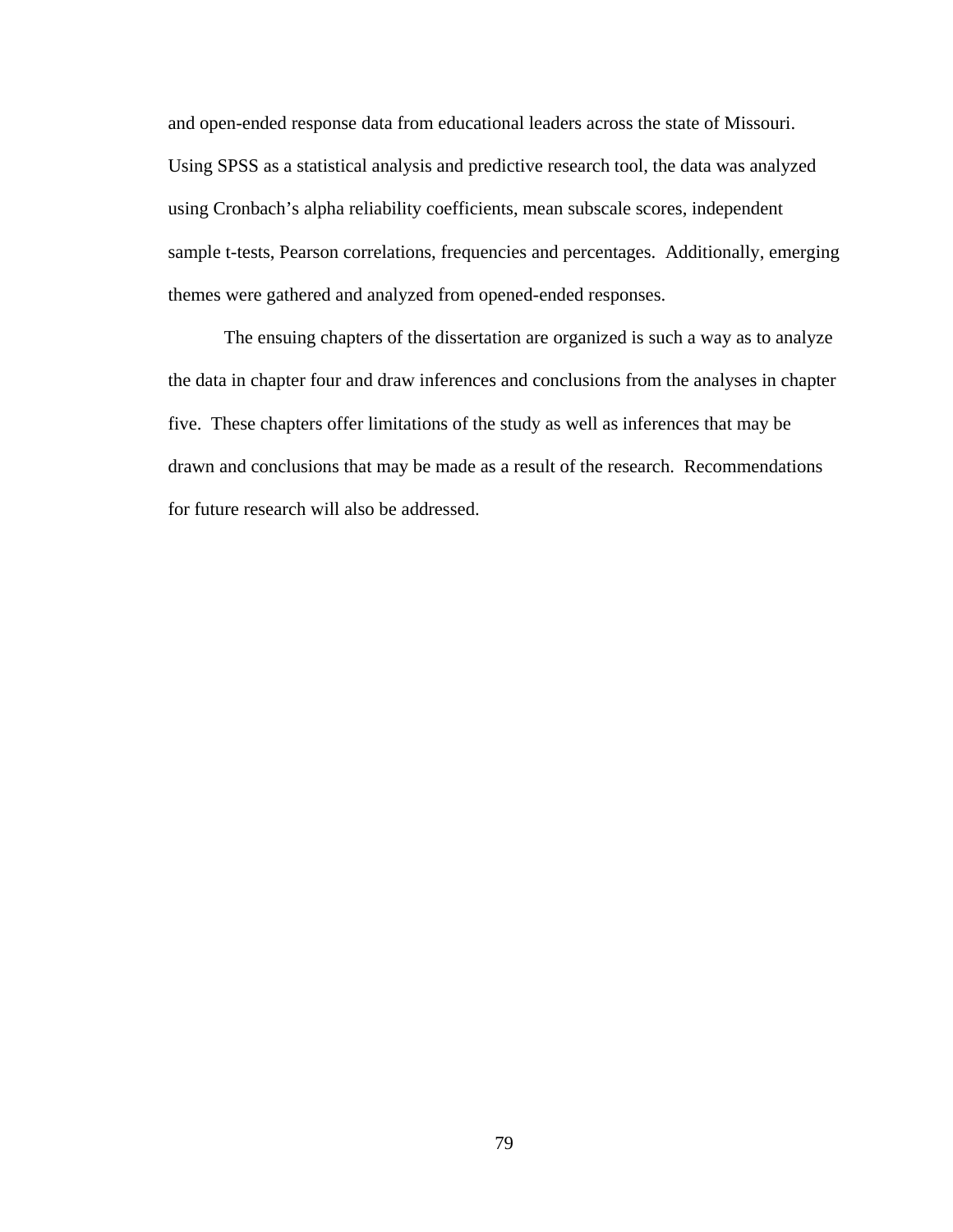and open-ended response data from educational leaders across the state of Missouri. Using SPSS as a statistical analysis and predictive research tool, the data was analyzed using Cronbach's alpha reliability coefficients, mean subscale scores, independent sample t-tests, Pearson correlations, frequencies and percentages. Additionally, emerging themes were gathered and analyzed from opened-ended responses.

The ensuing chapters of the dissertation are organized is such a way as to analyze the data in chapter four and draw inferences and conclusions from the analyses in chapter five. These chapters offer limitations of the study as well as inferences that may be drawn and conclusions that may be made as a result of the research. Recommendations for future research will also be addressed.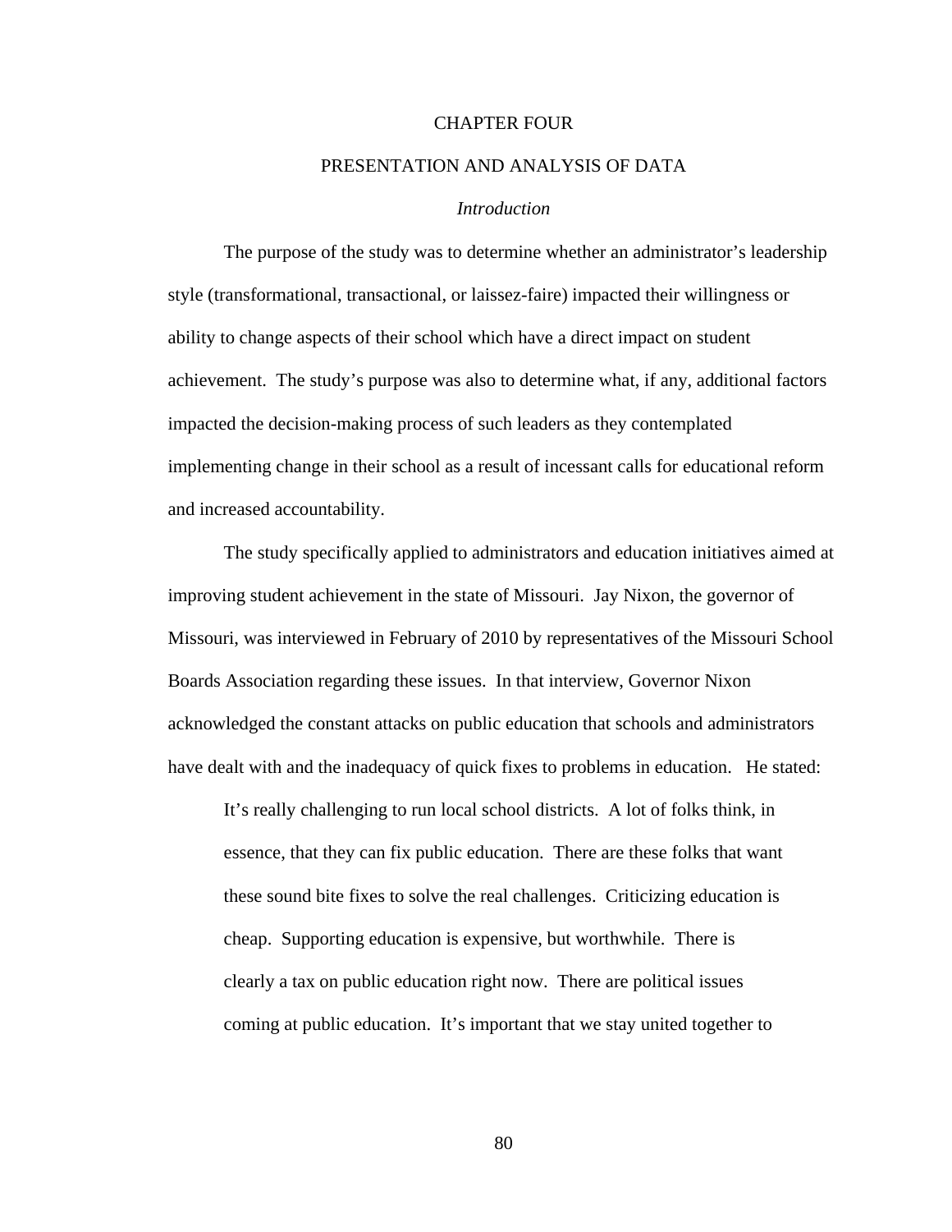# CHAPTER FOUR

# PRESENTATION AND ANALYSIS OF DATA

## *Introduction*

The purpose of the study was to determine whether an administrator's leadership style (transformational, transactional, or laissez-faire) impacted their willingness or ability to change aspects of their school which have a direct impact on student achievement. The study's purpose was also to determine what, if any, additional factors impacted the decision-making process of such leaders as they contemplated implementing change in their school as a result of incessant calls for educational reform and increased accountability.

The study specifically applied to administrators and education initiatives aimed at improving student achievement in the state of Missouri. Jay Nixon, the governor of Missouri, was interviewed in February of 2010 by representatives of the Missouri School Boards Association regarding these issues. In that interview, Governor Nixon acknowledged the constant attacks on public education that schools and administrators have dealt with and the inadequacy of quick fixes to problems in education. He stated:

> It's really challenging to run local school districts. A lot of folks think, in essence, that they can fix public education. There are these folks that want these sound bite fixes to solve the real challenges. Criticizing education is cheap. Supporting education is expensive, but worthwhile. There is clearly a tax on public education right now. There are political issues coming at public education. It's important that we stay united together to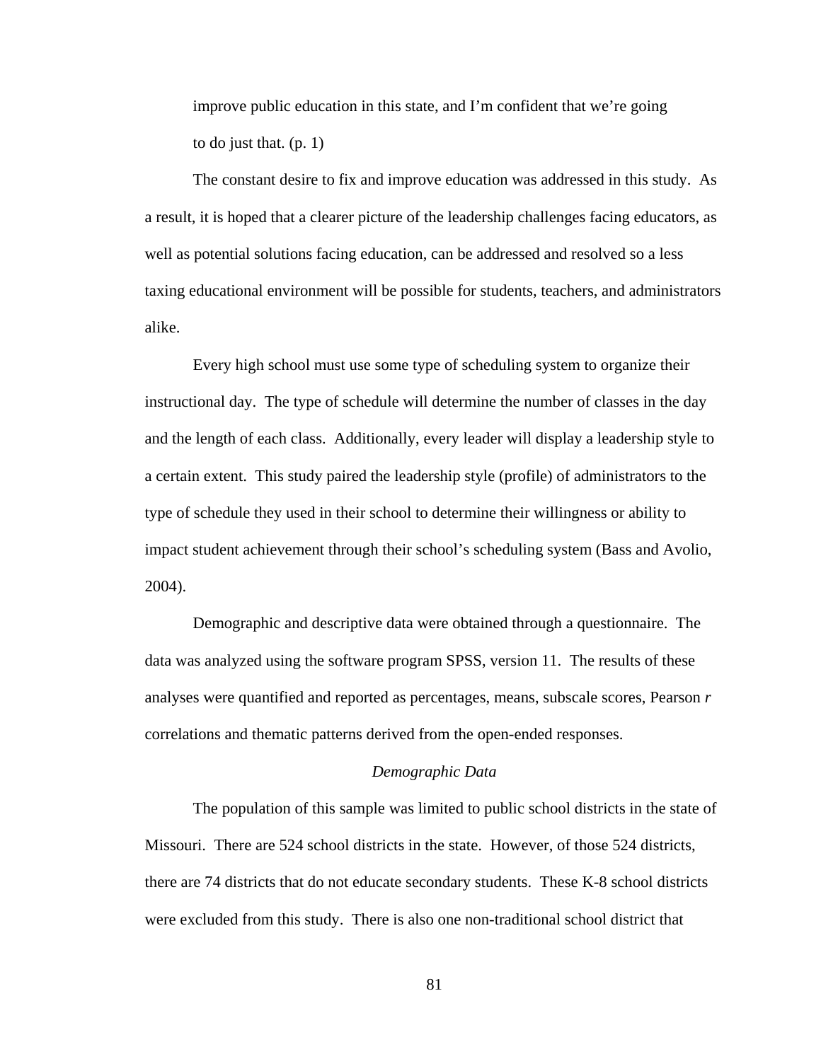improve public education in this state, and I'm confident that we're going to do just that. (p. 1)

The constant desire to fix and improve education was addressed in this study. As a result, it is hoped that a clearer picture of the leadership challenges facing educators, as well as potential solutions facing education, can be addressed and resolved so a less taxing educational environment will be possible for students, teachers, and administrators alike.

Every high school must use some type of scheduling system to organize their instructional day. The type of schedule will determine the number of classes in the day and the length of each class. Additionally, every leader will display a leadership style to a certain extent. This study paired the leadership style (profile) of administrators to the type of schedule they used in their school to determine their willingness or ability to impact student achievement through their school's scheduling system (Bass and Avolio, 2004).

Demographic and descriptive data were obtained through a questionnaire. The data was analyzed using the software program SPSS, version 11. The results of these analyses were quantified and reported as percentages, means, subscale scores, Pearson *r* correlations and thematic patterns derived from the open-ended responses.

### *Demographic Data*

The population of this sample was limited to public school districts in the state of Missouri. There are 524 school districts in the state. However, of those 524 districts, there are 74 districts that do not educate secondary students. These K-8 school districts were excluded from this study. There is also one non-traditional school district that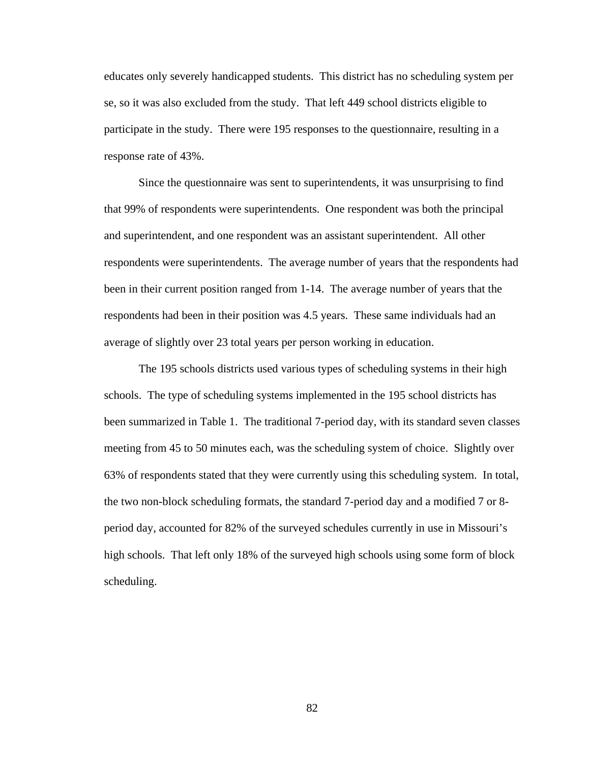educates only severely handicapped students. This district has no scheduling system per se, so it was also excluded from the study. That left 449 school districts eligible to participate in the study. There were 195 responses to the questionnaire, resulting in a response rate of 43%.

Since the questionnaire was sent to superintendents, it was unsurprising to find that 99% of respondents were superintendents. One respondent was both the principal and superintendent, and one respondent was an assistant superintendent. All other respondents were superintendents. The average number of years that the respondents had been in their current position ranged from 1-14. The average number of years that the respondents had been in their position was 4.5 years. These same individuals had an average of slightly over 23 total years per person working in education.

The 195 schools districts used various types of scheduling systems in their high schools. The type of scheduling systems implemented in the 195 school districts has been summarized in Table 1. The traditional 7-period day, with its standard seven classes meeting from 45 to 50 minutes each, was the scheduling system of choice. Slightly over 63% of respondents stated that they were currently using this scheduling system. In total, the two non-block scheduling formats, the standard 7-period day and a modified 7 or 8-period day, accounted for 82% of the surveyed schedules currently in use in Missouri's high schools. That left only 18% of the surveyed high schools using some form of block scheduling.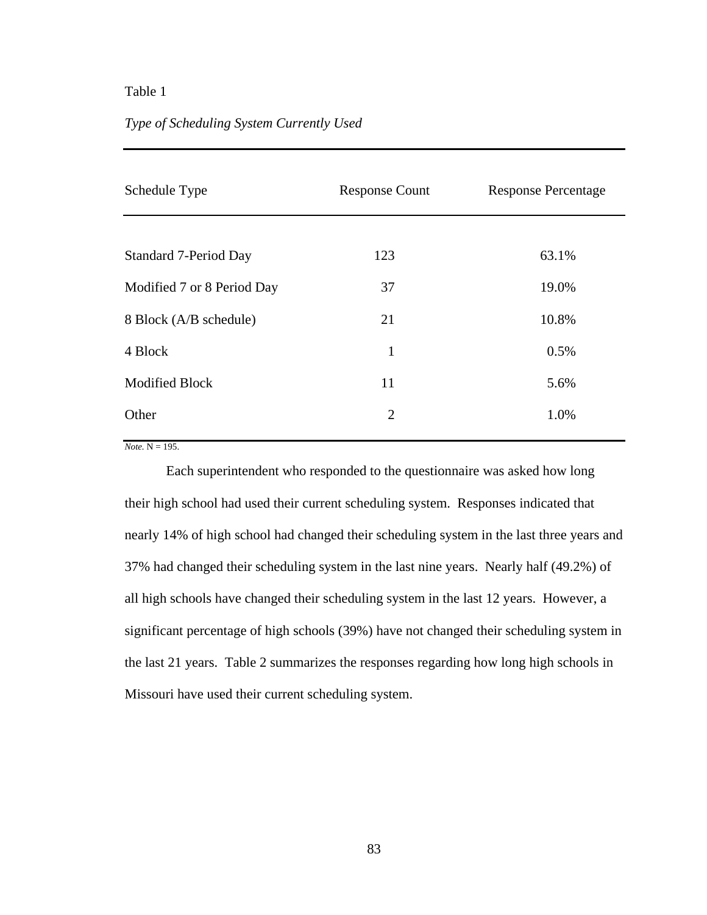Table 1

*Type of Scheduling System Currently Used*

| Schedule Type | Response Count | Response Percentage |
|---|---|---|
| Standard 7-Period Day | 123 | 63.1% |
| Modified 7 or 8 Period Day | 37 | 19.0% |
| 8 Block (A/B schedule) | 21 | 10.8% |
| 4 Block | 1 | 0.5% |
| Modified Block | 11 | 5.6% |
| Other | 2 | 1.0% |

*Note.* N = 195.

Each superintendent who responded to the questionnaire was asked how long their high school had used their current scheduling system. Responses indicated that nearly 14% of high school had changed their scheduling system in the last three years and 37% had changed their scheduling system in the last nine years. Nearly half (49.2%) of all high schools have changed their scheduling system in the last 12 years. However, a significant percentage of high schools (39%) have not changed their scheduling system in the last 21 years. Table 2 summarizes the responses regarding how long high schools in Missouri have used their current scheduling system.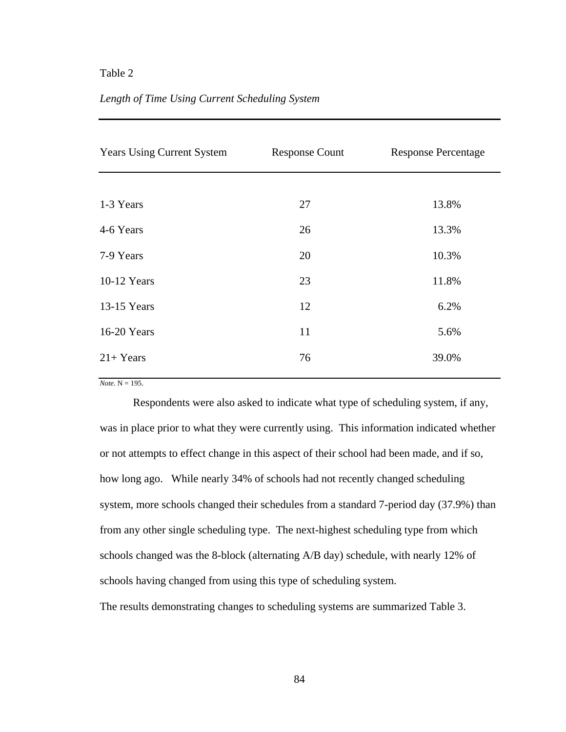Table 2

*Length of Time Using Current Scheduling System*

| Years Using Current System | Response Count | Response Percentage |
|---|---|---|
| 1-3 Years | 27 | 13.8% |
| 4-6 Years | 26 | 13.3% |
| 7-9 Years | 20 | 10.3% |
| 10-12 Years | 23 | 11.8% |
| 13-15 Years | 12 | 6.2% |
| 16-20 Years | 11 | 5.6% |
| 21+ Years | 76 | 39.0% |

*Note.* N = 195.

Respondents were also asked to indicate what type of scheduling system, if any, was in place prior to what they were currently using. This information indicated whether or not attempts to effect change in this aspect of their school had been made, and if so, how long ago. While nearly 34% of schools had not recently changed scheduling system, more schools changed their schedules from a standard 7-period day (37.9%) than from any other single scheduling type. The next-highest scheduling type from which schools changed was the 8-block (alternating A/B day) schedule, with nearly 12% of schools having changed from using this type of scheduling system.

The results demonstrating changes to scheduling systems are summarized Table 3.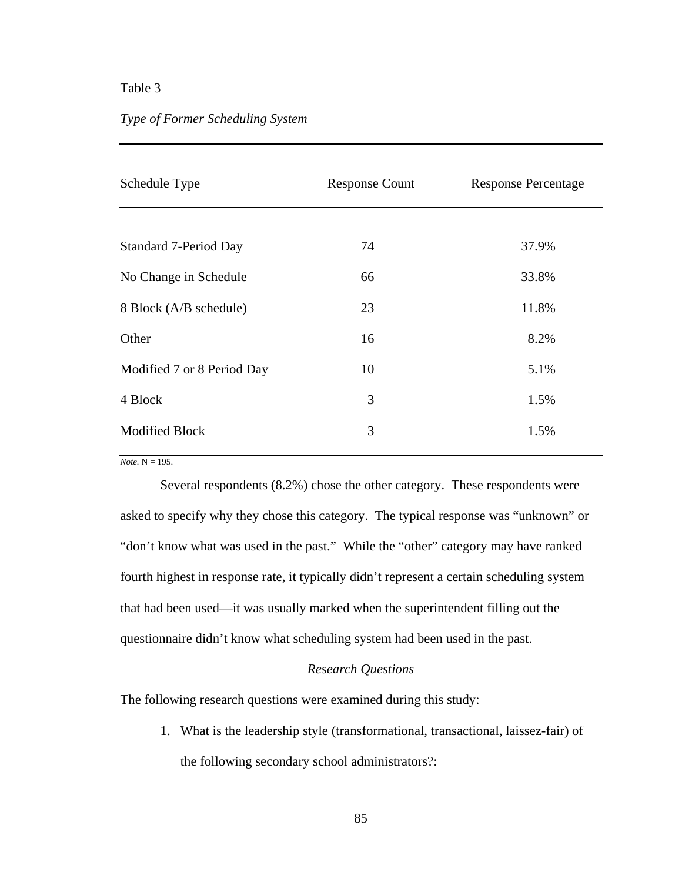Table 3

*Type of Former Scheduling System*

| Schedule Type | Response Count | Response Percentage |
|---|---|---|
| Standard 7-Period Day | 74 | 37.9% |
| No Change in Schedule | 66 | 33.8% |
| 8 Block (A/B schedule) | 23 | 11.8% |
| Other | 16 | 8.2% |
| Modified 7 or 8 Period Day | 10 | 5.1% |
| 4 Block | 3 | 1.5% |
| Modified Block | 3 | 1.5% |

*Note.* N = 195.

Several respondents (8.2%) chose the other category. These respondents were asked to specify why they chose this category. The typical response was “unknown” or “don’t know what was used in the past.” While the “other” category may have ranked fourth highest in response rate, it typically didn’t represent a certain scheduling system that had been used—it was usually marked when the superintendent filling out the questionnaire didn’t know what scheduling system had been used in the past.

*Research Questions*

The following research questions were examined during this study:

1. What is the leadership style (transformational, transactional, laissez-fair) of the following secondary school administrators?: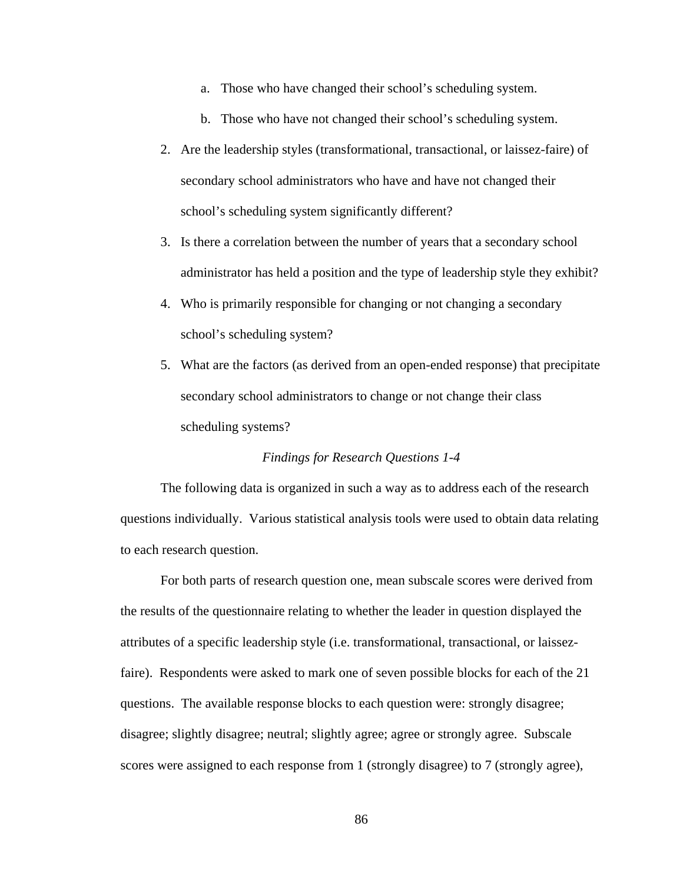a. Those who have changed their school's scheduling system.

   b. Those who have not changed their school's scheduling system.

2. Are the leadership styles (transformational, transactional, or laissez-faire) of secondary school administrators who have and have not changed their school's scheduling system significantly different?

3. Is there a correlation between the number of years that a secondary school administrator has held a position and the type of leadership style they exhibit?

4. Who is primarily responsible for changing or not changing a secondary school's scheduling system?

5. What are the factors (as derived from an open-ended response) that precipitate secondary school administrators to change or not change their class scheduling systems?

*Findings for Research Questions 1-4*

The following data is organized in such a way as to address each of the research questions individually. Various statistical analysis tools were used to obtain data relating to each research question.

For both parts of research question one, mean subscale scores were derived from the results of the questionnaire relating to whether the leader in question displayed the attributes of a specific leadership style (i.e. transformational, transactional, or laissez-faire). Respondents were asked to mark one of seven possible blocks for each of the 21 questions. The available response blocks to each question were: strongly disagree; disagree; slightly disagree; neutral; slightly agree; agree or strongly agree. Subscale scores were assigned to each response from 1 (strongly disagree) to 7 (strongly agree),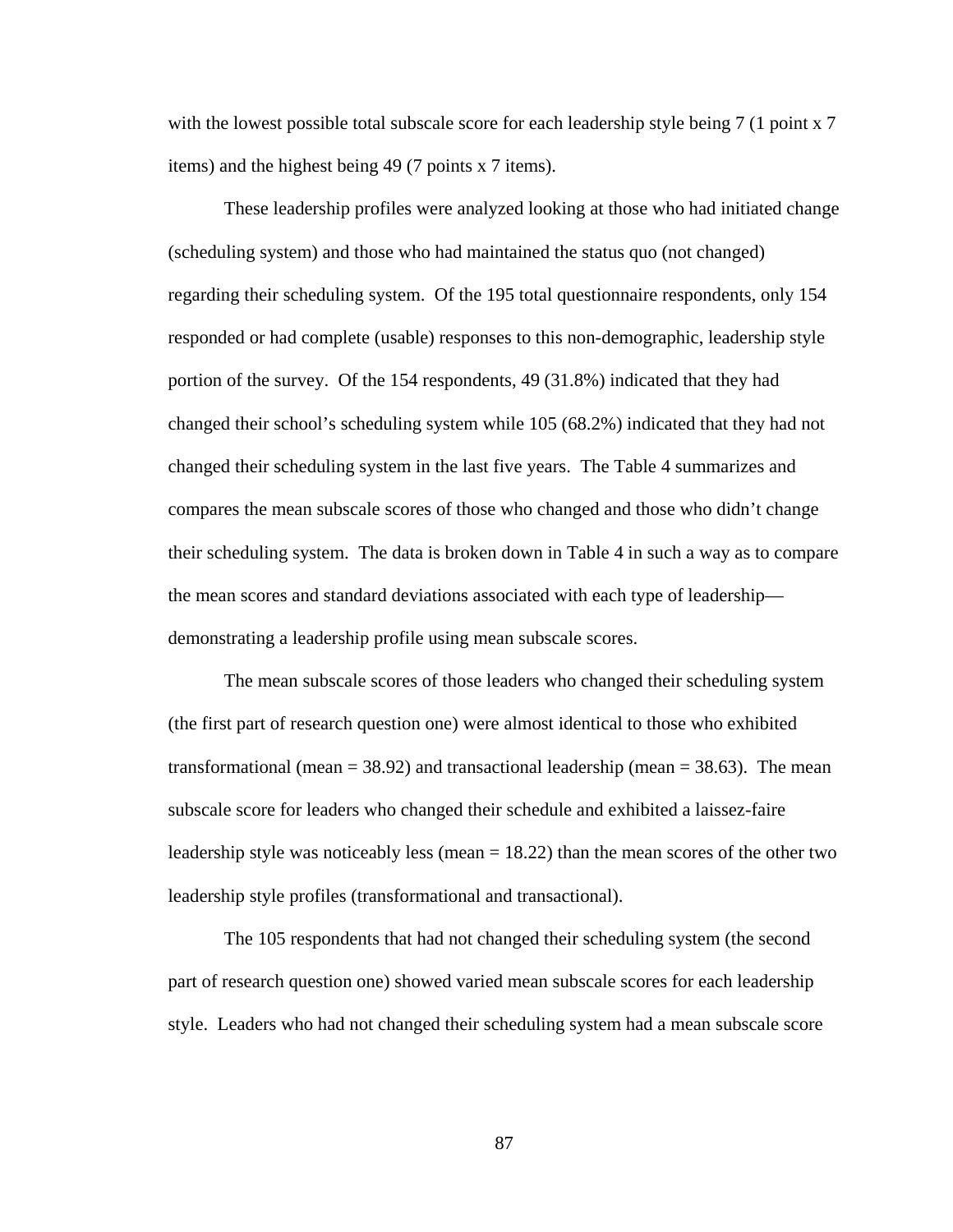with the lowest possible total subscale score for each leadership style being 7 (1 point x 7 items) and the highest being 49 (7 points x 7 items).

These leadership profiles were analyzed looking at those who had initiated change (scheduling system) and those who had maintained the status quo (not changed) regarding their scheduling system. Of the 195 total questionnaire respondents, only 154 responded or had complete (usable) responses to this non-demographic, leadership style portion of the survey. Of the 154 respondents, 49 (31.8%) indicated that they had changed their school's scheduling system while 105 (68.2%) indicated that they had not changed their scheduling system in the last five years. The Table 4 summarizes and compares the mean subscale scores of those who changed and those who didn't change their scheduling system. The data is broken down in Table 4 in such a way as to compare the mean scores and standard deviations associated with each type of leadership—demonstrating a leadership profile using mean subscale scores.

The mean subscale scores of those leaders who changed their scheduling system (the first part of research question one) were almost identical to those who exhibited transformational (mean = 38.92) and transactional leadership (mean = 38.63). The mean subscale score for leaders who changed their schedule and exhibited a laissez-faire leadership style was noticeably less (mean = 18.22) than the mean scores of the other two leadership style profiles (transformational and transactional).

The 105 respondents that had not changed their scheduling system (the second part of research question one) showed varied mean subscale scores for each leadership style. Leaders who had not changed their scheduling system had a mean subscale score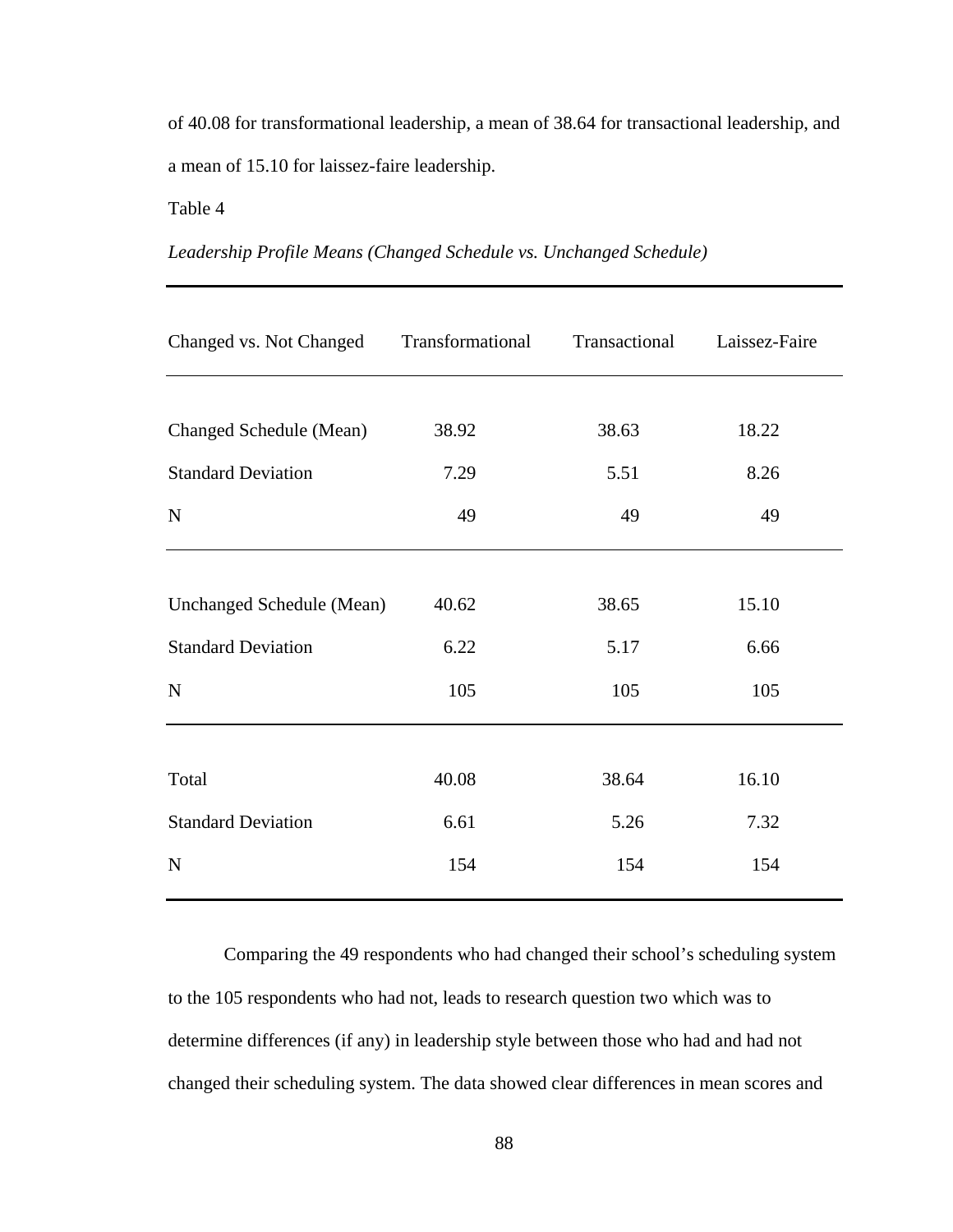of 40.08 for transformational leadership, a mean of 38.64 for transactional leadership, and a mean of 15.10 for laissez-faire leadership.

Table 4

*Leadership Profile Means (Changed Schedule vs. Unchanged Schedule)*

| Changed vs. Not Changed | Transformational | Transactional | Laissez-Faire |
|---|---|---|---|
| Changed Schedule (Mean) | 38.92 | 38.63 | 18.22 |
| Standard Deviation | 7.29 | 5.51 | 8.26 |
| N | 49 | 49 | 49 |
| Unchanged Schedule (Mean) | 40.62 | 38.65 | 15.10 |
| Standard Deviation | 6.22 | 5.17 | 6.66 |
| N | 105 | 105 | 105 |
| Total | 40.08 | 38.64 | 16.10 |
| Standard Deviation | 6.61 | 5.26 | 7.32 |
| N | 154 | 154 | 154 |

Comparing the 49 respondents who had changed their school's scheduling system to the 105 respondents who had not, leads to research question two which was to determine differences (if any) in leadership style between those who had and had not changed their scheduling system. The data showed clear differences in mean scores and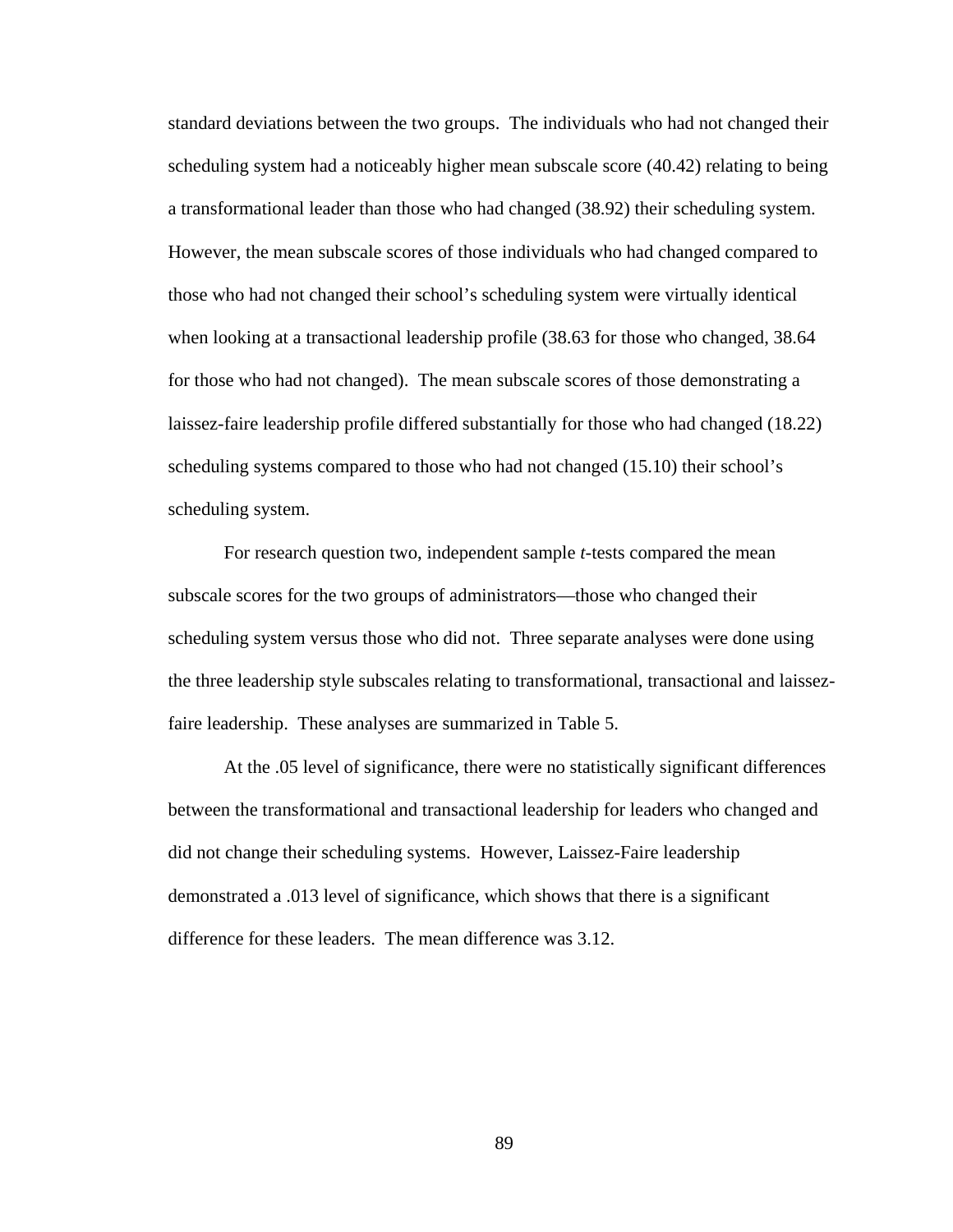standard deviations between the two groups. The individuals who had not changed their scheduling system had a noticeably higher mean subscale score (40.42) relating to being a transformational leader than those who had changed (38.92) their scheduling system. However, the mean subscale scores of those individuals who had changed compared to those who had not changed their school's scheduling system were virtually identical when looking at a transactional leadership profile (38.63 for those who changed, 38.64 for those who had not changed). The mean subscale scores of those demonstrating a laissez-faire leadership profile differed substantially for those who had changed (18.22) scheduling systems compared to those who had not changed (15.10) their school's scheduling system.

For research question two, independent sample *t*-tests compared the mean subscale scores for the two groups of administrators—those who changed their scheduling system versus those who did not. Three separate analyses were done using the three leadership style subscales relating to transformational, transactional and laissez-faire leadership. These analyses are summarized in Table 5.

At the .05 level of significance, there were no statistically significant differences between the transformational and transactional leadership for leaders who changed and did not change their scheduling systems. However, Laissez-Faire leadership demonstrated a .013 level of significance, which shows that there is a significant difference for these leaders. The mean difference was 3.12.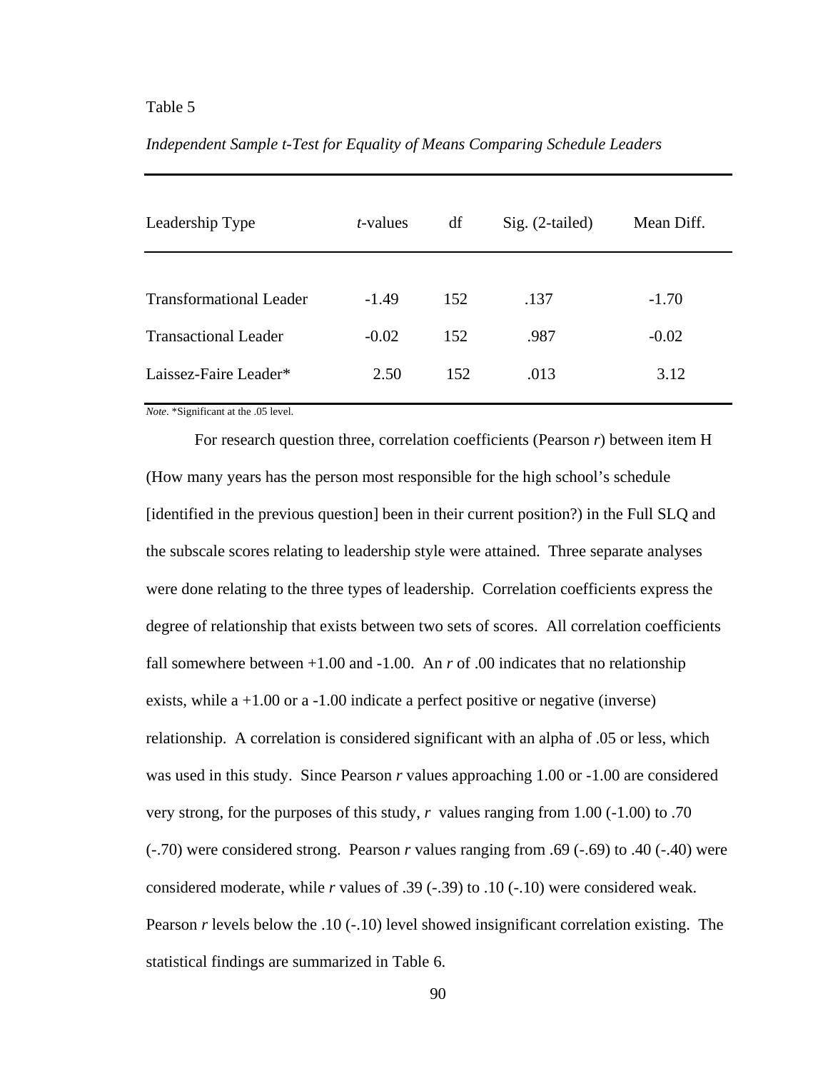Table 5

*Independent Sample t-Test for Equality of Means Comparing Schedule Leaders*

| Leadership Type | *t*-values | df | Sig. (2-tailed) | Mean Diff. |
|---|---|---|---|---|
| Transformational Leader | -1.49 | 152 | .137 | -1.70 |
| Transactional Leader | -0.02 | 152 | .987 | -0.02 |
| Laissez-Faire Leader* | 2.50 | 152 | .013 | 3.12 |

*Note*. *Significant at the .05 level.

For research question three, correlation coefficients (Pearson *r*) between item H (How many years has the person most responsible for the high school's schedule [identified in the previous question] been in their current position?) in the Full SLQ and the subscale scores relating to leadership style were attained. Three separate analyses were done relating to the three types of leadership. Correlation coefficients express the degree of relationship that exists between two sets of scores. All correlation coefficients fall somewhere between +1.00 and -1.00. An *r* of .00 indicates that no relationship exists, while a +1.00 or a -1.00 indicate a perfect positive or negative (inverse) relationship. A correlation is considered significant with an alpha of .05 or less, which was used in this study. Since Pearson *r* values approaching 1.00 or -1.00 are considered very strong, for the purposes of this study, *r* values ranging from 1.00 (-1.00) to .70 (-.70) were considered strong. Pearson *r* values ranging from .69 (-.69) to .40 (-.40) were considered moderate, while *r* values of .39 (-.39) to .10 (-.10) were considered weak. Pearson *r* levels below the .10 (-.10) level showed insignificant correlation existing. The statistical findings are summarized in Table 6.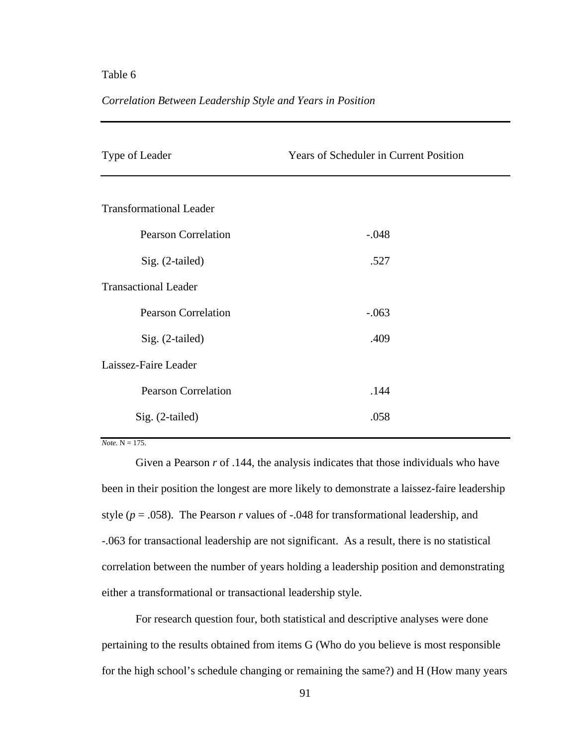Table 6

*Correlation Between Leadership Style and Years in Position*

| Type of Leader | Years of Scheduler in Current Position |
|---|---|
| Transformational Leader | |
| Pearson Correlation | -.048 |
| Sig. (2-tailed) | .527 |
| Transactional Leader | |
| Pearson Correlation | -.063 |
| Sig. (2-tailed) | .409 |
| Laissez-Faire Leader | |
| Pearson Correlation | .144 |
| Sig. (2-tailed) | .058 |

*Note*. N = 175.

Given a Pearson *r* of .144, the analysis indicates that those individuals who have been in their position the longest are more likely to demonstrate a laissez-faire leadership style ($p = .058$). The Pearson *r* values of -.048 for transformational leadership, and -.063 for transactional leadership are not significant. As a result, there is no statistical correlation between the number of years holding a leadership position and demonstrating either a transformational or transactional leadership style.

For research question four, both statistical and descriptive analyses were done pertaining to the results obtained from items G (Who do you believe is most responsible for the high school's schedule changing or remaining the same?) and H (How many years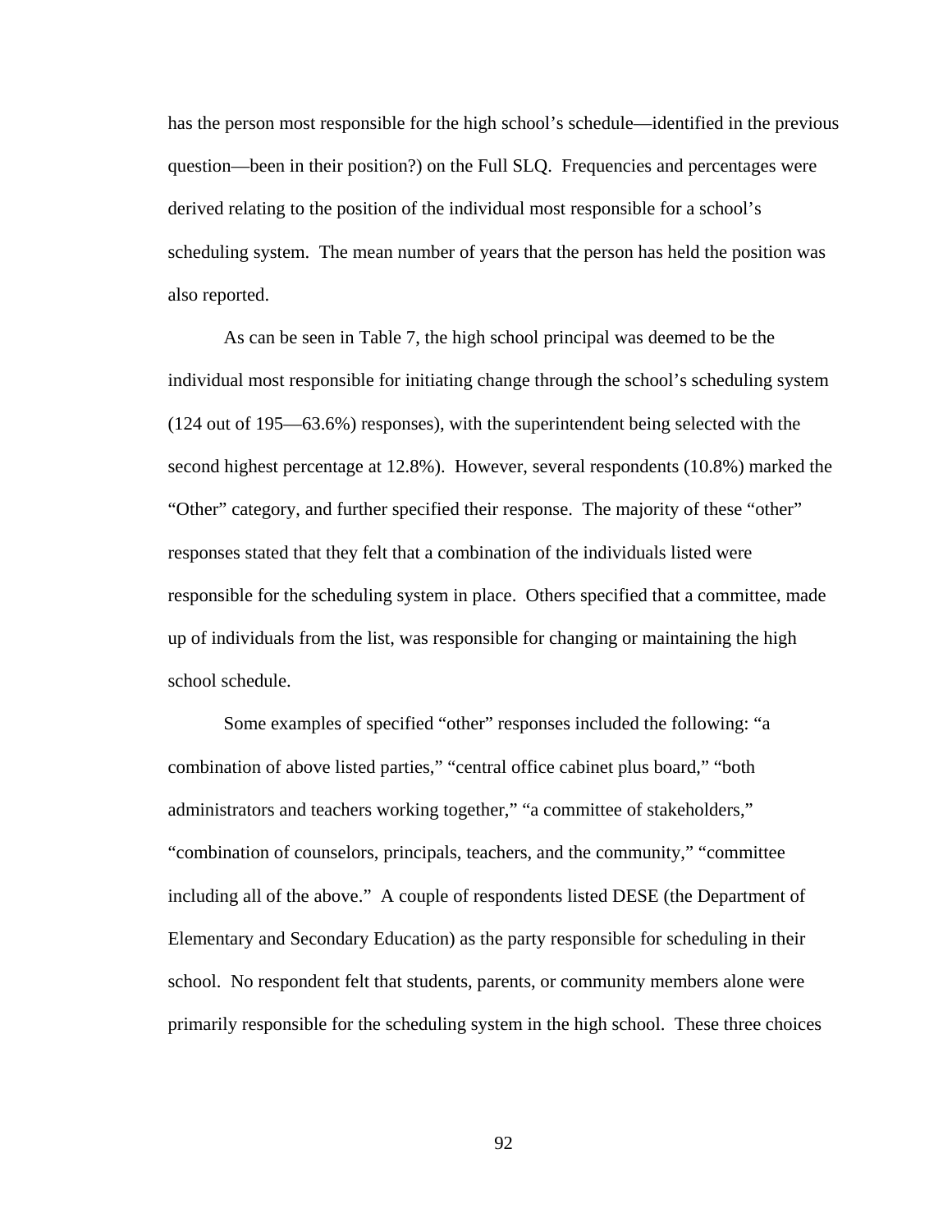has the person most responsible for the high school's schedule—identified in the previous question—been in their position?) on the Full SLQ. Frequencies and percentages were derived relating to the position of the individual most responsible for a school's scheduling system. The mean number of years that the person has held the position was also reported.

As can be seen in Table 7, the high school principal was deemed to be the individual most responsible for initiating change through the school's scheduling system (124 out of 195—63.6%) responses), with the superintendent being selected with the second highest percentage at 12.8%). However, several respondents (10.8%) marked the "Other" category, and further specified their response. The majority of these "other" responses stated that they felt that a combination of the individuals listed were responsible for the scheduling system in place. Others specified that a committee, made up of individuals from the list, was responsible for changing or maintaining the high school schedule.

Some examples of specified "other" responses included the following: "a combination of above listed parties," "central office cabinet plus board," "both administrators and teachers working together," "a committee of stakeholders," "combination of counselors, principals, teachers, and the community," "committee including all of the above." A couple of respondents listed DESE (the Department of Elementary and Secondary Education) as the party responsible for scheduling in their school. No respondent felt that students, parents, or community members alone were primarily responsible for the scheduling system in the high school. These three choices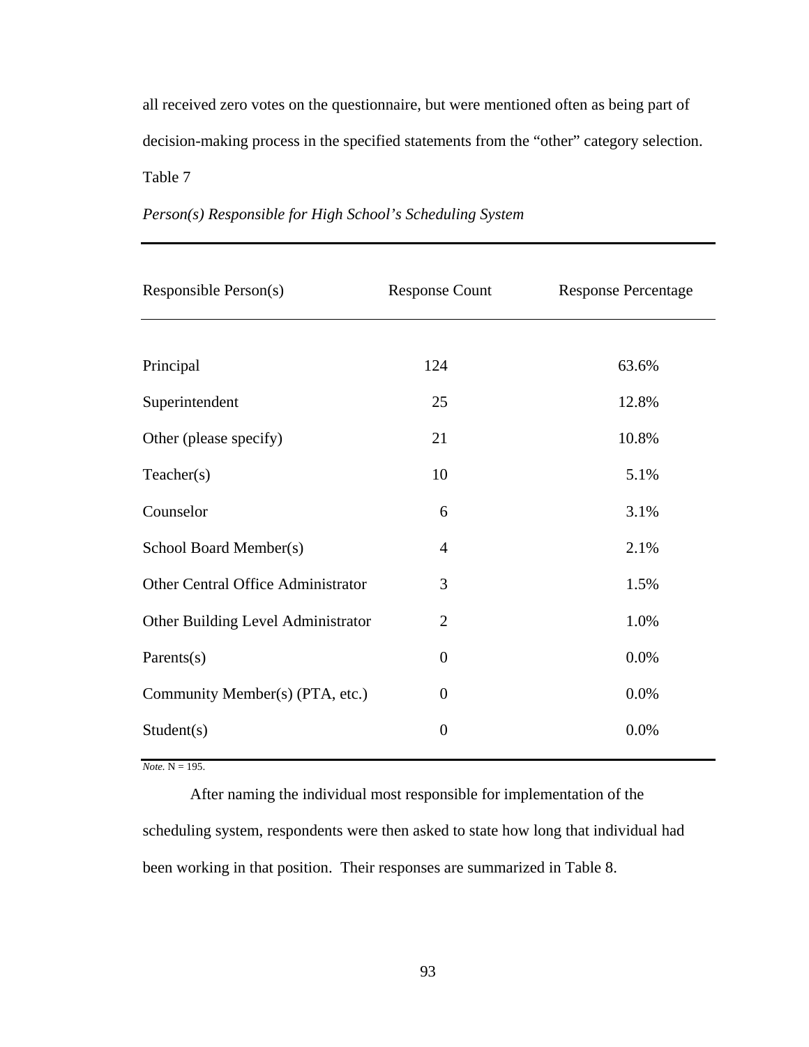all received zero votes on the questionnaire, but were mentioned often as being part of decision-making process in the specified statements from the "other" category selection.

Table 7

*Person(s) Responsible for High School's Scheduling System*

| Responsible Person(s) | Response Count | Response Percentage |
|---|---|---|
| Principal | 124 | 63.6% |
| Superintendent | 25 | 12.8% |
| Other (please specify) | 21 | 10.8% |
| Teacher(s) | 10 | 5.1% |
| Counselor | 6 | 3.1% |
| School Board Member(s) | 4 | 2.1% |
| Other Central Office Administrator | 3 | 1.5% |
| Other Building Level Administrator | 2 | 1.0% |
| Parents(s) | 0 | 0.0% |
| Community Member(s) (PTA, etc.) | 0 | 0.0% |
| Student(s) | 0 | 0.0% |

*Note*. N = 195.

After naming the individual most responsible for implementation of the scheduling system, respondents were then asked to state how long that individual had been working in that position. Their responses are summarized in Table 8.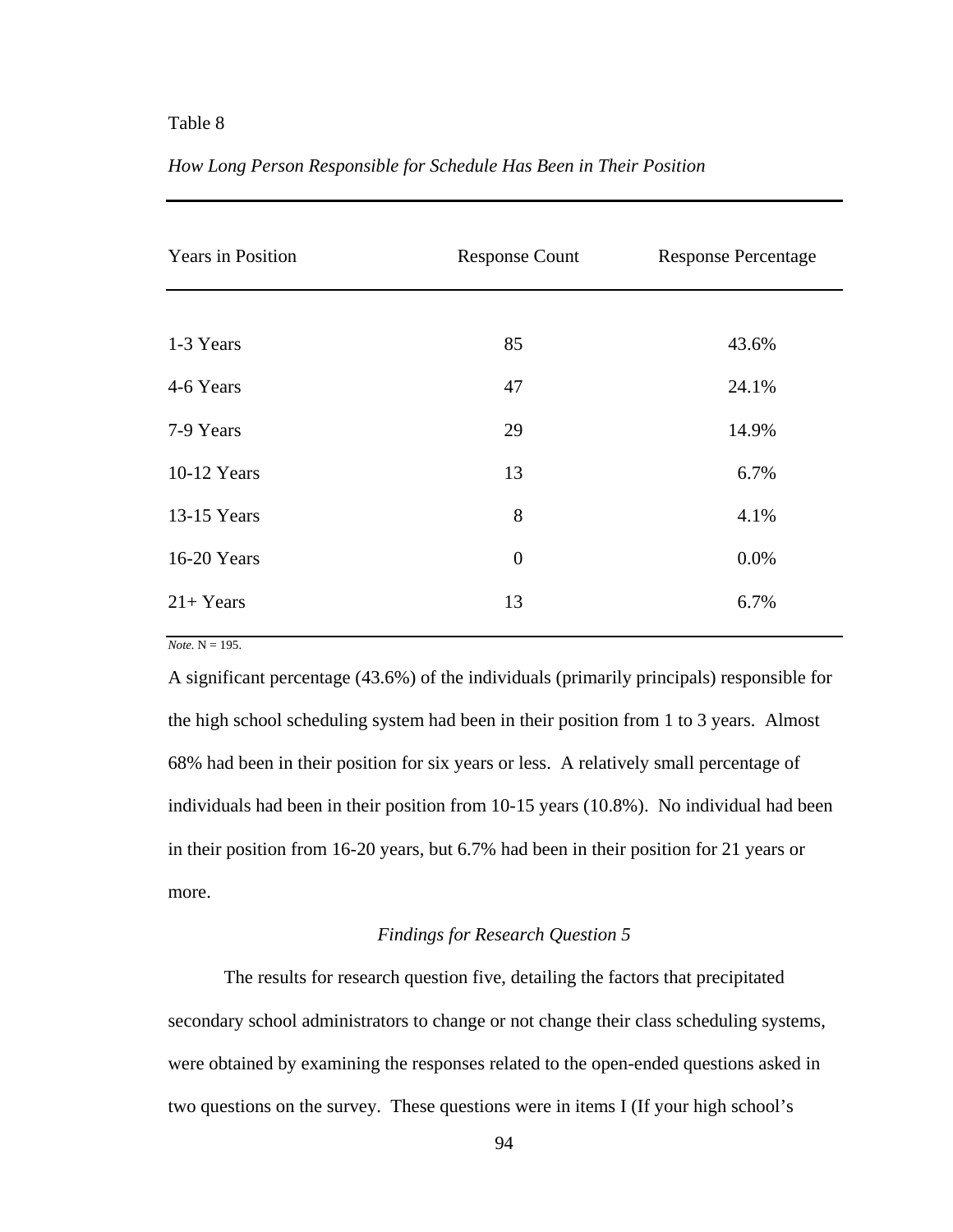Table 8

*How Long Person Responsible for Schedule Has Been in Their Position*

| Years in Position | Response Count | Response Percentage |
|---|---|---|
| 1-3 Years | 85 | 43.6% |
| 4-6 Years | 47 | 24.1% |
| 7-9 Years | 29 | 14.9% |
| 10-12 Years | 13 | 6.7% |
| 13-15 Years | 8 | 4.1% |
| 16-20 Years | 0 | 0.0% |
| 21+ Years | 13 | 6.7% |

*Note.* N = 195.

A significant percentage (43.6%) of the individuals (primarily principals) responsible for the high school scheduling system had been in their position from 1 to 3 years. Almost 68% had been in their position for six years or less. A relatively small percentage of individuals had been in their position from 10-15 years (10.8%). No individual had been in their position from 16-20 years, but 6.7% had been in their position for 21 years or more.

### *Findings for Research Question 5*

The results for research question five, detailing the factors that precipitated secondary school administrators to change or not change their class scheduling systems, were obtained by examining the responses related to the open-ended questions asked in two questions on the survey. These questions were in items I (If your high school's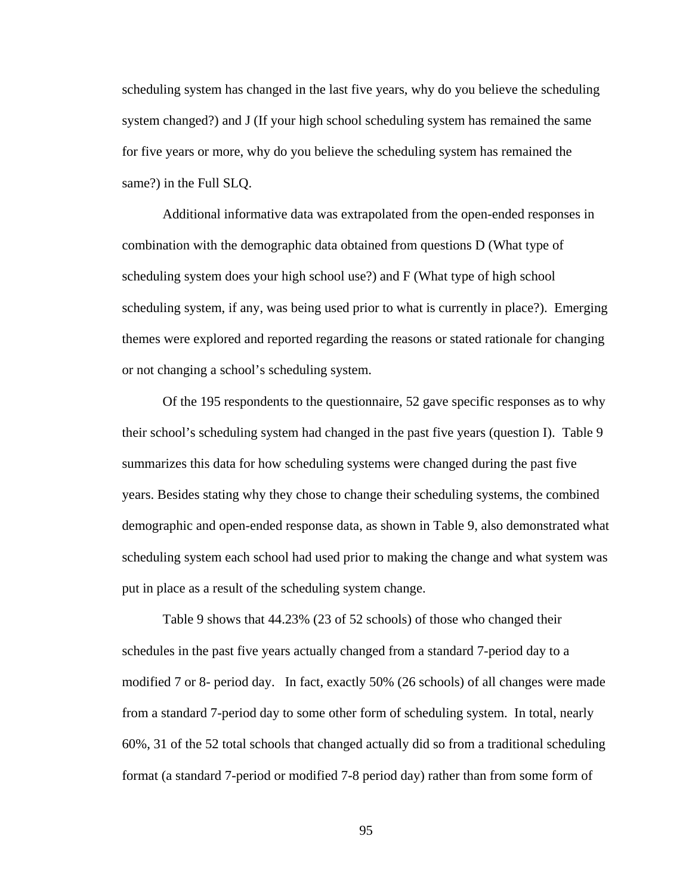scheduling system has changed in the last five years, why do you believe the scheduling system changed?) and J (If your high school scheduling system has remained the same for five years or more, why do you believe the scheduling system has remained the same?) in the Full SLQ.

Additional informative data was extrapolated from the open-ended responses in combination with the demographic data obtained from questions D (What type of scheduling system does your high school use?) and F (What type of high school scheduling system, if any, was being used prior to what is currently in place?). Emerging themes were explored and reported regarding the reasons or stated rationale for changing or not changing a school's scheduling system.

Of the 195 respondents to the questionnaire, 52 gave specific responses as to why their school's scheduling system had changed in the past five years (question I). Table 9 summarizes this data for how scheduling systems were changed during the past five years. Besides stating why they chose to change their scheduling systems, the combined demographic and open-ended response data, as shown in Table 9, also demonstrated what scheduling system each school had used prior to making the change and what system was put in place as a result of the scheduling system change.

Table 9 shows that 44.23% (23 of 52 schools) of those who changed their schedules in the past five years actually changed from a standard 7-period day to a modified 7 or 8- period day. In fact, exactly 50% (26 schools) of all changes were made from a standard 7-period day to some other form of scheduling system. In total, nearly 60%, 31 of the 52 total schools that changed actually did so from a traditional scheduling format (a standard 7-period or modified 7-8 period day) rather than from some form of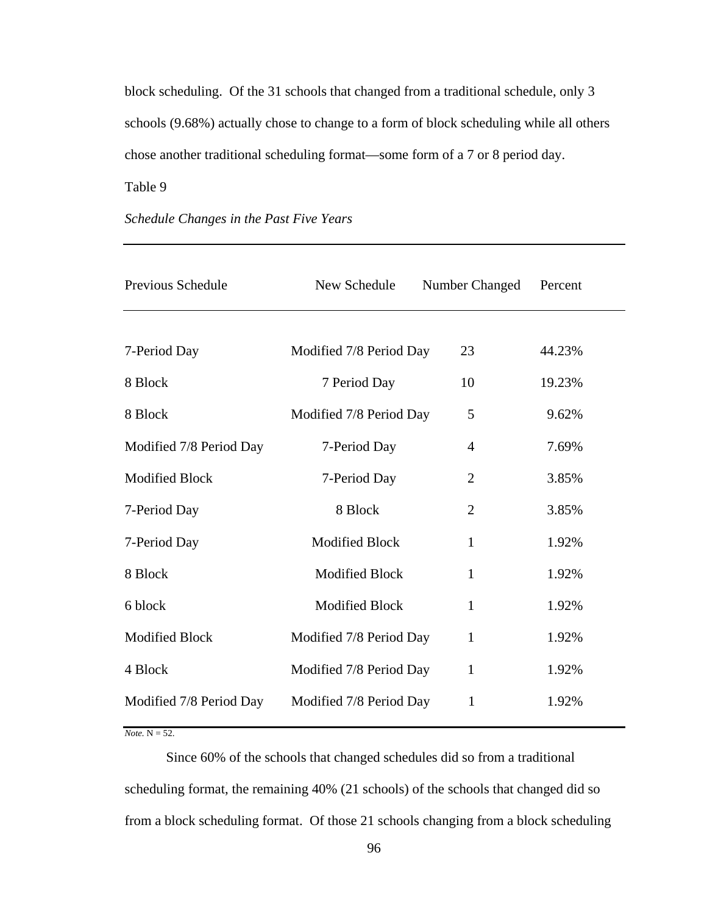block scheduling. Of the 31 schools that changed from a traditional schedule, only 3 schools (9.68%) actually chose to change to a form of block scheduling while all others chose another traditional scheduling format—some form of a 7 or 8 period day.

Table 9

*Schedule Changes in the Past Five Years*

| Previous Schedule | New Schedule | Number Changed | Percent |
|---|---|---|---|
| 7-Period Day | Modified 7/8 Period Day | 23 | 44.23% |
| 8 Block | 7 Period Day | 10 | 19.23% |
| 8 Block | Modified 7/8 Period Day | 5 | 9.62% |
| Modified 7/8 Period Day | 7-Period Day | 4 | 7.69% |
| Modified Block | 7-Period Day | 2 | 3.85% |
| 7-Period Day | 8 Block | 2 | 3.85% |
| 7-Period Day | Modified Block | 1 | 1.92% |
| 8 Block | Modified Block | 1 | 1.92% |
| 6 block | Modified Block | 1 | 1.92% |
| Modified Block | Modified 7/8 Period Day | 1 | 1.92% |
| 4 Block | Modified 7/8 Period Day | 1 | 1.92% |
| Modified 7/8 Period Day | Modified 7/8 Period Day | 1 | 1.92% |

*Note.* N = 52.

Since 60% of the schools that changed schedules did so from a traditional scheduling format, the remaining 40% (21 schools) of the schools that changed did so from a block scheduling format. Of those 21 schools changing from a block scheduling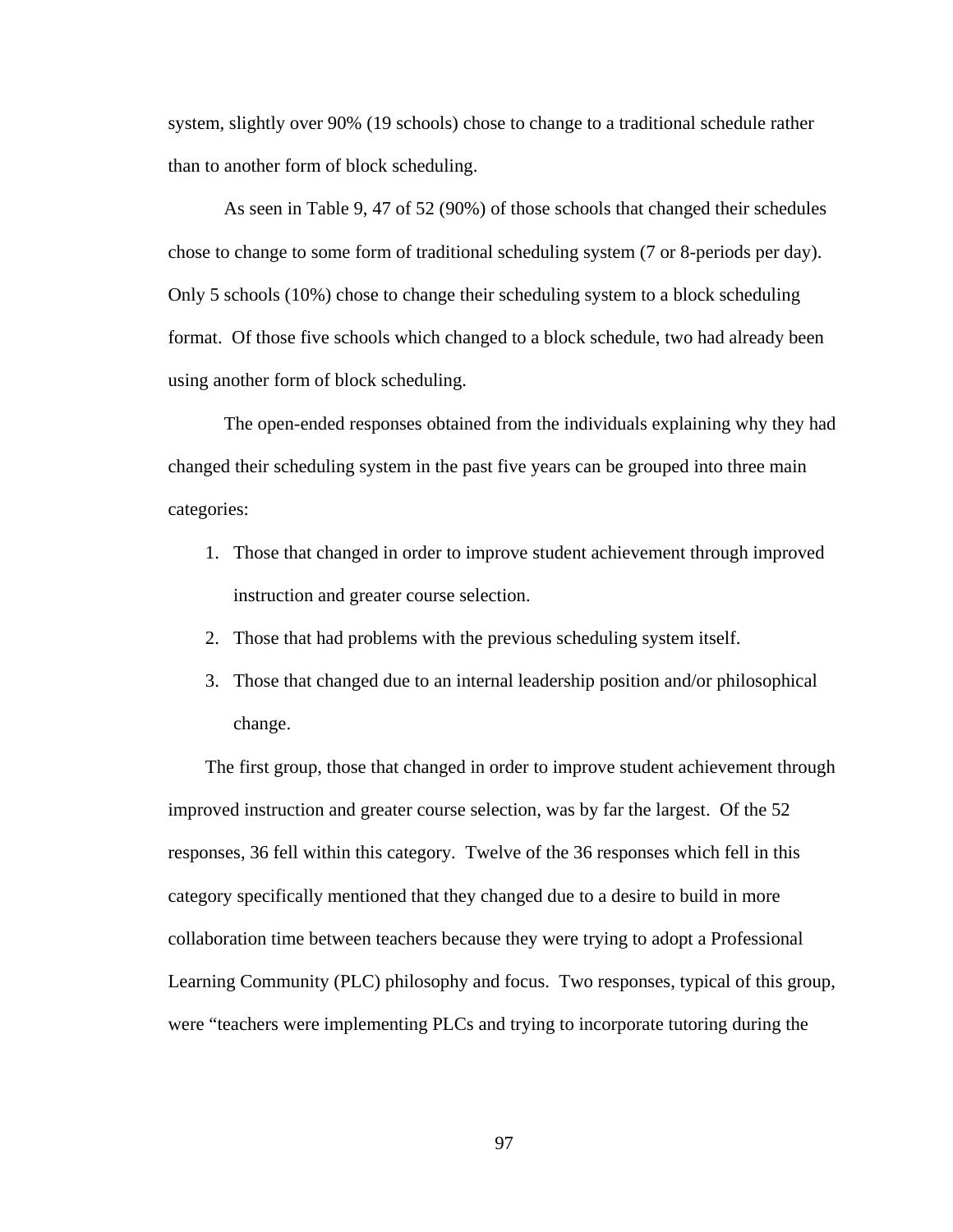system, slightly over 90% (19 schools) chose to change to a traditional schedule rather than to another form of block scheduling.

As seen in Table 9, 47 of 52 (90%) of those schools that changed their schedules chose to change to some form of traditional scheduling system (7 or 8-periods per day). Only 5 schools (10%) chose to change their scheduling system to a block scheduling format. Of those five schools which changed to a block schedule, two had already been using another form of block scheduling.

The open-ended responses obtained from the individuals explaining why they had changed their scheduling system in the past five years can be grouped into three main categories:

1. Those that changed in order to improve student achievement through improved instruction and greater course selection.
2. Those that had problems with the previous scheduling system itself.
3. Those that changed due to an internal leadership position and/or philosophical change.

The first group, those that changed in order to improve student achievement through improved instruction and greater course selection, was by far the largest. Of the 52 responses, 36 fell within this category. Twelve of the 36 responses which fell in this category specifically mentioned that they changed due to a desire to build in more collaboration time between teachers because they were trying to adopt a Professional Learning Community (PLC) philosophy and focus. Two responses, typical of this group, were "teachers were implementing PLCs and trying to incorporate tutoring during the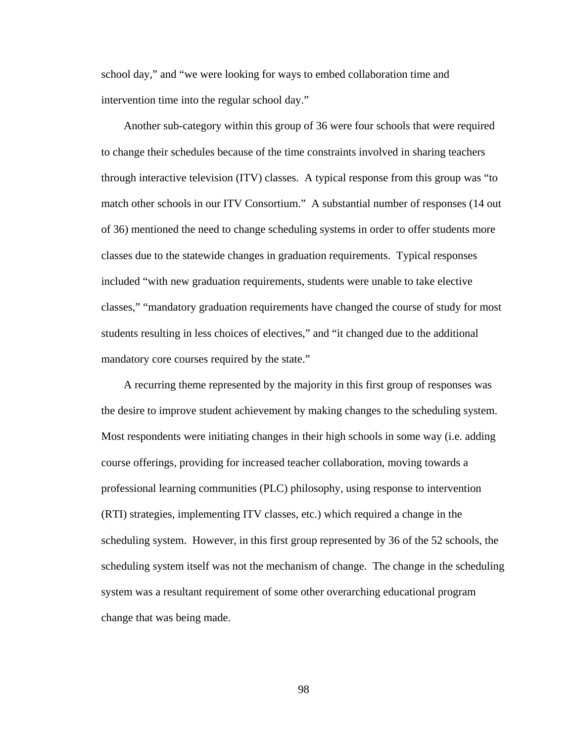school day," and "we were looking for ways to embed collaboration time and intervention time into the regular school day."

Another sub-category within this group of 36 were four schools that were required to change their schedules because of the time constraints involved in sharing teachers through interactive television (ITV) classes. A typical response from this group was "to match other schools in our ITV Consortium." A substantial number of responses (14 out of 36) mentioned the need to change scheduling systems in order to offer students more classes due to the statewide changes in graduation requirements. Typical responses included "with new graduation requirements, students were unable to take elective classes," "mandatory graduation requirements have changed the course of study for most students resulting in less choices of electives," and "it changed due to the additional mandatory core courses required by the state."

A recurring theme represented by the majority in this first group of responses was the desire to improve student achievement by making changes to the scheduling system. Most respondents were initiating changes in their high schools in some way (i.e. adding course offerings, providing for increased teacher collaboration, moving towards a professional learning communities (PLC) philosophy, using response to intervention (RTI) strategies, implementing ITV classes, etc.) which required a change in the scheduling system. However, in this first group represented by 36 of the 52 schools, the scheduling system itself was not the mechanism of change. The change in the scheduling system was a resultant requirement of some other overarching educational program change that was being made.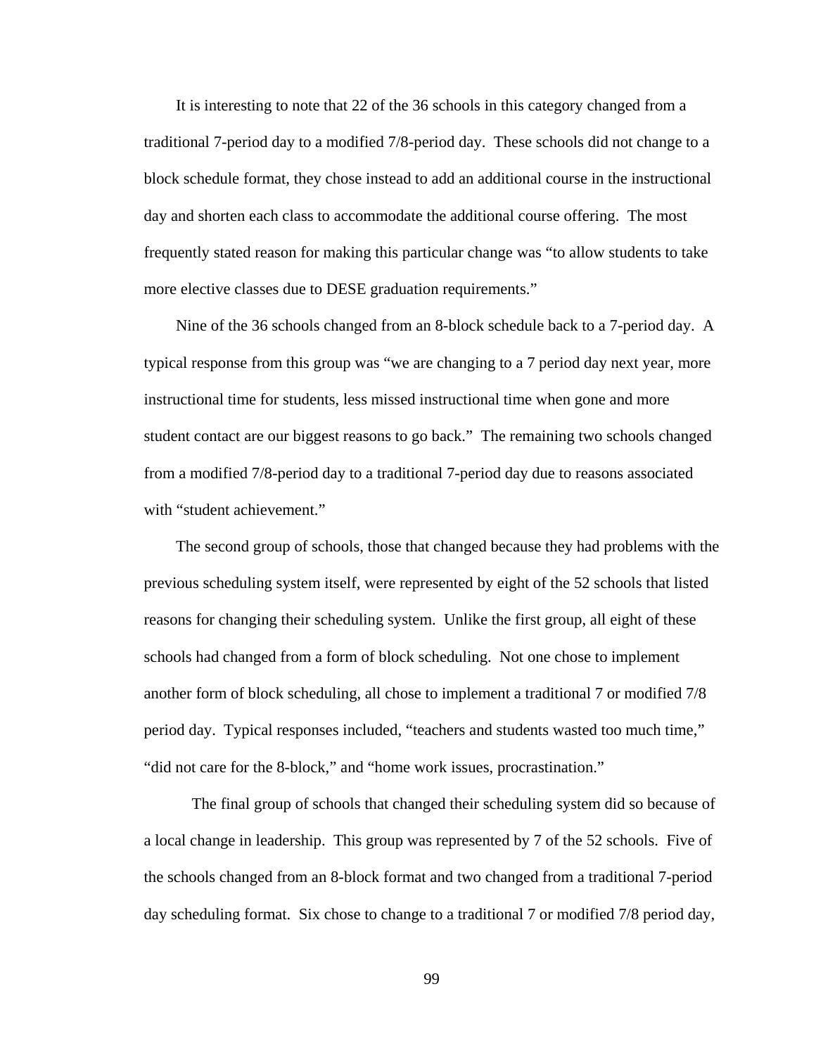It is interesting to note that 22 of the 36 schools in this category changed from a traditional 7-period day to a modified 7/8-period day. These schools did not change to a block schedule format, they chose instead to add an additional course in the instructional day and shorten each class to accommodate the additional course offering. The most frequently stated reason for making this particular change was “to allow students to take more elective classes due to DESE graduation requirements.”

Nine of the 36 schools changed from an 8-block schedule back to a 7-period day. A typical response from this group was “we are changing to a 7 period day next year, more instructional time for students, less missed instructional time when gone and more student contact are our biggest reasons to go back.” The remaining two schools changed from a modified 7/8-period day to a traditional 7-period day due to reasons associated with “student achievement.”

The second group of schools, those that changed because they had problems with the previous scheduling system itself, were represented by eight of the 52 schools that listed reasons for changing their scheduling system. Unlike the first group, all eight of these schools had changed from a form of block scheduling. Not one chose to implement another form of block scheduling, all chose to implement a traditional 7 or modified 7/8 period day. Typical responses included, “teachers and students wasted too much time,” “did not care for the 8-block,” and “home work issues, procrastination.”

The final group of schools that changed their scheduling system did so because of a local change in leadership. This group was represented by 7 of the 52 schools. Five of the schools changed from an 8-block format and two changed from a traditional 7-period day scheduling format. Six chose to change to a traditional 7 or modified 7/8 period day,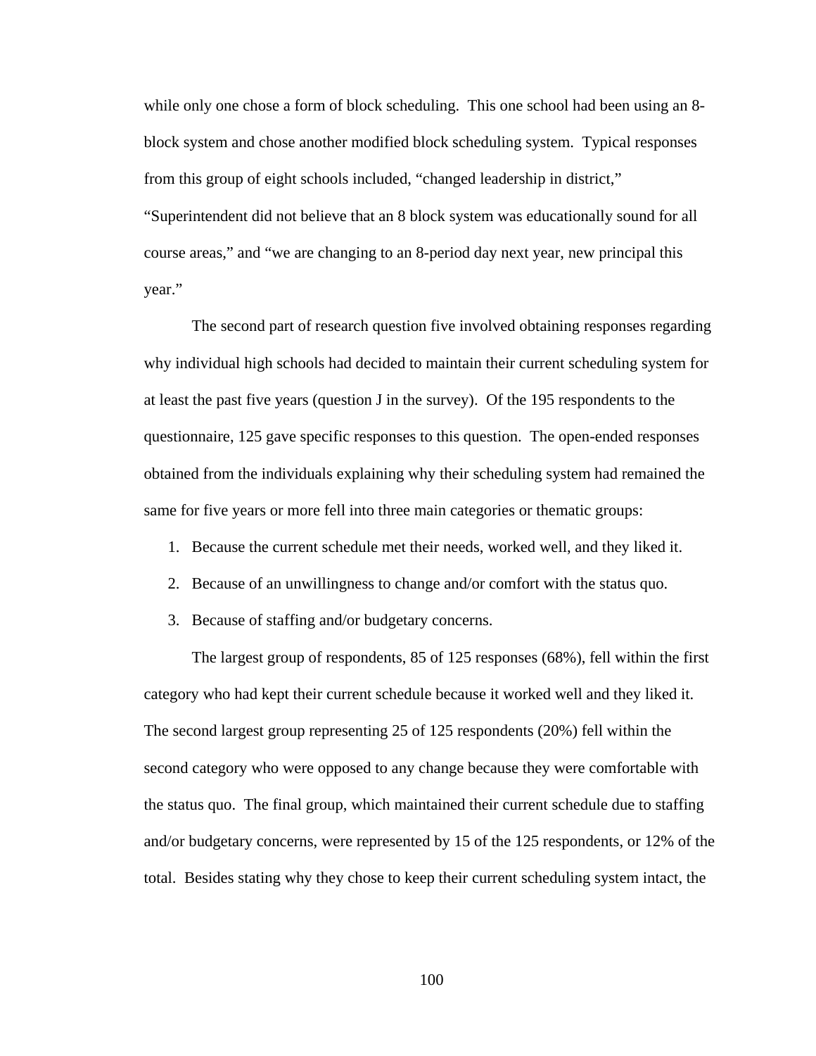while only one chose a form of block scheduling. This one school had been using an 8-block system and chose another modified block scheduling system. Typical responses from this group of eight schools included, "changed leadership in district," "Superintendent did not believe that an 8 block system was educationally sound for all course areas," and "we are changing to an 8-period day next year, new principal this year."

The second part of research question five involved obtaining responses regarding why individual high schools had decided to maintain their current scheduling system for at least the past five years (question J in the survey). Of the 195 respondents to the questionnaire, 125 gave specific responses to this question. The open-ended responses obtained from the individuals explaining why their scheduling system had remained the same for five years or more fell into three main categories or thematic groups:

1. Because the current schedule met their needs, worked well, and they liked it.
2. Because of an unwillingness to change and/or comfort with the status quo.
3. Because of staffing and/or budgetary concerns.

The largest group of respondents, 85 of 125 responses (68%), fell within the first category who had kept their current schedule because it worked well and they liked it. The second largest group representing 25 of 125 respondents (20%) fell within the second category who were opposed to any change because they were comfortable with the status quo. The final group, which maintained their current schedule due to staffing and/or budgetary concerns, were represented by 15 of the 125 respondents, or 12% of the total. Besides stating why they chose to keep their current scheduling system intact, the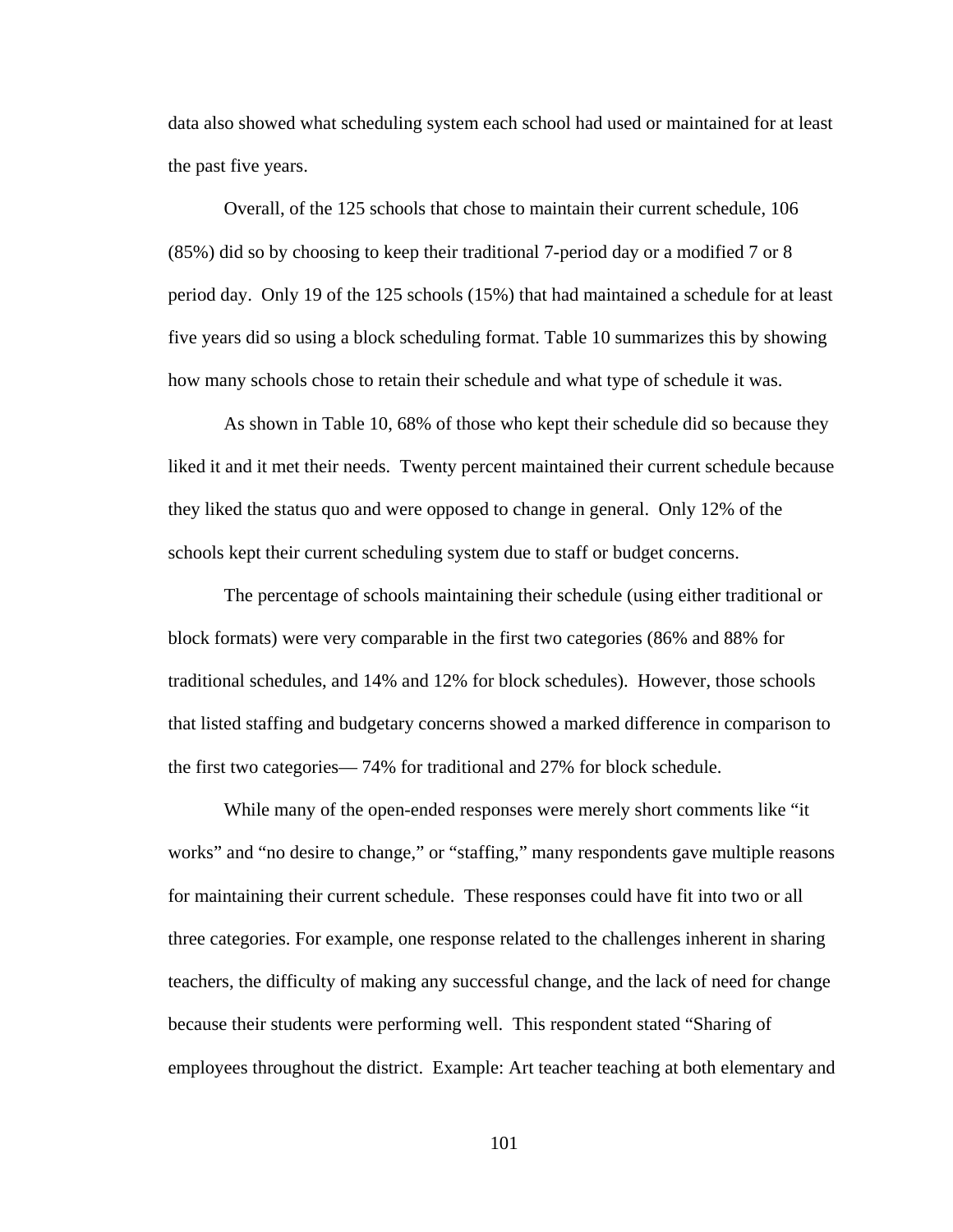data also showed what scheduling system each school had used or maintained for at least the past five years.

Overall, of the 125 schools that chose to maintain their current schedule, 106 (85%) did so by choosing to keep their traditional 7-period day or a modified 7 or 8 period day. Only 19 of the 125 schools (15%) that had maintained a schedule for at least five years did so using a block scheduling format. Table 10 summarizes this by showing how many schools chose to retain their schedule and what type of schedule it was.

As shown in Table 10, 68% of those who kept their schedule did so because they liked it and it met their needs. Twenty percent maintained their current schedule because they liked the status quo and were opposed to change in general. Only 12% of the schools kept their current scheduling system due to staff or budget concerns.

The percentage of schools maintaining their schedule (using either traditional or block formats) were very comparable in the first two categories (86% and 88% for traditional schedules, and 14% and 12% for block schedules). However, those schools that listed staffing and budgetary concerns showed a marked difference in comparison to the first two categories— 74% for traditional and 27% for block schedule.

While many of the open-ended responses were merely short comments like "it works" and "no desire to change," or "staffing," many respondents gave multiple reasons for maintaining their current schedule. These responses could have fit into two or all three categories. For example, one response related to the challenges inherent in sharing teachers, the difficulty of making any successful change, and the lack of need for change because their students were performing well. This respondent stated "Sharing of employees throughout the district. Example: Art teacher teaching at both elementary and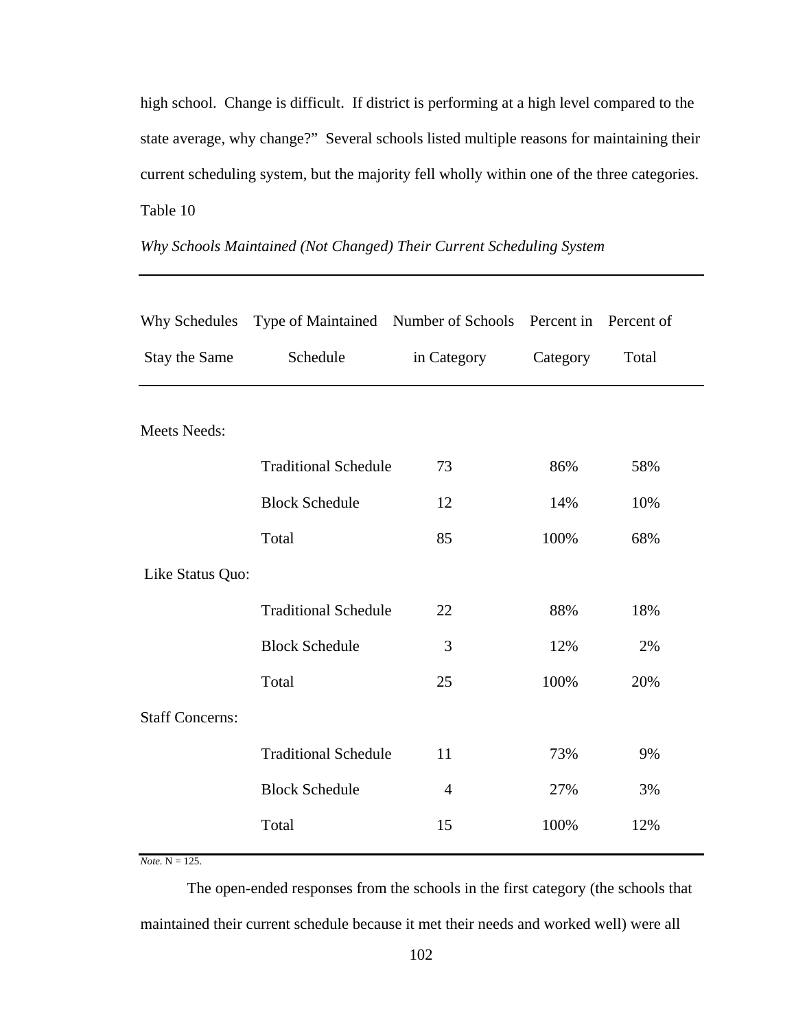high school. Change is difficult. If district is performing at a high level compared to the state average, why change?" Several schools listed multiple reasons for maintaining their current scheduling system, but the majority fell wholly within one of the three categories.

Table 10

*Why Schools Maintained (Not Changed) Their Current Scheduling System*

| Why Schedules Stay the Same | Type of Maintained Schedule | Number of Schools in Category | Percent in Category | Percent of Total |
|---|---|---|---|---|
| Meets Needs: | | | | |
| | Traditional Schedule | 73 | 86% | 58% |
| | Block Schedule | 12 | 14% | 10% |
| | Total | 85 | 100% | 68% |
| Like Status Quo: | | | | |
| | Traditional Schedule | 22 | 88% | 18% |
| | Block Schedule | 3 | 12% | 2% |
| | Total | 25 | 100% | 20% |
| Staff Concerns: | | | | |
| | Traditional Schedule | 11 | 73% | 9% |
| | Block Schedule | 4 | 27% | 3% |
| | Total | 15 | 100% | 12% |

*Note.* N = 125.

The open-ended responses from the schools in the first category (the schools that maintained their current schedule because it met their needs and worked well) were all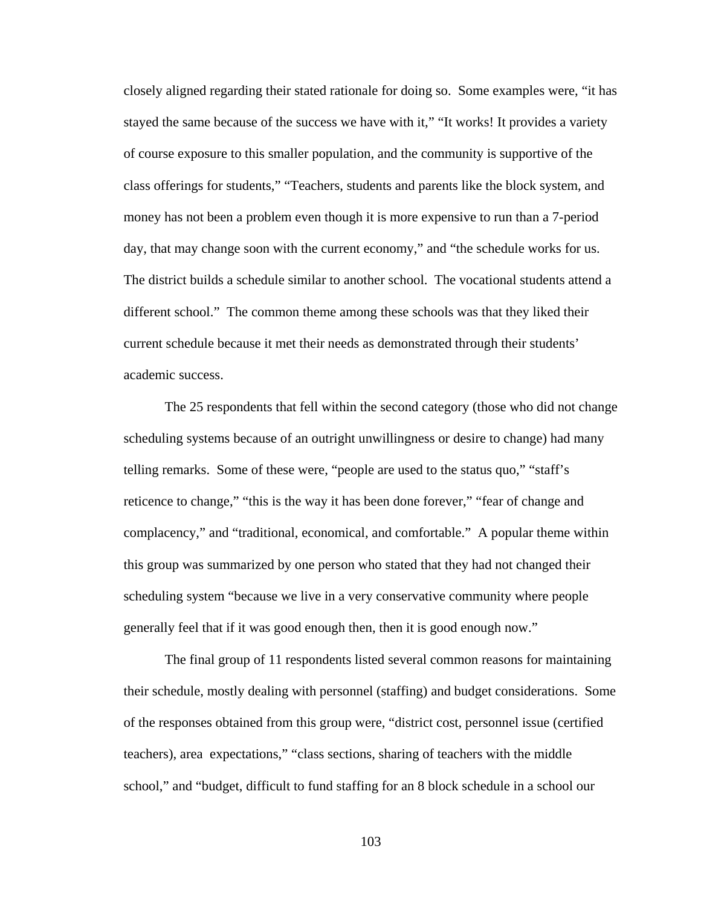closely aligned regarding their stated rationale for doing so. Some examples were, “it has stayed the same because of the success we have with it,” “It works! It provides a variety of course exposure to this smaller population, and the community is supportive of the class offerings for students,” “Teachers, students and parents like the block system, and money has not been a problem even though it is more expensive to run than a 7-period day, that may change soon with the current economy,” and “the schedule works for us. The district builds a schedule similar to another school. The vocational students attend a different school.” The common theme among these schools was that they liked their current schedule because it met their needs as demonstrated through their students’ academic success.

The 25 respondents that fell within the second category (those who did not change scheduling systems because of an outright unwillingness or desire to change) had many telling remarks. Some of these were, “people are used to the status quo,” “staff’s reticence to change,” “this is the way it has been done forever,” “fear of change and complacency,” and “traditional, economical, and comfortable.” A popular theme within this group was summarized by one person who stated that they had not changed their scheduling system “because we live in a very conservative community where people generally feel that if it was good enough then, then it is good enough now.”

The final group of 11 respondents listed several common reasons for maintaining their schedule, mostly dealing with personnel (staffing) and budget considerations. Some of the responses obtained from this group were, “district cost, personnel issue (certified teachers), area expectations,” “class sections, sharing of teachers with the middle school,” and “budget, difficult to fund staffing for an 8 block schedule in a school our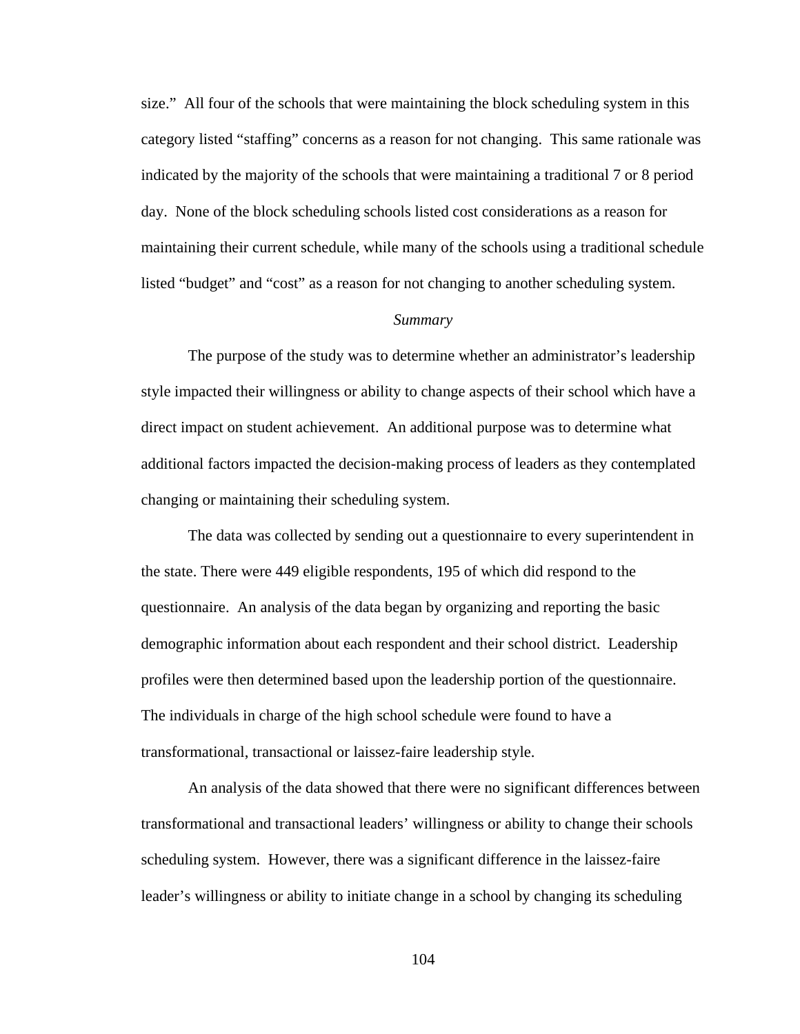size." All four of the schools that were maintaining the block scheduling system in this category listed "staffing" concerns as a reason for not changing. This same rationale was indicated by the majority of the schools that were maintaining a traditional 7 or 8 period day. None of the block scheduling schools listed cost considerations as a reason for maintaining their current schedule, while many of the schools using a traditional schedule listed "budget" and "cost" as a reason for not changing to another scheduling system.

### *Summary*

The purpose of the study was to determine whether an administrator's leadership style impacted their willingness or ability to change aspects of their school which have a direct impact on student achievement. An additional purpose was to determine what additional factors impacted the decision-making process of leaders as they contemplated changing or maintaining their scheduling system.

The data was collected by sending out a questionnaire to every superintendent in the state. There were 449 eligible respondents, 195 of which did respond to the questionnaire. An analysis of the data began by organizing and reporting the basic demographic information about each respondent and their school district. Leadership profiles were then determined based upon the leadership portion of the questionnaire. The individuals in charge of the high school schedule were found to have a transformational, transactional or laissez-faire leadership style.

An analysis of the data showed that there were no significant differences between transformational and transactional leaders' willingness or ability to change their schools scheduling system. However, there was a significant difference in the laissez-faire leader's willingness or ability to initiate change in a school by changing its scheduling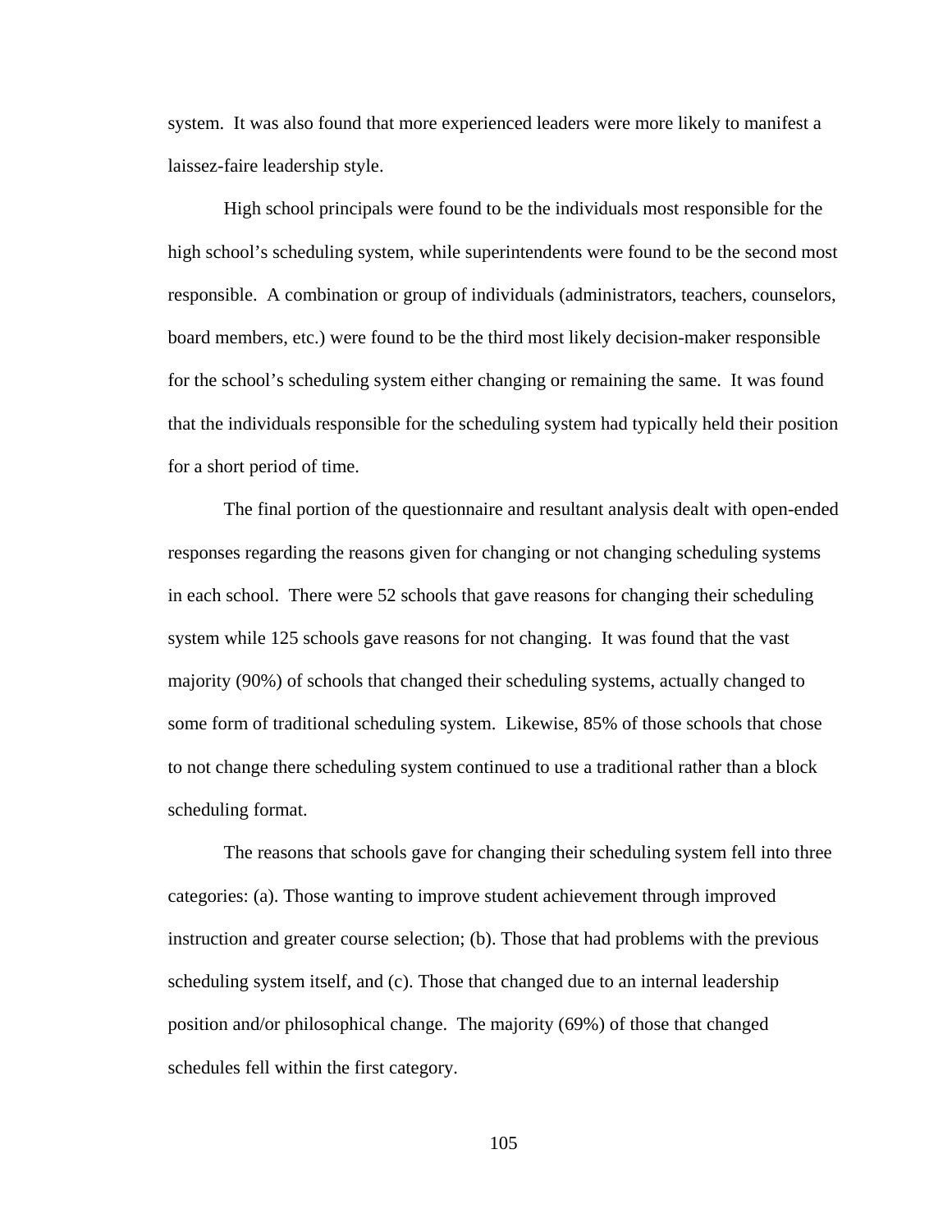system. It was also found that more experienced leaders were more likely to manifest a laissez-faire leadership style.

High school principals were found to be the individuals most responsible for the high school's scheduling system, while superintendents were found to be the second most responsible. A combination or group of individuals (administrators, teachers, counselors, board members, etc.) were found to be the third most likely decision-maker responsible for the school's scheduling system either changing or remaining the same. It was found that the individuals responsible for the scheduling system had typically held their position for a short period of time.

The final portion of the questionnaire and resultant analysis dealt with open-ended responses regarding the reasons given for changing or not changing scheduling systems in each school. There were 52 schools that gave reasons for changing their scheduling system while 125 schools gave reasons for not changing. It was found that the vast majority (90%) of schools that changed their scheduling systems, actually changed to some form of traditional scheduling system. Likewise, 85% of those schools that chose to not change there scheduling system continued to use a traditional rather than a block scheduling format.

The reasons that schools gave for changing their scheduling system fell into three categories: (a). Those wanting to improve student achievement through improved instruction and greater course selection; (b). Those that had problems with the previous scheduling system itself, and (c). Those that changed due to an internal leadership position and/or philosophical change. The majority (69%) of those that changed schedules fell within the first category.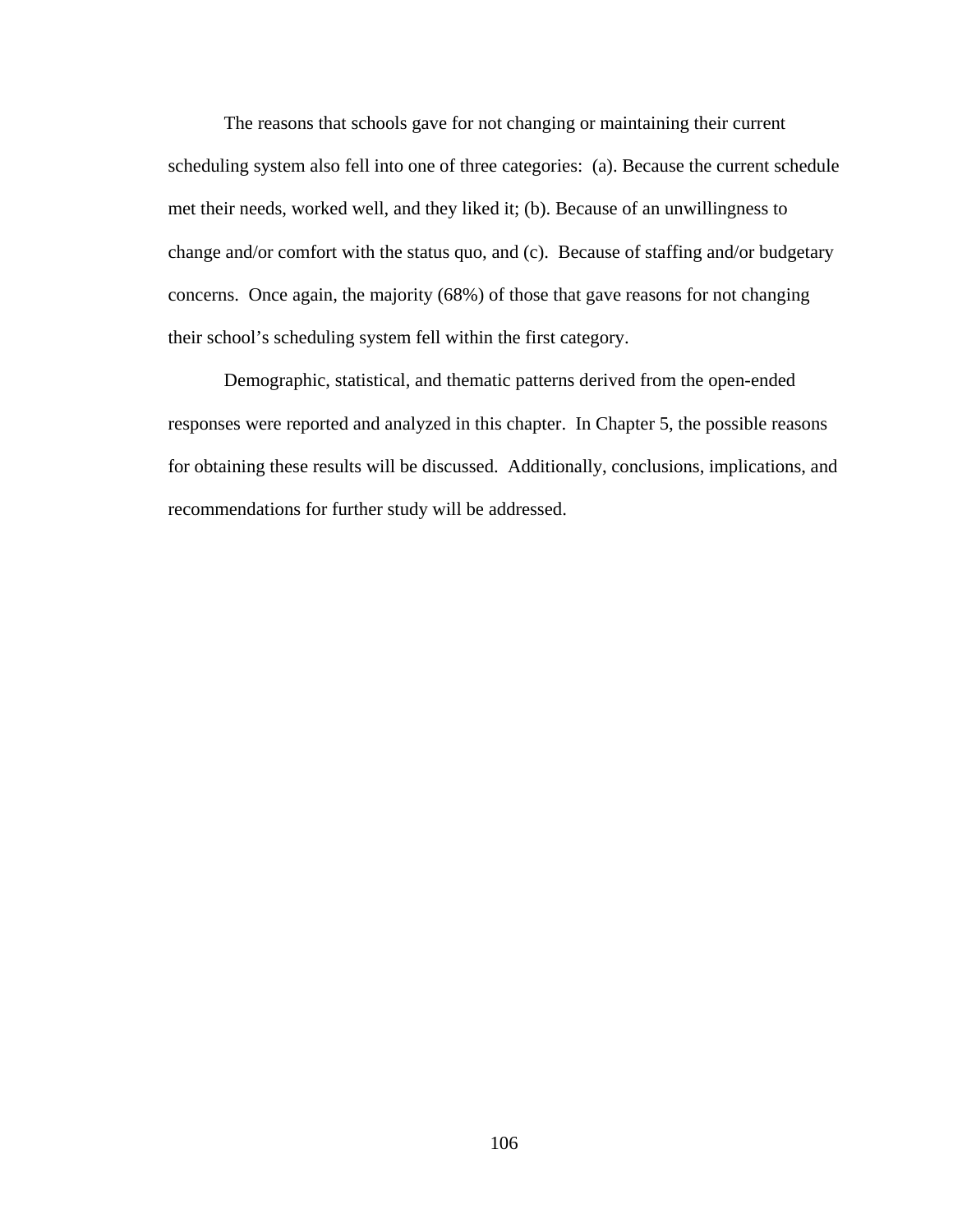The reasons that schools gave for not changing or maintaining their current scheduling system also fell into one of three categories: (a). Because the current schedule met their needs, worked well, and they liked it; (b). Because of an unwillingness to change and/or comfort with the status quo, and (c). Because of staffing and/or budgetary concerns. Once again, the majority (68%) of those that gave reasons for not changing their school's scheduling system fell within the first category.

Demographic, statistical, and thematic patterns derived from the open-ended responses were reported and analyzed in this chapter. In Chapter 5, the possible reasons for obtaining these results will be discussed. Additionally, conclusions, implications, and recommendations for further study will be addressed.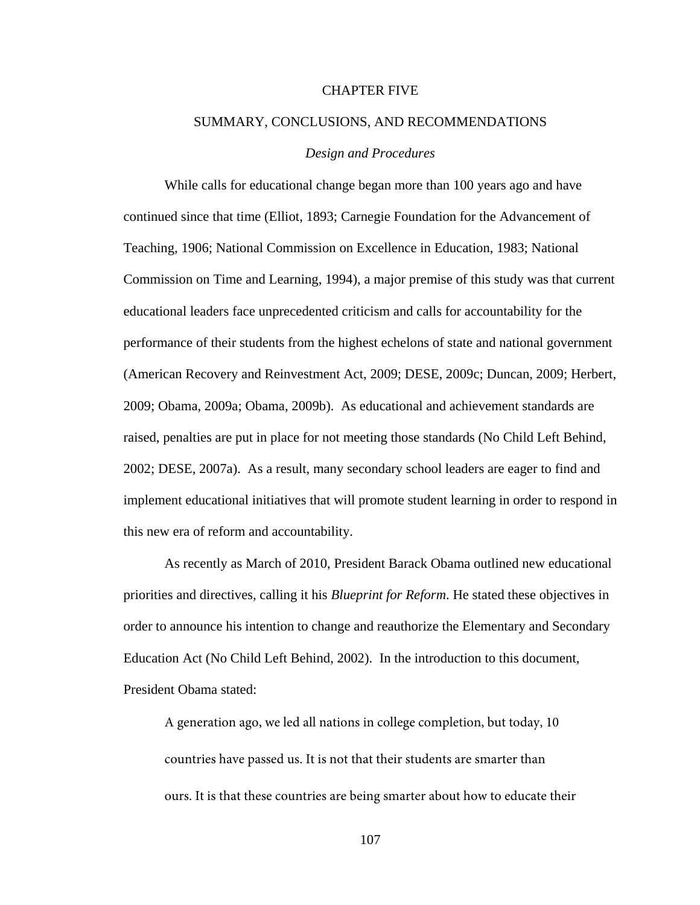# CHAPTER FIVE

## SUMMARY, CONCLUSIONS, AND RECOMMENDATIONS

### *Design and Procedures*

While calls for educational change began more than 100 years ago and have continued since that time (Elliot, 1893; Carnegie Foundation for the Advancement of Teaching, 1906; National Commission on Excellence in Education, 1983; National Commission on Time and Learning, 1994), a major premise of this study was that current educational leaders face unprecedented criticism and calls for accountability for the performance of their students from the highest echelons of state and national government (American Recovery and Reinvestment Act, 2009; DESE, 2009c; Duncan, 2009; Herbert, 2009; Obama, 2009a; Obama, 2009b). As educational and achievement standards are raised, penalties are put in place for not meeting those standards (No Child Left Behind, 2002; DESE, 2007a). As a result, many secondary school leaders are eager to find and implement educational initiatives that will promote student learning in order to respond in this new era of reform and accountability.

As recently as March of 2010, President Barack Obama outlined new educational priorities and directives, calling it his *Blueprint for Reform*. He stated these objectives in order to announce his intention to change and reauthorize the Elementary and Secondary Education Act (No Child Left Behind, 2002). In the introduction to this document, President Obama stated:

> A generation ago, we led all nations in college completion, but today, 10 countries have passed us. It is not that their students are smarter than ours. It is that these countries are being smarter about how to educate their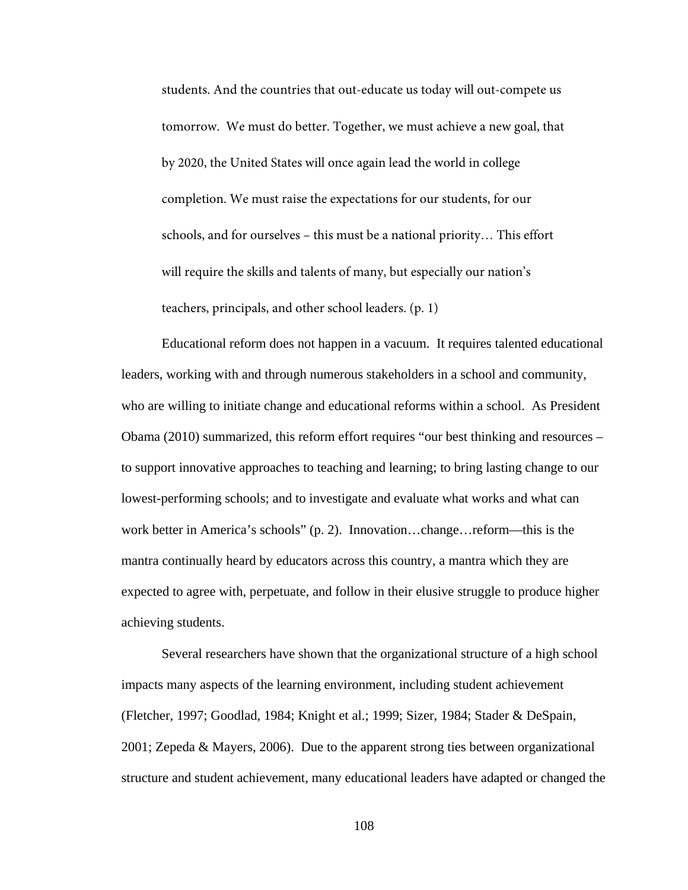> students. And the countries that out-educate us today will out-compete us tomorrow. We must do better. Together, we must achieve a new goal, that by 2020, the United States will once again lead the world in college completion. We must raise the expectations for our students, for our schools, and for ourselves – this must be a national priority… This effort will require the skills and talents of many, but especially our nation's teachers, principals, and other school leaders. (p. 1)

Educational reform does not happen in a vacuum. It requires talented educational leaders, working with and through numerous stakeholders in a school and community, who are willing to initiate change and educational reforms within a school. As President Obama (2010) summarized, this reform effort requires "our best thinking and resources – to support innovative approaches to teaching and learning; to bring lasting change to our lowest-performing schools; and to investigate and evaluate what works and what can work better in America's schools" (p. 2). Innovation…change…reform—this is the mantra continually heard by educators across this country, a mantra which they are expected to agree with, perpetuate, and follow in their elusive struggle to produce higher achieving students.

Several researchers have shown that the organizational structure of a high school impacts many aspects of the learning environment, including student achievement (Fletcher, 1997; Goodlad, 1984; Knight et al.; 1999; Sizer, 1984; Stader & DeSpain, 2001; Zepeda & Mayers, 2006). Due to the apparent strong ties between organizational structure and student achievement, many educational leaders have adapted or changed the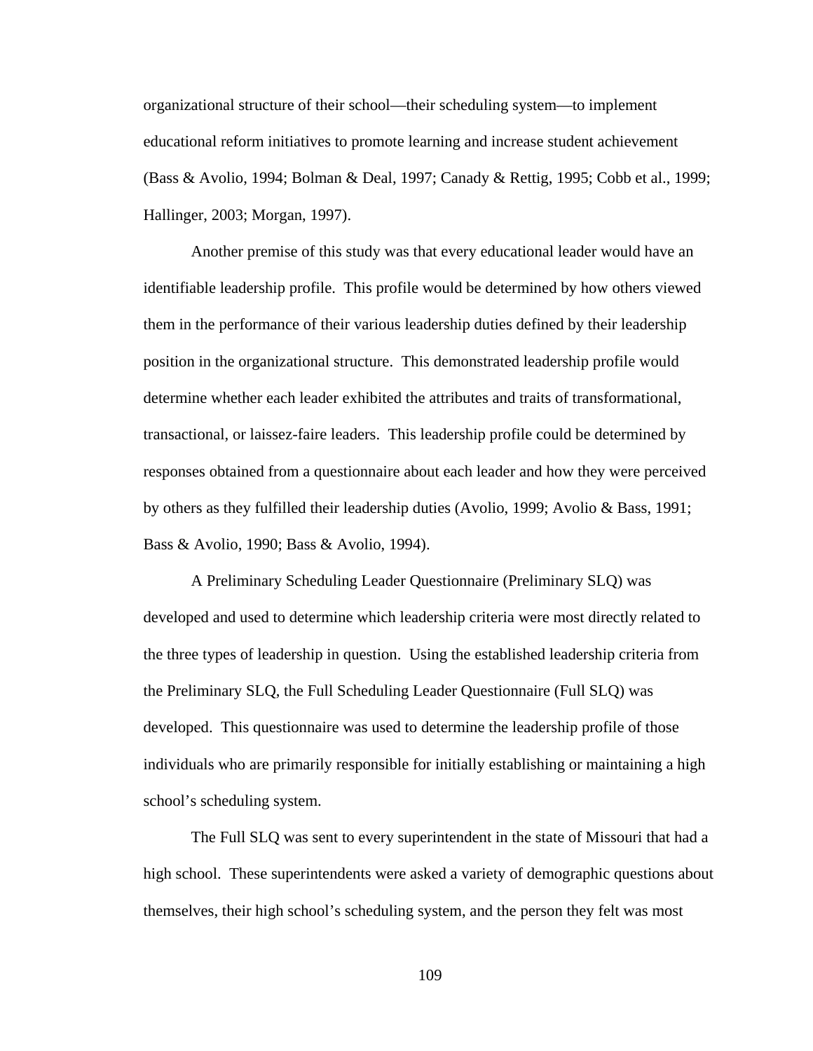organizational structure of their school—their scheduling system—to implement educational reform initiatives to promote learning and increase student achievement (Bass & Avolio, 1994; Bolman & Deal, 1997; Canady & Rettig, 1995; Cobb et al., 1999; Hallinger, 2003; Morgan, 1997).

Another premise of this study was that every educational leader would have an identifiable leadership profile. This profile would be determined by how others viewed them in the performance of their various leadership duties defined by their leadership position in the organizational structure. This demonstrated leadership profile would determine whether each leader exhibited the attributes and traits of transformational, transactional, or laissez-faire leaders. This leadership profile could be determined by responses obtained from a questionnaire about each leader and how they were perceived by others as they fulfilled their leadership duties (Avolio, 1999; Avolio & Bass, 1991; Bass & Avolio, 1990; Bass & Avolio, 1994).

A Preliminary Scheduling Leader Questionnaire (Preliminary SLQ) was developed and used to determine which leadership criteria were most directly related to the three types of leadership in question. Using the established leadership criteria from the Preliminary SLQ, the Full Scheduling Leader Questionnaire (Full SLQ) was developed. This questionnaire was used to determine the leadership profile of those individuals who are primarily responsible for initially establishing or maintaining a high school's scheduling system.

The Full SLQ was sent to every superintendent in the state of Missouri that had a high school. These superintendents were asked a variety of demographic questions about themselves, their high school's scheduling system, and the person they felt was most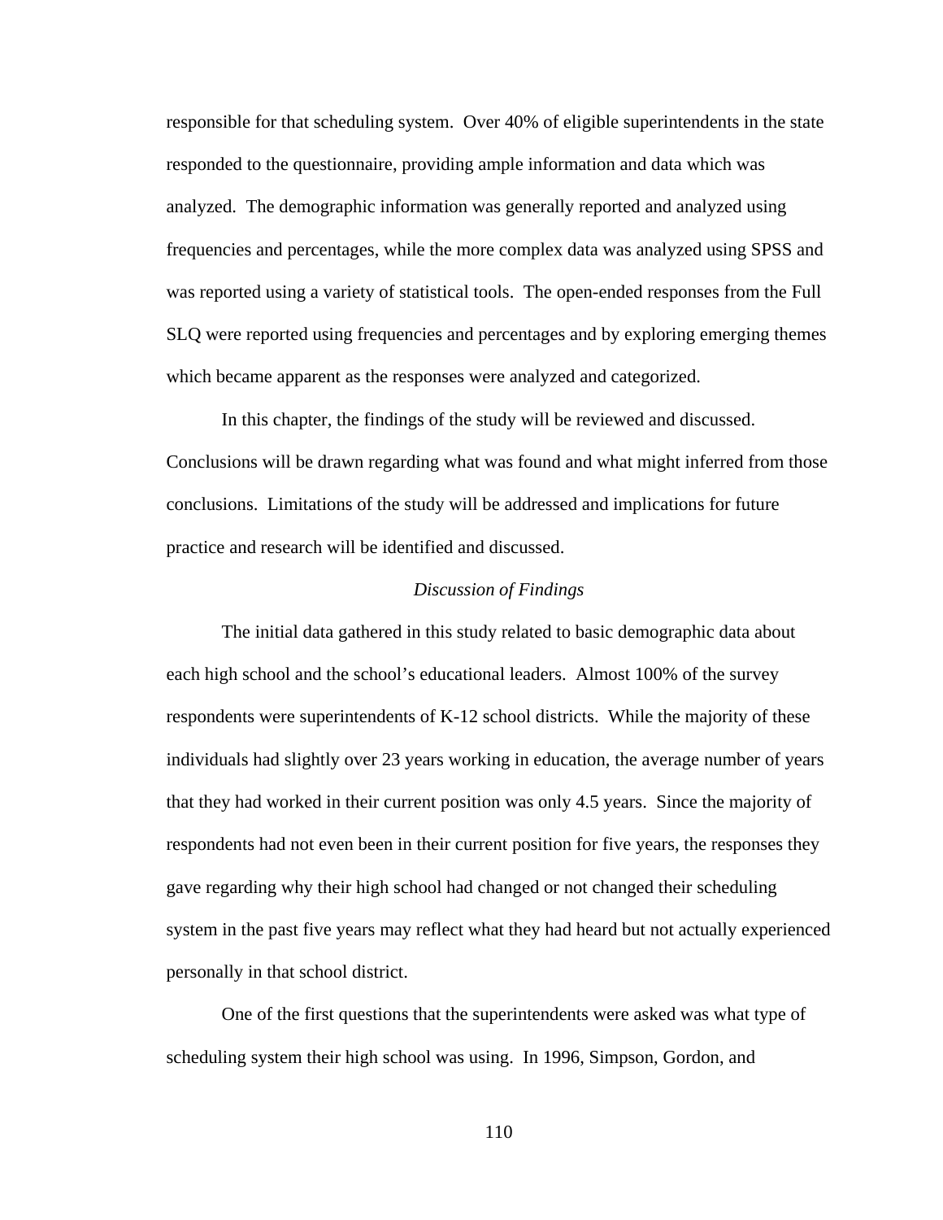responsible for that scheduling system. Over 40% of eligible superintendents in the state responded to the questionnaire, providing ample information and data which was analyzed. The demographic information was generally reported and analyzed using frequencies and percentages, while the more complex data was analyzed using SPSS and was reported using a variety of statistical tools. The open-ended responses from the Full SLQ were reported using frequencies and percentages and by exploring emerging themes which became apparent as the responses were analyzed and categorized.

In this chapter, the findings of the study will be reviewed and discussed. Conclusions will be drawn regarding what was found and what might inferred from those conclusions. Limitations of the study will be addressed and implications for future practice and research will be identified and discussed.

*Discussion of Findings*

The initial data gathered in this study related to basic demographic data about each high school and the school's educational leaders. Almost 100% of the survey respondents were superintendents of K-12 school districts. While the majority of these individuals had slightly over 23 years working in education, the average number of years that they had worked in their current position was only 4.5 years. Since the majority of respondents had not even been in their current position for five years, the responses they gave regarding why their high school had changed or not changed their scheduling system in the past five years may reflect what they had heard but not actually experienced personally in that school district.

One of the first questions that the superintendents were asked was what type of scheduling system their high school was using. In 1996, Simpson, Gordon, and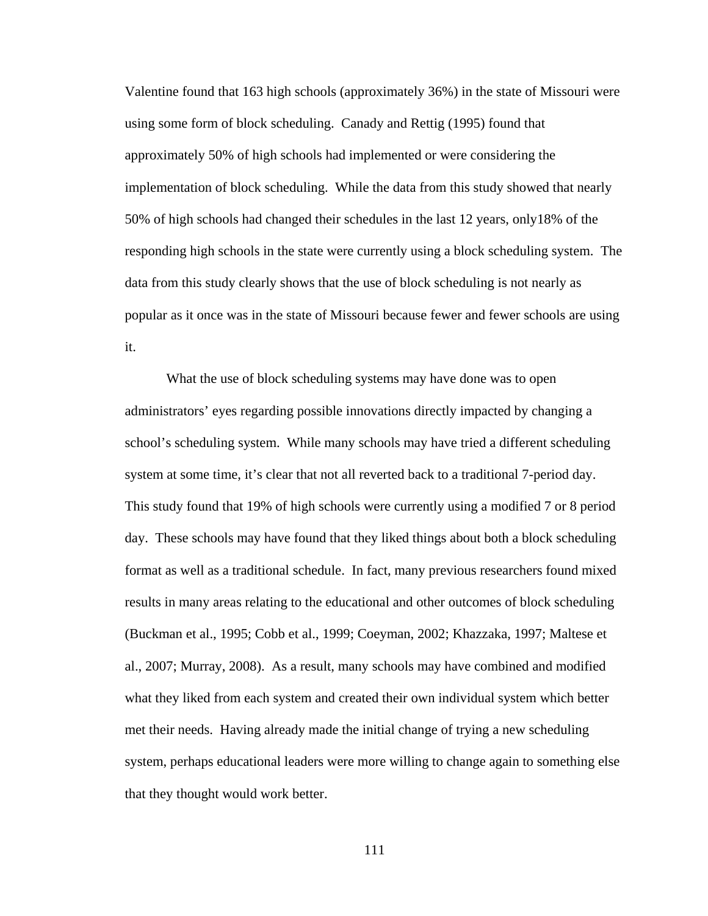Valentine found that 163 high schools (approximately 36%) in the state of Missouri were using some form of block scheduling. Canady and Rettig (1995) found that approximately 50% of high schools had implemented or were considering the implementation of block scheduling. While the data from this study showed that nearly 50% of high schools had changed their schedules in the last 12 years, only18% of the responding high schools in the state were currently using a block scheduling system. The data from this study clearly shows that the use of block scheduling is not nearly as popular as it once was in the state of Missouri because fewer and fewer schools are using it.

What the use of block scheduling systems may have done was to open administrators' eyes regarding possible innovations directly impacted by changing a school's scheduling system. While many schools may have tried a different scheduling system at some time, it's clear that not all reverted back to a traditional 7-period day. This study found that 19% of high schools were currently using a modified 7 or 8 period day. These schools may have found that they liked things about both a block scheduling format as well as a traditional schedule. In fact, many previous researchers found mixed results in many areas relating to the educational and other outcomes of block scheduling (Buckman et al., 1995; Cobb et al., 1999; Coeyman, 2002; Khazzaka, 1997; Maltese et al., 2007; Murray, 2008). As a result, many schools may have combined and modified what they liked from each system and created their own individual system which better met their needs. Having already made the initial change of trying a new scheduling system, perhaps educational leaders were more willing to change again to something else that they thought would work better.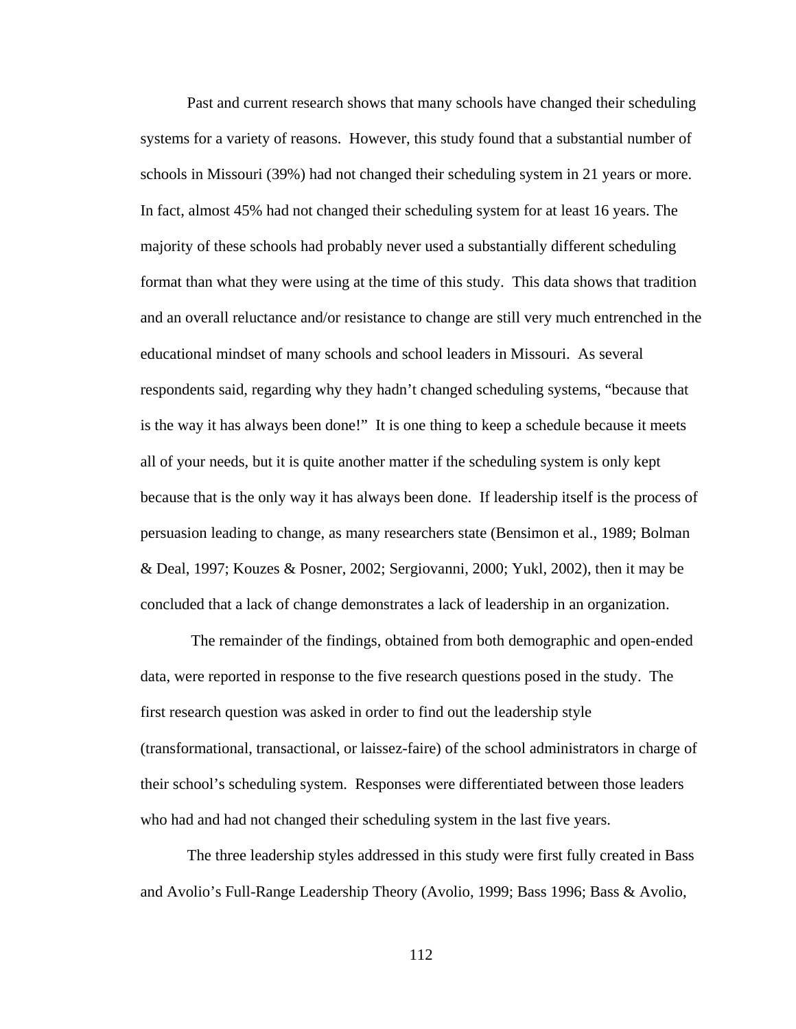Past and current research shows that many schools have changed their scheduling systems for a variety of reasons. However, this study found that a substantial number of schools in Missouri (39%) had not changed their scheduling system in 21 years or more. In fact, almost 45% had not changed their scheduling system for at least 16 years. The majority of these schools had probably never used a substantially different scheduling format than what they were using at the time of this study. This data shows that tradition and an overall reluctance and/or resistance to change are still very much entrenched in the educational mindset of many schools and school leaders in Missouri. As several respondents said, regarding why they hadn't changed scheduling systems, "because that is the way it has always been done!" It is one thing to keep a schedule because it meets all of your needs, but it is quite another matter if the scheduling system is only kept because that is the only way it has always been done. If leadership itself is the process of persuasion leading to change, as many researchers state (Bensimon et al., 1989; Bolman & Deal, 1997; Kouzes & Posner, 2002; Sergiovanni, 2000; Yukl, 2002), then it may be concluded that a lack of change demonstrates a lack of leadership in an organization.

The remainder of the findings, obtained from both demographic and open-ended data, were reported in response to the five research questions posed in the study. The first research question was asked in order to find out the leadership style (transformational, transactional, or laissez-faire) of the school administrators in charge of their school's scheduling system. Responses were differentiated between those leaders who had and had not changed their scheduling system in the last five years.

The three leadership styles addressed in this study were first fully created in Bass and Avolio's Full-Range Leadership Theory (Avolio, 1999; Bass 1996; Bass & Avolio,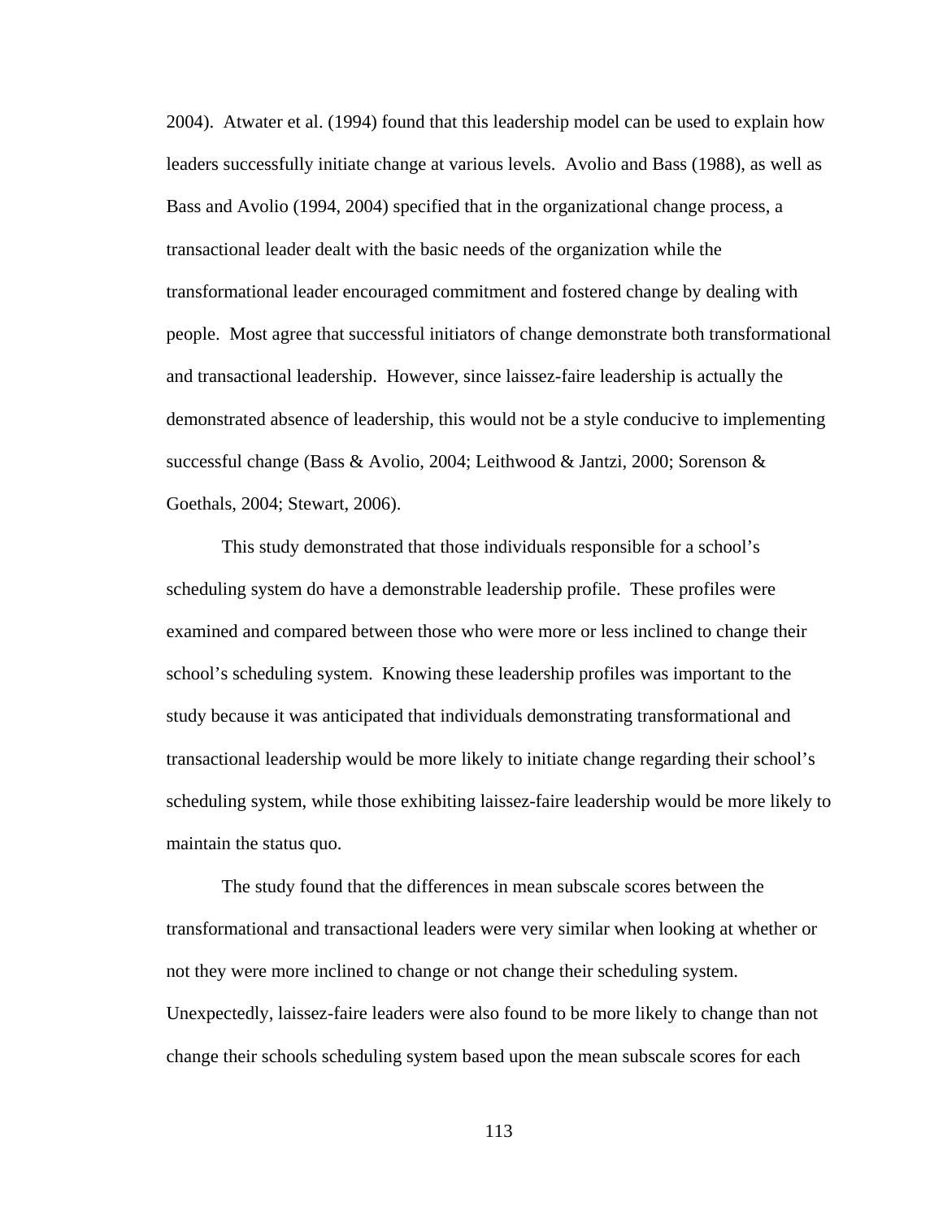2004). Atwater et al. (1994) found that this leadership model can be used to explain how leaders successfully initiate change at various levels. Avolio and Bass (1988), as well as Bass and Avolio (1994, 2004) specified that in the organizational change process, a transactional leader dealt with the basic needs of the organization while the transformational leader encouraged commitment and fostered change by dealing with people. Most agree that successful initiators of change demonstrate both transformational and transactional leadership. However, since laissez-faire leadership is actually the demonstrated absence of leadership, this would not be a style conducive to implementing successful change (Bass & Avolio, 2004; Leithwood & Jantzi, 2000; Sorenson & Goethals, 2004; Stewart, 2006).

This study demonstrated that those individuals responsible for a school's scheduling system do have a demonstrable leadership profile. These profiles were examined and compared between those who were more or less inclined to change their school's scheduling system. Knowing these leadership profiles was important to the study because it was anticipated that individuals demonstrating transformational and transactional leadership would be more likely to initiate change regarding their school's scheduling system, while those exhibiting laissez-faire leadership would be more likely to maintain the status quo.

The study found that the differences in mean subscale scores between the transformational and transactional leaders were very similar when looking at whether or not they were more inclined to change or not change their scheduling system. Unexpectedly, laissez-faire leaders were also found to be more likely to change than not change their schools scheduling system based upon the mean subscale scores for each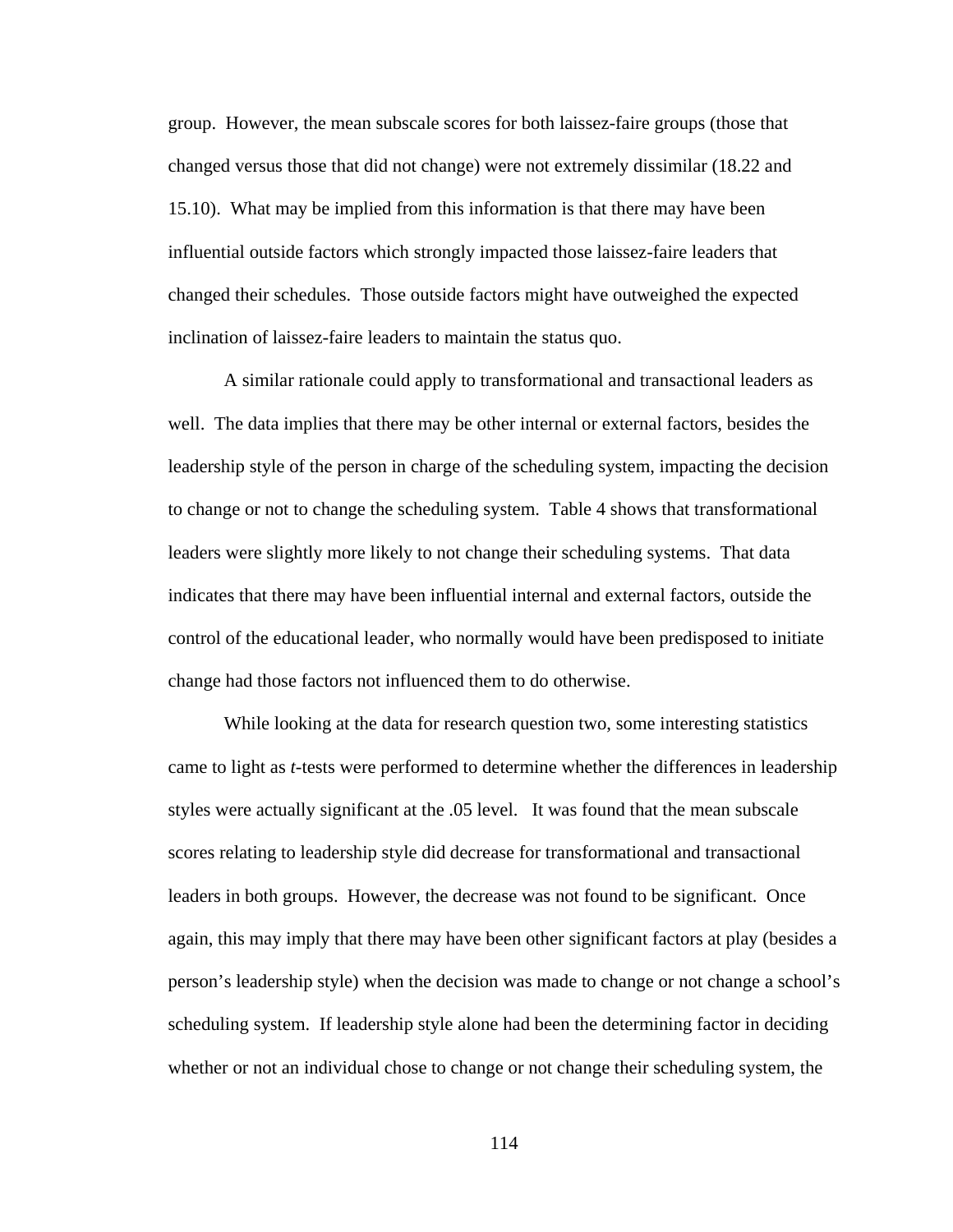group. However, the mean subscale scores for both laissez-faire groups (those that changed versus those that did not change) were not extremely dissimilar (18.22 and 15.10). What may be implied from this information is that there may have been influential outside factors which strongly impacted those laissez-faire leaders that changed their schedules. Those outside factors might have outweighed the expected inclination of laissez-faire leaders to maintain the status quo.

A similar rationale could apply to transformational and transactional leaders as well. The data implies that there may be other internal or external factors, besides the leadership style of the person in charge of the scheduling system, impacting the decision to change or not to change the scheduling system. Table 4 shows that transformational leaders were slightly more likely to not change their scheduling systems. That data indicates that there may have been influential internal and external factors, outside the control of the educational leader, who normally would have been predisposed to initiate change had those factors not influenced them to do otherwise.

While looking at the data for research question two, some interesting statistics came to light as *t*-tests were performed to determine whether the differences in leadership styles were actually significant at the .05 level. It was found that the mean subscale scores relating to leadership style did decrease for transformational and transactional leaders in both groups. However, the decrease was not found to be significant. Once again, this may imply that there may have been other significant factors at play (besides a person's leadership style) when the decision was made to change or not change a school's scheduling system. If leadership style alone had been the determining factor in deciding whether or not an individual chose to change or not change their scheduling system, the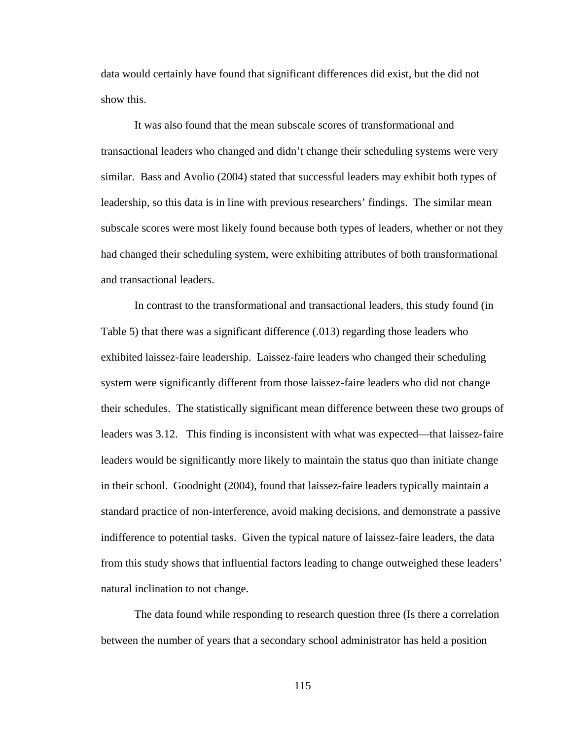data would certainly have found that significant differences did exist, but the did not show this.

It was also found that the mean subscale scores of transformational and transactional leaders who changed and didn't change their scheduling systems were very similar. Bass and Avolio (2004) stated that successful leaders may exhibit both types of leadership, so this data is in line with previous researchers' findings. The similar mean subscale scores were most likely found because both types of leaders, whether or not they had changed their scheduling system, were exhibiting attributes of both transformational and transactional leaders.

In contrast to the transformational and transactional leaders, this study found (in Table 5) that there was a significant difference (.013) regarding those leaders who exhibited laissez-faire leadership. Laissez-faire leaders who changed their scheduling system were significantly different from those laissez-faire leaders who did not change their schedules. The statistically significant mean difference between these two groups of leaders was 3.12. This finding is inconsistent with what was expected—that laissez-faire leaders would be significantly more likely to maintain the status quo than initiate change in their school. Goodnight (2004), found that laissez-faire leaders typically maintain a standard practice of non-interference, avoid making decisions, and demonstrate a passive indifference to potential tasks. Given the typical nature of laissez-faire leaders, the data from this study shows that influential factors leading to change outweighed these leaders' natural inclination to not change.

The data found while responding to research question three (Is there a correlation between the number of years that a secondary school administrator has held a position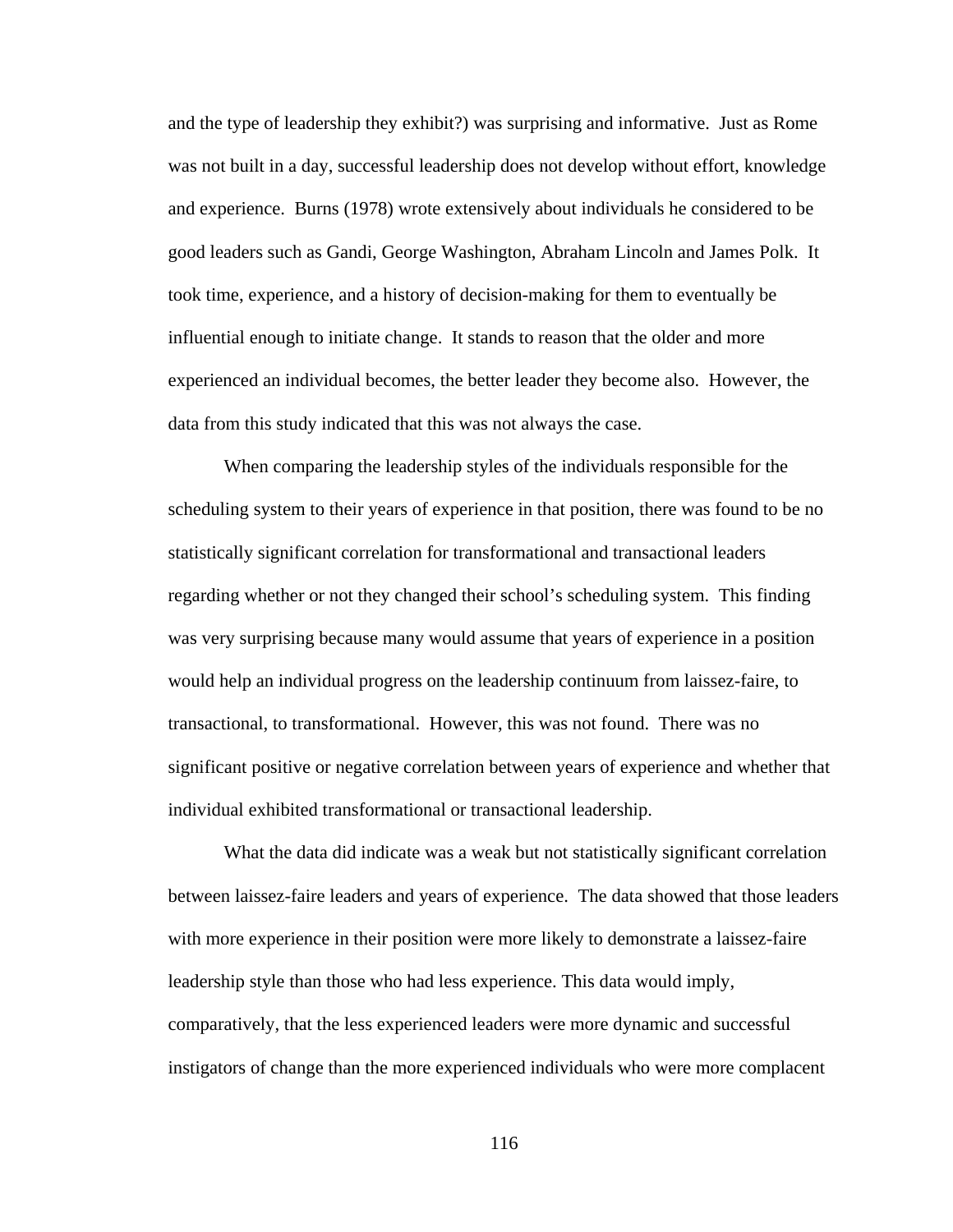and the type of leadership they exhibit?) was surprising and informative. Just as Rome was not built in a day, successful leadership does not develop without effort, knowledge and experience. Burns (1978) wrote extensively about individuals he considered to be good leaders such as Gandi, George Washington, Abraham Lincoln and James Polk. It took time, experience, and a history of decision-making for them to eventually be influential enough to initiate change. It stands to reason that the older and more experienced an individual becomes, the better leader they become also. However, the data from this study indicated that this was not always the case.

When comparing the leadership styles of the individuals responsible for the scheduling system to their years of experience in that position, there was found to be no statistically significant correlation for transformational and transactional leaders regarding whether or not they changed their school's scheduling system. This finding was very surprising because many would assume that years of experience in a position would help an individual progress on the leadership continuum from laissez-faire, to transactional, to transformational. However, this was not found. There was no significant positive or negative correlation between years of experience and whether that individual exhibited transformational or transactional leadership.

What the data did indicate was a weak but not statistically significant correlation between laissez-faire leaders and years of experience. The data showed that those leaders with more experience in their position were more likely to demonstrate a laissez-faire leadership style than those who had less experience. This data would imply, comparatively, that the less experienced leaders were more dynamic and successful instigators of change than the more experienced individuals who were more complacent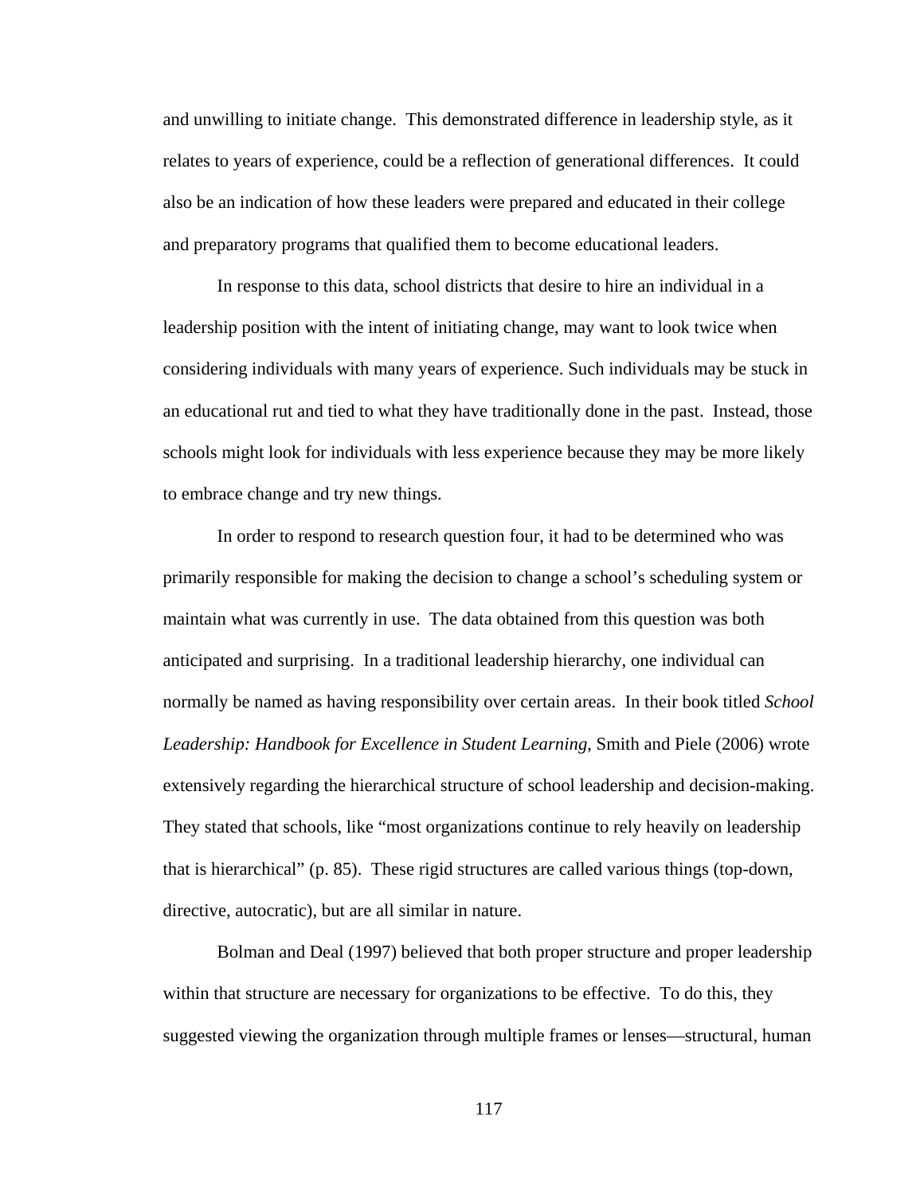and unwilling to initiate change. This demonstrated difference in leadership style, as it relates to years of experience, could be a reflection of generational differences. It could also be an indication of how these leaders were prepared and educated in their college and preparatory programs that qualified them to become educational leaders.

In response to this data, school districts that desire to hire an individual in a leadership position with the intent of initiating change, may want to look twice when considering individuals with many years of experience. Such individuals may be stuck in an educational rut and tied to what they have traditionally done in the past. Instead, those schools might look for individuals with less experience because they may be more likely to embrace change and try new things.

In order to respond to research question four, it had to be determined who was primarily responsible for making the decision to change a school's scheduling system or maintain what was currently in use. The data obtained from this question was both anticipated and surprising. In a traditional leadership hierarchy, one individual can normally be named as having responsibility over certain areas. In their book titled *School Leadership: Handbook for Excellence in Student Learning*, Smith and Piele (2006) wrote extensively regarding the hierarchical structure of school leadership and decision-making. They stated that schools, like "most organizations continue to rely heavily on leadership that is hierarchical" (p. 85). These rigid structures are called various things (top-down, directive, autocratic), but are all similar in nature.

Bolman and Deal (1997) believed that both proper structure and proper leadership within that structure are necessary for organizations to be effective. To do this, they suggested viewing the organization through multiple frames or lenses—structural, human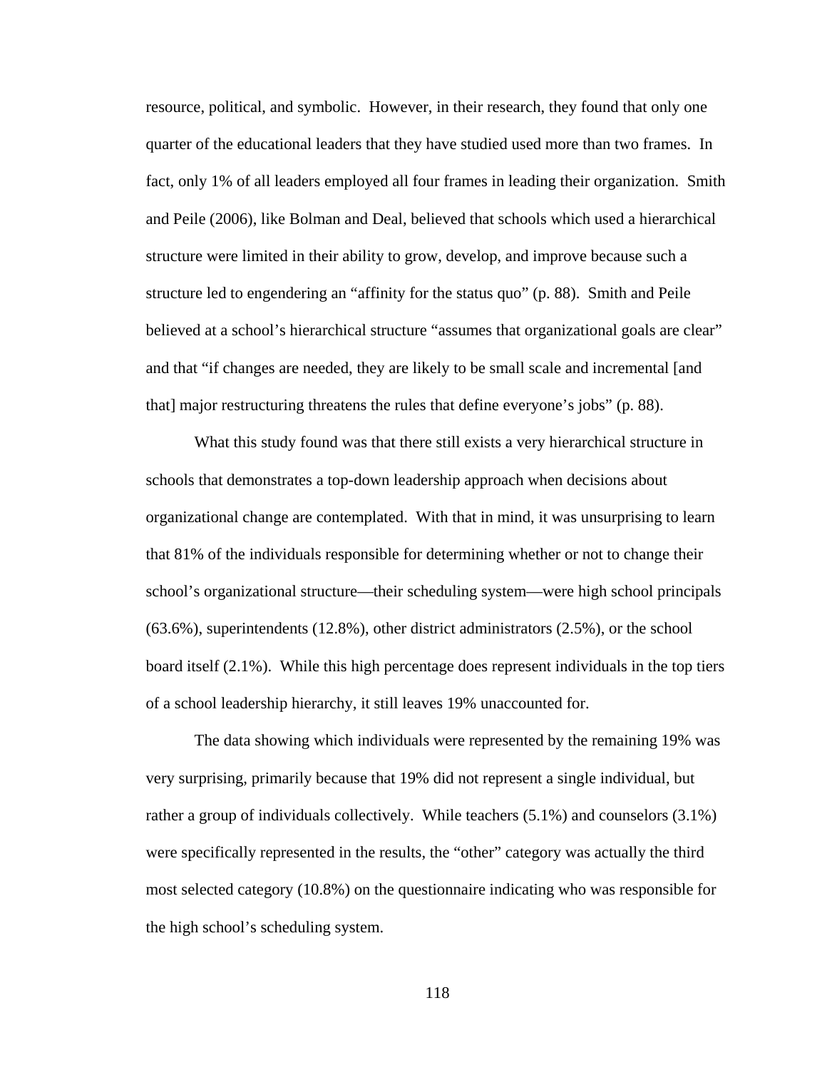resource, political, and symbolic. However, in their research, they found that only one quarter of the educational leaders that they have studied used more than two frames. In fact, only 1% of all leaders employed all four frames in leading their organization. Smith and Peile (2006), like Bolman and Deal, believed that schools which used a hierarchical structure were limited in their ability to grow, develop, and improve because such a structure led to engendering an "affinity for the status quo" (p. 88). Smith and Peile believed at a school's hierarchical structure "assumes that organizational goals are clear" and that "if changes are needed, they are likely to be small scale and incremental [and that] major restructuring threatens the rules that define everyone's jobs" (p. 88).

What this study found was that there still exists a very hierarchical structure in schools that demonstrates a top-down leadership approach when decisions about organizational change are contemplated. With that in mind, it was unsurprising to learn that 81% of the individuals responsible for determining whether or not to change their school's organizational structure—their scheduling system—were high school principals (63.6%), superintendents (12.8%), other district administrators (2.5%), or the school board itself (2.1%). While this high percentage does represent individuals in the top tiers of a school leadership hierarchy, it still leaves 19% unaccounted for.

The data showing which individuals were represented by the remaining 19% was very surprising, primarily because that 19% did not represent a single individual, but rather a group of individuals collectively. While teachers (5.1%) and counselors (3.1%) were specifically represented in the results, the "other" category was actually the third most selected category (10.8%) on the questionnaire indicating who was responsible for the high school's scheduling system.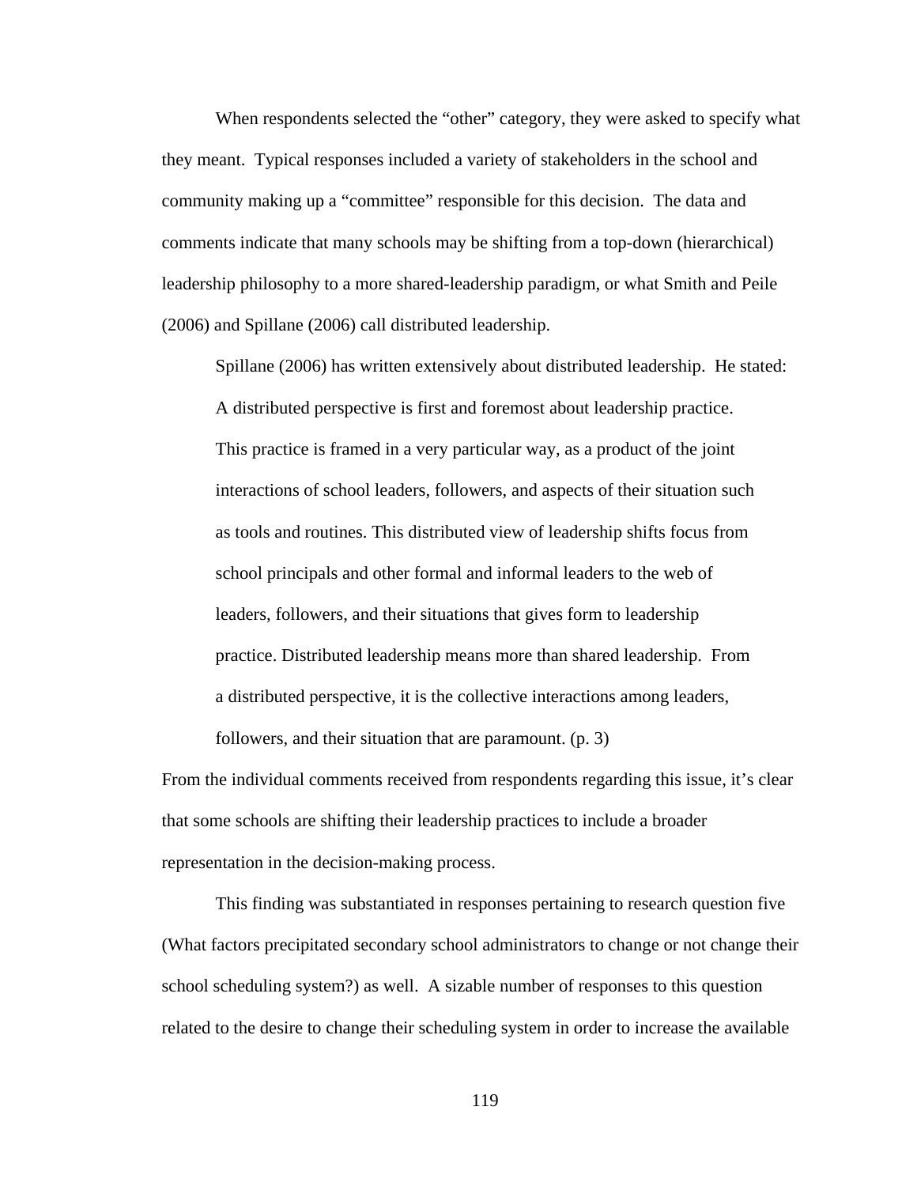When respondents selected the “other” category, they were asked to specify what they meant. Typical responses included a variety of stakeholders in the school and community making up a “committee” responsible for this decision. The data and comments indicate that many schools may be shifting from a top-down (hierarchical) leadership philosophy to a more shared-leadership paradigm, or what Smith and Peile (2006) and Spillane (2006) call distributed leadership.

Spillane (2006) has written extensively about distributed leadership. He stated:

> A distributed perspective is first and foremost about leadership practice. This practice is framed in a very particular way, as a product of the joint interactions of school leaders, followers, and aspects of their situation such as tools and routines. This distributed view of leadership shifts focus from school principals and other formal and informal leaders to the web of leaders, followers, and their situations that gives form to leadership practice. Distributed leadership means more than shared leadership. From a distributed perspective, it is the collective interactions among leaders, followers, and their situation that are paramount. (p. 3)

From the individual comments received from respondents regarding this issue, it’s clear that some schools are shifting their leadership practices to include a broader representation in the decision-making process.

This finding was substantiated in responses pertaining to research question five (What factors precipitated secondary school administrators to change or not change their school scheduling system?) as well. A sizable number of responses to this question related to the desire to change their scheduling system in order to increase the available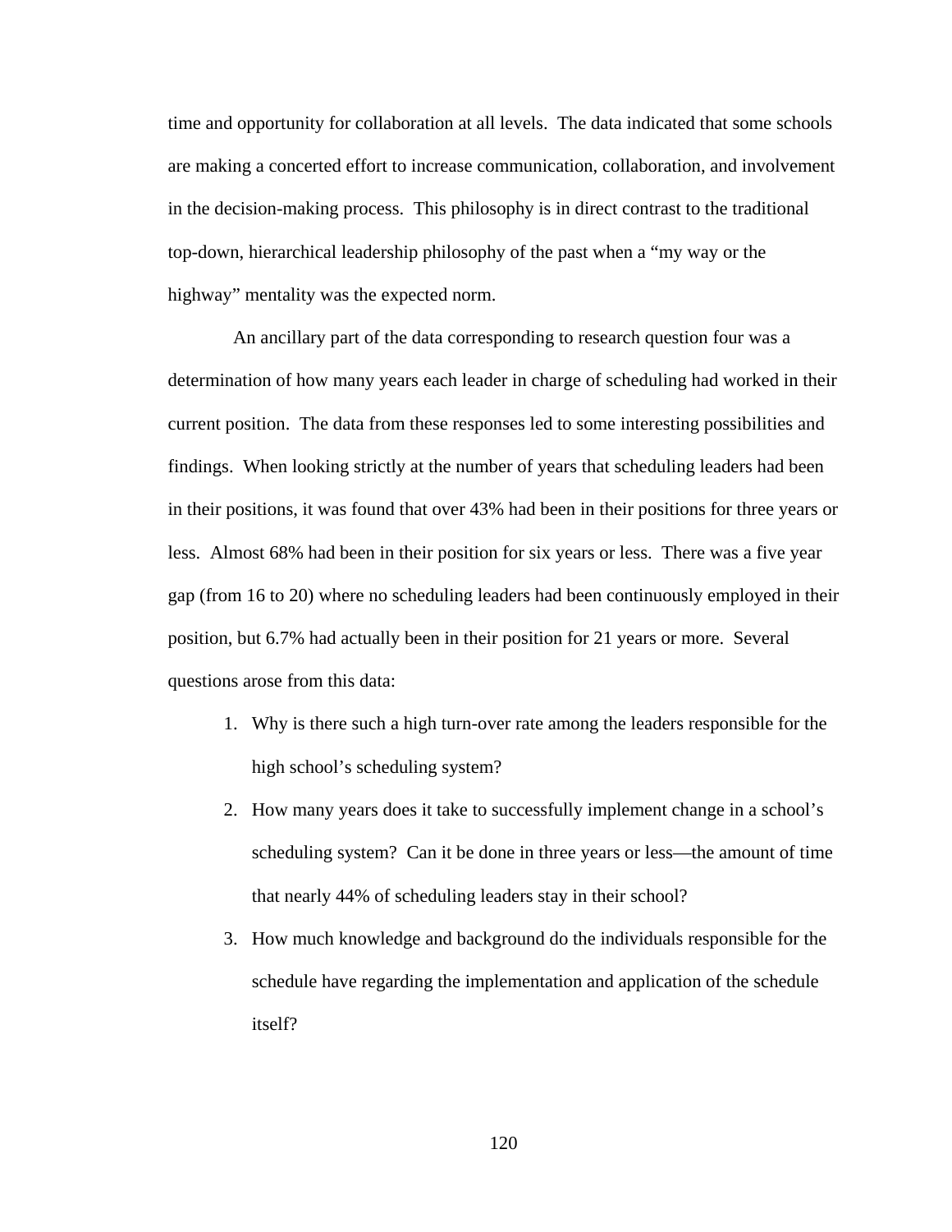time and opportunity for collaboration at all levels. The data indicated that some schools are making a concerted effort to increase communication, collaboration, and involvement in the decision-making process. This philosophy is in direct contrast to the traditional top-down, hierarchical leadership philosophy of the past when a "my way or the highway" mentality was the expected norm.

An ancillary part of the data corresponding to research question four was a determination of how many years each leader in charge of scheduling had worked in their current position. The data from these responses led to some interesting possibilities and findings. When looking strictly at the number of years that scheduling leaders had been in their positions, it was found that over 43% had been in their positions for three years or less. Almost 68% had been in their position for six years or less. There was a five year gap (from 16 to 20) where no scheduling leaders had been continuously employed in their position, but 6.7% had actually been in their position for 21 years or more. Several questions arose from this data:

1. Why is there such a high turn-over rate among the leaders responsible for the high school's scheduling system?
2. How many years does it take to successfully implement change in a school's scheduling system? Can it be done in three years or less—the amount of time that nearly 44% of scheduling leaders stay in their school?
3. How much knowledge and background do the individuals responsible for the schedule have regarding the implementation and application of the schedule itself?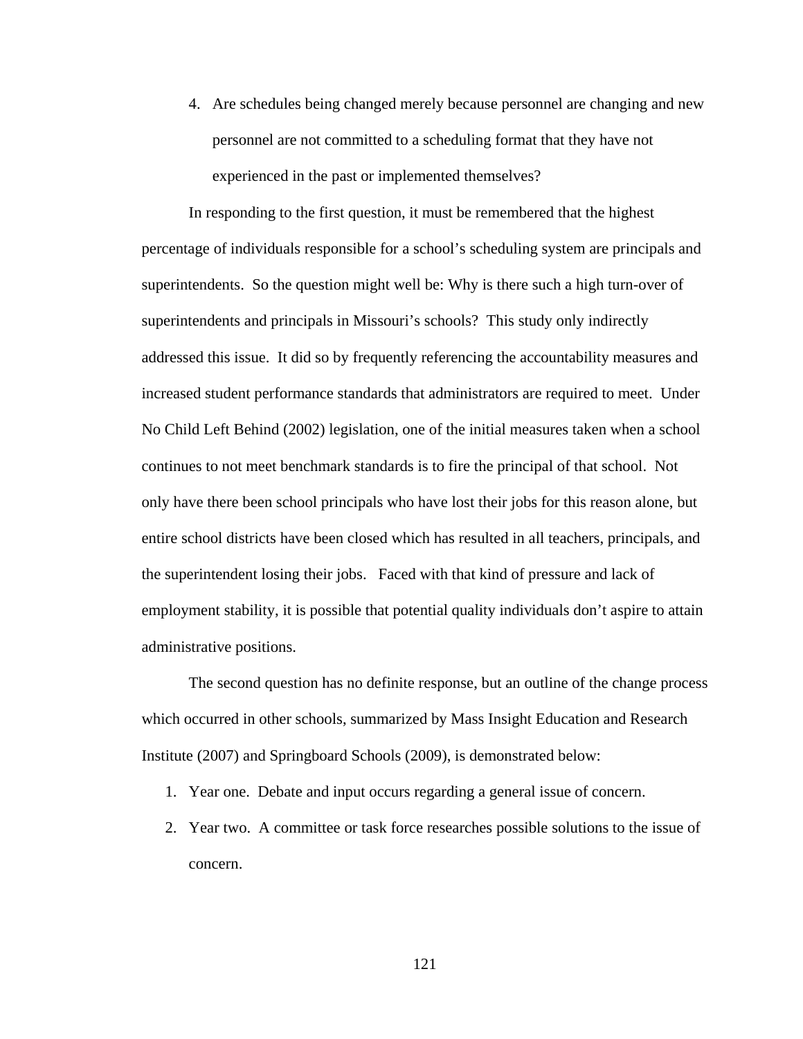4. Are schedules being changed merely because personnel are changing and new personnel are not committed to a scheduling format that they have not experienced in the past or implemented themselves?

In responding to the first question, it must be remembered that the highest percentage of individuals responsible for a school's scheduling system are principals and superintendents. So the question might well be: Why is there such a high turn-over of superintendents and principals in Missouri's schools? This study only indirectly addressed this issue. It did so by frequently referencing the accountability measures and increased student performance standards that administrators are required to meet. Under No Child Left Behind (2002) legislation, one of the initial measures taken when a school continues to not meet benchmark standards is to fire the principal of that school. Not only have there been school principals who have lost their jobs for this reason alone, but entire school districts have been closed which has resulted in all teachers, principals, and the superintendent losing their jobs. Faced with that kind of pressure and lack of employment stability, it is possible that potential quality individuals don't aspire to attain administrative positions.

The second question has no definite response, but an outline of the change process which occurred in other schools, summarized by Mass Insight Education and Research Institute (2007) and Springboard Schools (2009), is demonstrated below:

1. Year one. Debate and input occurs regarding a general issue of concern.
2. Year two. A committee or task force researches possible solutions to the issue of concern.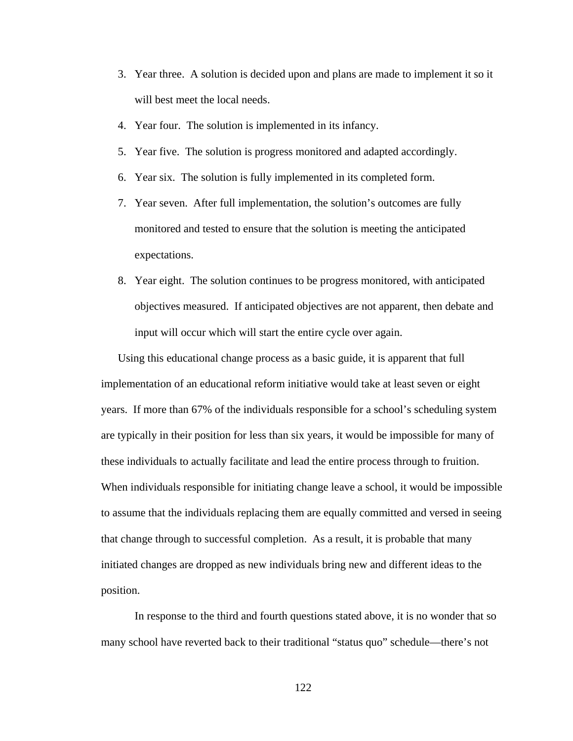3. Year three. A solution is decided upon and plans are made to implement it so it will best meet the local needs.
4. Year four. The solution is implemented in its infancy.
5. Year five. The solution is progress monitored and adapted accordingly.
6. Year six. The solution is fully implemented in its completed form.
7. Year seven. After full implementation, the solution's outcomes are fully monitored and tested to ensure that the solution is meeting the anticipated expectations.
8. Year eight. The solution continues to be progress monitored, with anticipated objectives measured. If anticipated objectives are not apparent, then debate and input will occur which will start the entire cycle over again.

Using this educational change process as a basic guide, it is apparent that full implementation of an educational reform initiative would take at least seven or eight years. If more than 67% of the individuals responsible for a school's scheduling system are typically in their position for less than six years, it would be impossible for many of these individuals to actually facilitate and lead the entire process through to fruition. When individuals responsible for initiating change leave a school, it would be impossible to assume that the individuals replacing them are equally committed and versed in seeing that change through to successful completion. As a result, it is probable that many initiated changes are dropped as new individuals bring new and different ideas to the position.

In response to the third and fourth questions stated above, it is no wonder that so many school have reverted back to their traditional "status quo" schedule—there's not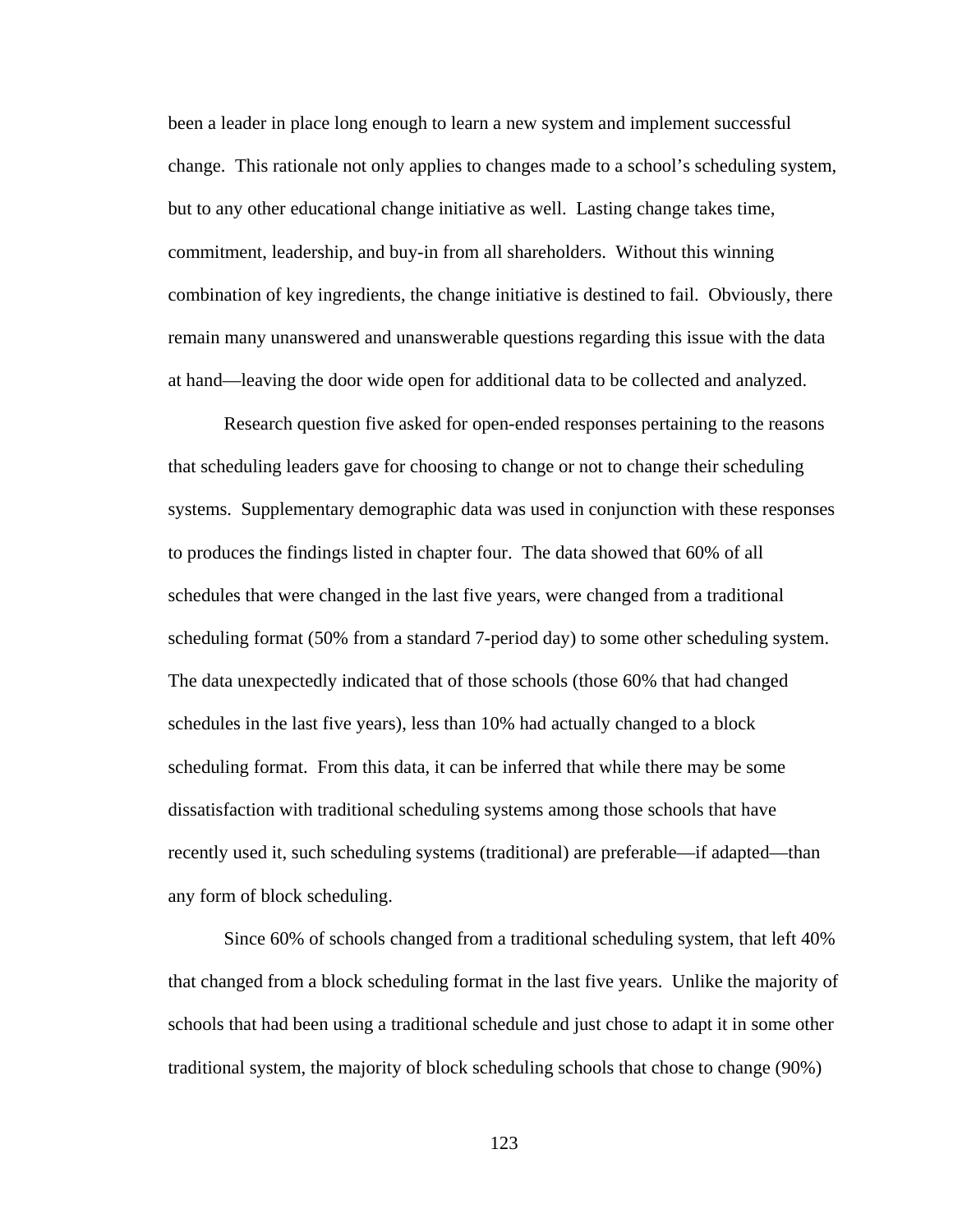been a leader in place long enough to learn a new system and implement successful change. This rationale not only applies to changes made to a school's scheduling system, but to any other educational change initiative as well. Lasting change takes time, commitment, leadership, and buy-in from all shareholders. Without this winning combination of key ingredients, the change initiative is destined to fail. Obviously, there remain many unanswered and unanswerable questions regarding this issue with the data at hand—leaving the door wide open for additional data to be collected and analyzed.

Research question five asked for open-ended responses pertaining to the reasons that scheduling leaders gave for choosing to change or not to change their scheduling systems. Supplementary demographic data was used in conjunction with these responses to produces the findings listed in chapter four. The data showed that 60% of all schedules that were changed in the last five years, were changed from a traditional scheduling format (50% from a standard 7-period day) to some other scheduling system. The data unexpectedly indicated that of those schools (those 60% that had changed schedules in the last five years), less than 10% had actually changed to a block scheduling format. From this data, it can be inferred that while there may be some dissatisfaction with traditional scheduling systems among those schools that have recently used it, such scheduling systems (traditional) are preferable—if adapted—than any form of block scheduling.

Since 60% of schools changed from a traditional scheduling system, that left 40% that changed from a block scheduling format in the last five years. Unlike the majority of schools that had been using a traditional schedule and just chose to adapt it in some other traditional system, the majority of block scheduling schools that chose to change (90%)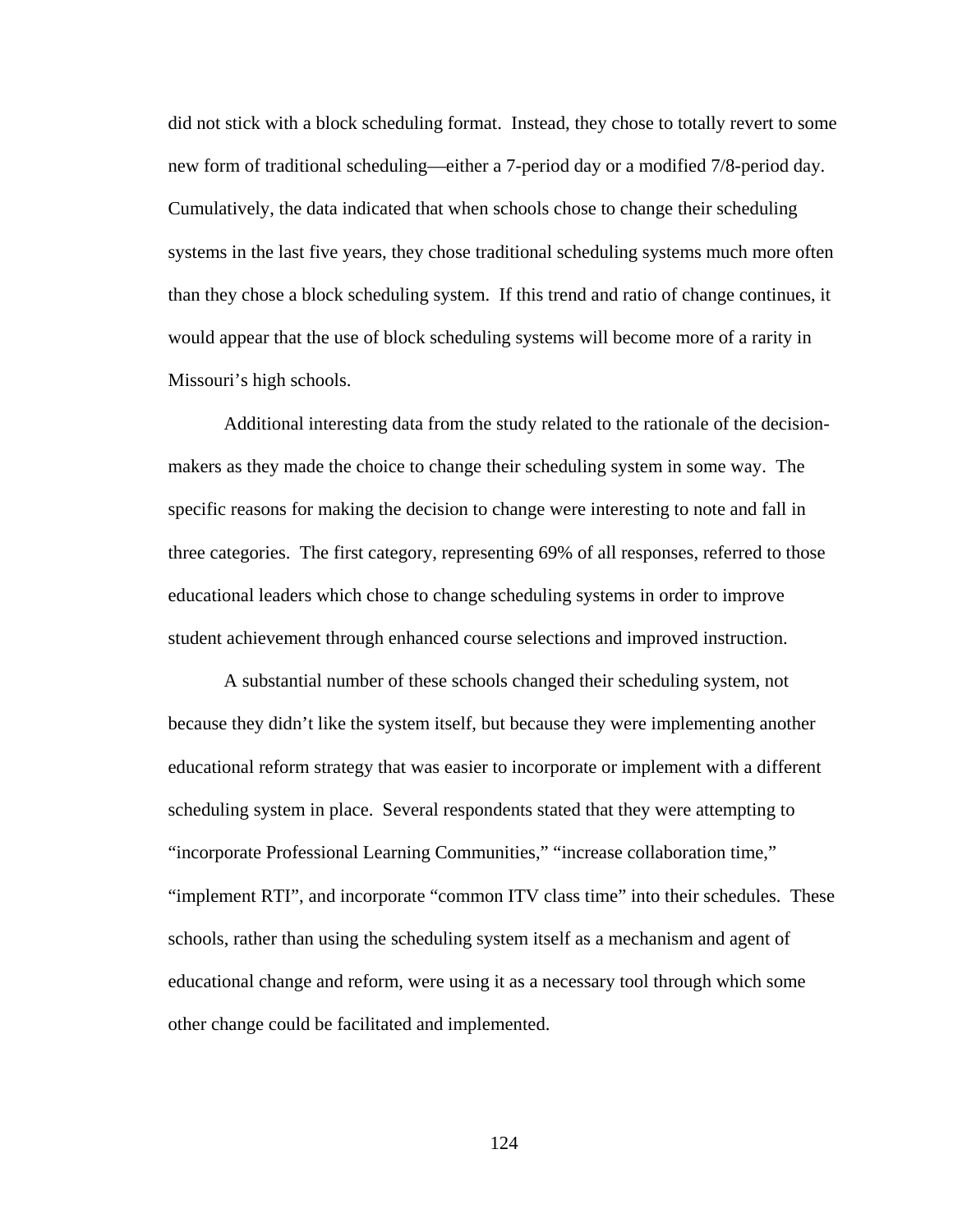did not stick with a block scheduling format. Instead, they chose to totally revert to some new form of traditional scheduling—either a 7-period day or a modified 7/8-period day. Cumulatively, the data indicated that when schools chose to change their scheduling systems in the last five years, they chose traditional scheduling systems much more often than they chose a block scheduling system. If this trend and ratio of change continues, it would appear that the use of block scheduling systems will become more of a rarity in Missouri's high schools.

Additional interesting data from the study related to the rationale of the decision-makers as they made the choice to change their scheduling system in some way. The specific reasons for making the decision to change were interesting to note and fall in three categories. The first category, representing 69% of all responses, referred to those educational leaders which chose to change scheduling systems in order to improve student achievement through enhanced course selections and improved instruction.

A substantial number of these schools changed their scheduling system, not because they didn't like the system itself, but because they were implementing another educational reform strategy that was easier to incorporate or implement with a different scheduling system in place. Several respondents stated that they were attempting to "incorporate Professional Learning Communities," "increase collaboration time," "implement RTI", and incorporate "common ITV class time" into their schedules. These schools, rather than using the scheduling system itself as a mechanism and agent of educational change and reform, were using it as a necessary tool through which some other change could be facilitated and implemented.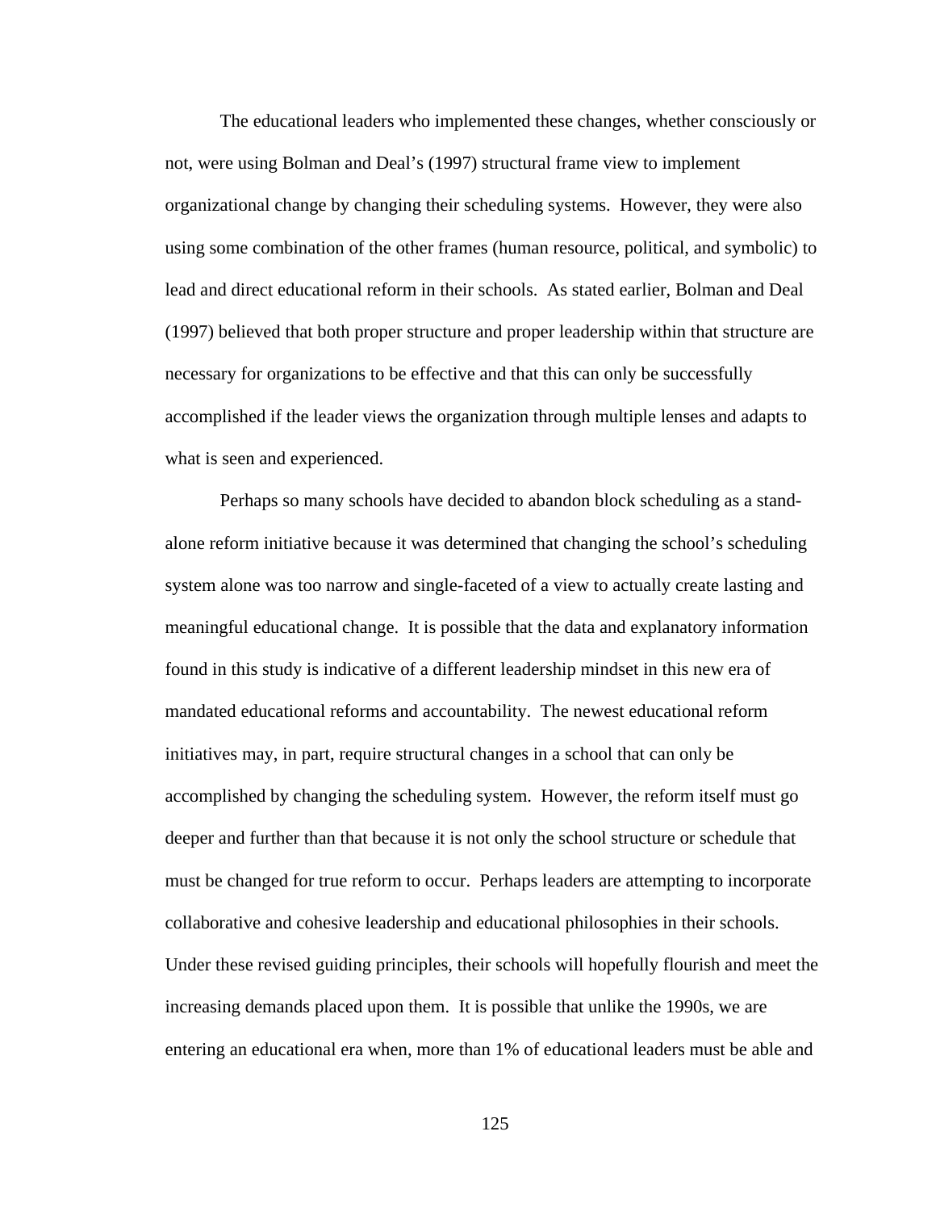The educational leaders who implemented these changes, whether consciously or not, were using Bolman and Deal's (1997) structural frame view to implement organizational change by changing their scheduling systems. However, they were also using some combination of the other frames (human resource, political, and symbolic) to lead and direct educational reform in their schools. As stated earlier, Bolman and Deal (1997) believed that both proper structure and proper leadership within that structure are necessary for organizations to be effective and that this can only be successfully accomplished if the leader views the organization through multiple lenses and adapts to what is seen and experienced.

Perhaps so many schools have decided to abandon block scheduling as a stand-alone reform initiative because it was determined that changing the school's scheduling system alone was too narrow and single-faceted of a view to actually create lasting and meaningful educational change. It is possible that the data and explanatory information found in this study is indicative of a different leadership mindset in this new era of mandated educational reforms and accountability. The newest educational reform initiatives may, in part, require structural changes in a school that can only be accomplished by changing the scheduling system. However, the reform itself must go deeper and further than that because it is not only the school structure or schedule that must be changed for true reform to occur. Perhaps leaders are attempting to incorporate collaborative and cohesive leadership and educational philosophies in their schools. Under these revised guiding principles, their schools will hopefully flourish and meet the increasing demands placed upon them. It is possible that unlike the 1990s, we are entering an educational era when, more than 1% of educational leaders must be able and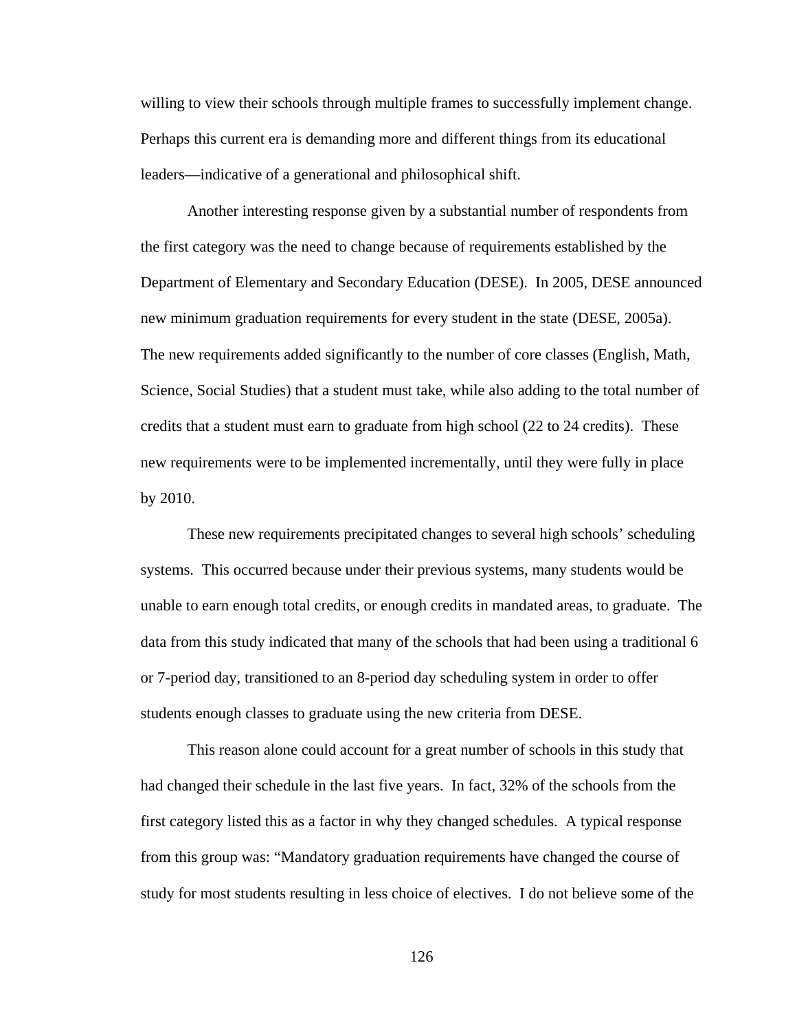willing to view their schools through multiple frames to successfully implement change. Perhaps this current era is demanding more and different things from its educational leaders—indicative of a generational and philosophical shift.

Another interesting response given by a substantial number of respondents from the first category was the need to change because of requirements established by the Department of Elementary and Secondary Education (DESE). In 2005, DESE announced new minimum graduation requirements for every student in the state (DESE, 2005a). The new requirements added significantly to the number of core classes (English, Math, Science, Social Studies) that a student must take, while also adding to the total number of credits that a student must earn to graduate from high school (22 to 24 credits). These new requirements were to be implemented incrementally, until they were fully in place by 2010.

These new requirements precipitated changes to several high schools' scheduling systems. This occurred because under their previous systems, many students would be unable to earn enough total credits, or enough credits in mandated areas, to graduate. The data from this study indicated that many of the schools that had been using a traditional 6 or 7-period day, transitioned to an 8-period day scheduling system in order to offer students enough classes to graduate using the new criteria from DESE.

This reason alone could account for a great number of schools in this study that had changed their schedule in the last five years. In fact, 32% of the schools from the first category listed this as a factor in why they changed schedules. A typical response from this group was: "Mandatory graduation requirements have changed the course of study for most students resulting in less choice of electives. I do not believe some of the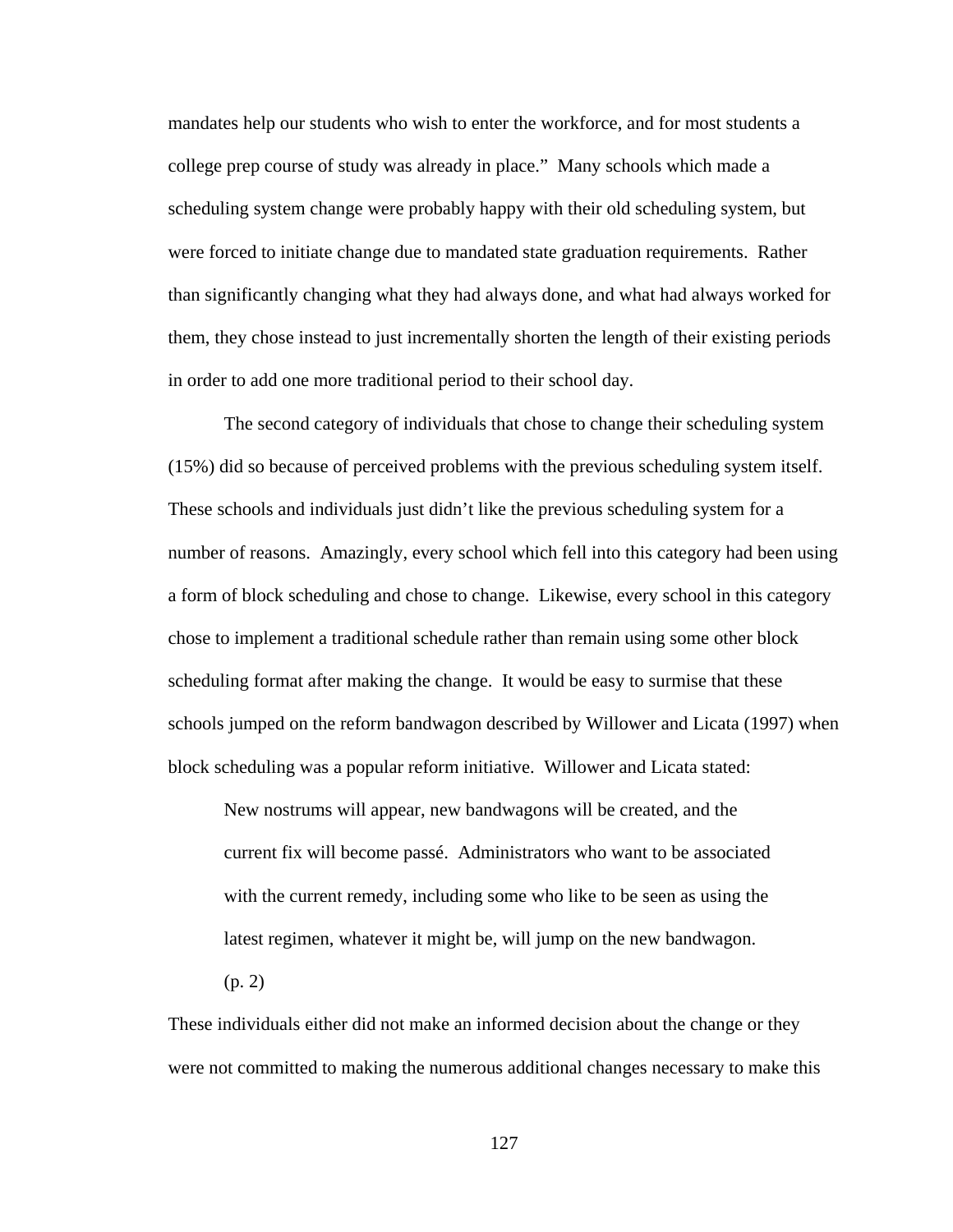mandates help our students who wish to enter the workforce, and for most students a college prep course of study was already in place." Many schools which made a scheduling system change were probably happy with their old scheduling system, but were forced to initiate change due to mandated state graduation requirements. Rather than significantly changing what they had always done, and what had always worked for them, they chose instead to just incrementally shorten the length of their existing periods in order to add one more traditional period to their school day.

The second category of individuals that chose to change their scheduling system (15%) did so because of perceived problems with the previous scheduling system itself. These schools and individuals just didn't like the previous scheduling system for a number of reasons. Amazingly, every school which fell into this category had been using a form of block scheduling and chose to change. Likewise, every school in this category chose to implement a traditional schedule rather than remain using some other block scheduling format after making the change. It would be easy to surmise that these schools jumped on the reform bandwagon described by Willower and Licata (1997) when block scheduling was a popular reform initiative. Willower and Licata stated:

> New nostrums will appear, new bandwagons will be created, and the current fix will become passé. Administrators who want to be associated with the current remedy, including some who like to be seen as using the latest regimen, whatever it might be, will jump on the new bandwagon. (p. 2)

These individuals either did not make an informed decision about the change or they were not committed to making the numerous additional changes necessary to make this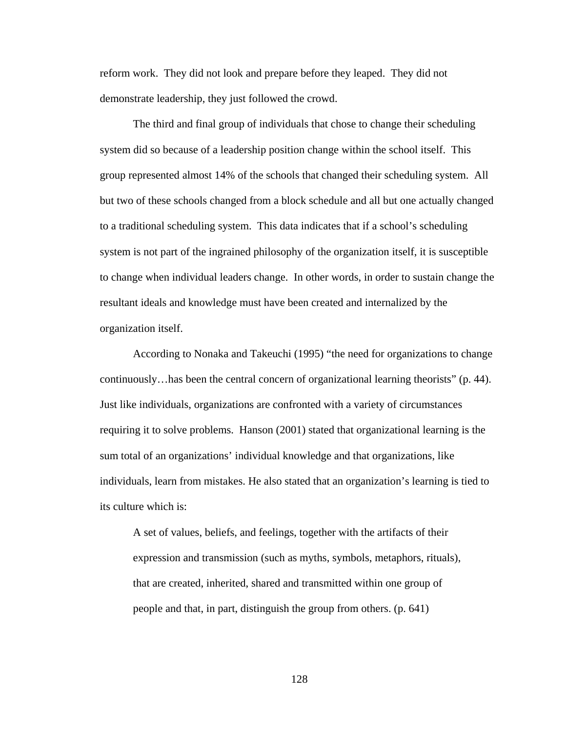reform work. They did not look and prepare before they leaped. They did not demonstrate leadership, they just followed the crowd.

The third and final group of individuals that chose to change their scheduling system did so because of a leadership position change within the school itself. This group represented almost 14% of the schools that changed their scheduling system. All but two of these schools changed from a block schedule and all but one actually changed to a traditional scheduling system. This data indicates that if a school's scheduling system is not part of the ingrained philosophy of the organization itself, it is susceptible to change when individual leaders change. In other words, in order to sustain change the resultant ideals and knowledge must have been created and internalized by the organization itself.

According to Nonaka and Takeuchi (1995) "the need for organizations to change continuously…has been the central concern of organizational learning theorists" (p. 44). Just like individuals, organizations are confronted with a variety of circumstances requiring it to solve problems. Hanson (2001) stated that organizational learning is the sum total of an organizations' individual knowledge and that organizations, like individuals, learn from mistakes. He also stated that an organization's learning is tied to its culture which is:

> A set of values, beliefs, and feelings, together with the artifacts of their expression and transmission (such as myths, symbols, metaphors, rituals), that are created, inherited, shared and transmitted within one group of people and that, in part, distinguish the group from others. (p. 641)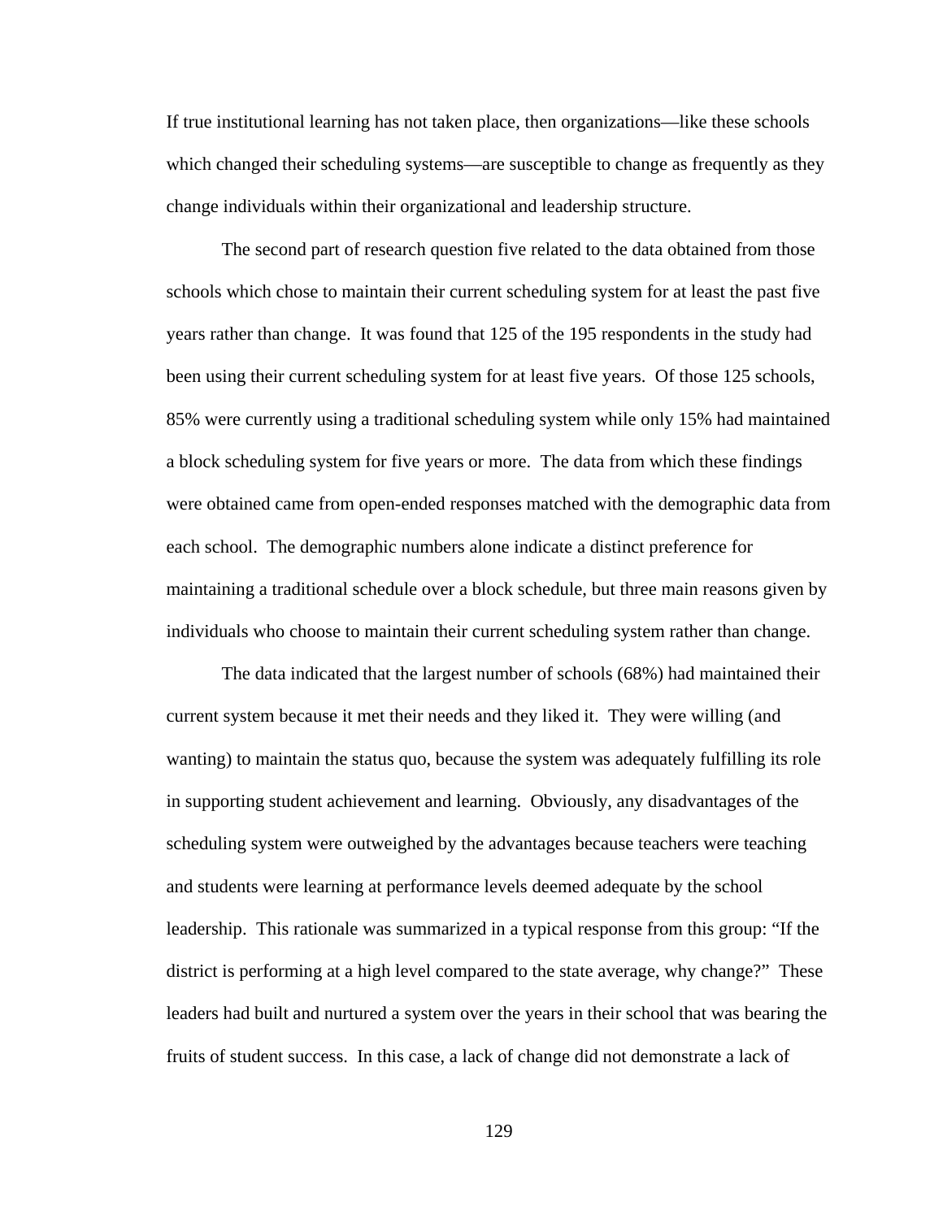If true institutional learning has not taken place, then organizations—like these schools which changed their scheduling systems—are susceptible to change as frequently as they change individuals within their organizational and leadership structure.

The second part of research question five related to the data obtained from those schools which chose to maintain their current scheduling system for at least the past five years rather than change. It was found that 125 of the 195 respondents in the study had been using their current scheduling system for at least five years. Of those 125 schools, 85% were currently using a traditional scheduling system while only 15% had maintained a block scheduling system for five years or more. The data from which these findings were obtained came from open-ended responses matched with the demographic data from each school. The demographic numbers alone indicate a distinct preference for maintaining a traditional schedule over a block schedule, but three main reasons given by individuals who choose to maintain their current scheduling system rather than change.

The data indicated that the largest number of schools (68%) had maintained their current system because it met their needs and they liked it. They were willing (and wanting) to maintain the status quo, because the system was adequately fulfilling its role in supporting student achievement and learning. Obviously, any disadvantages of the scheduling system were outweighed by the advantages because teachers were teaching and students were learning at performance levels deemed adequate by the school leadership. This rationale was summarized in a typical response from this group: "If the district is performing at a high level compared to the state average, why change?" These leaders had built and nurtured a system over the years in their school that was bearing the fruits of student success. In this case, a lack of change did not demonstrate a lack of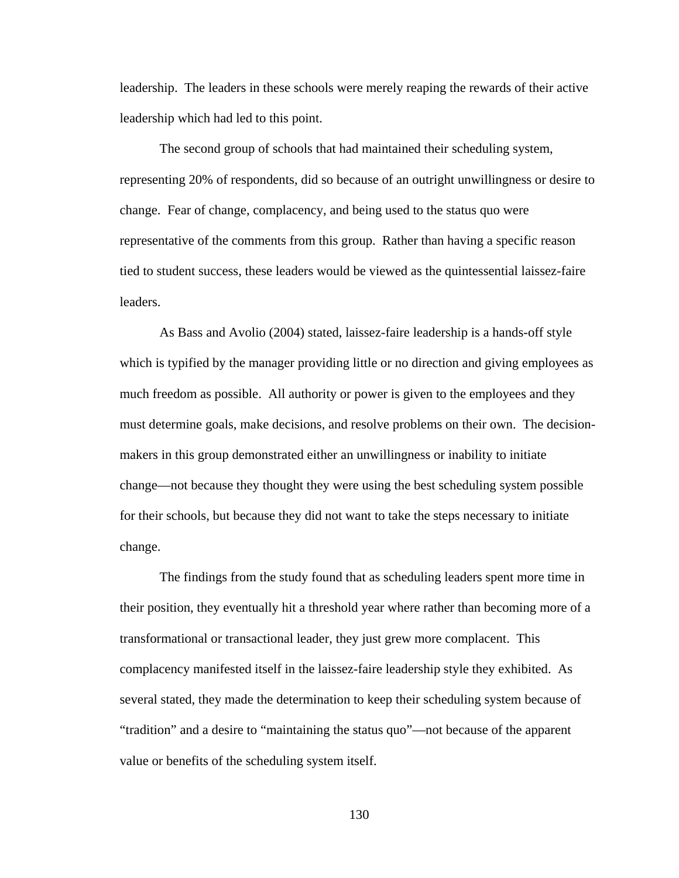leadership. The leaders in these schools were merely reaping the rewards of their active leadership which had led to this point.

The second group of schools that had maintained their scheduling system, representing 20% of respondents, did so because of an outright unwillingness or desire to change. Fear of change, complacency, and being used to the status quo were representative of the comments from this group. Rather than having a specific reason tied to student success, these leaders would be viewed as the quintessential laissez-faire leaders.

As Bass and Avolio (2004) stated, laissez-faire leadership is a hands-off style which is typified by the manager providing little or no direction and giving employees as much freedom as possible. All authority or power is given to the employees and they must determine goals, make decisions, and resolve problems on their own. The decision-makers in this group demonstrated either an unwillingness or inability to initiate change—not because they thought they were using the best scheduling system possible for their schools, but because they did not want to take the steps necessary to initiate change.

The findings from the study found that as scheduling leaders spent more time in their position, they eventually hit a threshold year where rather than becoming more of a transformational or transactional leader, they just grew more complacent. This complacency manifested itself in the laissez-faire leadership style they exhibited. As several stated, they made the determination to keep their scheduling system because of "tradition" and a desire to "maintaining the status quo"—not because of the apparent value or benefits of the scheduling system itself.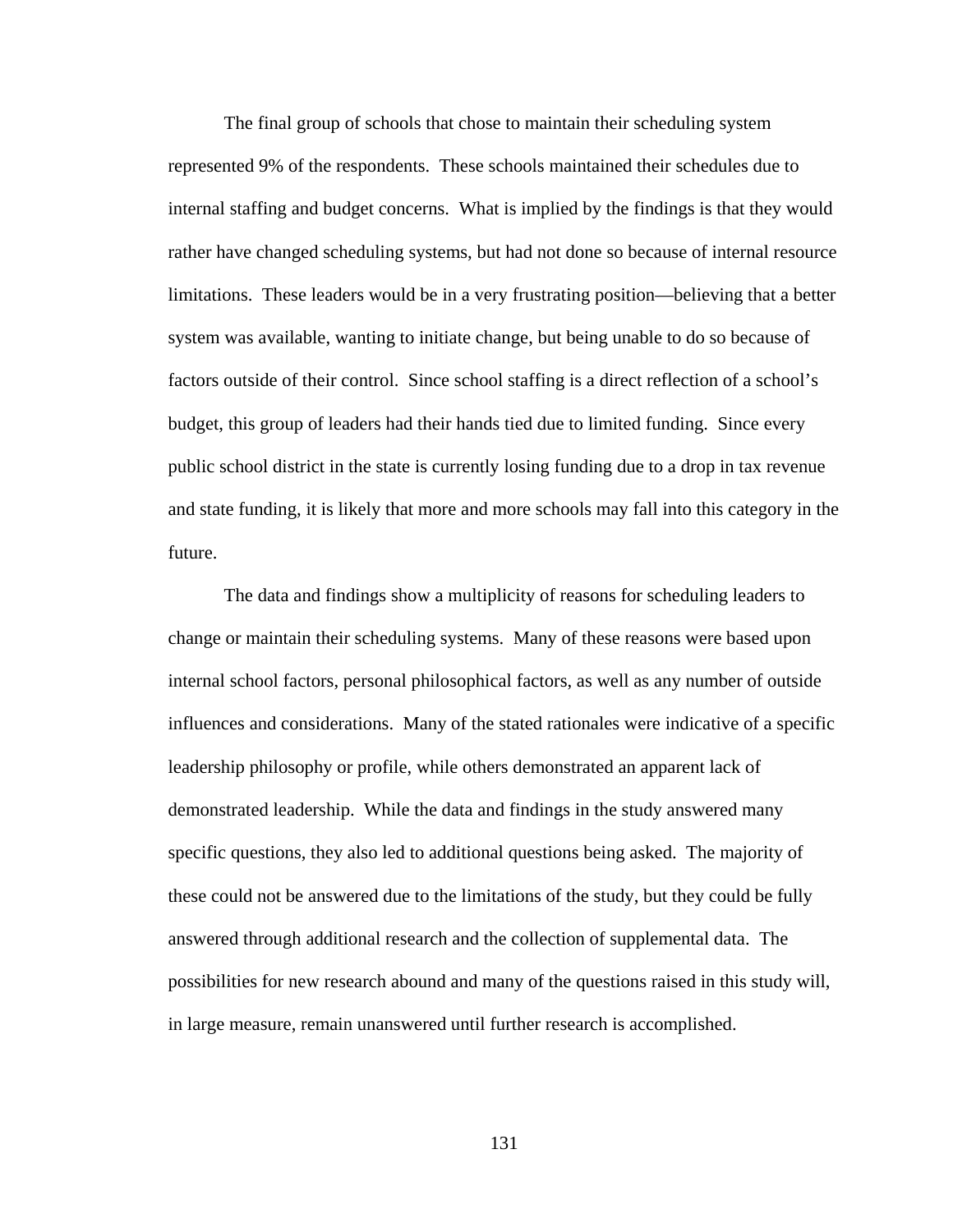The final group of schools that chose to maintain their scheduling system represented 9% of the respondents. These schools maintained their schedules due to internal staffing and budget concerns. What is implied by the findings is that they would rather have changed scheduling systems, but had not done so because of internal resource limitations. These leaders would be in a very frustrating position—believing that a better system was available, wanting to initiate change, but being unable to do so because of factors outside of their control. Since school staffing is a direct reflection of a school's budget, this group of leaders had their hands tied due to limited funding. Since every public school district in the state is currently losing funding due to a drop in tax revenue and state funding, it is likely that more and more schools may fall into this category in the future.

The data and findings show a multiplicity of reasons for scheduling leaders to change or maintain their scheduling systems. Many of these reasons were based upon internal school factors, personal philosophical factors, as well as any number of outside influences and considerations. Many of the stated rationales were indicative of a specific leadership philosophy or profile, while others demonstrated an apparent lack of demonstrated leadership. While the data and findings in the study answered many specific questions, they also led to additional questions being asked. The majority of these could not be answered due to the limitations of the study, but they could be fully answered through additional research and the collection of supplemental data. The possibilities for new research abound and many of the questions raised in this study will, in large measure, remain unanswered until further research is accomplished.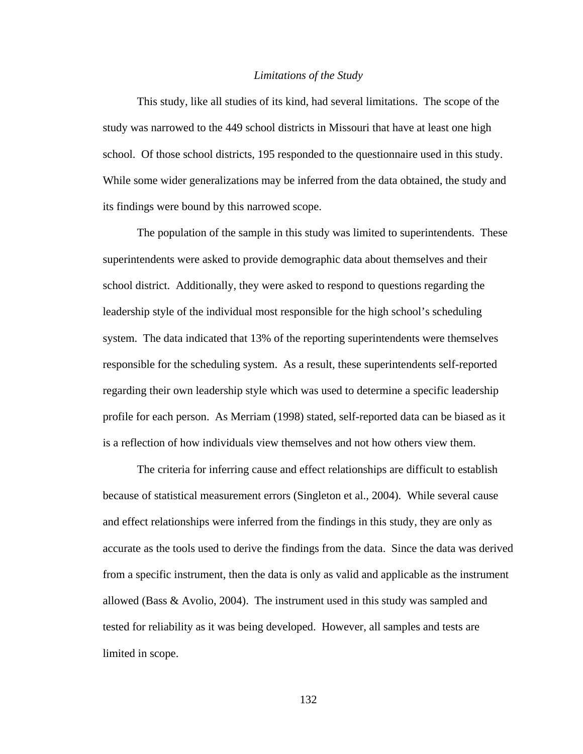*Limitations of the Study*

This study, like all studies of its kind, had several limitations. The scope of the study was narrowed to the 449 school districts in Missouri that have at least one high school. Of those school districts, 195 responded to the questionnaire used in this study. While some wider generalizations may be inferred from the data obtained, the study and its findings were bound by this narrowed scope.

The population of the sample in this study was limited to superintendents. These superintendents were asked to provide demographic data about themselves and their school district. Additionally, they were asked to respond to questions regarding the leadership style of the individual most responsible for the high school's scheduling system. The data indicated that 13% of the reporting superintendents were themselves responsible for the scheduling system. As a result, these superintendents self-reported regarding their own leadership style which was used to determine a specific leadership profile for each person. As Merriam (1998) stated, self-reported data can be biased as it is a reflection of how individuals view themselves and not how others view them.

The criteria for inferring cause and effect relationships are difficult to establish because of statistical measurement errors (Singleton et al., 2004). While several cause and effect relationships were inferred from the findings in this study, they are only as accurate as the tools used to derive the findings from the data. Since the data was derived from a specific instrument, then the data is only as valid and applicable as the instrument allowed (Bass & Avolio, 2004). The instrument used in this study was sampled and tested for reliability as it was being developed. However, all samples and tests are limited in scope.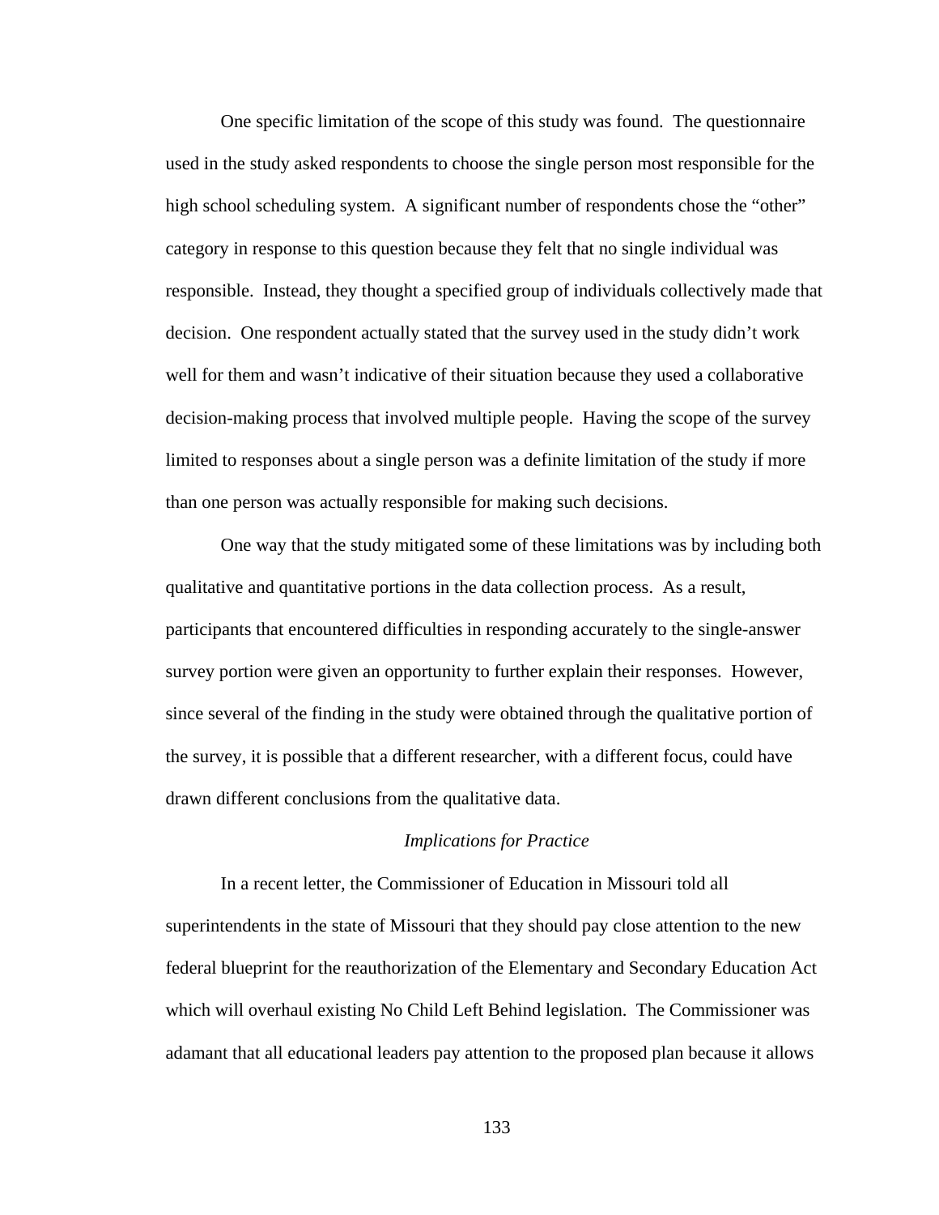One specific limitation of the scope of this study was found. The questionnaire used in the study asked respondents to choose the single person most responsible for the high school scheduling system. A significant number of respondents chose the "other" category in response to this question because they felt that no single individual was responsible. Instead, they thought a specified group of individuals collectively made that decision. One respondent actually stated that the survey used in the study didn't work well for them and wasn't indicative of their situation because they used a collaborative decision-making process that involved multiple people. Having the scope of the survey limited to responses about a single person was a definite limitation of the study if more than one person was actually responsible for making such decisions.

One way that the study mitigated some of these limitations was by including both qualitative and quantitative portions in the data collection process. As a result, participants that encountered difficulties in responding accurately to the single-answer survey portion were given an opportunity to further explain their responses. However, since several of the finding in the study were obtained through the qualitative portion of the survey, it is possible that a different researcher, with a different focus, could have drawn different conclusions from the qualitative data.

### *Implications for Practice*

In a recent letter, the Commissioner of Education in Missouri told all superintendents in the state of Missouri that they should pay close attention to the new federal blueprint for the reauthorization of the Elementary and Secondary Education Act which will overhaul existing No Child Left Behind legislation. The Commissioner was adamant that all educational leaders pay attention to the proposed plan because it allows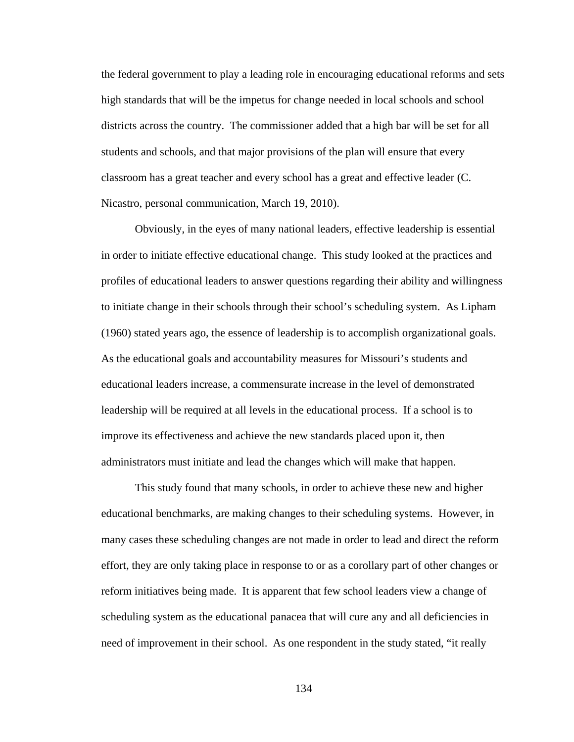the federal government to play a leading role in encouraging educational reforms and sets high standards that will be the impetus for change needed in local schools and school districts across the country. The commissioner added that a high bar will be set for all students and schools, and that major provisions of the plan will ensure that every classroom has a great teacher and every school has a great and effective leader (C. Nicastro, personal communication, March 19, 2010).

Obviously, in the eyes of many national leaders, effective leadership is essential in order to initiate effective educational change. This study looked at the practices and profiles of educational leaders to answer questions regarding their ability and willingness to initiate change in their schools through their school's scheduling system. As Lipham (1960) stated years ago, the essence of leadership is to accomplish organizational goals. As the educational goals and accountability measures for Missouri's students and educational leaders increase, a commensurate increase in the level of demonstrated leadership will be required at all levels in the educational process. If a school is to improve its effectiveness and achieve the new standards placed upon it, then administrators must initiate and lead the changes which will make that happen.

This study found that many schools, in order to achieve these new and higher educational benchmarks, are making changes to their scheduling systems. However, in many cases these scheduling changes are not made in order to lead and direct the reform effort, they are only taking place in response to or as a corollary part of other changes or reform initiatives being made. It is apparent that few school leaders view a change of scheduling system as the educational panacea that will cure any and all deficiencies in need of improvement in their school. As one respondent in the study stated, "it really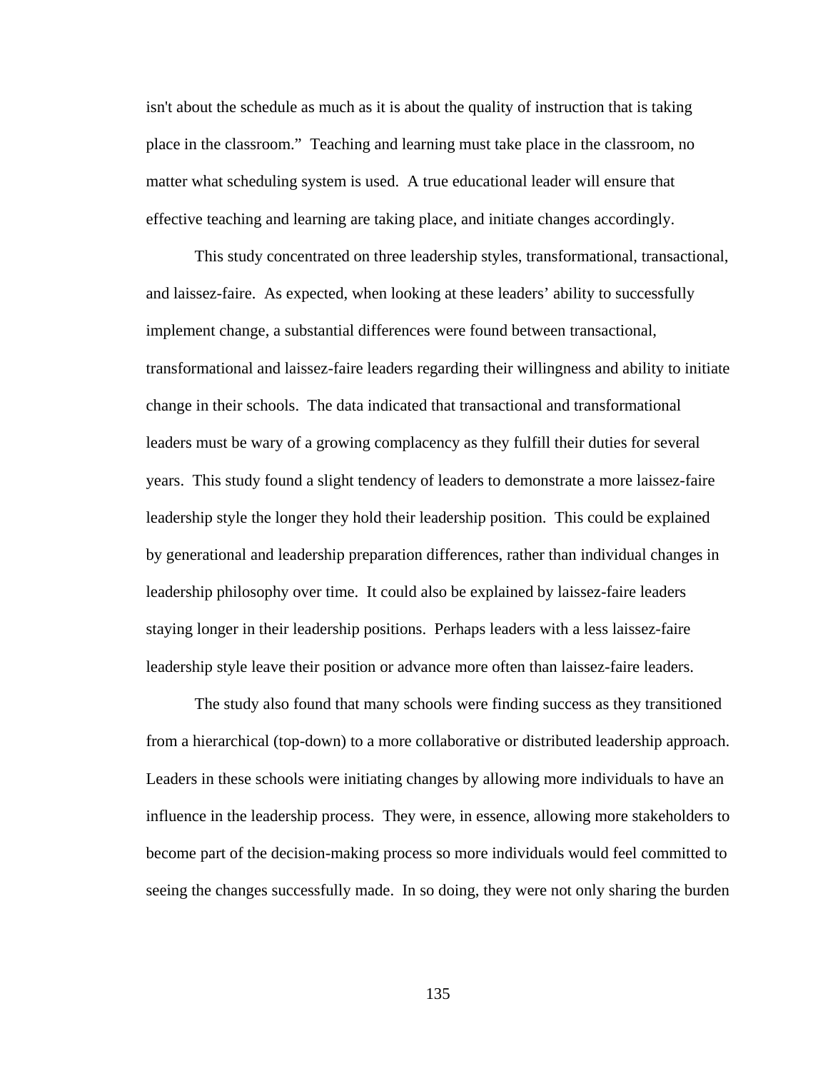isn't about the schedule as much as it is about the quality of instruction that is taking place in the classroom." Teaching and learning must take place in the classroom, no matter what scheduling system is used. A true educational leader will ensure that effective teaching and learning are taking place, and initiate changes accordingly.

This study concentrated on three leadership styles, transformational, transactional, and laissez-faire. As expected, when looking at these leaders' ability to successfully implement change, a substantial differences were found between transactional, transformational and laissez-faire leaders regarding their willingness and ability to initiate change in their schools. The data indicated that transactional and transformational leaders must be wary of a growing complacency as they fulfill their duties for several years. This study found a slight tendency of leaders to demonstrate a more laissez-faire leadership style the longer they hold their leadership position. This could be explained by generational and leadership preparation differences, rather than individual changes in leadership philosophy over time. It could also be explained by laissez-faire leaders staying longer in their leadership positions. Perhaps leaders with a less laissez-faire leadership style leave their position or advance more often than laissez-faire leaders.

The study also found that many schools were finding success as they transitioned from a hierarchical (top-down) to a more collaborative or distributed leadership approach. Leaders in these schools were initiating changes by allowing more individuals to have an influence in the leadership process. They were, in essence, allowing more stakeholders to become part of the decision-making process so more individuals would feel committed to seeing the changes successfully made. In so doing, they were not only sharing the burden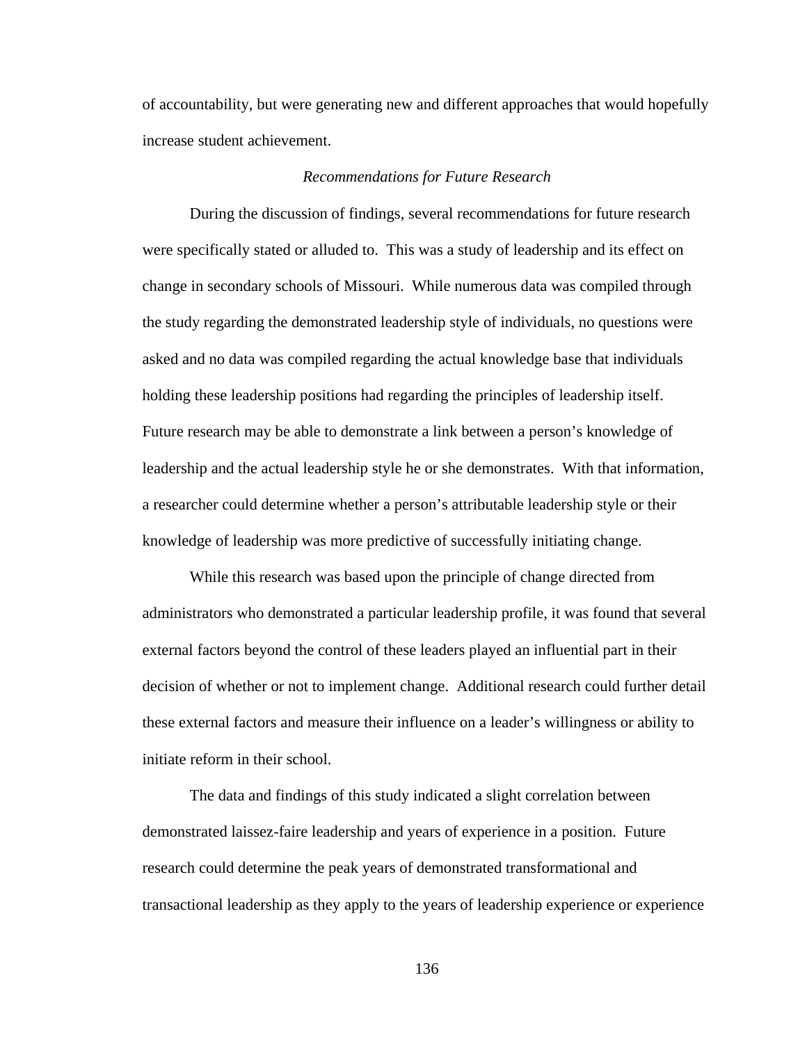of accountability, but were generating new and different approaches that would hopefully increase student achievement.

### *Recommendations for Future Research*

During the discussion of findings, several recommendations for future research were specifically stated or alluded to. This was a study of leadership and its effect on change in secondary schools of Missouri. While numerous data was compiled through the study regarding the demonstrated leadership style of individuals, no questions were asked and no data was compiled regarding the actual knowledge base that individuals holding these leadership positions had regarding the principles of leadership itself. Future research may be able to demonstrate a link between a person's knowledge of leadership and the actual leadership style he or she demonstrates. With that information, a researcher could determine whether a person's attributable leadership style or their knowledge of leadership was more predictive of successfully initiating change.

While this research was based upon the principle of change directed from administrators who demonstrated a particular leadership profile, it was found that several external factors beyond the control of these leaders played an influential part in their decision of whether or not to implement change. Additional research could further detail these external factors and measure their influence on a leader's willingness or ability to initiate reform in their school.

The data and findings of this study indicated a slight correlation between demonstrated laissez-faire leadership and years of experience in a position. Future research could determine the peak years of demonstrated transformational and transactional leadership as they apply to the years of leadership experience or experience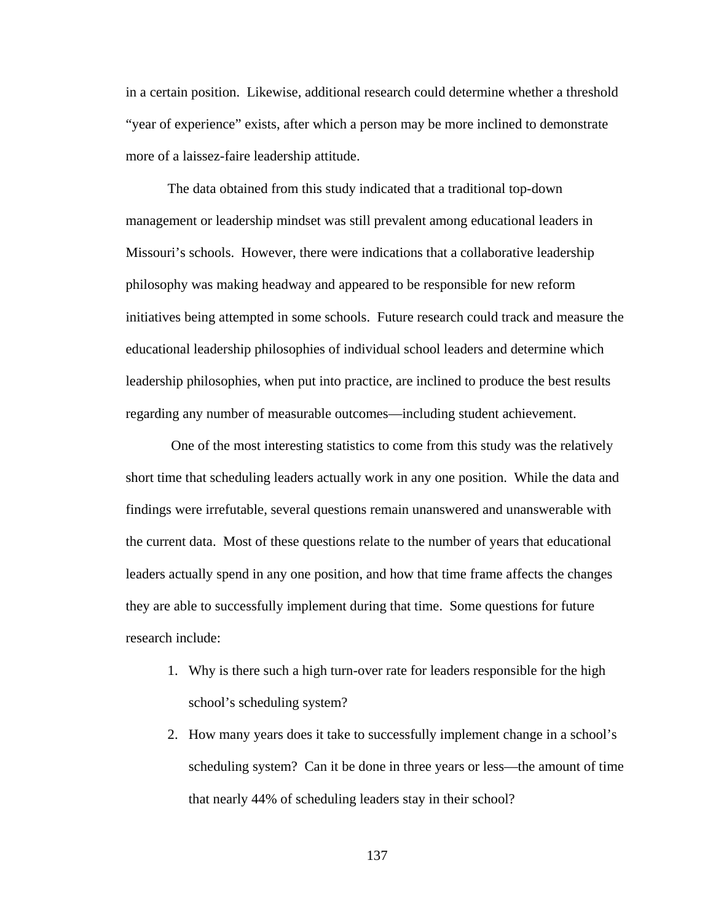in a certain position. Likewise, additional research could determine whether a threshold "year of experience" exists, after which a person may be more inclined to demonstrate more of a laissez-faire leadership attitude.

The data obtained from this study indicated that a traditional top-down management or leadership mindset was still prevalent among educational leaders in Missouri's schools. However, there were indications that a collaborative leadership philosophy was making headway and appeared to be responsible for new reform initiatives being attempted in some schools. Future research could track and measure the educational leadership philosophies of individual school leaders and determine which leadership philosophies, when put into practice, are inclined to produce the best results regarding any number of measurable outcomes—including student achievement.

One of the most interesting statistics to come from this study was the relatively short time that scheduling leaders actually work in any one position. While the data and findings were irrefutable, several questions remain unanswered and unanswerable with the current data. Most of these questions relate to the number of years that educational leaders actually spend in any one position, and how that time frame affects the changes they are able to successfully implement during that time. Some questions for future research include:

1. Why is there such a high turn-over rate for leaders responsible for the high school's scheduling system?
2. How many years does it take to successfully implement change in a school's scheduling system? Can it be done in three years or less—the amount of time that nearly 44% of scheduling leaders stay in their school?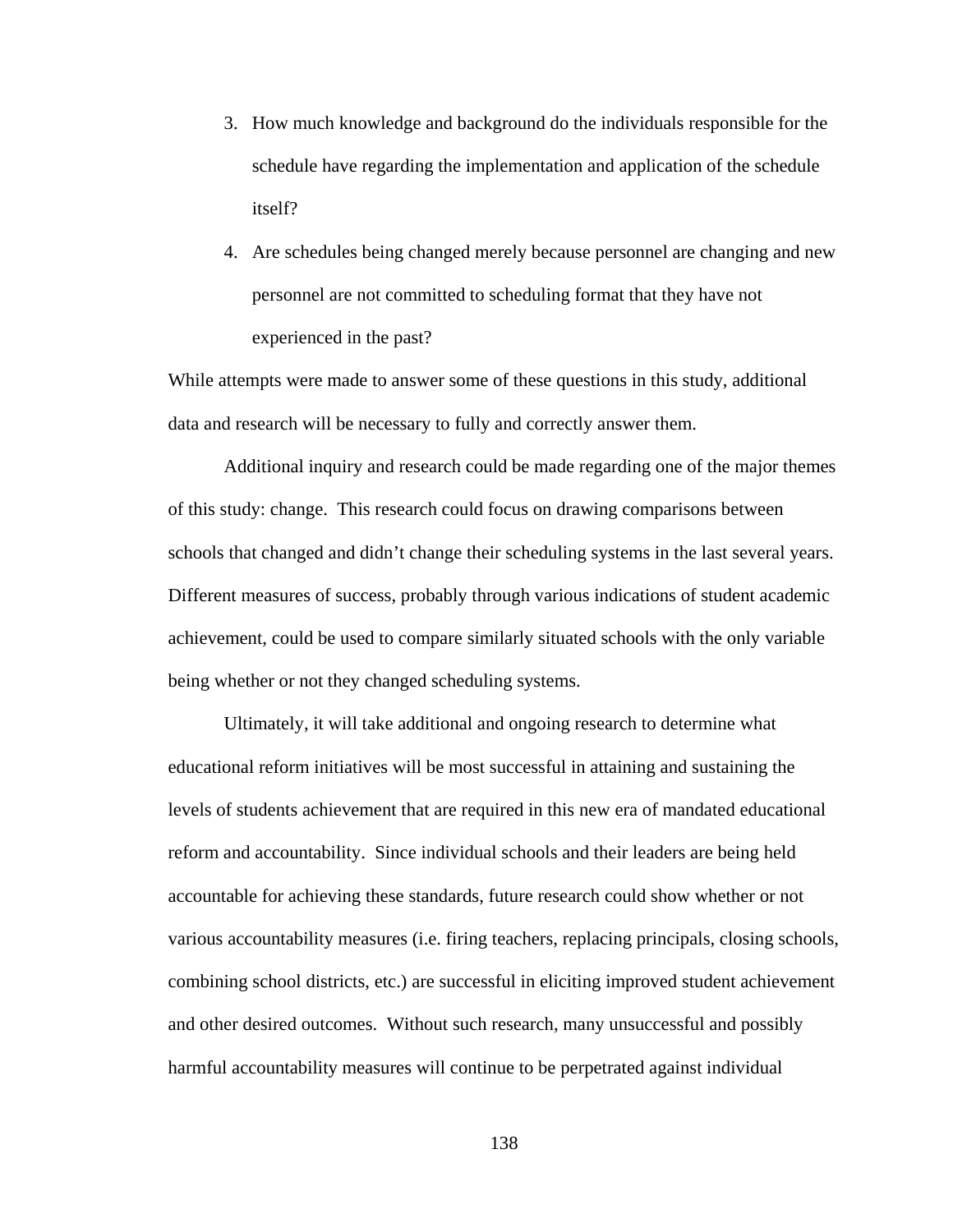3. How much knowledge and background do the individuals responsible for the schedule have regarding the implementation and application of the schedule itself?
4. Are schedules being changed merely because personnel are changing and new personnel are not committed to scheduling format that they have not experienced in the past?

While attempts were made to answer some of these questions in this study, additional data and research will be necessary to fully and correctly answer them.

Additional inquiry and research could be made regarding one of the major themes of this study: change. This research could focus on drawing comparisons between schools that changed and didn't change their scheduling systems in the last several years. Different measures of success, probably through various indications of student academic achievement, could be used to compare similarly situated schools with the only variable being whether or not they changed scheduling systems.

Ultimately, it will take additional and ongoing research to determine what educational reform initiatives will be most successful in attaining and sustaining the levels of students achievement that are required in this new era of mandated educational reform and accountability. Since individual schools and their leaders are being held accountable for achieving these standards, future research could show whether or not various accountability measures (i.e. firing teachers, replacing principals, closing schools, combining school districts, etc.) are successful in eliciting improved student achievement and other desired outcomes. Without such research, many unsuccessful and possibly harmful accountability measures will continue to be perpetrated against individual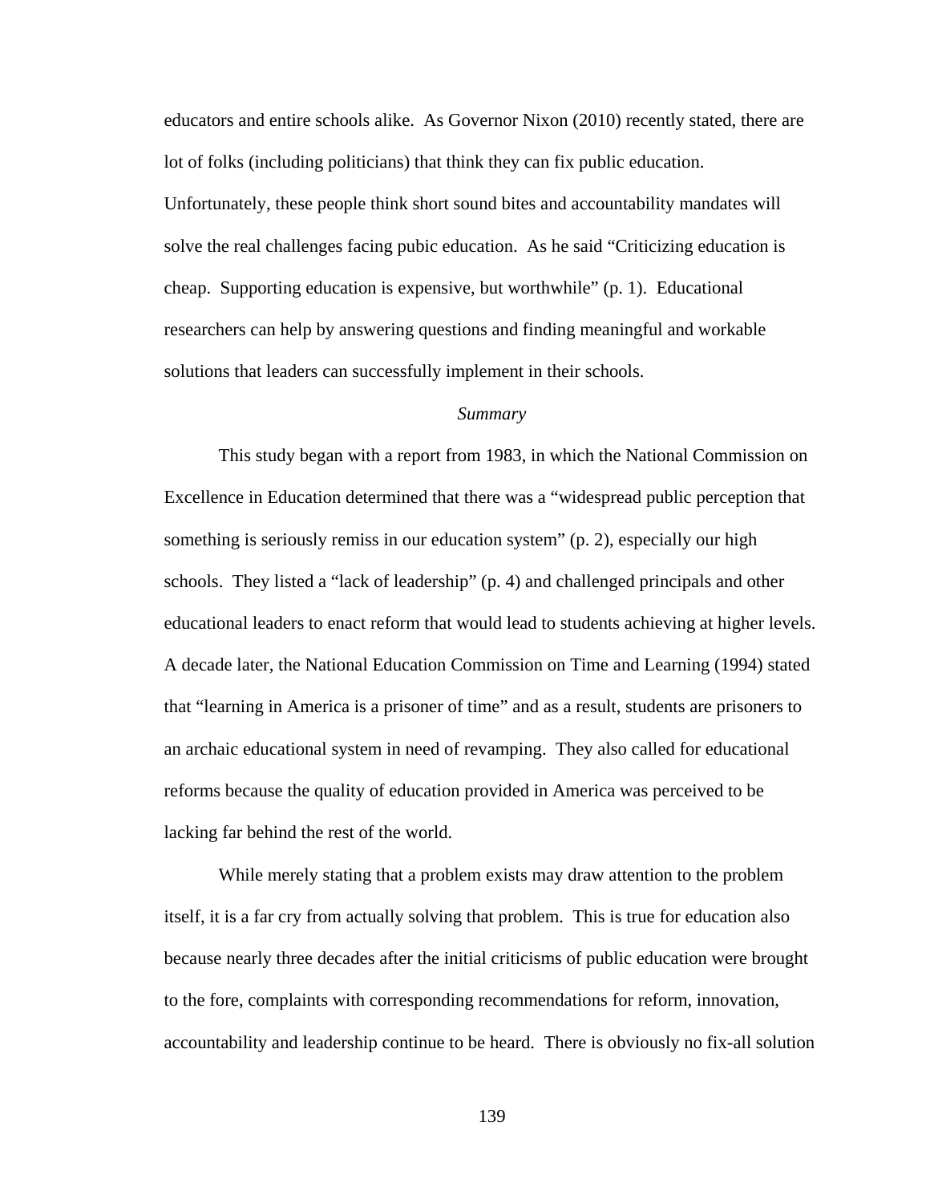educators and entire schools alike. As Governor Nixon (2010) recently stated, there are lot of folks (including politicians) that think they can fix public education. Unfortunately, these people think short sound bites and accountability mandates will solve the real challenges facing pubic education. As he said "Criticizing education is cheap. Supporting education is expensive, but worthwhile" (p. 1). Educational researchers can help by answering questions and finding meaningful and workable solutions that leaders can successfully implement in their schools.

### *Summary*

This study began with a report from 1983, in which the National Commission on Excellence in Education determined that there was a "widespread public perception that something is seriously remiss in our education system" (p. 2), especially our high schools. They listed a "lack of leadership" (p. 4) and challenged principals and other educational leaders to enact reform that would lead to students achieving at higher levels. A decade later, the National Education Commission on Time and Learning (1994) stated that "learning in America is a prisoner of time" and as a result, students are prisoners to an archaic educational system in need of revamping. They also called for educational reforms because the quality of education provided in America was perceived to be lacking far behind the rest of the world.

While merely stating that a problem exists may draw attention to the problem itself, it is a far cry from actually solving that problem. This is true for education also because nearly three decades after the initial criticisms of public education were brought to the fore, complaints with corresponding recommendations for reform, innovation, accountability and leadership continue to be heard. There is obviously no fix-all solution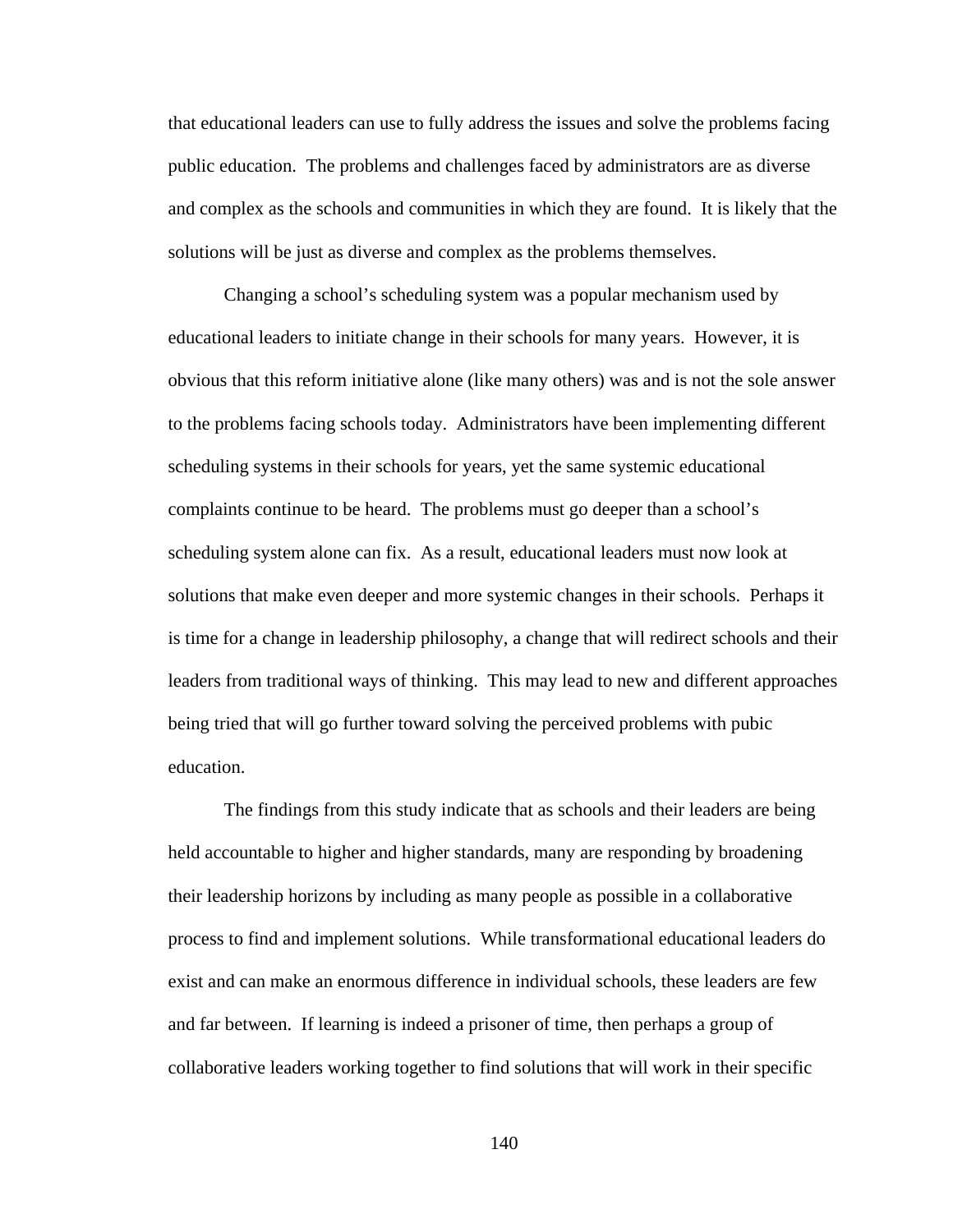that educational leaders can use to fully address the issues and solve the problems facing public education. The problems and challenges faced by administrators are as diverse and complex as the schools and communities in which they are found. It is likely that the solutions will be just as diverse and complex as the problems themselves.

Changing a school's scheduling system was a popular mechanism used by educational leaders to initiate change in their schools for many years. However, it is obvious that this reform initiative alone (like many others) was and is not the sole answer to the problems facing schools today. Administrators have been implementing different scheduling systems in their schools for years, yet the same systemic educational complaints continue to be heard. The problems must go deeper than a school's scheduling system alone can fix. As a result, educational leaders must now look at solutions that make even deeper and more systemic changes in their schools. Perhaps it is time for a change in leadership philosophy, a change that will redirect schools and their leaders from traditional ways of thinking. This may lead to new and different approaches being tried that will go further toward solving the perceived problems with pubic education.

The findings from this study indicate that as schools and their leaders are being held accountable to higher and higher standards, many are responding by broadening their leadership horizons by including as many people as possible in a collaborative process to find and implement solutions. While transformational educational leaders do exist and can make an enormous difference in individual schools, these leaders are few and far between. If learning is indeed a prisoner of time, then perhaps a group of collaborative leaders working together to find solutions that will work in their specific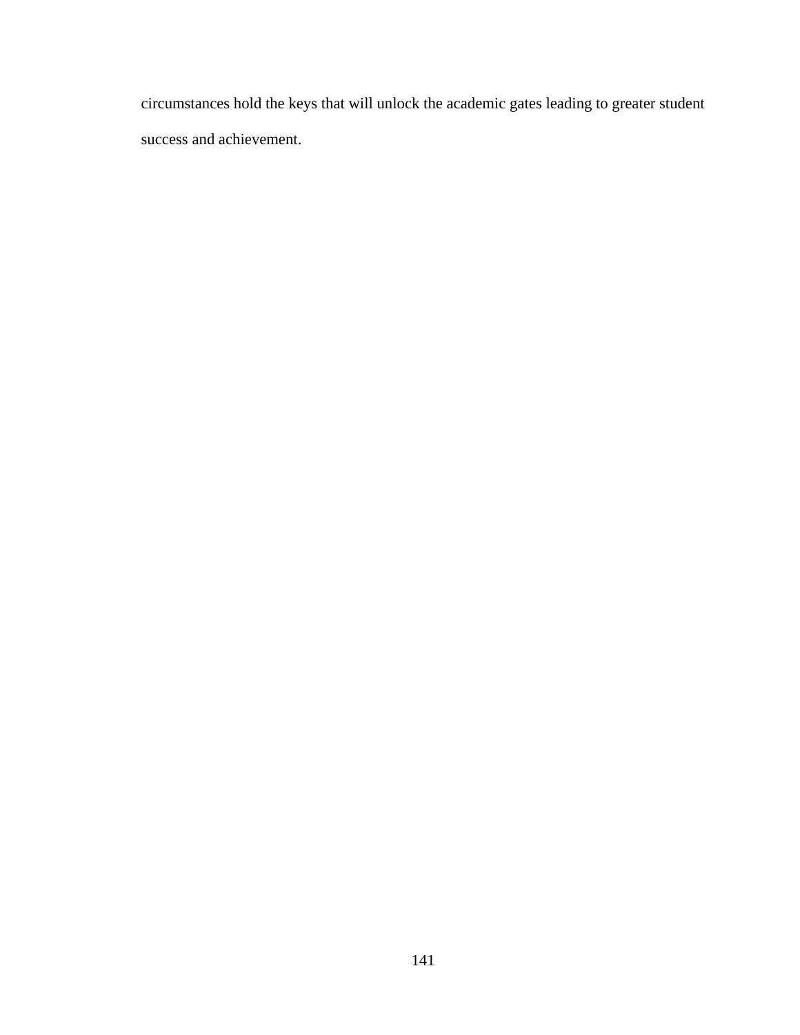circumstances hold the keys that will unlock the academic gates leading to greater student success and achievement.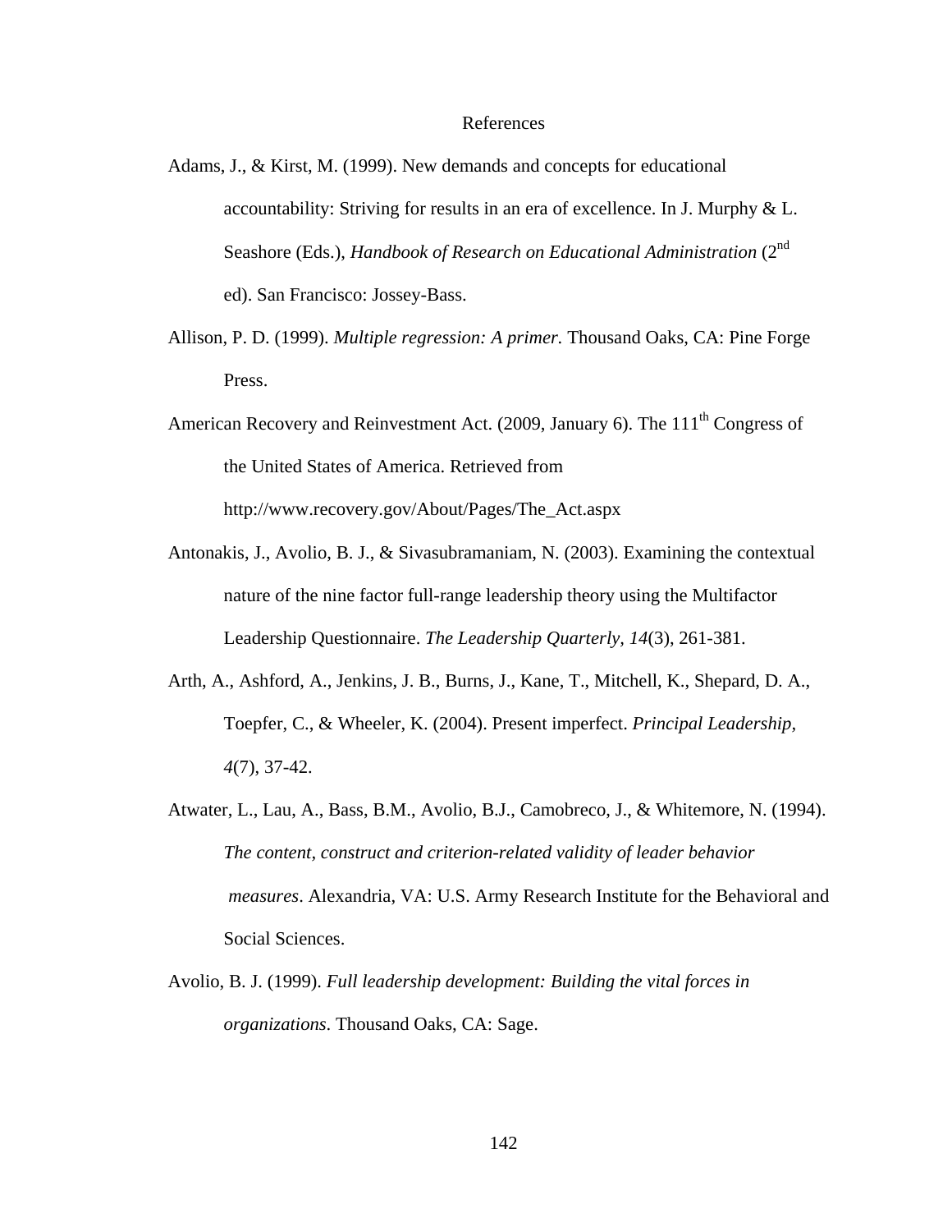# References

Adams, J., & Kirst, M. (1999). New demands and concepts for educational accountability: Striving for results in an era of excellence. In J. Murphy & L. Seashore (Eds.), *Handbook of Research on Educational Administration* (2nd ed). San Francisco: Jossey-Bass.

Allison, P. D. (1999). *Multiple regression: A primer.* Thousand Oaks, CA: Pine Forge Press.

American Recovery and Reinvestment Act. (2009, January 6). The 111th Congress of the United States of America. Retrieved from http://www.recovery.gov/About/Pages/The_Act.aspx

Antonakis, J., Avolio, B. J., & Sivasubramaniam, N. (2003). Examining the contextual nature of the nine factor full-range leadership theory using the Multifactor Leadership Questionnaire. *The Leadership Quarterly, 14*(3), 261-381.

Arth, A., Ashford, A., Jenkins, J. B., Burns, J., Kane, T., Mitchell, K., Shepard, D. A., Toepfer, C., & Wheeler, K. (2004). Present imperfect. *Principal Leadership, 4*(7), 37-42.

Atwater, L., Lau, A., Bass, B.M., Avolio, B.J., Camobreco, J., & Whitemore, N. (1994). *The content, construct and criterion-related validity of leader behavior measures*. Alexandria, VA: U.S. Army Research Institute for the Behavioral and Social Sciences.

Avolio, B. J. (1999). *Full leadership development: Building the vital forces in organizations.* Thousand Oaks, CA: Sage.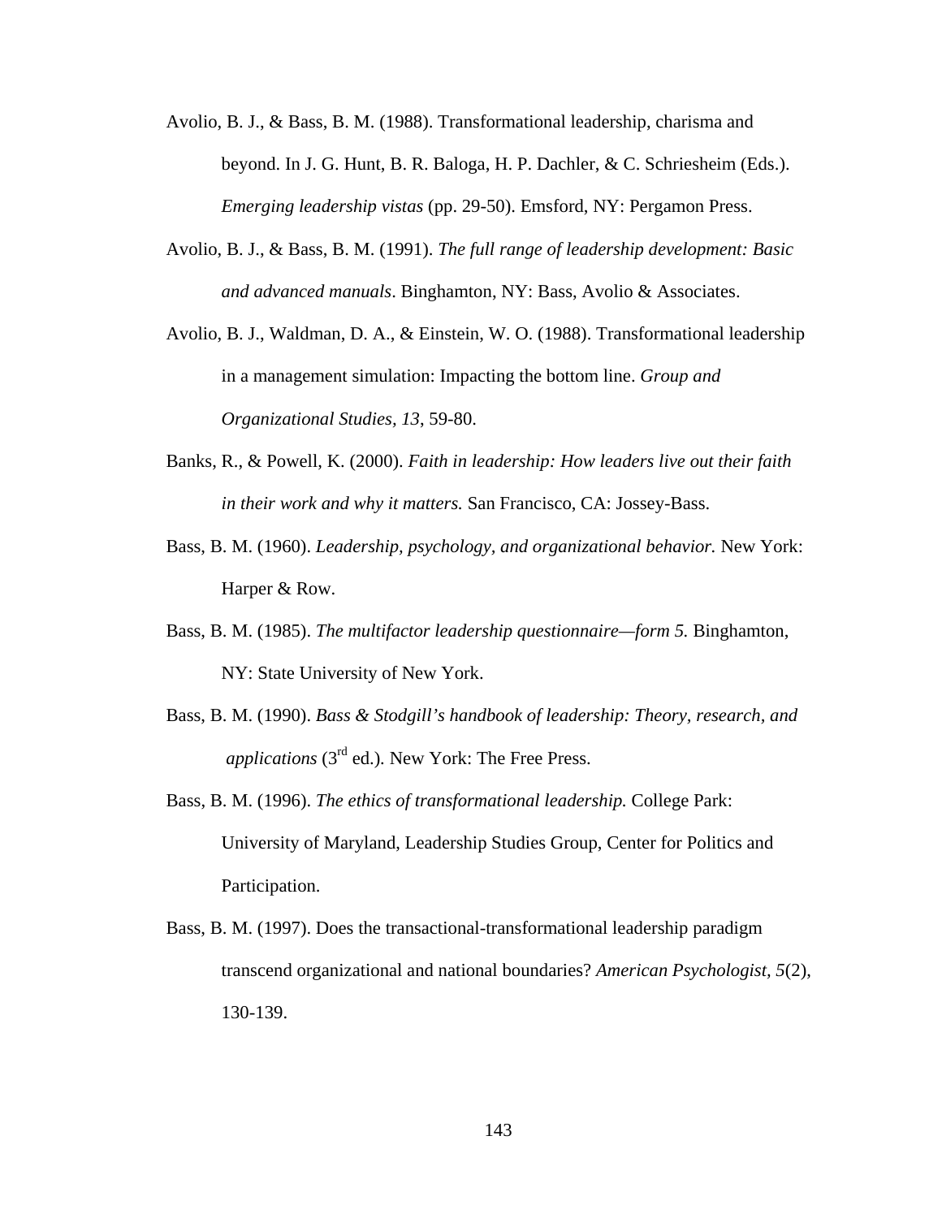Avolio, B. J., & Bass, B. M. (1988). Transformational leadership, charisma and beyond. In J. G. Hunt, B. R. Baloga, H. P. Dachler, & C. Schriesheim (Eds.). *Emerging leadership vistas* (pp. 29-50). Emsford, NY: Pergamon Press.

Avolio, B. J., & Bass, B. M. (1991). *The full range of leadership development: Basic and advanced manuals*. Binghamton, NY: Bass, Avolio & Associates.

Avolio, B. J., Waldman, D. A., & Einstein, W. O. (1988). Transformational leadership in a management simulation: Impacting the bottom line. *Group and Organizational Studies, 13*, 59-80.

Banks, R., & Powell, K. (2000). *Faith in leadership: How leaders live out their faith in their work and why it matters.* San Francisco, CA: Jossey-Bass.

Bass, B. M. (1960). *Leadership, psychology, and organizational behavior.* New York: Harper & Row.

Bass, B. M. (1985). *The multifactor leadership questionnaire—form 5.* Binghamton, NY: State University of New York.

Bass, B. M. (1990). *Bass & Stodgill's handbook of leadership: Theory, research, and applications* (3rd ed.). New York: The Free Press.

Bass, B. M. (1996). *The ethics of transformational leadership.* College Park: University of Maryland, Leadership Studies Group, Center for Politics and Participation.

Bass, B. M. (1997). Does the transactional-transformational leadership paradigm transcend organizational and national boundaries? *American Psychologist, 5*(2), 130-139.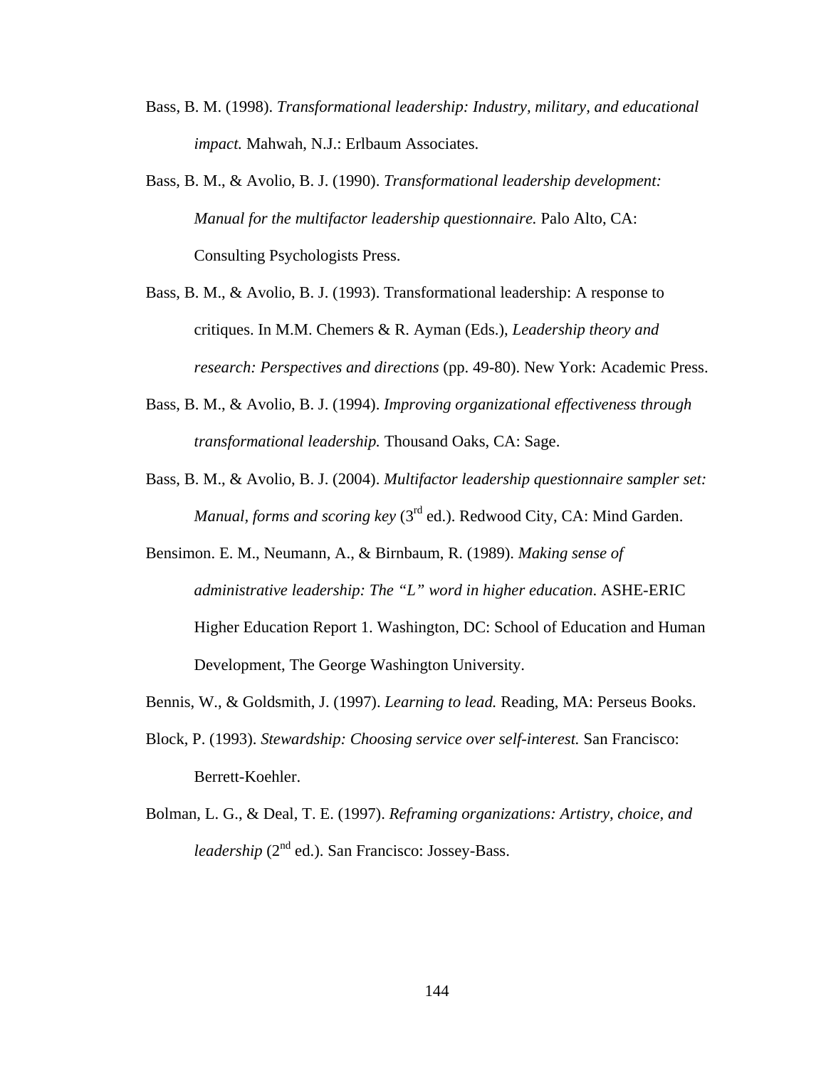Bass, B. M. (1998). *Transformational leadership: Industry, military, and educational impact.* Mahwah, N.J.: Erlbaum Associates.

Bass, B. M., & Avolio, B. J. (1990). *Transformational leadership development: Manual for the multifactor leadership questionnaire.* Palo Alto, CA: Consulting Psychologists Press.

Bass, B. M., & Avolio, B. J. (1993). Transformational leadership: A response to critiques. In M.M. Chemers & R. Ayman (Eds.), *Leadership theory and research: Perspectives and directions* (pp. 49-80). New York: Academic Press.

Bass, B. M., & Avolio, B. J. (1994). *Improving organizational effectiveness through transformational leadership.* Thousand Oaks, CA: Sage.

Bass, B. M., & Avolio, B. J. (2004). *Multifactor leadership questionnaire sampler set: Manual, forms and scoring key* (3rd ed.). Redwood City, CA: Mind Garden.

Bensimon. E. M., Neumann, A., & Birnbaum, R. (1989). *Making sense of administrative leadership: The "L" word in higher education*. ASHE-ERIC Higher Education Report 1. Washington, DC: School of Education and Human Development, The George Washington University.

Bennis, W., & Goldsmith, J. (1997). *Learning to lead.* Reading, MA: Perseus Books.

Block, P. (1993). *Stewardship: Choosing service over self-interest.* San Francisco: Berrett-Koehler.

Bolman, L. G., & Deal, T. E. (1997). *Reframing organizations: Artistry, choice, and leadership* (2nd ed.). San Francisco: Jossey-Bass.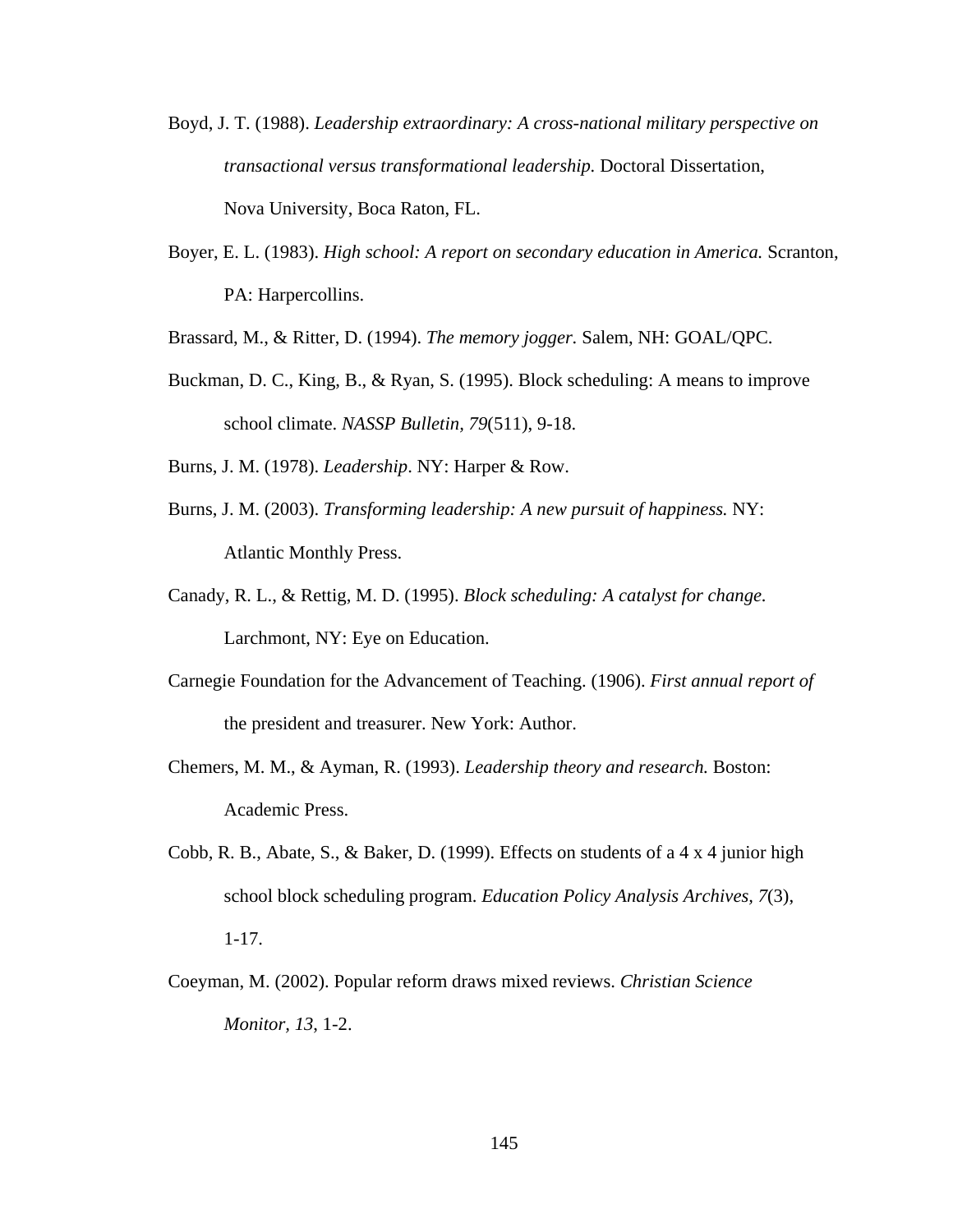Boyd, J. T. (1988). *Leadership extraordinary: A cross-national military perspective on transactional versus transformational leadership.* Doctoral Dissertation, Nova University, Boca Raton, FL.

Boyer, E. L. (1983). *High school: A report on secondary education in America.* Scranton, PA: Harpercollins.

Brassard, M., & Ritter, D. (1994). *The memory jogger.* Salem, NH: GOAL/QPC.

Buckman, D. C., King, B., & Ryan, S. (1995). Block scheduling: A means to improve school climate. *NASSP Bulletin, 79*(511), 9-18.

Burns, J. M. (1978). *Leadership*. NY: Harper & Row.

Burns, J. M. (2003). *Transforming leadership: A new pursuit of happiness.* NY: Atlantic Monthly Press.

Canady, R. L., & Rettig, M. D. (1995). *Block scheduling: A catalyst for change.* Larchmont, NY: Eye on Education.

Carnegie Foundation for the Advancement of Teaching. (1906). *First annual report of* the president and treasurer. New York: Author.

Chemers, M. M., & Ayman, R. (1993). *Leadership theory and research.* Boston: Academic Press.

Cobb, R. B., Abate, S., & Baker, D. (1999). Effects on students of a 4 x 4 junior high school block scheduling program. *Education Policy Analysis Archives, 7*(3), 1-17.

Coeyman, M. (2002). Popular reform draws mixed reviews. *Christian Science Monitor, 13*, 1-2.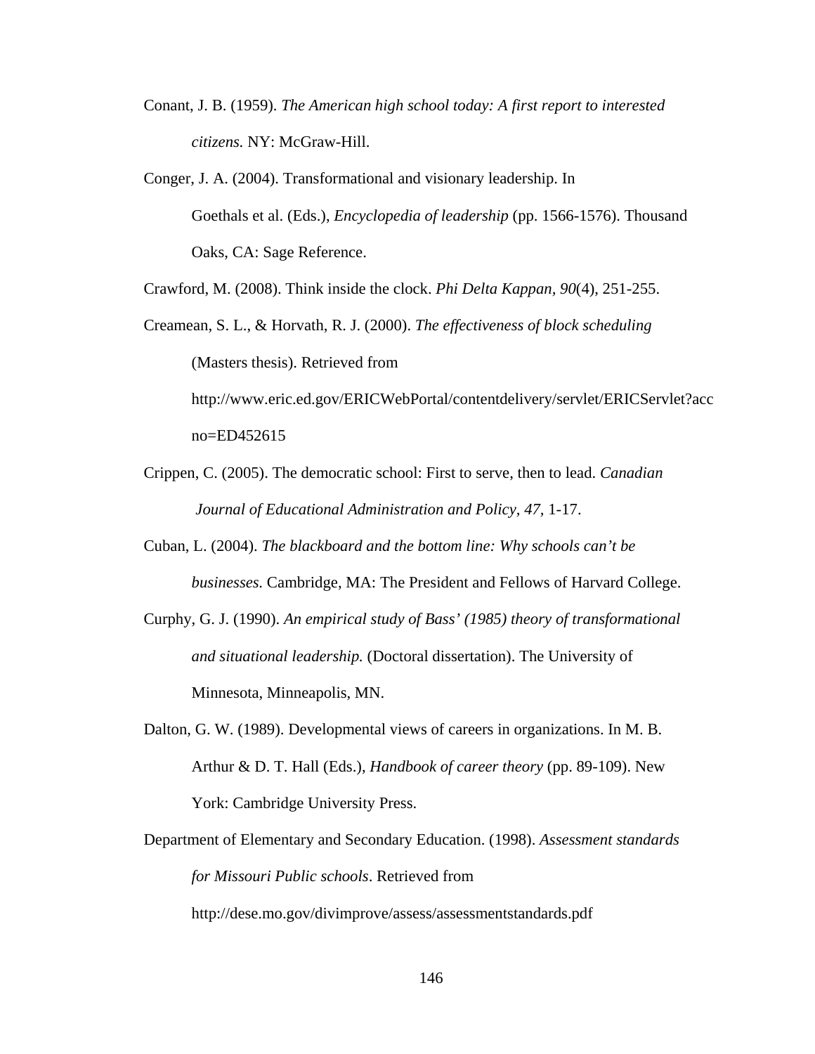Conant, J. B. (1959). *The American high school today: A first report to interested citizens.* NY: McGraw-Hill.

Conger, J. A. (2004). Transformational and visionary leadership. In Goethals et al. (Eds.), *Encyclopedia of leadership* (pp. 1566-1576). Thousand Oaks, CA: Sage Reference.

Crawford, M. (2008). Think inside the clock. *Phi Delta Kappan, 90*(4), 251-255.

Creamean, S. L., & Horvath, R. J. (2000). *The effectiveness of block scheduling* (Masters thesis). Retrieved from http://www.eric.ed.gov/ERICWebPortal/contentdelivery/servlet/ERICServlet?accno=ED452615

Crippen, C. (2005). The democratic school: First to serve, then to lead. *Canadian Journal of Educational Administration and Policy, 47,* 1-17.

Cuban, L. (2004). *The blackboard and the bottom line: Why schools can't be businesses.* Cambridge, MA: The President and Fellows of Harvard College.

Curphy, G. J. (1990). *An empirical study of Bass' (1985) theory of transformational and situational leadership.* (Doctoral dissertation). The University of Minnesota, Minneapolis, MN.

Dalton, G. W. (1989). Developmental views of careers in organizations. In M. B. Arthur & D. T. Hall (Eds.), *Handbook of career theory* (pp. 89-109). New York: Cambridge University Press.

Department of Elementary and Secondary Education. (1998). *Assessment standards for Missouri Public schools*. Retrieved from http://dese.mo.gov/divimprove/assess/assessmentstandards.pdf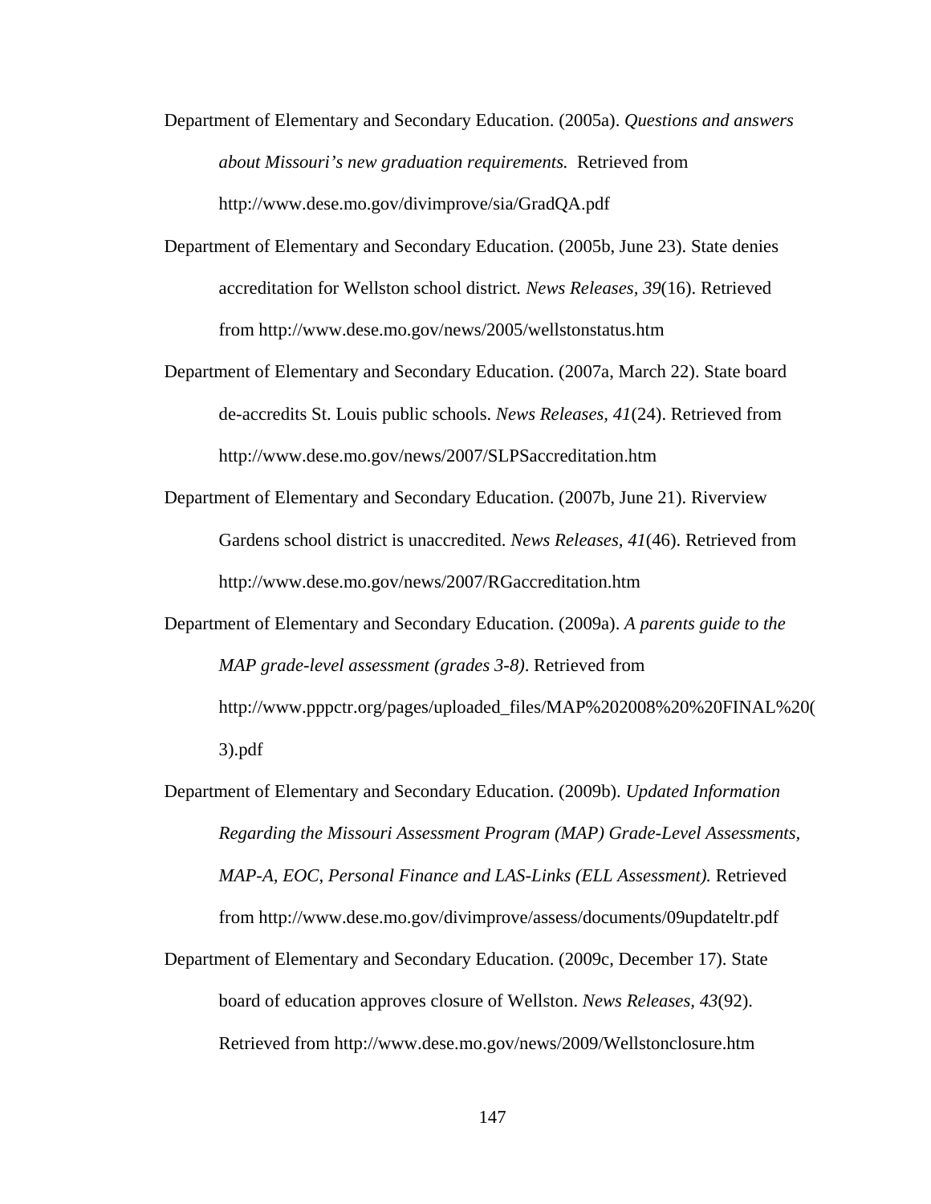Department of Elementary and Secondary Education. (2005a). *Questions and answers about Missouri's new graduation requirements.* Retrieved from http://www.dese.mo.gov/divimprove/sia/GradQA.pdf

Department of Elementary and Secondary Education. (2005b, June 23). State denies accreditation for Wellston school district. *News Releases, 39*(16). Retrieved from http://www.dese.mo.gov/news/2005/wellstonstatus.htm

Department of Elementary and Secondary Education. (2007a, March 22). State board de-accredits St. Louis public schools. *News Releases, 41*(24). Retrieved from http://www.dese.mo.gov/news/2007/SLPSaccreditation.htm

Department of Elementary and Secondary Education. (2007b, June 21). Riverview Gardens school district is unaccredited. *News Releases, 41*(46). Retrieved from http://www.dese.mo.gov/news/2007/RGaccreditation.htm

Department of Elementary and Secondary Education. (2009a). *A parents guide to the MAP grade-level assessment (grades 3-8)*. Retrieved from http://www.pppctr.org/pages/uploaded_files/MAP%202008%20%20FINAL%20(3).pdf

Department of Elementary and Secondary Education. (2009b). *Updated Information Regarding the Missouri Assessment Program (MAP) Grade-Level Assessments, MAP-A, EOC, Personal Finance and LAS-Links (ELL Assessment).* Retrieved from http://www.dese.mo.gov/divimprove/assess/documents/09updateltr.pdf

Department of Elementary and Secondary Education. (2009c, December 17). State board of education approves closure of Wellston. *News Releases, 43*(92). Retrieved from http://www.dese.mo.gov/news/2009/Wellstonclosure.htm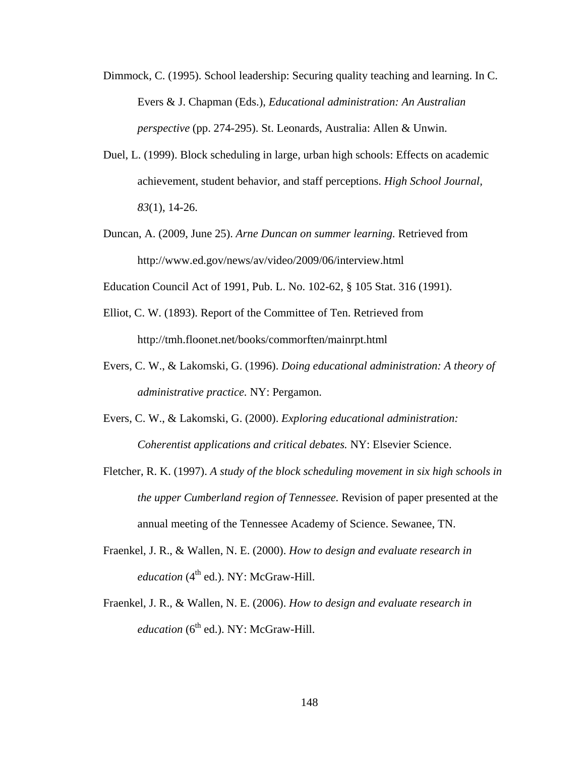Dimmock, C. (1995). School leadership: Securing quality teaching and learning. In C. Evers & J. Chapman (Eds.), *Educational administration: An Australian perspective* (pp. 274-295). St. Leonards, Australia: Allen & Unwin.

Duel, L. (1999). Block scheduling in large, urban high schools: Effects on academic achievement, student behavior, and staff perceptions. *High School Journal, 83*(1), 14-26.

Duncan, A. (2009, June 25). *Arne Duncan on summer learning.* Retrieved from http://www.ed.gov/news/av/video/2009/06/interview.html

Education Council Act of 1991, Pub. L. No. 102-62, § 105 Stat. 316 (1991).

Elliot, C. W. (1893). Report of the Committee of Ten. Retrieved from http://tmh.floonet.net/books/commorften/mainrpt.html

Evers, C. W., & Lakomski, G. (1996). *Doing educational administration: A theory of administrative practice.* NY: Pergamon.

Evers, C. W., & Lakomski, G. (2000). *Exploring educational administration: Coherentist applications and critical debates.* NY: Elsevier Science.

Fletcher, R. K. (1997). *A study of the block scheduling movement in six high schools in the upper Cumberland region of Tennessee.* Revision of paper presented at the annual meeting of the Tennessee Academy of Science. Sewanee, TN.

Fraenkel, J. R., & Wallen, N. E. (2000). *How to design and evaluate research in education* (4th ed.). NY: McGraw-Hill.

Fraenkel, J. R., & Wallen, N. E. (2006). *How to design and evaluate research in education* (6th ed.). NY: McGraw-Hill.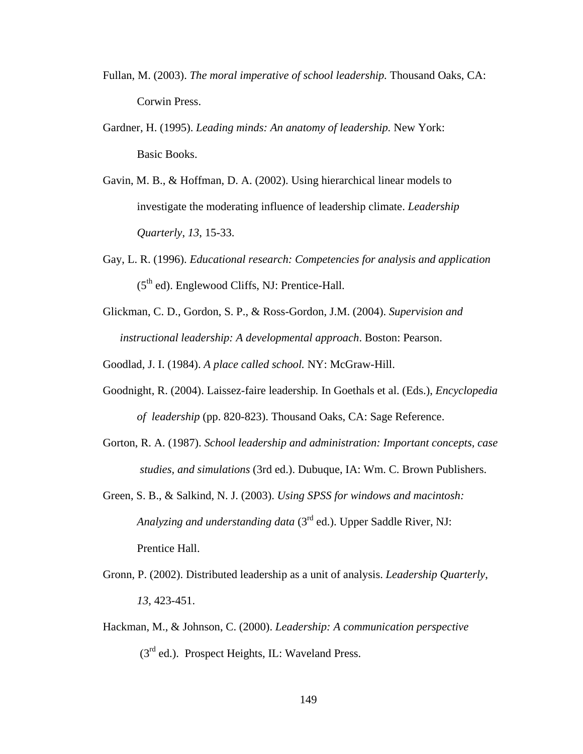Fullan, M. (2003). *The moral imperative of school leadership.* Thousand Oaks, CA: Corwin Press.

Gardner, H. (1995). *Leading minds: An anatomy of leadership.* New York: Basic Books.

Gavin, M. B., & Hoffman, D. A. (2002). Using hierarchical linear models to investigate the moderating influence of leadership climate. *Leadership Quarterly*, *13*, 15-33.

Gay, L. R. (1996). *Educational research: Competencies for analysis and application* (5th ed). Englewood Cliffs, NJ: Prentice-Hall.

Glickman, C. D., Gordon, S. P., & Ross-Gordon, J.M. (2004). *Supervision and instructional leadership: A developmental approach*. Boston: Pearson.

Goodlad, J. I. (1984). *A place called school.* NY: McGraw-Hill.

Goodnight, R. (2004). Laissez-faire leadership*.* In Goethals et al. (Eds.), *Encyclopedia of leadership* (pp. 820-823). Thousand Oaks, CA: Sage Reference.

Gorton, R. A. (1987). *School leadership and administration: Important concepts, case studies, and simulations* (3rd ed.). Dubuque, IA: Wm. C. Brown Publishers.

Green, S. B., & Salkind, N. J. (2003). *Using SPSS for windows and macintosh: Analyzing and understanding data* (3rd ed.). Upper Saddle River, NJ: Prentice Hall.

Gronn, P. (2002). Distributed leadership as a unit of analysis. *Leadership Quarterly*, *13*, 423-451.

Hackman, M., & Johnson, C. (2000). *Leadership: A communication perspective* (3rd ed.). Prospect Heights, IL: Waveland Press.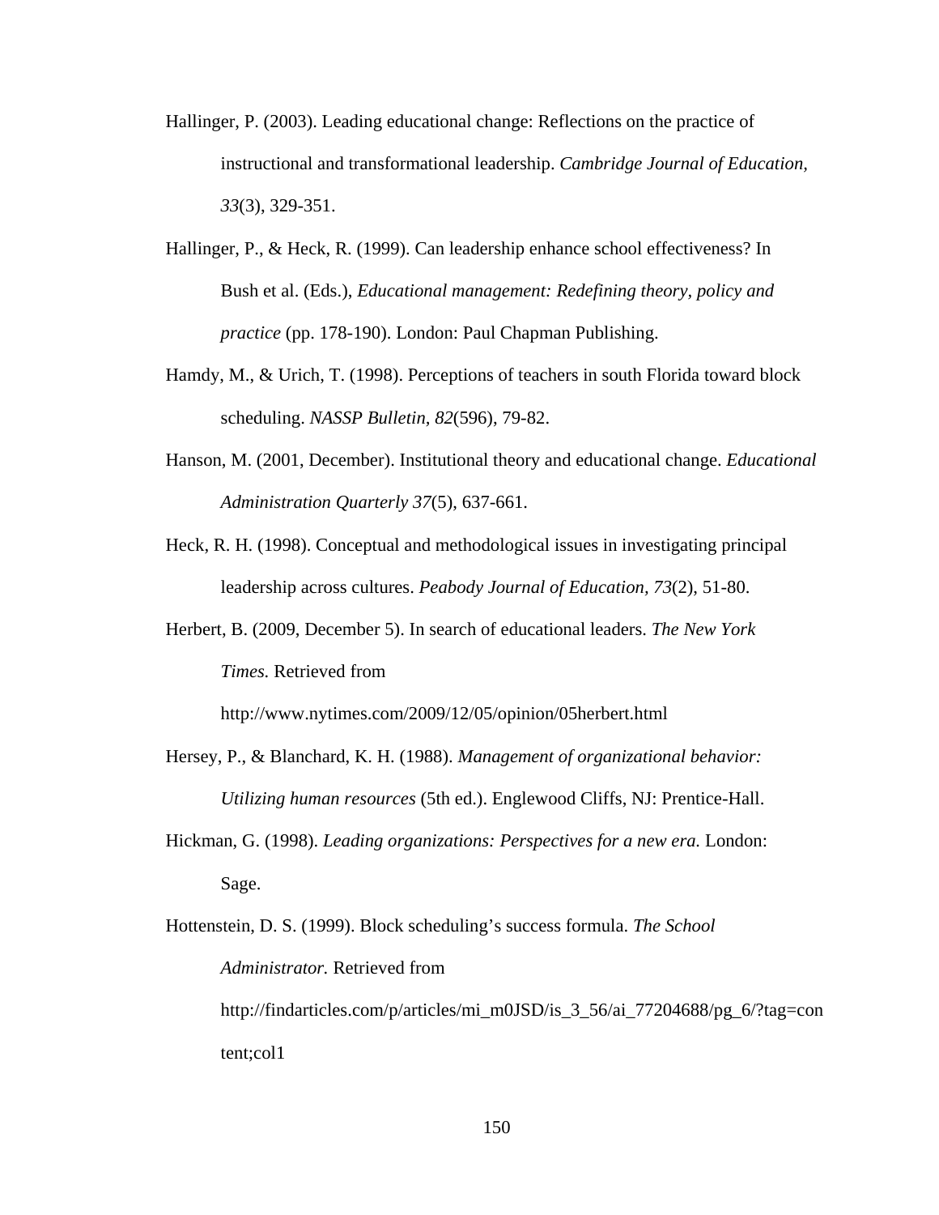Hallinger, P. (2003). Leading educational change: Reflections on the practice of instructional and transformational leadership. *Cambridge Journal of Education, 33*(3), 329-351.

Hallinger, P., & Heck, R. (1999). Can leadership enhance school effectiveness? In Bush et al. (Eds.), *Educational management: Redefining theory, policy and practice* (pp. 178-190). London: Paul Chapman Publishing.

Hamdy, M., & Urich, T. (1998). Perceptions of teachers in south Florida toward block scheduling. *NASSP Bulletin, 82*(596), 79-82.

Hanson, M. (2001, December). Institutional theory and educational change. *Educational Administration Quarterly 37*(5), 637-661.

Heck, R. H. (1998). Conceptual and methodological issues in investigating principal leadership across cultures. *Peabody Journal of Education, 73*(2), 51-80.

Herbert, B. (2009, December 5). In search of educational leaders. *The New York Times.* Retrieved from http://www.nytimes.com/2009/12/05/opinion/05herbert.html

Hersey, P., & Blanchard, K. H. (1988). *Management of organizational behavior: Utilizing human resources* (5th ed.). Englewood Cliffs, NJ: Prentice-Hall.

Hickman, G. (1998). *Leading organizations: Perspectives for a new era.* London: Sage.

Hottenstein, D. S. (1999). Block scheduling's success formula. *The School Administrator.* Retrieved from http://findarticles.com/p/articles/mi_m0JSD/is_3_56/ai_77204688/pg_6/?tag=content;col1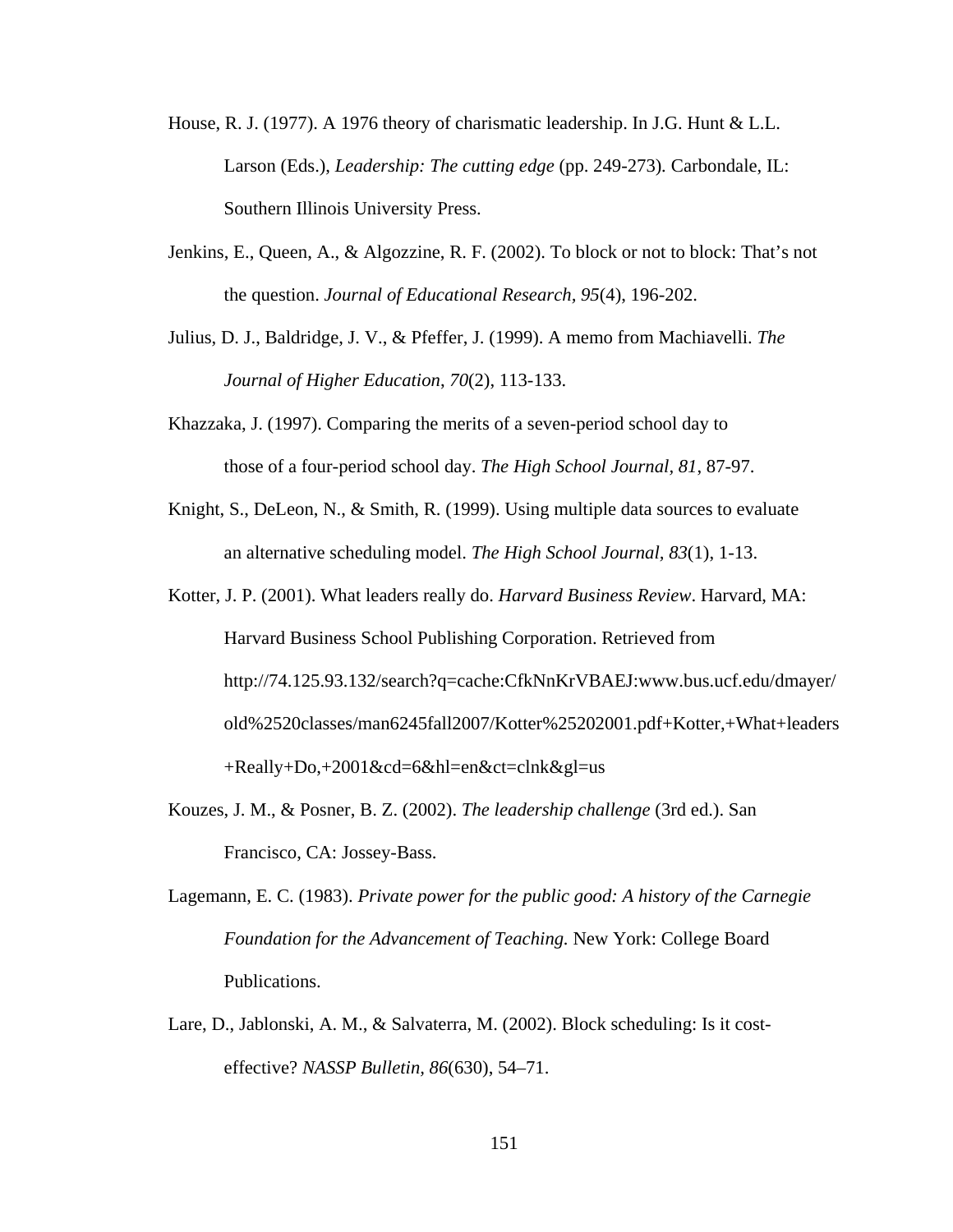House, R. J. (1977). A 1976 theory of charismatic leadership. In J.G. Hunt & L.L. Larson (Eds.), *Leadership: The cutting edge* (pp. 249-273). Carbondale, IL: Southern Illinois University Press.

Jenkins, E., Queen, A., & Algozzine, R. F. (2002). To block or not to block: That's not the question. *Journal of Educational Research*, *95*(4), 196-202.

Julius, D. J., Baldridge, J. V., & Pfeffer, J. (1999). A memo from Machiavelli. *The Journal of Higher Education*, *70*(2), 113-133.

Khazzaka, J. (1997). Comparing the merits of a seven-period school day to those of a four-period school day. *The High School Journal, 81*, 87-97.

Knight, S., DeLeon, N., & Smith, R. (1999). Using multiple data sources to evaluate an alternative scheduling model. *The High School Journal*, *83*(1), 1-13.

Kotter, J. P. (2001). What leaders really do. *Harvard Business Review*. Harvard, MA: Harvard Business School Publishing Corporation. Retrieved from http://74.125.93.132/search?q=cache:CfkNnKrVBAEJ:www.bus.ucf.edu/dmayer/old%2520classes/man6245fall2007/Kotter%25202001.pdf+Kotter,+What+leaders+Really+Do,+2001&cd=6&hl=en&ct=clnk&gl=us

Kouzes, J. M., & Posner, B. Z. (2002). *The leadership challenge* (3rd ed.). San Francisco, CA: Jossey-Bass.

Lagemann, E. C. (1983). *Private power for the public good: A history of the Carnegie Foundation for the Advancement of Teaching.* New York: College Board Publications.

Lare, D., Jablonski, A. M., & Salvaterra, M. (2002). Block scheduling: Is it cost-effective? *NASSP Bulletin, 86*(630), 54–71.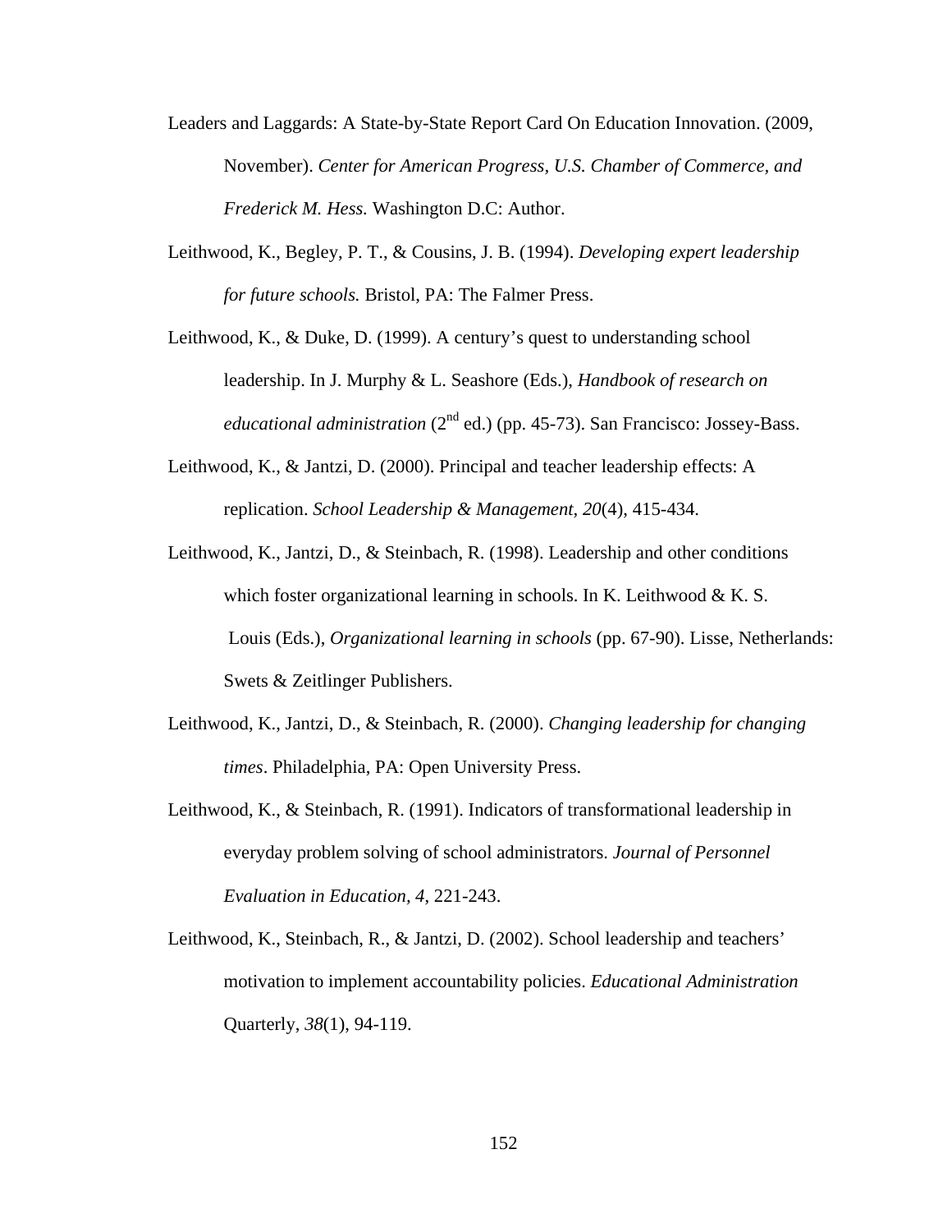Leaders and Laggards: A State-by-State Report Card On Education Innovation. (2009, November). *Center for American Progress, U.S. Chamber of Commerce, and Frederick M. Hess.* Washington D.C: Author.

Leithwood, K., Begley, P. T., & Cousins, J. B. (1994). *Developing expert leadership for future schools.* Bristol, PA: The Falmer Press.

Leithwood, K., & Duke, D. (1999). A century's quest to understanding school leadership. In J. Murphy & L. Seashore (Eds.), *Handbook of research on educational administration* (2nd ed.) (pp. 45-73). San Francisco: Jossey-Bass.

Leithwood, K., & Jantzi, D. (2000). Principal and teacher leadership effects: A replication. *School Leadership & Management*, *20*(4), 415-434.

Leithwood, K., Jantzi, D., & Steinbach, R. (1998). Leadership and other conditions which foster organizational learning in schools. In K. Leithwood & K. S. Louis (Eds.), *Organizational learning in schools* (pp. 67-90). Lisse, Netherlands: Swets & Zeitlinger Publishers.

Leithwood, K., Jantzi, D., & Steinbach, R. (2000). *Changing leadership for changing times*. Philadelphia, PA: Open University Press.

Leithwood, K., & Steinbach, R. (1991). Indicators of transformational leadership in everyday problem solving of school administrators. *Journal of Personnel Evaluation in Education, 4*, 221-243.

Leithwood, K., Steinbach, R., & Jantzi, D. (2002). School leadership and teachers' motivation to implement accountability policies. *Educational Administration* Quarterly, *38*(1), 94-119.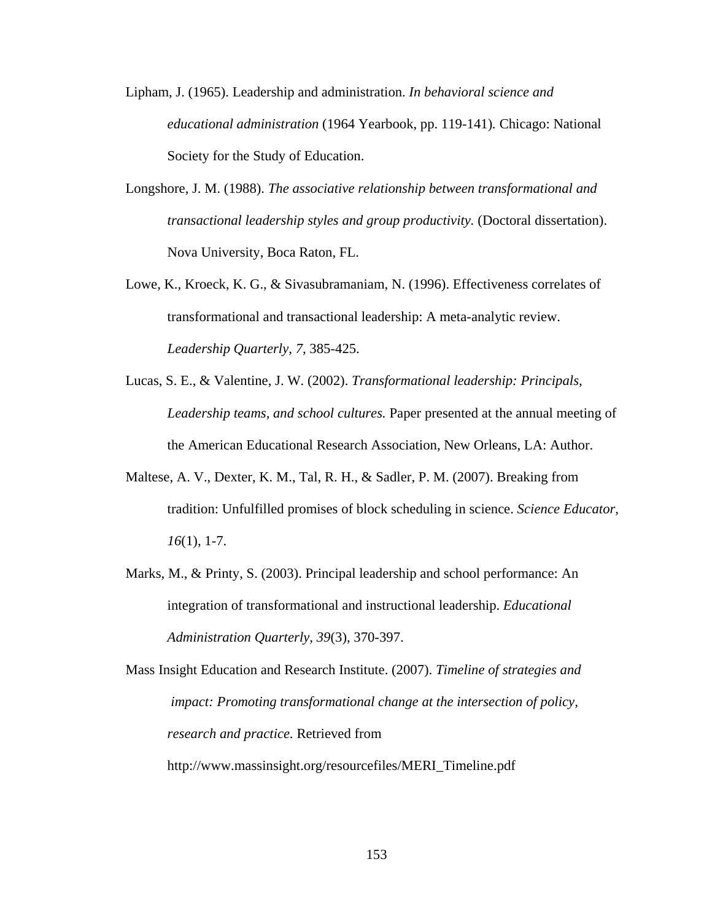Lipham, J. (1965). Leadership and administration. *In behavioral science and educational administration* (1964 Yearbook, pp. 119-141). Chicago: National Society for the Study of Education.

Longshore, J. M. (1988). *The associative relationship between transformational and transactional leadership styles and group productivity.* (Doctoral dissertation). Nova University, Boca Raton, FL.

Lowe, K., Kroeck, K. G., & Sivasubramaniam, N. (1996). Effectiveness correlates of transformational and transactional leadership: A meta-analytic review. *Leadership Quarterly, 7*, 385-425.

Lucas, S. E., & Valentine, J. W. (2002). *Transformational leadership: Principals, Leadership teams, and school cultures.* Paper presented at the annual meeting of the American Educational Research Association, New Orleans, LA: Author.

Maltese, A. V., Dexter, K. M., Tal, R. H., & Sadler, P. M. (2007). Breaking from tradition: Unfulfilled promises of block scheduling in science. *Science Educator, 16*(1), 1-7.

Marks, M., & Printy, S. (2003). Principal leadership and school performance: An integration of transformational and instructional leadership. *Educational Administration Quarterly, 39*(3), 370-397.

Mass Insight Education and Research Institute. (2007). *Timeline of strategies and impact: Promoting transformational change at the intersection of policy, research and practice.* Retrieved from http://www.massinsight.org/resourcefiles/MERI_Timeline.pdf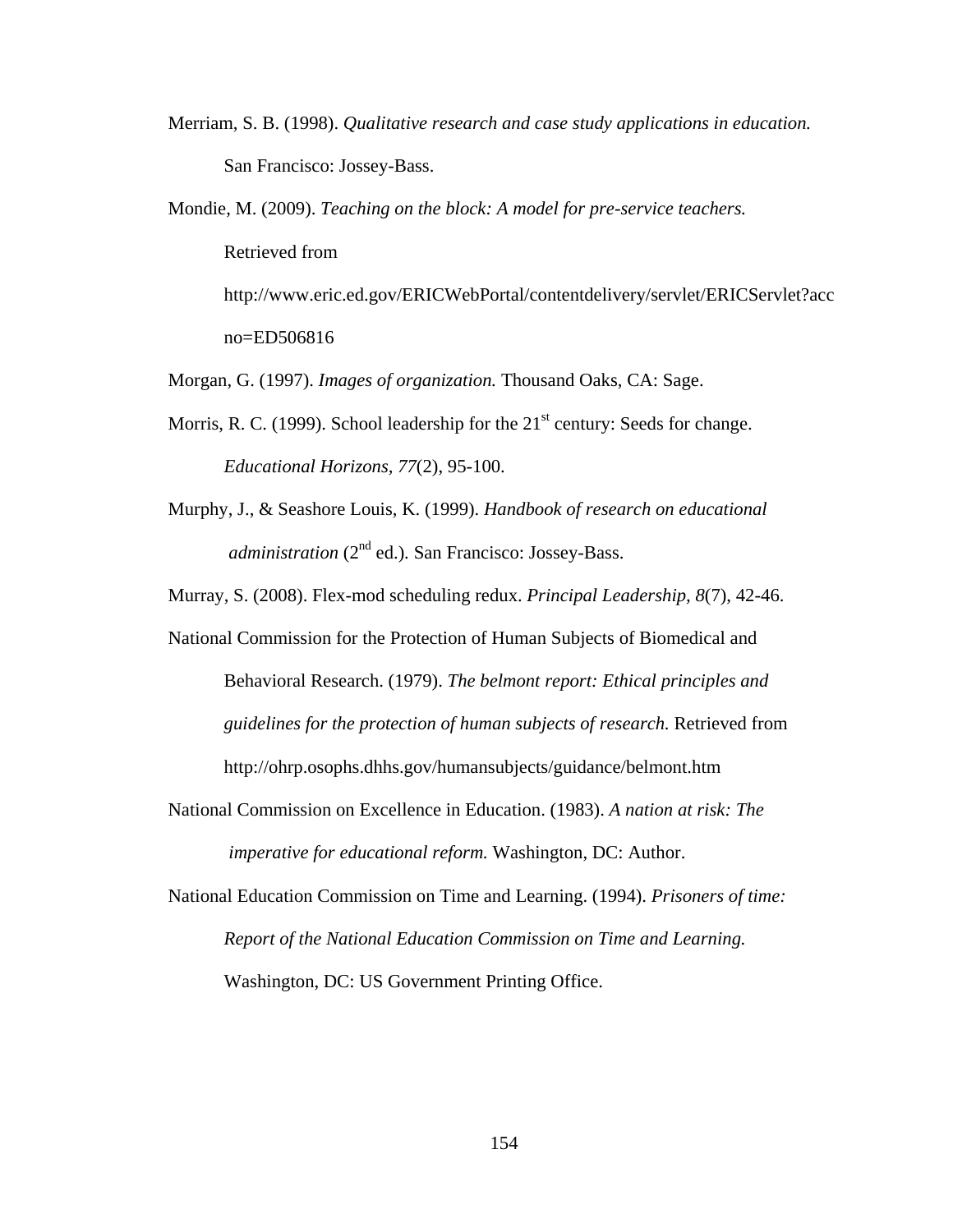Merriam, S. B. (1998). *Qualitative research and case study applications in education.* San Francisco: Jossey-Bass.

Mondie, M. (2009). *Teaching on the block: A model for pre-service teachers.* Retrieved from http://www.eric.ed.gov/ERICWebPortal/contentdelivery/servlet/ERICServlet?accno=ED506816

Morgan, G. (1997). *Images of organization.* Thousand Oaks, CA: Sage.

Morris, R. C. (1999). School leadership for the 21st century: Seeds for change. *Educational Horizons, 77*(2), 95-100.

Murphy, J., & Seashore Louis, K. (1999). *Handbook of research on educational administration* (2nd ed.). San Francisco: Jossey-Bass.

Murray, S. (2008). Flex-mod scheduling redux. *Principal Leadership, 8*(7), 42-46.

National Commission for the Protection of Human Subjects of Biomedical and Behavioral Research. (1979). *The belmont report: Ethical principles and guidelines for the protection of human subjects of research.* Retrieved from http://ohrp.osophs.dhhs.gov/humansubjects/guidance/belmont.htm

National Commission on Excellence in Education. (1983). *A nation at risk: The imperative for educational reform.* Washington, DC: Author.

National Education Commission on Time and Learning. (1994). *Prisoners of time: Report of the National Education Commission on Time and Learning.* Washington, DC: US Government Printing Office.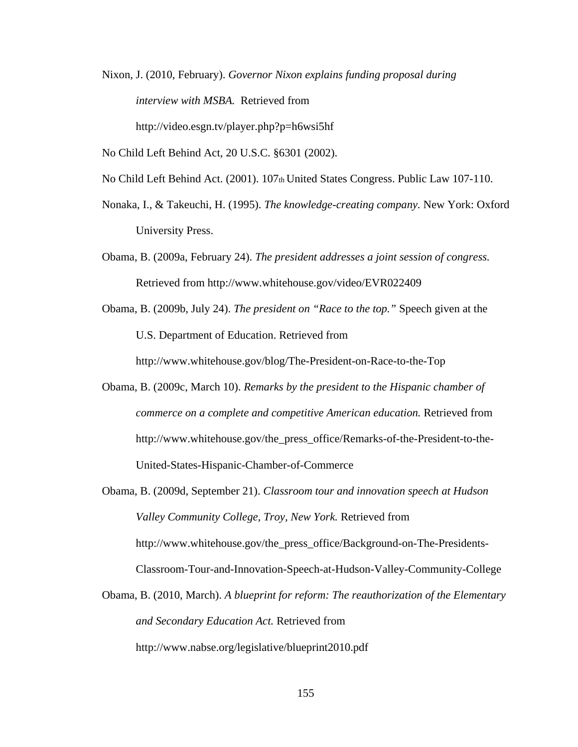Nixon, J. (2010, February). *Governor Nixon explains funding proposal during interview with MSBA.* Retrieved from http://video.esgn.tv/player.php?p=h6wsi5hf

No Child Left Behind Act, 20 U.S.C. §6301 (2002).

No Child Left Behind Act. (2001). 107th United States Congress. Public Law 107-110.

Nonaka, I., & Takeuchi, H. (1995). *The knowledge-creating company.* New York: Oxford University Press.

Obama, B. (2009a, February 24). *The president addresses a joint session of congress.* Retrieved from http://www.whitehouse.gov/video/EVR022409

Obama, B. (2009b, July 24). *The president on "Race to the top."* Speech given at the U.S. Department of Education. Retrieved from http://www.whitehouse.gov/blog/The-President-on-Race-to-the-Top

Obama, B. (2009c, March 10). *Remarks by the president to the Hispanic chamber of commerce on a complete and competitive American education.* Retrieved from http://www.whitehouse.gov/the_press_office/Remarks-of-the-President-to-the-United-States-Hispanic-Chamber-of-Commerce

Obama, B. (2009d, September 21). *Classroom tour and innovation speech at Hudson Valley Community College, Troy, New York.* Retrieved from http://www.whitehouse.gov/the_press_office/Background-on-The-Presidents-Classroom-Tour-and-Innovation-Speech-at-Hudson-Valley-Community-College

Obama, B. (2010, March). *A blueprint for reform: The reauthorization of the Elementary and Secondary Education Act.* Retrieved from http://www.nabse.org/legislative/blueprint2010.pdf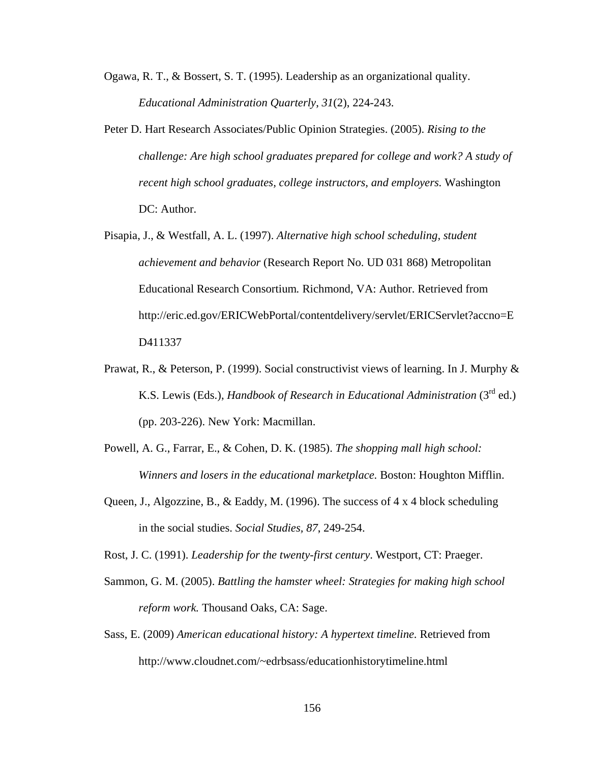Ogawa, R. T., & Bossert, S. T. (1995). Leadership as an organizational quality. *Educational Administration Quarterly*, *31*(2), 224-243.

Peter D. Hart Research Associates/Public Opinion Strategies. (2005). *Rising to the challenge: Are high school graduates prepared for college and work? A study of recent high school graduates, college instructors, and employers.* Washington DC: Author.

Pisapia, J., & Westfall, A. L. (1997). *Alternative high school scheduling, student achievement and behavior* (Research Report No. UD 031 868) Metropolitan Educational Research Consortium. Richmond, VA: Author. Retrieved from http://eric.ed.gov/ERICWebPortal/contentdelivery/servlet/ERICServlet?accno=ED411337

Prawat, R., & Peterson, P. (1999). Social constructivist views of learning. In J. Murphy & K.S. Lewis (Eds.), *Handbook of Research in Educational Administration* (3rd ed.) (pp. 203-226). New York: Macmillan.

Powell, A. G., Farrar, E., & Cohen, D. K. (1985). *The shopping mall high school: Winners and losers in the educational marketplace.* Boston: Houghton Mifflin.

Queen, J., Algozzine, B., & Eaddy, M. (1996). The success of 4 x 4 block scheduling in the social studies. *Social Studies*, *87*, 249-254.

Rost, J. C. (1991). *Leadership for the twenty-first century*. Westport, CT: Praeger.

Sammon, G. M. (2005). *Battling the hamster wheel: Strategies for making high school reform work.* Thousand Oaks, CA: Sage.

Sass, E. (2009) *American educational history: A hypertext timeline.* Retrieved from http://www.cloudnet.com/~edrbsass/educationhistorytimeline.html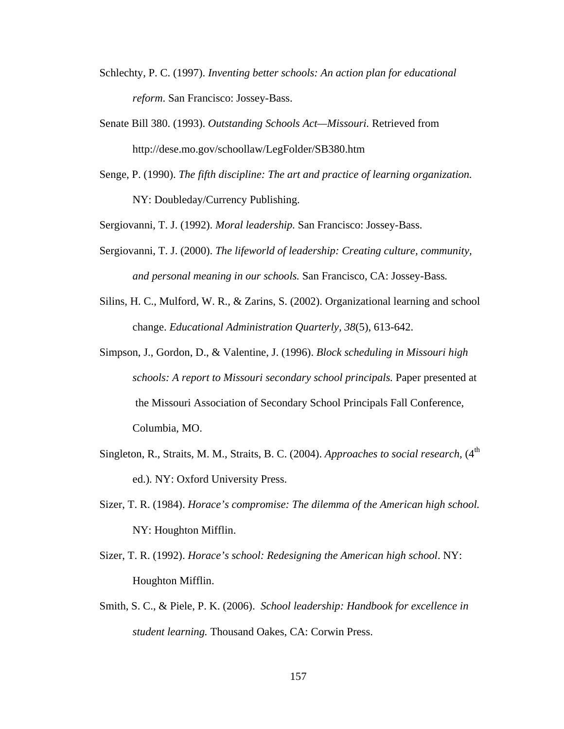Schlechty, P. C. (1997). *Inventing better schools: An action plan for educational reform*. San Francisco: Jossey-Bass.

Senate Bill 380. (1993). *Outstanding Schools Act—Missouri.* Retrieved from http://dese.mo.gov/schoollaw/LegFolder/SB380.htm

Senge, P. (1990). *The fifth discipline: The art and practice of learning organization.* NY: Doubleday/Currency Publishing.

Sergiovanni, T. J. (1992). *Moral leadership.* San Francisco: Jossey-Bass.

Sergiovanni, T. J. (2000). *The lifeworld of leadership: Creating culture, community, and personal meaning in our schools.* San Francisco, CA: Jossey-Bass*.*

Silins, H. C., Mulford, W. R., & Zarins, S. (2002). Organizational learning and school change. *Educational Administration Quarterly, 38*(5), 613-642.

Simpson, J., Gordon, D., & Valentine, J. (1996). *Block scheduling in Missouri high schools: A report to Missouri secondary school principals.* Paper presented at the Missouri Association of Secondary School Principals Fall Conference, Columbia, MO.

Singleton, R., Straits, M. M., Straits, B. C. (2004). *Approaches to social research,* (4th ed.). NY: Oxford University Press.

Sizer, T. R. (1984). *Horace's compromise: The dilemma of the American high school.* NY: Houghton Mifflin.

Sizer, T. R. (1992). *Horace's school: Redesigning the American high school*. NY: Houghton Mifflin.

Smith, S. C., & Piele, P. K. (2006). *School leadership: Handbook for excellence in student learning.* Thousand Oakes, CA: Corwin Press.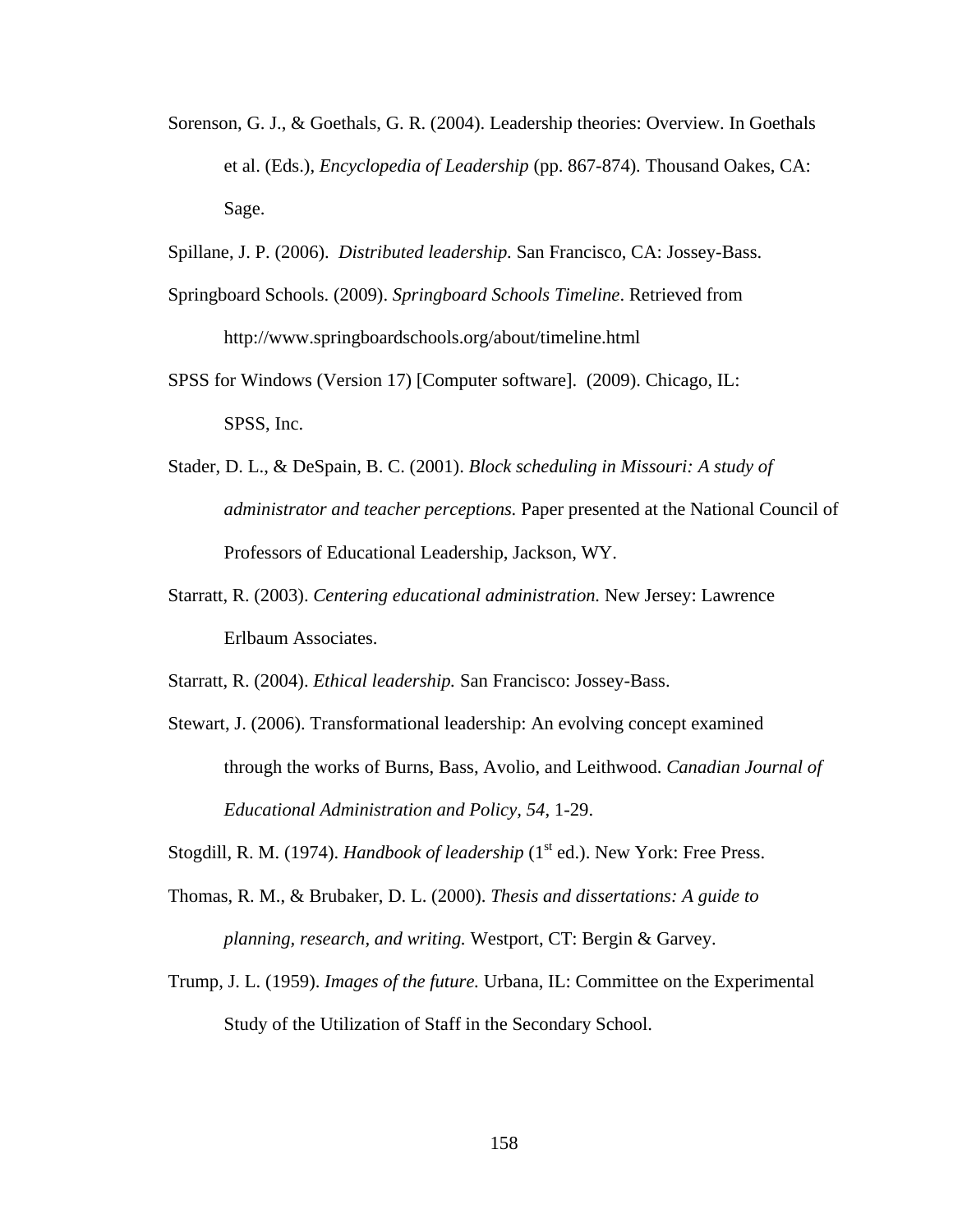Sorenson, G. J., & Goethals, G. R. (2004). Leadership theories: Overview. In Goethals et al. (Eds.), *Encyclopedia of Leadership* (pp. 867-874). Thousand Oakes, CA: Sage.

Spillane, J. P. (2006). *Distributed leadership.* San Francisco, CA: Jossey-Bass.

Springboard Schools. (2009). *Springboard Schools Timeline*. Retrieved from http://www.springboardschools.org/about/timeline.html

SPSS for Windows (Version 17) [Computer software]. (2009). Chicago, IL: SPSS, Inc.

Stader, D. L., & DeSpain, B. C. (2001). *Block scheduling in Missouri: A study of administrator and teacher perceptions.* Paper presented at the National Council of Professors of Educational Leadership, Jackson, WY.

Starratt, R. (2003). *Centering educational administration.* New Jersey: Lawrence Erlbaum Associates.

Starratt, R. (2004). *Ethical leadership.* San Francisco: Jossey-Bass.

Stewart, J. (2006). Transformational leadership: An evolving concept examined through the works of Burns, Bass, Avolio, and Leithwood. *Canadian Journal of Educational Administration and Policy*, *54*, 1-29.

Stogdill, R. M. (1974). *Handbook of leadership* (1st ed.). New York: Free Press.

Thomas, R. M., & Brubaker, D. L. (2000). *Thesis and dissertations: A guide to planning, research, and writing.* Westport, CT: Bergin & Garvey.

Trump, J. L. (1959). *Images of the future.* Urbana, IL: Committee on the Experimental Study of the Utilization of Staff in the Secondary School.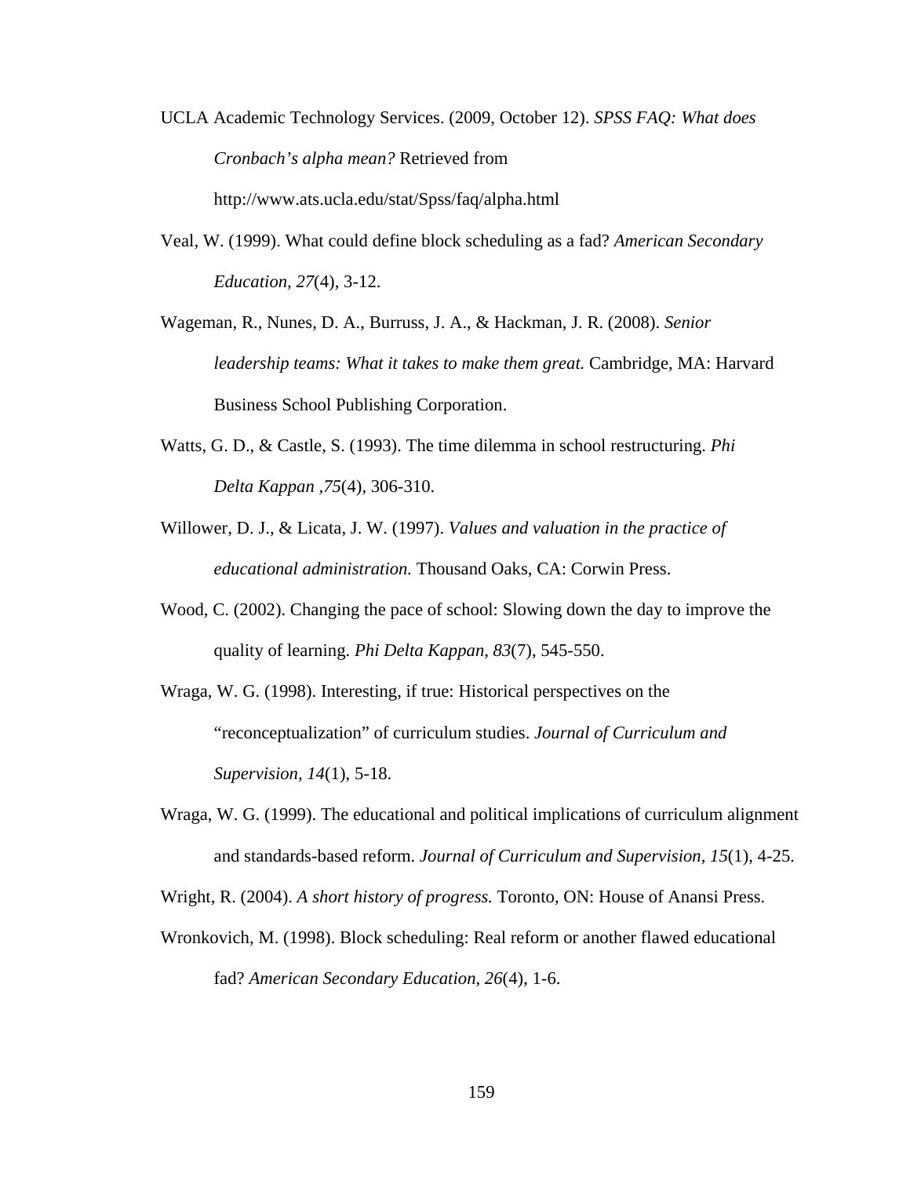UCLA Academic Technology Services. (2009, October 12). *SPSS FAQ: What does Cronbach's alpha mean?* Retrieved from http://www.ats.ucla.edu/stat/Spss/faq/alpha.html

Veal, W. (1999). What could define block scheduling as a fad? *American Secondary Education, 27*(4), 3-12.

Wageman, R., Nunes, D. A., Burruss, J. A., & Hackman, J. R. (2008). *Senior leadership teams: What it takes to make them great.* Cambridge, MA: Harvard Business School Publishing Corporation.

Watts, G. D., & Castle, S. (1993). The time dilemma in school restructuring. *Phi Delta Kappan ,75*(4), 306-310.

Willower, D. J., & Licata, J. W. (1997). *Values and valuation in the practice of educational administration.* Thousand Oaks, CA: Corwin Press.

Wood, C. (2002). Changing the pace of school: Slowing down the day to improve the quality of learning. *Phi Delta Kappan, 83*(7), 545-550.

Wraga, W. G. (1998). Interesting, if true: Historical perspectives on the "reconceptualization" of curriculum studies. *Journal of Curriculum and Supervision, 14*(1), 5-18.

Wraga, W. G. (1999). The educational and political implications of curriculum alignment and standards-based reform. *Journal of Curriculum and Supervision, 15*(1), 4-25.

Wright, R. (2004). *A short history of progress.* Toronto, ON: House of Anansi Press.

Wronkovich, M. (1998). Block scheduling: Real reform or another flawed educational fad? *American Secondary Education, 26*(4), 1-6.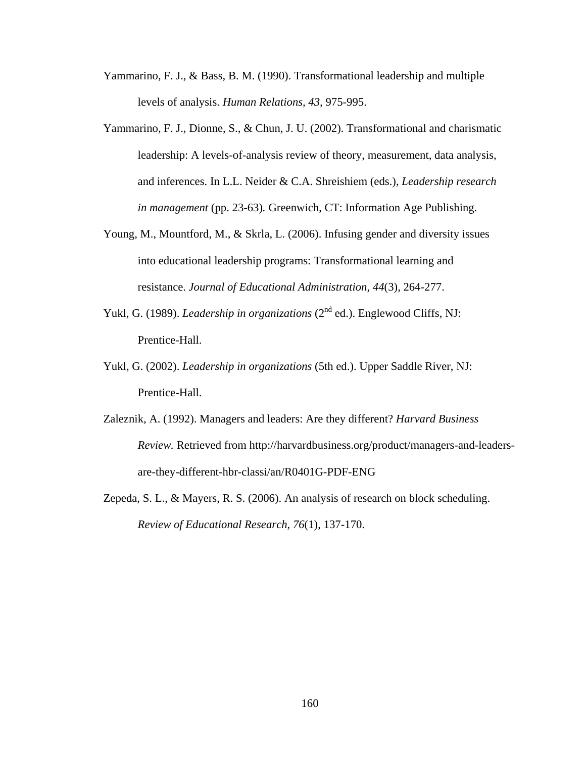Yammarino, F. J., & Bass, B. M. (1990). Transformational leadership and multiple levels of analysis. *Human Relations, 43,* 975-995.

Yammarino, F. J., Dionne, S., & Chun, J. U. (2002). Transformational and charismatic leadership: A levels-of-analysis review of theory, measurement, data analysis, and inferences. In L.L. Neider & C.A. Shreishiem (eds.), *Leadership research in management* (pp. 23-63)*.* Greenwich, CT: Information Age Publishing.

Young, M., Mountford, M., & Skrla, L. (2006). Infusing gender and diversity issues into educational leadership programs: Transformational learning and resistance. *Journal of Educational Administration, 44*(3), 264-277.

Yukl, G. (1989). *Leadership in organizations* (2nd ed.). Englewood Cliffs, NJ: Prentice-Hall.

Yukl, G. (2002). *Leadership in organizations* (5th ed.). Upper Saddle River, NJ: Prentice-Hall.

Zaleznik, A. (1992). Managers and leaders: Are they different? *Harvard Business Review.* Retrieved from http://harvardbusiness.org/product/managers-and-leaders-are-they-different-hbr-classi/an/R0401G-PDF-ENG

Zepeda, S. L., & Mayers, R. S. (2006). An analysis of research on block scheduling. *Review of Educational Research, 76*(1), 137-170.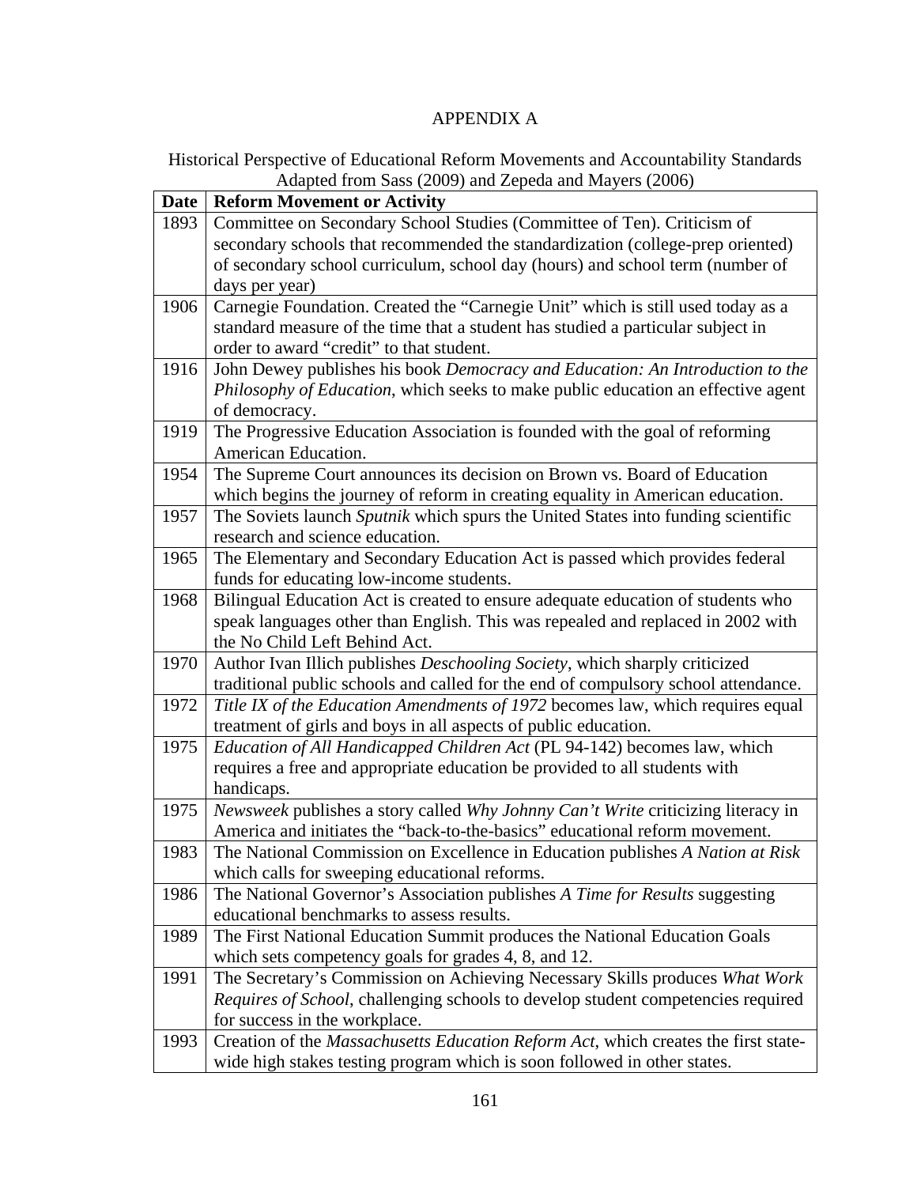# APPENDIX A

Historical Perspective of Educational Reform Movements and Accountability Standards
Adapted from Sass (2009) and Zepeda and Mayers (2006)

| Date | Reform Movement or Activity |
|---|---|
| 1893 | Committee on Secondary School Studies (Committee of Ten). Criticism of secondary schools that recommended the standardization (college-prep oriented) of secondary school curriculum, school day (hours) and school term (number of days per year) |
| 1906 | Carnegie Foundation. Created the "Carnegie Unit" which is still used today as a standard measure of the time that a student has studied a particular subject in order to award "credit" to that student. |
| 1916 | John Dewey publishes his book *Democracy and Education: An Introduction to the Philosophy of Education*, which seeks to make public education an effective agent of democracy. |
| 1919 | The Progressive Education Association is founded with the goal of reforming American Education. |
| 1954 | The Supreme Court announces its decision on Brown vs. Board of Education which begins the journey of reform in creating equality in American education. |
| 1957 | The Soviets launch *Sputnik* which spurs the United States into funding scientific research and science education. |
| 1965 | The Elementary and Secondary Education Act is passed which provides federal funds for educating low-income students. |
| 1968 | Bilingual Education Act is created to ensure adequate education of students who speak languages other than English. This was repealed and replaced in 2002 with the No Child Left Behind Act. |
| 1970 | Author Ivan Illich publishes *Deschooling Society*, which sharply criticized traditional public schools and called for the end of compulsory school attendance. |
| 1972 | *Title IX of the Education Amendments of 1972* becomes law, which requires equal treatment of girls and boys in all aspects of public education. |
| 1975 | *Education of All Handicapped Children Act* (PL 94-142) becomes law, which requires a free and appropriate education be provided to all students with handicaps. |
| 1975 | *Newsweek* publishes a story called *Why Johnny Can't Write* criticizing literacy in America and initiates the "back-to-the-basics" educational reform movement. |
| 1983 | The National Commission on Excellence in Education publishes *A Nation at Risk* which calls for sweeping educational reforms. |
| 1986 | The National Governor's Association publishes *A Time for Results* suggesting educational benchmarks to assess results. |
| 1989 | The First National Education Summit produces the National Education Goals which sets competency goals for grades 4, 8, and 12. |
| 1991 | The Secretary's Commission on Achieving Necessary Skills produces *What Work Requires of School*, challenging schools to develop student competencies required for success in the workplace. |
| 1993 | Creation of the *Massachusetts Education Reform Act*, which creates the first state-wide high stakes testing program which is soon followed in other states. |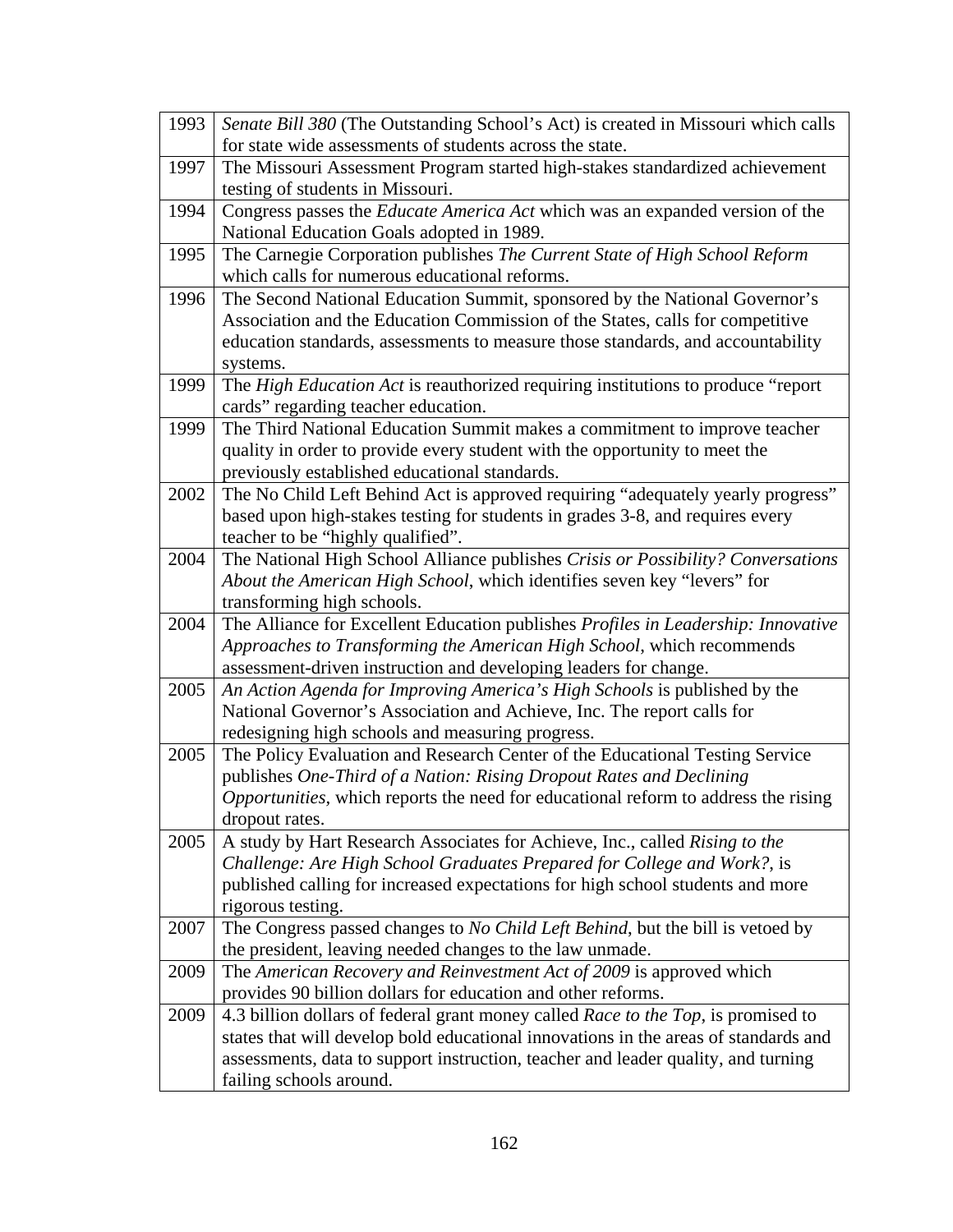| | |
|---|---|
| 1993 | *Senate Bill 380* (The Outstanding School's Act) is created in Missouri which calls for state wide assessments of students across the state. |
| 1997 | The Missouri Assessment Program started high-stakes standardized achievement testing of students in Missouri. |
| 1994 | Congress passes the *Educate America Act* which was an expanded version of the National Education Goals adopted in 1989. |
| 1995 | The Carnegie Corporation publishes *The Current State of High School Reform* which calls for numerous educational reforms. |
| 1996 | The Second National Education Summit, sponsored by the National Governor's Association and the Education Commission of the States, calls for competitive education standards, assessments to measure those standards, and accountability systems. |
| 1999 | The *High Education Act* is reauthorized requiring institutions to produce "report cards" regarding teacher education. |
| 1999 | The Third National Education Summit makes a commitment to improve teacher quality in order to provide every student with the opportunity to meet the previously established educational standards. |
| 2002 | The No Child Left Behind Act is approved requiring "adequately yearly progress" based upon high-stakes testing for students in grades 3-8, and requires every teacher to be "highly qualified". |
| 2004 | The National High School Alliance publishes *Crisis or Possibility? Conversations About the American High School*, which identifies seven key "levers" for transforming high schools. |
| 2004 | The Alliance for Excellent Education publishes *Profiles in Leadership: Innovative Approaches to Transforming the American High School*, which recommends assessment-driven instruction and developing leaders for change. |
| 2005 | *An Action Agenda for Improving America's High Schools* is published by the National Governor's Association and Achieve, Inc. The report calls for redesigning high schools and measuring progress. |
| 2005 | The Policy Evaluation and Research Center of the Educational Testing Service publishes *One-Third of a Nation: Rising Dropout Rates and Declining Opportunities*, which reports the need for educational reform to address the rising dropout rates. |
| 2005 | A study by Hart Research Associates for Achieve, Inc., called *Rising to the Challenge: Are High School Graduates Prepared for College and Work?*, is published calling for increased expectations for high school students and more rigorous testing. |
| 2007 | The Congress passed changes to *No Child Left Behind*, but the bill is vetoed by the president, leaving needed changes to the law unmade. |
| 2009 | The *American Recovery and Reinvestment Act of 2009* is approved which provides 90 billion dollars for education and other reforms. |
| 2009 | 4.3 billion dollars of federal grant money called *Race to the Top*, is promised to states that will develop bold educational innovations in the areas of standards and assessments, data to support instruction, teacher and leader quality, and turning failing schools around. |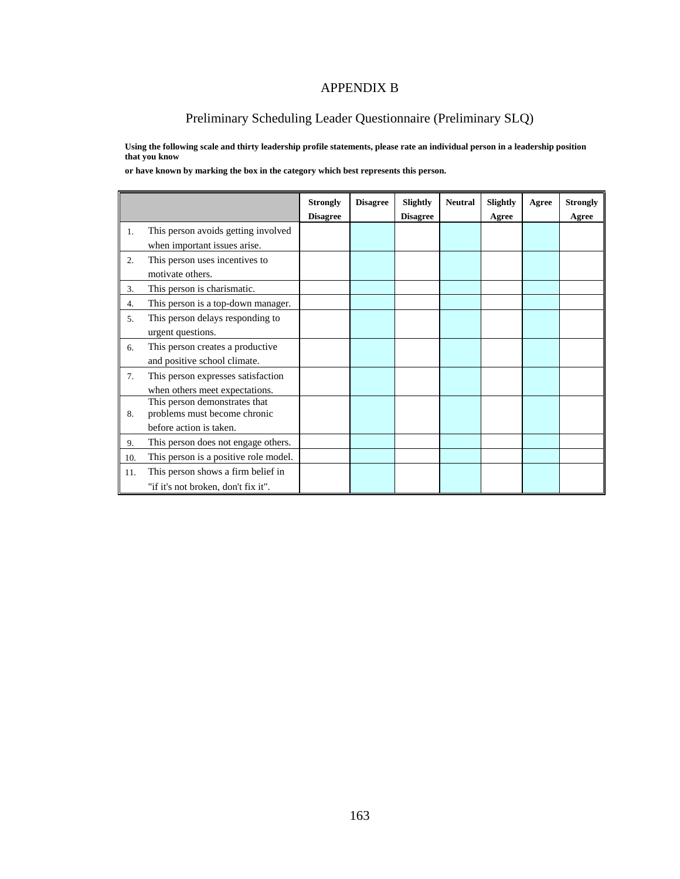# APPENDIX B

## Preliminary Scheduling Leader Questionnaire (Preliminary SLQ)

**Using the following scale and thirty leadership profile statements, please rate an individual person in a leadership position that you know**

**or have known by marking the box in the category which best represents this person.**

| | | Strongly Disagree | Disagree | Slightly Disagree | Neutral | Slightly Agree | Agree | Strongly Agree |
|---|---|---|---|---|---|---|---|---|
| 1. | This person avoids getting involved when important issues arise. | | | | | | | |
| 2. | This person uses incentives to motivate others. | | | | | | | |
| 3. | This person is charismatic. | | | | | | | |
| 4. | This person is a top-down manager. | | | | | | | |
| 5. | This person delays responding to urgent questions. | | | | | | | |
| 6. | This person creates a productive and positive school climate. | | | | | | | |
| 7. | This person expresses satisfaction when others meet expectations. | | | | | | | |
| 8. | This person demonstrates that problems must become chronic before action is taken. | | | | | | | |
| 9. | This person does not engage others. | | | | | | | |
| 10. | This person is a positive role model. | | | | | | | |
| 11. | This person shows a firm belief in "if it's not broken, don't fix it". | | | | | | | |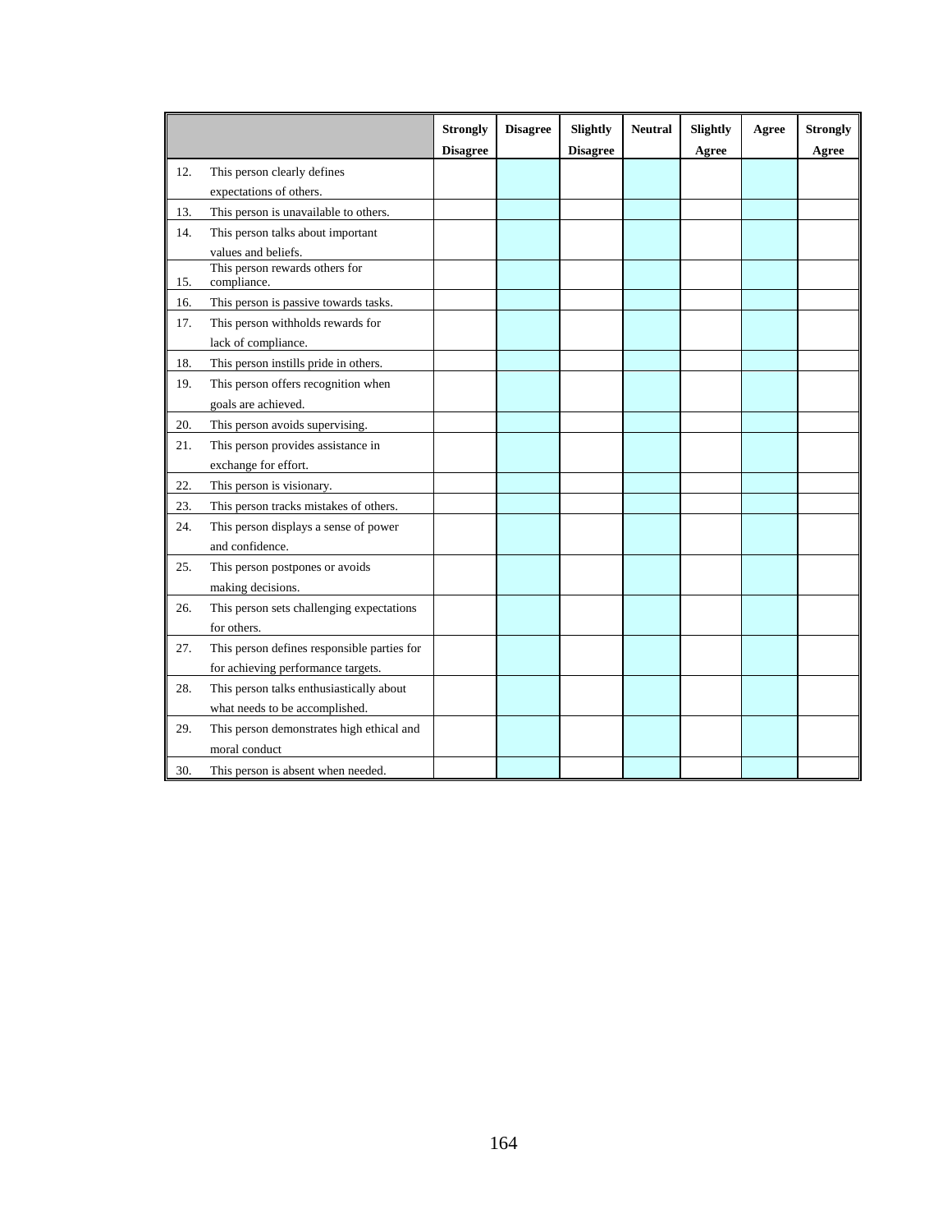| | | Strongly Disagree | Disagree | Slightly Disagree | Neutral | Slightly Agree | Agree | Strongly Agree |
|---|---|---|---|---|---|---|---|---|
| 12. | This person clearly defines expectations of others. | | | | | | | |
| 13. | This person is unavailable to others. | | | | | | | |
| 14. | This person talks about important values and beliefs. | | | | | | | |
| 15. | This person rewards others for compliance. | | | | | | | |
| 16. | This person is passive towards tasks. | | | | | | | |
| 17. | This person withholds rewards for lack of compliance. | | | | | | | |
| 18. | This person instills pride in others. | | | | | | | |
| 19. | This person offers recognition when goals are achieved. | | | | | | | |
| 20. | This person avoids supervising. | | | | | | | |
| 21. | This person provides assistance in exchange for effort. | | | | | | | |
| 22. | This person is visionary. | | | | | | | |
| 23. | This person tracks mistakes of others. | | | | | | | |
| 24. | This person displays a sense of power and confidence. | | | | | | | |
| 25. | This person postpones or avoids making decisions. | | | | | | | |
| 26. | This person sets challenging expectations for others. | | | | | | | |
| 27. | This person defines responsible parties for for achieving performance targets. | | | | | | | |
| 28. | This person talks enthusiastically about what needs to be accomplished. | | | | | | | |
| 29. | This person demonstrates high ethical and moral conduct | | | | | | | |
| 30. | This person is absent when needed. | | | | | | | |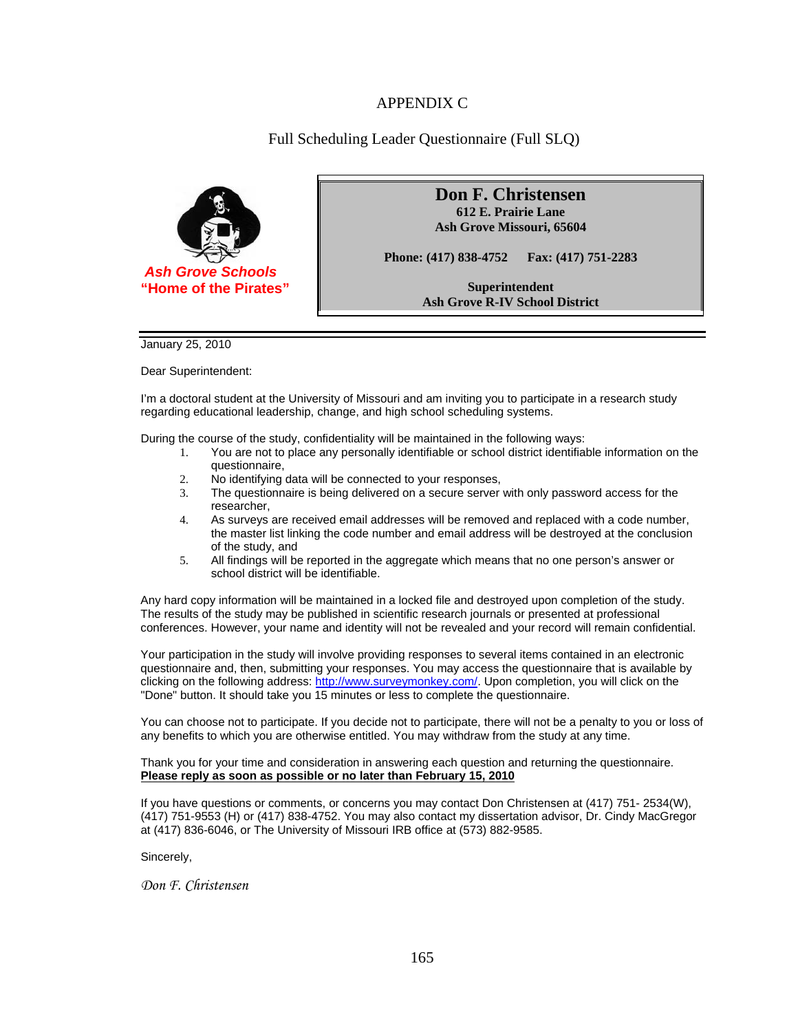# APPENDIX C

## Full Scheduling Leader Questionnaire (Full SLQ)

Ash Grove Schools
"Home of the Pirates"

**Don F. Christensen**
**612 E. Prairie Lane**
**Ash Grove Missouri, 65604**

**Phone: (417) 838-4752 Fax: (417) 751-2283**

**Superintendent**
**Ash Grove R-IV School District**

---

January 25, 2010

Dear Superintendent:

I'm a doctoral student at the University of Missouri and am inviting you to participate in a research study regarding educational leadership, change, and high school scheduling systems.

During the course of the study, confidentiality will be maintained in the following ways:

1. You are not to place any personally identifiable or school district identifiable information on the questionnaire,
2. No identifying data will be connected to your responses,
3. The questionnaire is being delivered on a secure server with only password access for the researcher,
4. As surveys are received email addresses will be removed and replaced with a code number, the master list linking the code number and email address will be destroyed at the conclusion of the study, and
5. All findings will be reported in the aggregate which means that no one person's answer or school district will be identifiable.

Any hard copy information will be maintained in a locked file and destroyed upon completion of the study. The results of the study may be published in scientific research journals or presented at professional conferences. However, your name and identity will not be revealed and your record will remain confidential.

Your participation in the study will involve providing responses to several items contained in an electronic questionnaire and, then, submitting your responses. You may access the questionnaire that is available by clicking on the following address: http://www.surveymonkey.com/. Upon completion, you will click on the "Done" button. It should take you 15 minutes or less to complete the questionnaire.

You can choose not to participate. If you decide not to participate, there will not be a penalty to you or loss of any benefits to which you are otherwise entitled. You may withdraw from the study at any time.

Thank you for your time and consideration in answering each question and returning the questionnaire.
**Please reply as soon as possible or no later than February 15, 2010**

If you have questions or comments, or concerns you may contact Don Christensen at (417) 751- 2534(W), (417) 751-9553 (H) or (417) 838-4752. You may also contact my dissertation advisor, Dr. Cindy MacGregor at (417) 836-6046, or The University of Missouri IRB office at (573) 882-9585.

Sincerely,

*Don F. Christensen*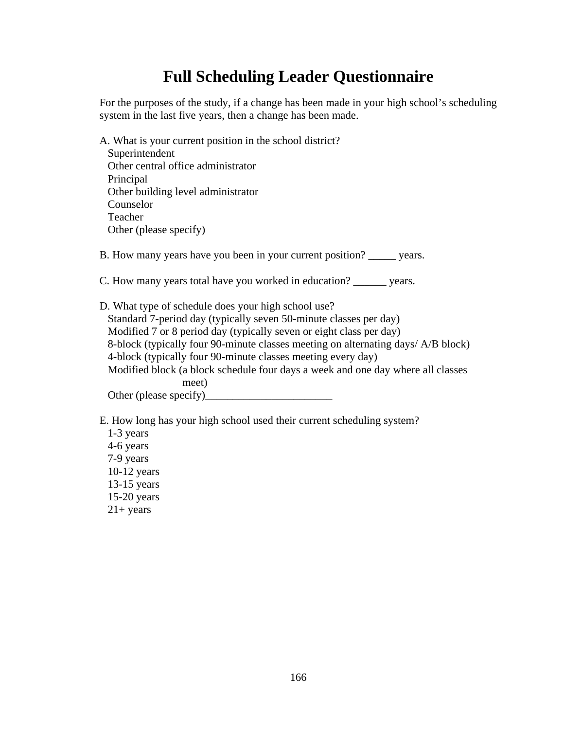# Full Scheduling Leader Questionnaire

For the purposes of the study, if a change has been made in your high school's scheduling system in the last five years, then a change has been made.

A. What is your current position in the school district?
   Superintendent
   Other central office administrator
   Principal
   Other building level administrator
   Counselor
   Teacher
   Other (please specify)

B. How many years have you been in your current position? _____ years.

C. How many years total have you worked in education? ______ years.

D. What type of schedule does your high school use?
   Standard 7-period day (typically seven 50-minute classes per day)
   Modified 7 or 8 period day (typically seven or eight class per day)
   8-block (typically four 90-minute classes meeting on alternating days/ A/B block)
   4-block (typically four 90-minute classes meeting every day)
   Modified block (a block schedule four days a week and one day where all classes meet)
   Other (please specify)_______________________

E. How long has your high school used their current scheduling system?
   1-3 years
   4-6 years
   7-9 years
   10-12 years
   13-15 years
   15-20 years
   21+ years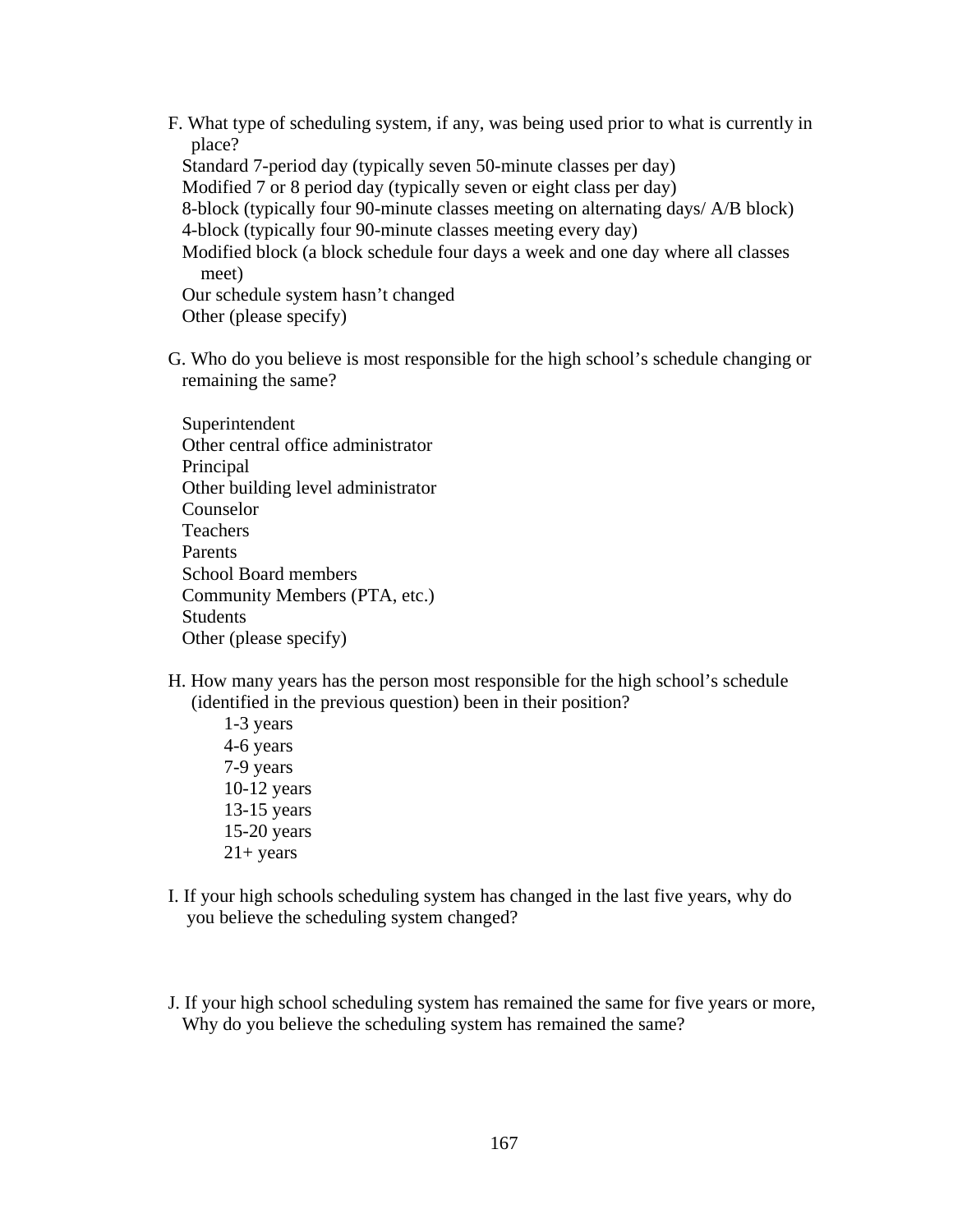F. What type of scheduling system, if any, was being used prior to what is currently in place?

Standard 7-period day (typically seven 50-minute classes per day)
Modified 7 or 8 period day (typically seven or eight class per day)
8-block (typically four 90-minute classes meeting on alternating days/ A/B block)
4-block (typically four 90-minute classes meeting every day)
Modified block (a block schedule four days a week and one day where all classes meet)
Our schedule system hasn't changed
Other (please specify)

G. Who do you believe is most responsible for the high school's schedule changing or remaining the same?

Superintendent
Other central office administrator
Principal
Other building level administrator
Counselor
Teachers
Parents
School Board members
Community Members (PTA, etc.)
Students
Other (please specify)

H. How many years has the person most responsible for the high school's schedule (identified in the previous question) been in their position?

1-3 years
4-6 years
7-9 years
10-12 years
13-15 years
15-20 years
21+ years

I. If your high schools scheduling system has changed in the last five years, why do you believe the scheduling system changed?

J. If your high school scheduling system has remained the same for five years or more, Why do you believe the scheduling system has remained the same?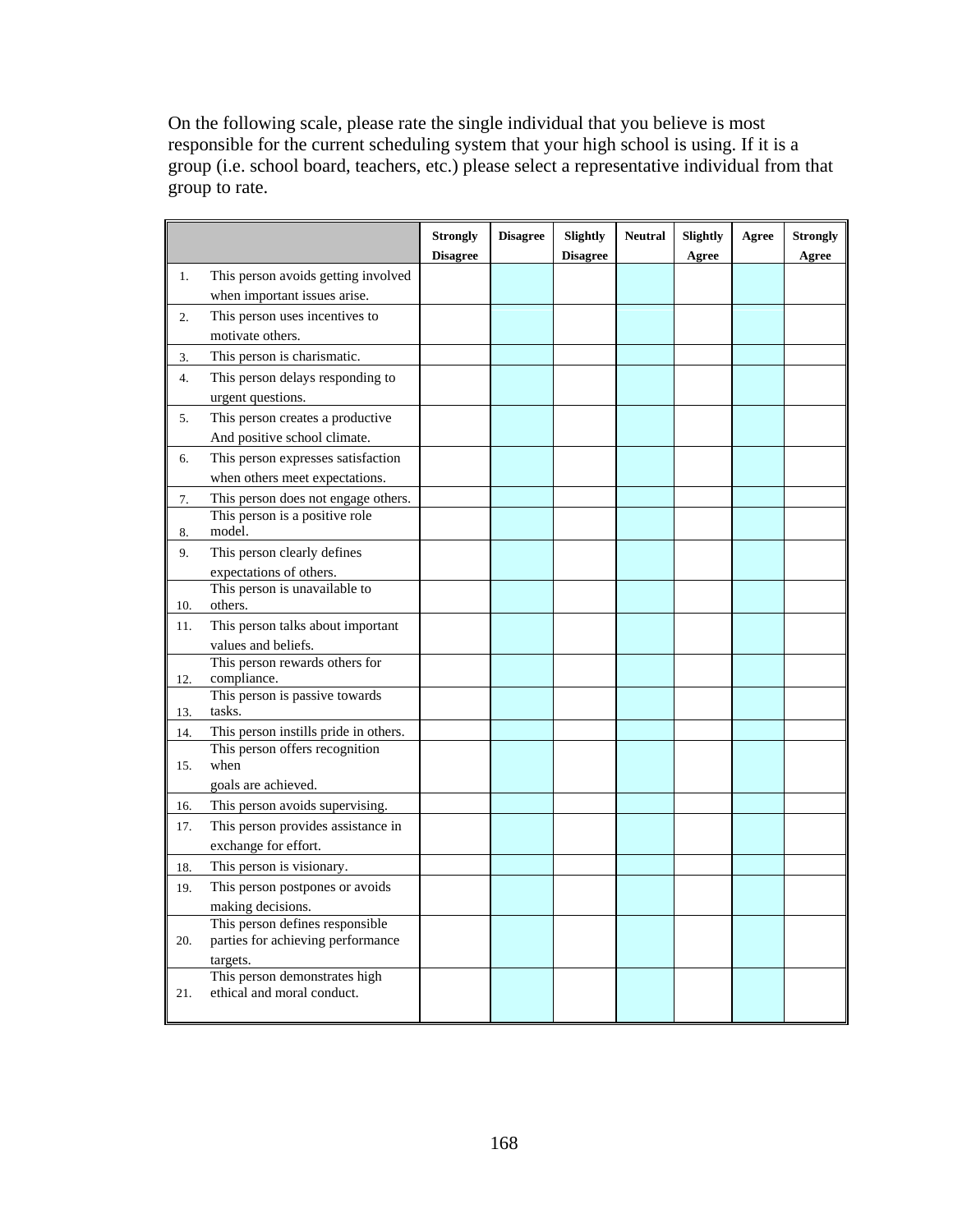On the following scale, please rate the single individual that you believe is most responsible for the current scheduling system that your high school is using. If it is a group (i.e. school board, teachers, etc.) please select a representative individual from that group to rate.

| | | Strongly Disagree | Disagree | Slightly Disagree | Neutral | Slightly Agree | Agree | Strongly Agree |
|---|---|---|---|---|---|---|---|---|
| 1. | This person avoids getting involved when important issues arise. | | | | | | | |
| 2. | This person uses incentives to motivate others. | | | | | | | |
| 3. | This person is charismatic. | | | | | | | |
| 4. | This person delays responding to urgent questions. | | | | | | | |
| 5. | This person creates a productive And positive school climate. | | | | | | | |
| 6. | This person expresses satisfaction when others meet expectations. | | | | | | | |
| 7. | This person does not engage others. | | | | | | | |
| 8. | This person is a positive role model. | | | | | | | |
| 9. | This person clearly defines expectations of others. | | | | | | | |
| 10. | This person is unavailable to others. | | | | | | | |
| 11. | This person talks about important values and beliefs. | | | | | | | |
| 12. | This person rewards others for compliance. | | | | | | | |
| 13. | This person is passive towards tasks. | | | | | | | |
| 14. | This person instills pride in others. | | | | | | | |
| 15. | This person offers recognition when goals are achieved. | | | | | | | |
| 16. | This person avoids supervising. | | | | | | | |
| 17. | This person provides assistance in exchange for effort. | | | | | | | |
| 18. | This person is visionary. | | | | | | | |
| 19. | This person postpones or avoids making decisions. | | | | | | | |
| 20. | This person defines responsible parties for achieving performance targets. | | | | | | | |
| 21. | This person demonstrates high ethical and moral conduct. | | | | | | | |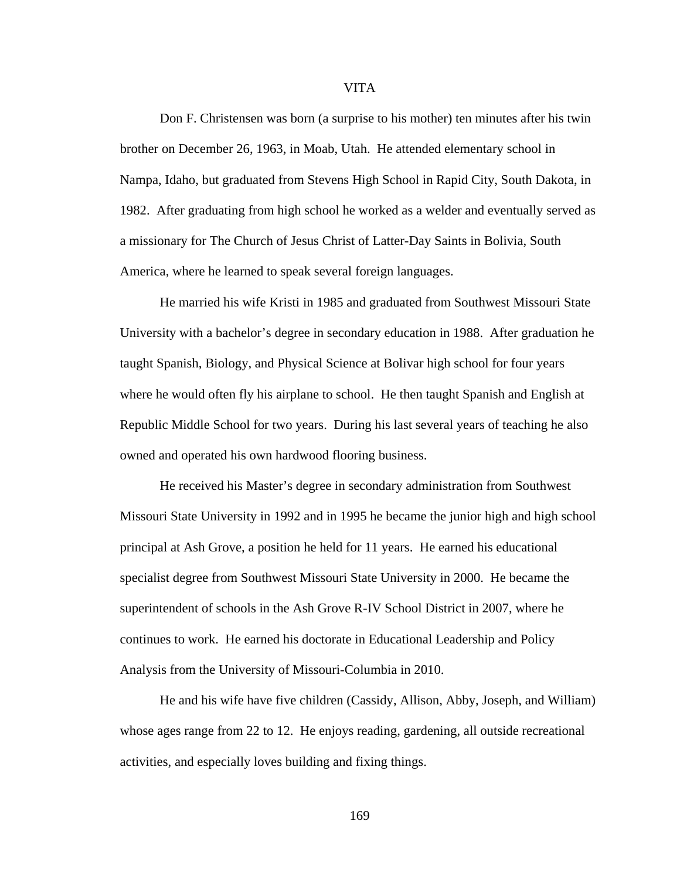# VITA

Don F. Christensen was born (a surprise to his mother) ten minutes after his twin brother on December 26, 1963, in Moab, Utah. He attended elementary school in Nampa, Idaho, but graduated from Stevens High School in Rapid City, South Dakota, in 1982. After graduating from high school he worked as a welder and eventually served as a missionary for The Church of Jesus Christ of Latter-Day Saints in Bolivia, South America, where he learned to speak several foreign languages.

He married his wife Kristi in 1985 and graduated from Southwest Missouri State University with a bachelor's degree in secondary education in 1988. After graduation he taught Spanish, Biology, and Physical Science at Bolivar high school for four years where he would often fly his airplane to school. He then taught Spanish and English at Republic Middle School for two years. During his last several years of teaching he also owned and operated his own hardwood flooring business.

He received his Master's degree in secondary administration from Southwest Missouri State University in 1992 and in 1995 he became the junior high and high school principal at Ash Grove, a position he held for 11 years. He earned his educational specialist degree from Southwest Missouri State University in 2000. He became the superintendent of schools in the Ash Grove R-IV School District in 2007, where he continues to work. He earned his doctorate in Educational Leadership and Policy Analysis from the University of Missouri-Columbia in 2010.

He and his wife have five children (Cassidy, Allison, Abby, Joseph, and William) whose ages range from 22 to 12. He enjoys reading, gardening, all outside recreational activities, and especially loves building and fixing things.